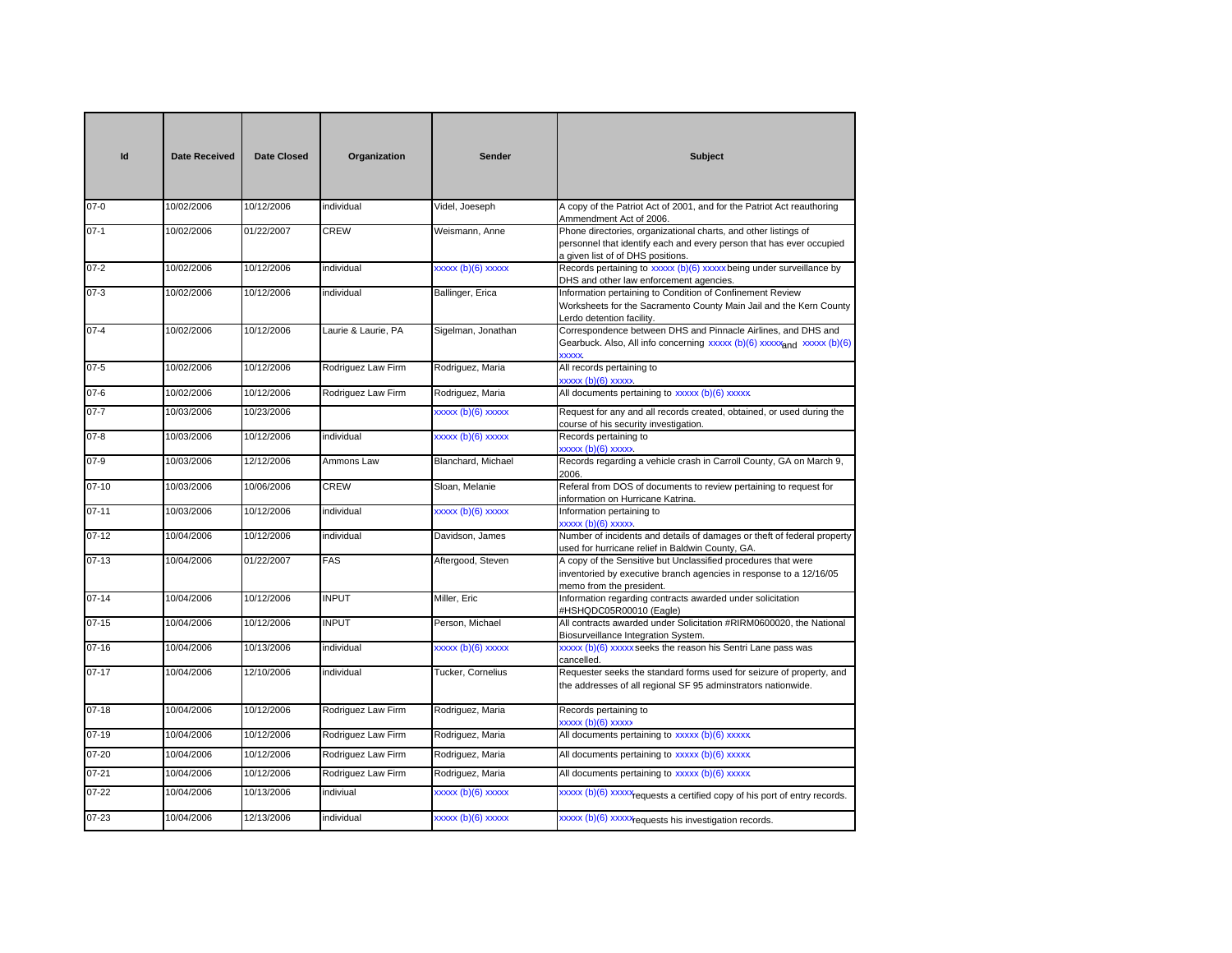| Id | Date Received | Date Closed | Organization | Sender | Subject |
|---|---|---|---|---|---|
| 07-0 | 10/02/2006 | 10/12/2006 | individual | Videl, Joeseph | A copy of the Patriot Act of 2001, and for the Patriot Act reauthoring Ammendment Act of 2006. |
| 07-1 | 10/02/2006 | 01/22/2007 | CREW | Weismann, Anne | Phone directories, organizational charts, and other listings of personnel that identify each and every person that has ever occupied a given list of of DHS positions. |
| 07-2 | 10/02/2006 | 10/12/2006 | individual | xxxxx (b)(6) xxxxx | Records pertaining to xxxxx (b)(6) xxxxx being under surveillance by DHS and other law enforcement agencies. |
| 07-3 | 10/02/2006 | 10/12/2006 | individual | Ballinger, Erica | Information pertaining to Condition of Confinement Review Worksheets for the Sacramento County Main Jail and the Kern County Lerdo detention facility. |
| 07-4 | 10/02/2006 | 10/12/2006 | Laurie & Laurie, PA | Sigelman, Jonathan | Correspondence between DHS and Pinnacle Airlines, and DHS and Gearbuck. Also, All info concerning xxxxx (b)(6) xxxxx and xxxxx (b)(6) xxxxx. |
| 07-5 | 10/02/2006 | 10/12/2006 | Rodriguez Law Firm | Rodriguez, Maria | All records pertaining to xxxxx (b)(6) xxxxx. |
| 07-6 | 10/02/2006 | 10/12/2006 | Rodriguez Law Firm | Rodriguez, Maria | All documents pertaining to xxxxx (b)(6) xxxxx |
| 07-7 | 10/03/2006 | 10/23/2006 | | xxxxx (b)(6) xxxxx | Request for any and all records created, obtained, or used during the course of his security investigation. |
| 07-8 | 10/03/2006 | 10/12/2006 | individual | xxxxx (b)(6) xxxxx | Records pertaining to xxxxx (b)(6) xxxxx. |
| 07-9 | 10/03/2006 | 12/12/2006 | Ammons Law | Blanchard, Michael | Records regarding a vehicle crash in Carroll County, GA on March 9, 2006. |
| 07-10 | 10/03/2006 | 10/06/2006 | CREW | Sloan, Melanie | Referal from DOS of documents to review pertaining to request for information on Hurricane Katrina. |
| 07-11 | 10/03/2006 | 10/12/2006 | individual | xxxxx (b)(6) xxxxx | Information pertaining to xxxxx (b)(6) xxxxx. |
| 07-12 | 10/04/2006 | 10/12/2006 | individual | Davidson, James | Number of incidents and details of damages or theft of federal property used for hurricane relief in Baldwin County, GA. |
| 07-13 | 10/04/2006 | 01/22/2007 | FAS | Aftergood, Steven | A copy of the Sensitive but Unclassified procedures that were inventoried by executive branch agencies in response to a 12/16/05 memo from the president. |
| 07-14 | 10/04/2006 | 10/12/2006 | INPUT | Miller, Eric | Information regarding contracts awarded under solicitation #HSHQDC05R00010 (Eagle) |
| 07-15 | 10/04/2006 | 10/12/2006 | INPUT | Person, Michael | All contracts awarded under Solicitation #RIRM0600020, the National Biosurveillance Integration System. |
| 07-16 | 10/04/2006 | 10/13/2006 | individual | xxxxx (b)(6) xxxxx | xxxxx (b)(6) xxxxx seeks the reason his Sentri Lane pass was cancelled. |
| 07-17 | 10/04/2006 | 12/10/2006 | individual | Tucker, Cornelius | Requester seeks the standard forms used for seizure of property, and the addresses of all regional SF 95 adminstrators nationwide. |
| 07-18 | 10/04/2006 | 10/12/2006 | Rodriguez Law Firm | Rodriguez, Maria | Records pertaining to xxxxx (b)(6) xxxxx |
| 07-19 | 10/04/2006 | 10/12/2006 | Rodriguez Law Firm | Rodriguez, Maria | All documents pertaining to xxxxx (b)(6) xxxxx |
| 07-20 | 10/04/2006 | 10/12/2006 | Rodriguez Law Firm | Rodriguez, Maria | All documents pertaining to xxxxx (b)(6) xxxxx |
| 07-21 | 10/04/2006 | 10/12/2006 | Rodriguez Law Firm | Rodriguez, Maria | All documents pertaining to xxxxx (b)(6) xxxxx |
| 07-22 | 10/04/2006 | 10/13/2006 | indiviual | xxxxx (b)(6) xxxxx | xxxxx (b)(6) xxxxx requests a certified copy of his port of entry records. |
| 07-23 | 10/04/2006 | 12/13/2006 | individual | xxxxx (b)(6) xxxxx | xxxxx (b)(6) xxxxx requests his investigation records. |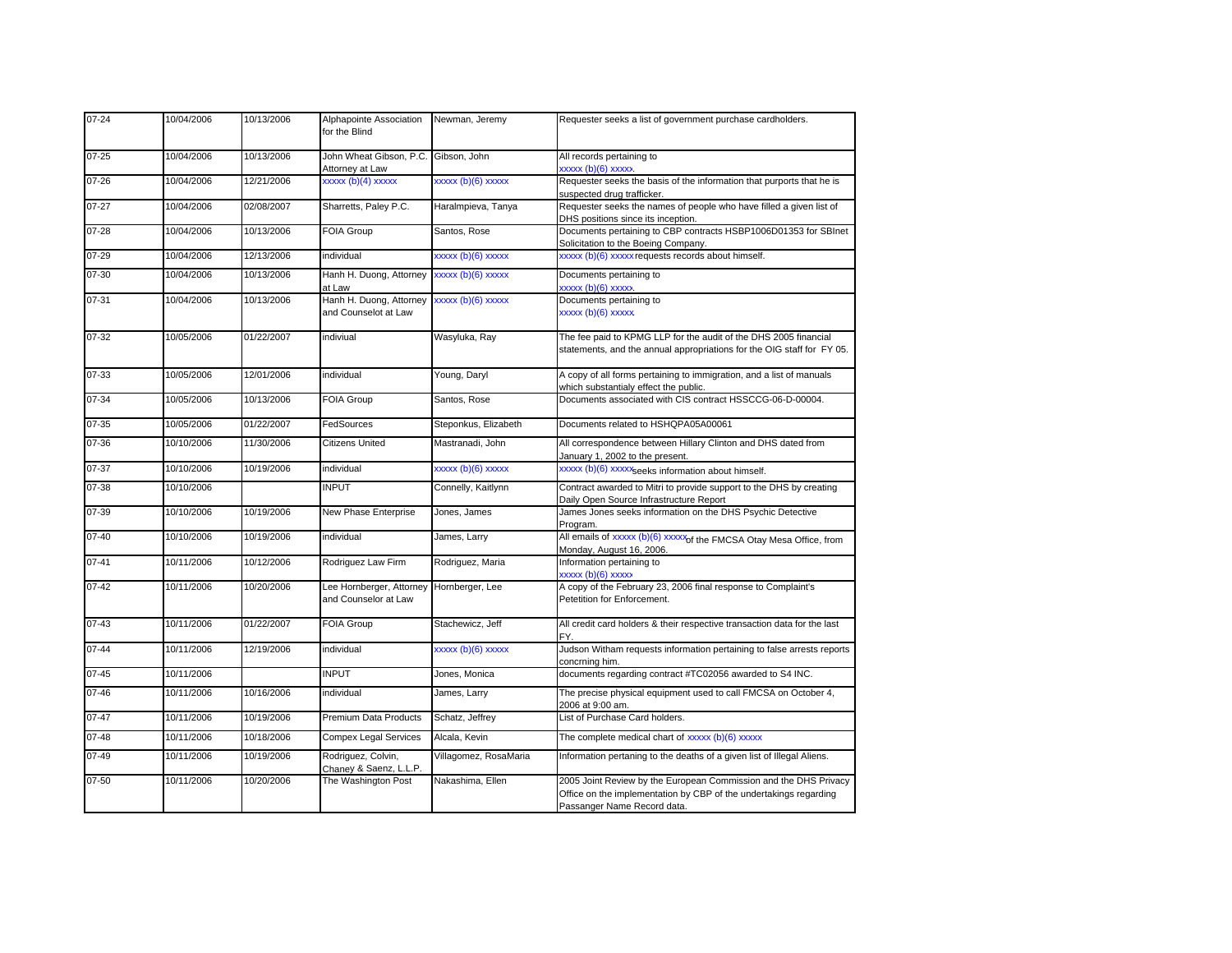| | | | | | |
|---|---|---|---|---|---|
| 07-24 | 10/04/2006 | 10/13/2006 | Alphapointe Association for the Blind | Newman, Jeremy | Requester seeks a list of government purchase cardholders. |
| 07-25 | 10/04/2006 | 10/13/2006 | John Wheat Gibson, P.C. Attorney at Law | Gibson, John | All records pertaining to xxxxx (b)(6) xxxxx. |
| 07-26 | 10/04/2006 | 12/21/2006 | xxxxx (b)(4) xxxxx | xxxxx (b)(6) xxxxx | Requester seeks the basis of the information that purports that he is suspected drug trafficker. |
| 07-27 | 10/04/2006 | 02/08/2007 | Sharretts, Paley P.C. | Haralmpieva, Tanya | Requester seeks the names of people who have filled a given list of DHS positions since its inception. |
| 07-28 | 10/04/2006 | 10/13/2006 | FOIA Group | Santos, Rose | Documents pertaining to CBP contracts HSBP1006D01353 for SBInet Solicitation to the Boeing Company. |
| 07-29 | 10/04/2006 | 12/13/2006 | individual | xxxxx (b)(6) xxxxx | xxxxx (b)(6) xxxxx requests records about himself. |
| 07-30 | 10/04/2006 | 10/13/2006 | Hanh H. Duong, Attorney at Law | xxxxx (b)(6) xxxxx | Documents pertaining to xxxxx (b)(6) xxxxx. |
| 07-31 | 10/04/2006 | 10/13/2006 | Hanh H. Duong, Attorney and Counselot at Law | xxxxx (b)(6) xxxxx | Documents pertaining to xxxxx (b)(6) xxxxx |
| 07-32 | 10/05/2006 | 01/22/2007 | indiviual | Wasyluka, Ray | The fee paid to KPMG LLP for the audit of the DHS 2005 financial statements, and the annual appropriations for the OIG staff for FY 05. |
| 07-33 | 10/05/2006 | 12/01/2006 | individual | Young, Daryl | A copy of all forms pertaining to immigration, and a list of manuals which substantialy effect the public. |
| 07-34 | 10/05/2006 | 10/13/2006 | FOIA Group | Santos, Rose | Documents associated with CIS contract HSSCCG-06-D-00004. |
| 07-35 | 10/05/2006 | 01/22/2007 | FedSources | Steponkus, Elizabeth | Documents related to HSHQPA05A00061 |
| 07-36 | 10/10/2006 | 11/30/2006 | Citizens United | Mastranadi, John | All correspondence between Hillary Clinton and DHS dated from January 1, 2002 to the present. |
| 07-37 | 10/10/2006 | 10/19/2006 | individual | xxxxx (b)(6) xxxxx | xxxxx (b)(6) xxxxx seeks information about himself. |
| 07-38 | 10/10/2006 | | INPUT | Connelly, Kaitlynn | Contract awarded to Mitri to provide support to the DHS by creating Daily Open Source Infrastructure Report |
| 07-39 | 10/10/2006 | 10/19/2006 | New Phase Enterprise | Jones, James | James Jones seeks information on the DHS Psychic Detective Program. |
| 07-40 | 10/10/2006 | 10/19/2006 | individual | James, Larry | All emails of xxxxx (b)(6) xxxxx of the FMCSA Otay Mesa Office, from Monday, August 16, 2006. |
| 07-41 | 10/11/2006 | 10/12/2006 | Rodriguez Law Firm | Rodriguez, Maria | Information pertaining to xxxxx (b)(6) xxxxx |
| 07-42 | 10/11/2006 | 10/20/2006 | Lee Hornberger, Attorney and Counselor at Law | Hornberger, Lee | A copy of the February 23, 2006 final response to Complaint's Petetition for Enforcement. |
| 07-43 | 10/11/2006 | 01/22/2007 | FOIA Group | Stachewicz, Jeff | All credit card holders & their respective transaction data for the last FY. |
| 07-44 | 10/11/2006 | 12/19/2006 | individual | xxxxx (b)(6) xxxxx | Judson Witham requests information pertaining to false arrests reports concrning him. |
| 07-45 | 10/11/2006 | | INPUT | Jones, Monica | documents regarding contract #TC02056 awarded to S4 INC. |
| 07-46 | 10/11/2006 | 10/16/2006 | individual | James, Larry | The precise physical equipment used to call FMCSA on October 4, 2006 at 9:00 am. |
| 07-47 | 10/11/2006 | 10/19/2006 | Premium Data Products | Schatz, Jeffrey | List of Purchase Card holders. |
| 07-48 | 10/11/2006 | 10/18/2006 | Compex Legal Services | Alcala, Kevin | The complete medical chart of xxxxx (b)(6) xxxxx |
| 07-49 | 10/11/2006 | 10/19/2006 | Rodriguez, Colvin, Chaney & Saenz, L.L.P. | Villagomez, RosaMaria | Information pertaning to the deaths of a given list of Illegal Aliens. |
| 07-50 | 10/11/2006 | 10/20/2006 | The Washington Post | Nakashima, Ellen | 2005 Joint Review by the European Commission and the DHS Privacy Office on the implementation by CBP of the undertakings regarding Passanger Name Record data. |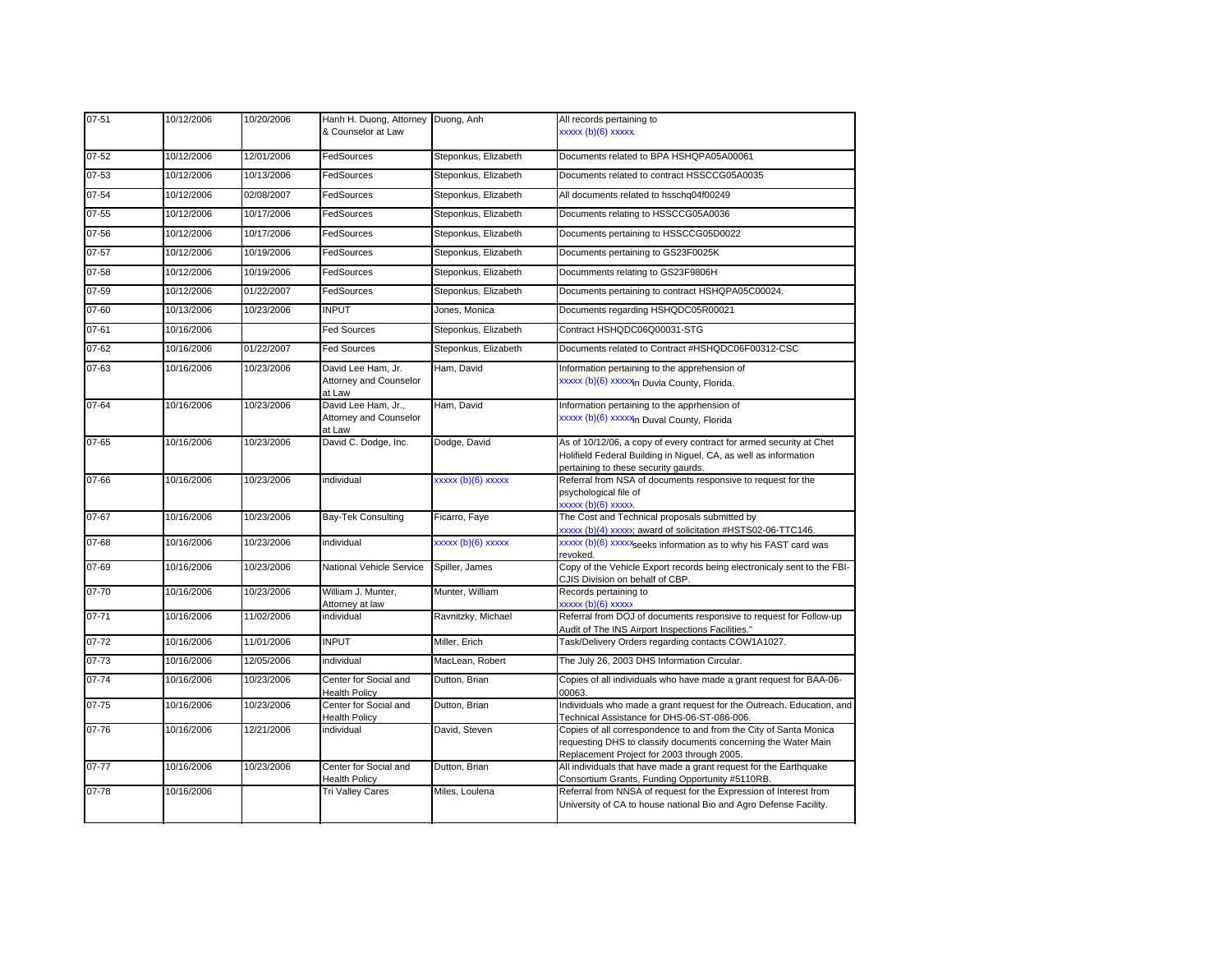| | | | | | |
|---|---|---|---|---|---|
| 07-51 | 10/12/2006 | 10/20/2006 | Hanh H. Duong, Attorney & Counselor at Law | Duong, Anh | All records pertaining to xxxxx (b)(6) xxxxx. |
| 07-52 | 10/12/2006 | 12/01/2006 | FedSources | Steponkus, Elizabeth | Documents related to BPA HSHQPA05A00061 |
| 07-53 | 10/12/2006 | 10/13/2006 | FedSources | Steponkus, Elizabeth | Documents related to contract HSSCCG05A0035 |
| 07-54 | 10/12/2006 | 02/08/2007 | FedSources | Steponkus, Elizabeth | All documents related to hsschq04f00249 |
| 07-55 | 10/12/2006 | 10/17/2006 | FedSources | Steponkus, Elizabeth | Documents relating to HSSCCG05A0036 |
| 07-56 | 10/12/2006 | 10/17/2006 | FedSources | Steponkus, Elizabeth | Documents pertaining to HSSCCG05D0022 |
| 07-57 | 10/12/2006 | 10/19/2006 | FedSources | Steponkus, Elizabeth | Documents pertaining to GS23F0025K |
| 07-58 | 10/12/2006 | 10/19/2006 | FedSources | Steponkus, Elizabeth | Documments relating to GS23F9806H |
| 07-59 | 10/12/2006 | 01/22/2007 | FedSources | Steponkus, Elizabeth | Documents pertaining to contract HSHQPA05C00024. |
| 07-60 | 10/13/2006 | 10/23/2006 | INPUT | Jones, Monica | Documents regarding HSHQDC05R00021 |
| 07-61 | 10/16/2006 | | Fed Sources | Steponkus, Elizabeth | Contract HSHQDC06Q00031-STG |
| 07-62 | 10/16/2006 | 01/22/2007 | Fed Sources | Steponkus, Elizabeth | Documents related to Contract #HSHQDC06F00312-CSC |
| 07-63 | 10/16/2006 | 10/23/2006 | David Lee Ham, Jr. Attorney and Counselor at Law | Ham, David | Information pertaining to the apprehension of xxxxx (b)(6) xxxxx in Duvla County, Florida. |
| 07-64 | 10/16/2006 | 10/23/2006 | David Lee Ham, Jr., Attorney and Counselor at Law | Ham, David | Information pertaining to the apprhension of xxxxx (b)(6) xxxxx in Duval County, Florida |
| 07-65 | 10/16/2006 | 10/23/2006 | David C. Dodge, Inc. | Dodge, David | As of 10/12/06, a copy of every contract for armed security at Chet Holifield Federal Building in Niguel, CA, as well as information pertaining to these security gaurds. |
| 07-66 | 10/16/2006 | 10/23/2006 | individual | xxxxx (b)(6) xxxxx | Referral from NSA of documents responsive to request for the psychological file of xxxxx (b)(6) xxxxx. |
| 07-67 | 10/16/2006 | 10/23/2006 | Bay-Tek Consulting | Ficarro, Faye | The Cost and Technical proposals submitted by xxxxx (b)(4) xxxxx; award of solicitation #HSTS02-06-TTC146. |
| 07-68 | 10/16/2006 | 10/23/2006 | individual | xxxxx (b)(6) xxxxx | xxxxx (b)(6) xxxxx seeks information as to why his FAST card was revoked. |
| 07-69 | 10/16/2006 | 10/23/2006 | National Vehicle Service | Spiller, James | Copy of the Vehicle Export records being electronicaly sent to the FBI-CJIS Division on behalf of CBP. |
| 07-70 | 10/16/2006 | 10/23/2006 | William J. Munter, Attorney at law | Munter, William | Records pertaining to xxxxx (b)(6) xxxxx |
| 07-71 | 10/16/2006 | 11/02/2006 | individual | Ravnitzky, Michael | Referral from DOJ of documents responsive to request for Follow-up Audit of The INS Airport Inspections Facilities." |
| 07-72 | 10/16/2006 | 11/01/2006 | INPUT | Miller, Erich | Task/Delivery Orders regarding contacts COW1A1027. |
| 07-73 | 10/16/2006 | 12/05/2006 | individual | MacLean, Robert | The July 26, 2003 DHS Information Circular. |
| 07-74 | 10/16/2006 | 10/23/2006 | Center for Social and Health Policy | Dutton, Brian | Copies of all individuals who have made a grant request for BAA-06-00063. |
| 07-75 | 10/16/2006 | 10/23/2006 | Center for Social and Health Policy | Dutton, Brian | Individuals who made a grant request for the Outreach. Education, and Technical Assistance for DHS-06-ST-086-006. |
| 07-76 | 10/16/2006 | 12/21/2006 | individual | David, Steven | Copies of all correspondence to and from the City of Santa Monica requesting DHS to classify documents concerning the Water Main Replacement Project for 2003 through 2005. |
| 07-77 | 10/16/2006 | 10/23/2006 | Center for Social and Health Policy | Dutton, Brian | All individuals that have made a grant request for the Earthquake Consortium Grants, Funding Opportunity #5110RB. |
| 07-78 | 10/16/2006 | | Tri Valley Cares | Miles, Loulena | Referral from NNSA of request for the Expression of Interest from University of CA to house national Bio and Agro Defense Facility. |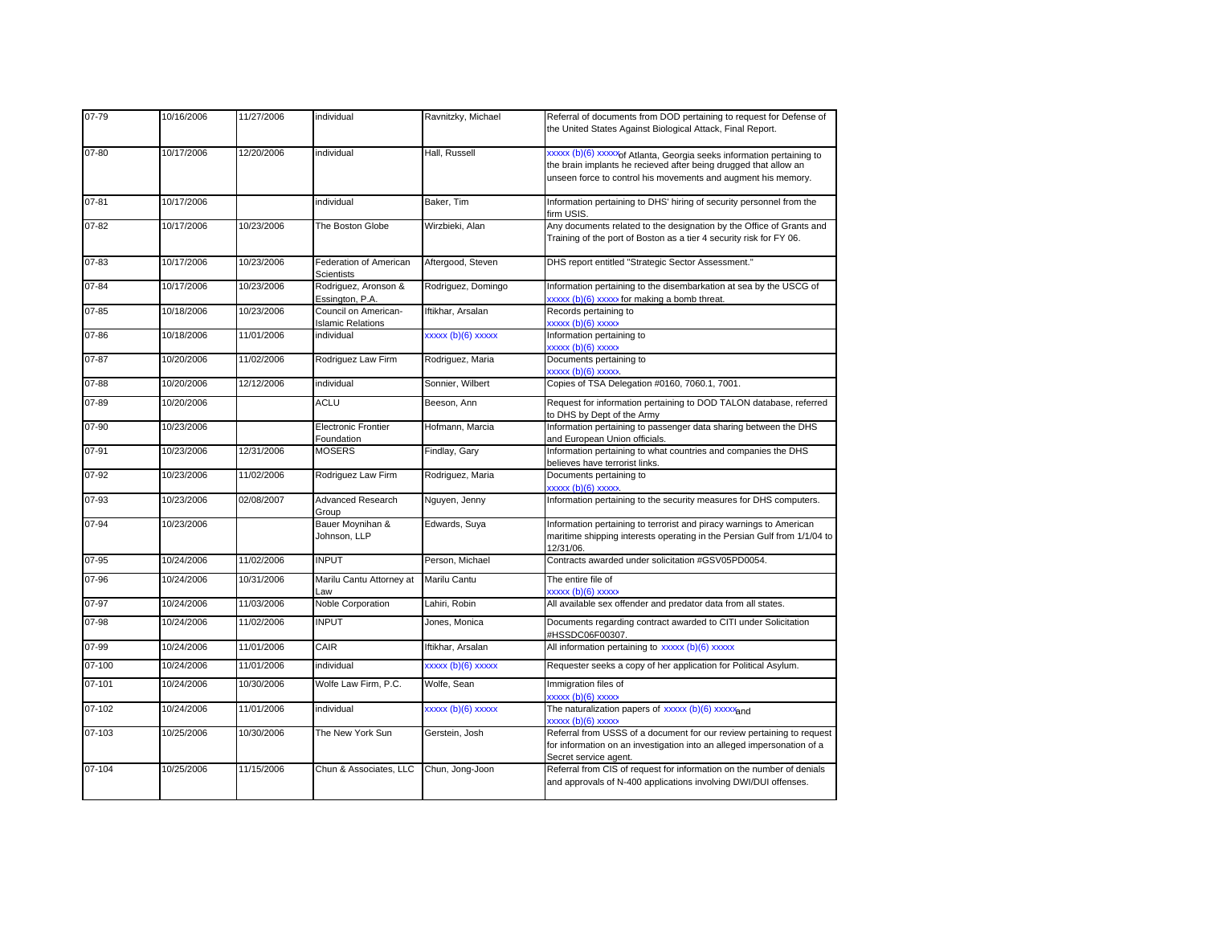| 07-79 | 10/16/2006 | 11/27/2006 | individual | Ravnitzky, Michael | Referral of documents from DOD pertaining to request for Defense of the United States Against Biological Attack, Final Report. |
|---|---|---|---|---|---|
| 07-80 | 10/17/2006 | 12/20/2006 | individual | Hall, Russell | xxxxx (b)(6) xxxxx of Atlanta, Georgia seeks information pertaining to the brain implants he recieved after being drugged that allow an unseen force to control his movements and augment his memory. |
| 07-81 | 10/17/2006 | | individual | Baker, Tim | Information pertaining to DHS' hiring of security personnel from the firm USIS. |
| 07-82 | 10/17/2006 | 10/23/2006 | The Boston Globe | Wirzbieki, Alan | Any documents related to the designation by the Office of Grants and Training of the port of Boston as a tier 4 security risk for FY 06. |
| 07-83 | 10/17/2006 | 10/23/2006 | Federation of American Scientists | Aftergood, Steven | DHS report entitled "Strategic Sector Assessment." |
| 07-84 | 10/17/2006 | 10/23/2006 | Rodriguez, Aronson & Essington, P.A. | Rodriguez, Domingo | Information pertaining to the disembarkation at sea by the USCG of xxxxx (b)(6) xxxxx for making a bomb threat. |
| 07-85 | 10/18/2006 | 10/23/2006 | Council on American-Islamic Relations | Iftikhar, Arsalan | Records pertaining to xxxxx (b)(6) xxxxx |
| 07-86 | 10/18/2006 | 11/01/2006 | individual | xxxxx (b)(6) xxxxx | Information pertaining to xxxxx (b)(6) xxxxx |
| 07-87 | 10/20/2006 | 11/02/2006 | Rodriguez Law Firm | Rodriguez, Maria | Documents pertaining to xxxxx (b)(6) xxxxx. |
| 07-88 | 10/20/2006 | 12/12/2006 | individual | Sonnier, Wilbert | Copies of TSA Delegation #0160, 7060.1, 7001. |
| 07-89 | 10/20/2006 | | ACLU | Beeson, Ann | Request for information pertaining to DOD TALON database, referred to DHS by Dept of the Army |
| 07-90 | 10/23/2006 | | Electronic Frontier Foundation | Hofmann, Marcia | Information pertaining to passenger data sharing between the DHS and European Union officials. |
| 07-91 | 10/23/2006 | 12/31/2006 | MOSERS | Findlay, Gary | Information pertaining to what countries and companies the DHS believes have terrorist links. |
| 07-92 | 10/23/2006 | 11/02/2006 | Rodriguez Law Firm | Rodriguez, Maria | Documents pertaining to xxxxx (b)(6) xxxxx. |
| 07-93 | 10/23/2006 | 02/08/2007 | Advanced Research Group | Nguyen, Jenny | Information pertaining to the security measures for DHS computers. |
| 07-94 | 10/23/2006 | | Bauer Moynihan & Johnson, LLP | Edwards, Suya | Information pertaining to terrorist and piracy warnings to American maritime shipping interests operating in the Persian Gulf from 1/1/04 to 12/31/06. |
| 07-95 | 10/24/2006 | 11/02/2006 | INPUT | Person, Michael | Contracts awarded under solicitation #GSV05PD0054. |
| 07-96 | 10/24/2006 | 10/31/2006 | Marilu Cantu Attorney at Law | Marilu Cantu | The entire file of xxxxx (b)(6) xxxxx |
| 07-97 | 10/24/2006 | 11/03/2006 | Noble Corporation | Lahiri, Robin | All available sex offender and predator data from all states. |
| 07-98 | 10/24/2006 | 11/02/2006 | INPUT | Jones, Monica | Documents regarding contract awarded to CITI under Solicitation #HSSDC06F00307. |
| 07-99 | 10/24/2006 | 11/01/2006 | CAIR | Iftikhar, Arsalan | All information pertaining to xxxxx (b)(6) xxxxx |
| 07-100 | 10/24/2006 | 11/01/2006 | individual | xxxxx (b)(6) xxxxx | Requester seeks a copy of her application for Political Asylum. |
| 07-101 | 10/24/2006 | 10/30/2006 | Wolfe Law Firm, P.C. | Wolfe, Sean | Immigration files of xxxxx (b)(6) xxxxx |
| 07-102 | 10/24/2006 | 11/01/2006 | individual | xxxxx (b)(6) xxxxx | The naturalization papers of xxxxx (b)(6) xxxxx and xxxxx (b)(6) xxxxx |
| 07-103 | 10/25/2006 | 10/30/2006 | The New York Sun | Gerstein, Josh | Referral from USSS of a document for our review pertaining to request for information on an investigation into an alleged impersonation of a Secret service agent. |
| 07-104 | 10/25/2006 | 11/15/2006 | Chun & Associates, LLC | Chun, Jong-Joon | Referral from CIS of request for information on the number of denials and approvals of N-400 applications involving DWI/DUI offenses. |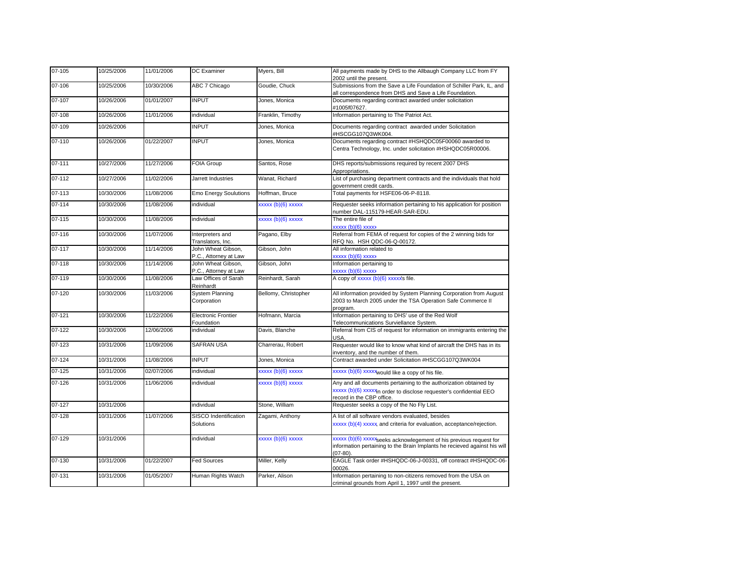| | | | | | |
|---|---|---|---|---|---|
| 07-105 | 10/25/2006 | 11/01/2006 | DC Examiner | Myers, Bill | All payments made by DHS to the Allbaugh Company LLC from FY 2002 until the present. |
| 07-106 | 10/25/2006 | 10/30/2006 | ABC 7 Chicago | Goudie, Chuck | Submissions from the Save a Life Foundation of Schiller Park, IL, and all correspondence from DHS and Save a Life Foundation. |
| 07-107 | 10/26/2006 | 01/01/2007 | INPUT | Jones, Monica | Documents regarding contract awarded under solicitation #1005f07627. |
| 07-108 | 10/26/2006 | 11/01/2006 | individual | Franklin, Timothy | Information pertaining to The Patriot Act. |
| 07-109 | 10/26/2006 | | INPUT | Jones, Monica | Documents regarding contract awarded under Solicitation #HSCGG107Q3WK004. |
| 07-110 | 10/26/2006 | 01/22/2007 | INPUT | Jones, Monica | Documents regarding contract #HSHQDC05F00060 awarded to Centra Technology, Inc. under solicitation #HSHQDC05R00006. |
| 07-111 | 10/27/2006 | 11/27/2006 | FOIA Group | Santos, Rose | DHS reports/submissions required by recent 2007 DHS Appropriations. |
| 07-112 | 10/27/2006 | 11/02/2006 | Jarrett Industries | Wanat, Richard | List of purchasing department contracts and the individuals that hold government credit cards. |
| 07-113 | 10/30/2006 | 11/08/2006 | Emo Energy Soulutions | Hoffman, Bruce | Total payments for HSFE06-06-P-8118. |
| 07-114 | 10/30/2006 | 11/08/2006 | individual | xxxxx (b)(6) xxxxx | Requester seeks information pertaining to his application for position number DAL-115179-HEAR-SAR-EDU. |
| 07-115 | 10/30/2006 | 11/08/2006 | individual | xxxxx (b)(6) xxxxx | The entire file of xxxxx (b)(6) xxxxx |
| 07-116 | 10/30/2006 | 11/07/2006 | Interpreters and Translators, Inc. | Pagano, Elby | Referral from FEMA of request for copies of the 2 winning bids for RFQ No. HSH QDC-06-Q-00172. |
| 07-117 | 10/30/2006 | 11/14/2006 | John Wheat Gibson, P.C., Attorney at Law | Gibson, John | All information related to xxxxx (b)(6) xxxxx |
| 07-118 | 10/30/2006 | 11/14/2006 | John Wheat Gibson, P.C., Attorney at Law | Gibson, John | Information pertaining to xxxxx (b)(6) xxxxx |
| 07-119 | 10/30/2006 | 11/08/2006 | Law Offices of Sarah Reinhardt | Reinhardt, Sarah | A copy of xxxxx (b)(6) xxxxx's file. |
| 07-120 | 10/30/2006 | 11/03/2006 | System Planning Corporation | Bellomy, Christopher | All information provided by System Planning Corporation from August 2003 to March 2005 under the TSA Operation Safe Commerce II program. |
| 07-121 | 10/30/2006 | 11/22/2006 | Electronic Frontier Foundation | Hofmann, Marcia | Information pertaining to DHS' use of the Red Wolf Telecommunications Surviellance System. |
| 07-122 | 10/30/2006 | 12/06/2006 | individual | Davis, Blanche | Referral from CIS of request for information on immigrants entering the USA. |
| 07-123 | 10/31/2006 | 11/09/2006 | SAFRAN USA | Charrerau, Robert | Requester would like to know what kind of aircraft the DHS has in its inventory, and the number of them. |
| 07-124 | 10/31/2006 | 11/08/2006 | INPUT | Jones, Monica | Contract awarded under Solicitation #HSCGG107Q3WK004 |
| 07-125 | 10/31/2006 | 02/07/2006 | individual | xxxxx (b)(6) xxxxx | xxxxx (b)(6) xxxxx would like a copy of his file. |
| 07-126 | 10/31/2006 | 11/06/2006 | individual | xxxxx (b)(6) xxxxx | Any and all documents pertaining to the authorization obtained by xxxxx (b)(6) xxxxx in order to disclose requester's confidential EEO record in the CBP office. |
| 07-127 | 10/31/2006 | | individual | Stone, William | Requester seeks a copy of the No Fly List. |
| 07-128 | 10/31/2006 | 11/07/2006 | SISCO Indentification Solutions | Zagami, Anthony | A list of all software vendors evaluated, besides xxxxx (b)(4) xxxxx and criteria for evaluation, acceptance/rejection. |
| 07-129 | 10/31/2006 | | individual | xxxxx (b)(6) xxxxx | xxxxx (b)(6) xxxxx seeks acknowlegement of his previous request for information pertaining to the Brain Implants he recieved against his will (07-80). |
| 07-130 | 10/31/2006 | 01/22/2007 | Fed Sources | Miller, Kelly | EAGLE Task order #HSHQDC-06-J-00331, off contract #HSHQDC-06-00026. |
| 07-131 | 10/31/2006 | 01/05/2007 | Human Rights Watch | Parker, Alison | Information pertaining to non-citizens removed from the USA on criminal grounds from April 1, 1997 until the present. |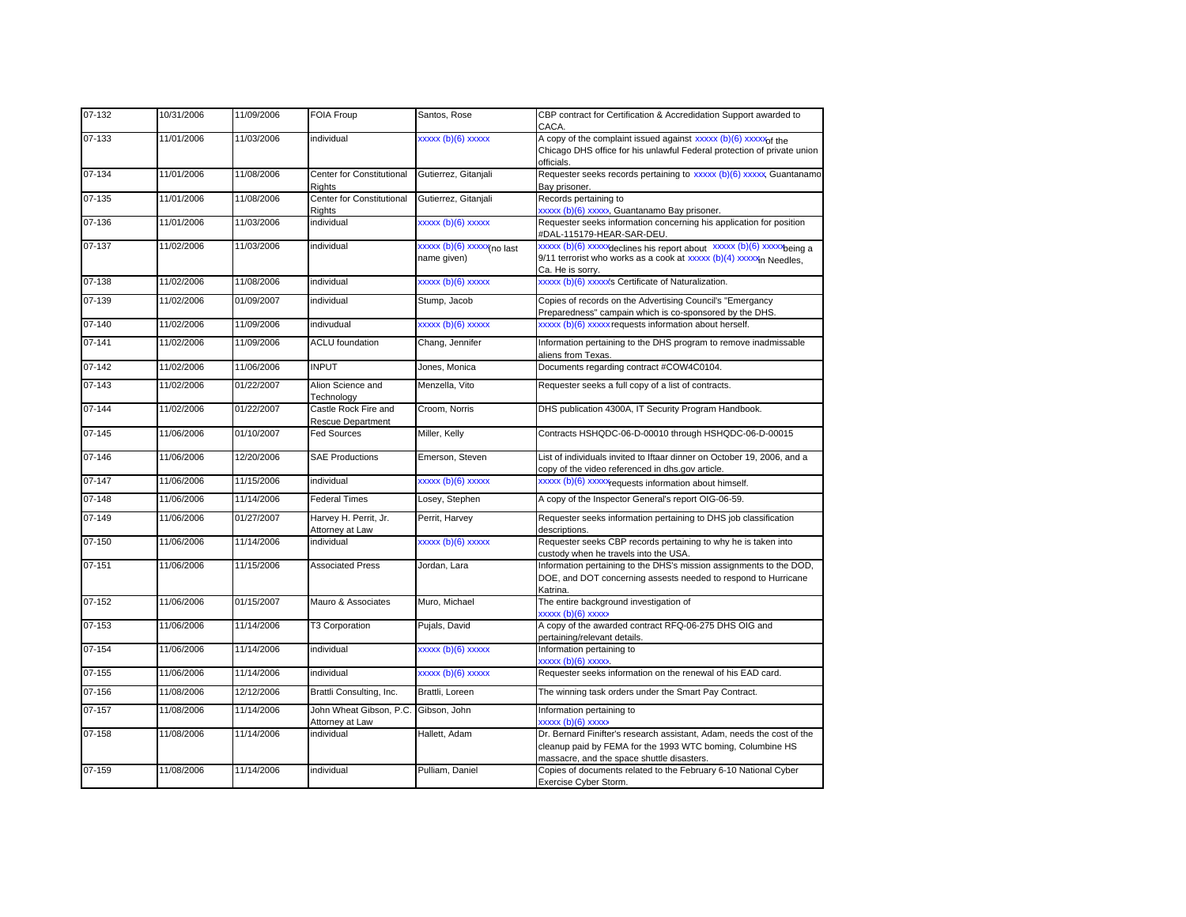| | | | | | |
|---|---|---|---|---|---|
| 07-132 | 10/31/2006 | 11/09/2006 | FOIA Froup | Santos, Rose | CBP contract for Certification & Accrediation Support awarded to CACA. |
| 07-133 | 11/01/2006 | 11/03/2006 | individual | xxxxx (b)(6) xxxxx | A copy of the complaint issued against xxxxx (b)(6) xxxxx of the Chicago DHS office for his unlawful Federal protection of private union officials. |
| 07-134 | 11/01/2006 | 11/08/2006 | Center for Constitutional Rights | Gutierrez, Gitanjali | Requester seeks records pertaining to xxxxx (b)(6) xxxxx, Guantanamo Bay prisoner. |
| 07-135 | 11/01/2006 | 11/08/2006 | Center for Constitutional Rights | Gutierrez, Gitanjali | Records pertaining to xxxxx (b)(6) xxxxx, Guantanamo Bay prisoner. |
| 07-136 | 11/01/2006 | 11/03/2006 | individual | xxxxx (b)(6) xxxxx | Requester seeks information concerning his application for position #DAL-115179-HEAR-SAR-DEU. |
| 07-137 | 11/02/2006 | 11/03/2006 | individual | xxxxx (b)(6) xxxxx (no last name given) | xxxxx (b)(6) xxxxx declines his report about xxxxx (b)(6) xxxxx being a 9/11 terrorist who works as a cook at xxxxx (b)(4) xxxxx in Needles, Ca. He is sorry. |
| 07-138 | 11/02/2006 | 11/08/2006 | individual | xxxxx (b)(6) xxxxx | xxxxx (b)(6) xxxxx's Certificate of Naturalization. |
| 07-139 | 11/02/2006 | 01/09/2007 | individual | Stump, Jacob | Copies of records on the Advertising Council's "Emergancy Preparedness" campain which is co-sponsored by the DHS. |
| 07-140 | 11/02/2006 | 11/09/2006 | indivudual | xxxxx (b)(6) xxxxx | xxxxx (b)(6) xxxxx requests information about herself. |
| 07-141 | 11/02/2006 | 11/09/2006 | ACLU foundation | Chang, Jennifer | Information pertaining to the DHS program to remove inadmissable aliens from Texas. |
| 07-142 | 11/02/2006 | 11/06/2006 | INPUT | Jones, Monica | Documents regarding contract #COW4C0104. |
| 07-143 | 11/02/2006 | 01/22/2007 | Alion Science and Technology | Menzella, Vito | Requester seeks a full copy of a list of contracts. |
| 07-144 | 11/02/2006 | 01/22/2007 | Castle Rock Fire and Rescue Department | Croom, Norris | DHS publication 4300A, IT Security Program Handbook. |
| 07-145 | 11/06/2006 | 01/10/2007 | Fed Sources | Miller, Kelly | Contracts HSHQDC-06-D-00010 through HSHQDC-06-D-00015 |
| 07-146 | 11/06/2006 | 12/20/2006 | SAE Productions | Emerson, Steven | List of individuals invited to Iftaar dinner on October 19, 2006, and a copy of the video referenced in dhs.gov article. |
| 07-147 | 11/06/2006 | 11/15/2006 | individual | xxxxx (b)(6) xxxxx | xxxxx (b)(6) xxxxx requests information about himself. |
| 07-148 | 11/06/2006 | 11/14/2006 | Federal Times | Losey, Stephen | A copy of the Inspector General's report OIG-06-59. |
| 07-149 | 11/06/2006 | 01/27/2007 | Harvey H. Perrit, Jr. Attorney at Law | Perrit, Harvey | Requester seeks information pertaining to DHS job classification descriptions. |
| 07-150 | 11/06/2006 | 11/14/2006 | individual | xxxxx (b)(6) xxxxx | Requester seeks CBP records pertaining to why he is taken into custody when he travels into the USA. |
| 07-151 | 11/06/2006 | 11/15/2006 | Associated Press | Jordan, Lara | Information pertaining to the DHS's mission assignments to the DOD, DOE, and DOT concerning assests needed to respond to Hurricane Katrina. |
| 07-152 | 11/06/2006 | 01/15/2007 | Mauro & Associates | Muro, Michael | The entire background investigation of xxxxx (b)(6) xxxxx |
| 07-153 | 11/06/2006 | 11/14/2006 | T3 Corporation | Pujals, David | A copy of the awarded contract RFQ-06-275 DHS OIG and pertaining/relevant details. |
| 07-154 | 11/06/2006 | 11/14/2006 | individual | xxxxx (b)(6) xxxxx | Information pertaining to xxxxx (b)(6) xxxxx. |
| 07-155 | 11/06/2006 | 11/14/2006 | individual | xxxxx (b)(6) xxxxx | Requester seeks information on the renewal of his EAD card. |
| 07-156 | 11/08/2006 | 12/12/2006 | Brattli Consulting, Inc. | Brattli, Loreen | The winning task orders under the Smart Pay Contract. |
| 07-157 | 11/08/2006 | 11/14/2006 | John Wheat Gibson, P.C. Attorney at Law | Gibson, John | Information pertaining to xxxxx (b)(6) xxxxx |
| 07-158 | 11/08/2006 | 11/14/2006 | individual | Hallett, Adam | Dr. Bernard Finifter's research assistant, Adam, needs the cost of the cleanup paid by FEMA for the 1993 WTC boming, Columbine HS massacre, and the space shuttle disasters. |
| 07-159 | 11/08/2006 | 11/14/2006 | individual | Pulliam, Daniel | Copies of documents related to the February 6-10 National Cyber Exercise Cyber Storm. |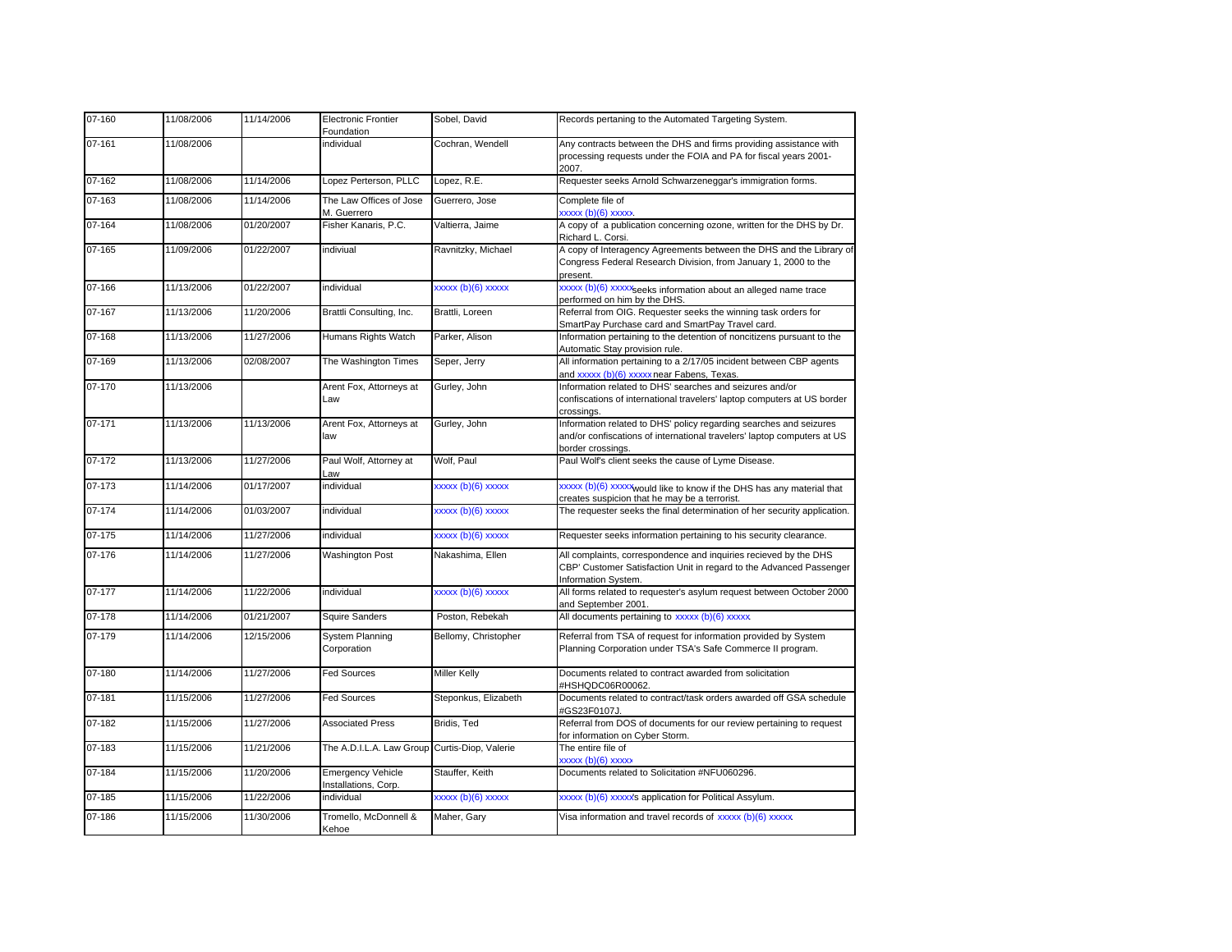| | | | | | |
|---|---|---|---|---|---|
| 07-160 | 11/08/2006 | 11/14/2006 | Electronic Frontier Foundation | Sobel, David | Records pertaning to the Automated Targeting System. |
| 07-161 | 11/08/2006 | | individual | Cochran, Wendell | Any contracts between the DHS and firms providing assistance with processing requests under the FOIA and PA for fiscal years 2001-2007. |
| 07-162 | 11/08/2006 | 11/14/2006 | Lopez Perterson, PLLC | Lopez, R.E. | Requester seeks Arnold Schwarzeneggar's immigration forms. |
| 07-163 | 11/08/2006 | 11/14/2006 | The Law Offices of Jose M. Guerrero | Guerrero, Jose | Complete file of xxxxx (b)(6) xxxxx. |
| 07-164 | 11/08/2006 | 01/20/2007 | Fisher Kanaris, P.C. | Valtierra, Jaime | A copy of a publication concerning ozone, written for the DHS by Dr. Richard L. Corsi. |
| 07-165 | 11/09/2006 | 01/22/2007 | indiviual | Ravnitzky, Michael | A copy of Interagency Agreements between the DHS and the Library of Congress Federal Research Division, from January 1, 2000 to the present. |
| 07-166 | 11/13/2006 | 01/22/2007 | individual | xxxxx (b)(6) xxxxx | xxxxx (b)(6) xxxxx seeks information about an alleged name trace performed on him by the DHS. |
| 07-167 | 11/13/2006 | 11/20/2006 | Brattli Consulting, Inc. | Brattli, Loreen | Referral from OIG. Requester seeks the winning task orders for SmartPay Purchase card and SmartPay Travel card. |
| 07-168 | 11/13/2006 | 11/27/2006 | Humans Rights Watch | Parker, Alison | Information pertaining to the detention of noncitizens pursuant to the Automatic Stay provision rule. |
| 07-169 | 11/13/2006 | 02/08/2007 | The Washington Times | Seper, Jerry | All information pertaining to a 2/17/05 incident between CBP agents and xxxxx (b)(6) xxxxx near Fabens, Texas. |
| 07-170 | 11/13/2006 | | Arent Fox, Attorneys at Law | Gurley, John | Information related to DHS' searches and seizures and/or confiscations of international travelers' laptop computers at US border crossings. |
| 07-171 | 11/13/2006 | 11/13/2006 | Arent Fox, Attorneys at law | Gurley, John | Information related to DHS' policy regarding searches and seizures and/or confiscations of international travelers' laptop computers at US border crossings. |
| 07-172 | 11/13/2006 | 11/27/2006 | Paul Wolf, Attorney at Law | Wolf, Paul | Paul Wolf's client seeks the cause of Lyme Disease. |
| 07-173 | 11/14/2006 | 01/17/2007 | individual | xxxxx (b)(6) xxxxx | xxxxx (b)(6) xxxxx would like to know if the DHS has any material that creates suspicion that he may be a terrorist. |
| 07-174 | 11/14/2006 | 01/03/2007 | individual | xxxxx (b)(6) xxxxx | The requester seeks the final determination of her security application. |
| 07-175 | 11/14/2006 | 11/27/2006 | individual | xxxxx (b)(6) xxxxx | Requester seeks information pertaining to his security clearance. |
| 07-176 | 11/14/2006 | 11/27/2006 | Washington Post | Nakashima, Ellen | All complaints, correspondence and inquiries recieved by the DHS CBP' Customer Satisfaction Unit in regard to the Advanced Passenger Information System. |
| 07-177 | 11/14/2006 | 11/22/2006 | individual | xxxxx (b)(6) xxxxx | All forms related to requester's asylum request between October 2000 and September 2001. |
| 07-178 | 11/14/2006 | 01/21/2007 | Squire Sanders | Poston, Rebekah | All documents pertaining to xxxxx (b)(6) xxxxx |
| 07-179 | 11/14/2006 | 12/15/2006 | System Planning Corporation | Bellomy, Christopher | Referral from TSA of request for information provided by System Planning Corporation under TSA's Safe Commerce II program. |
| 07-180 | 11/14/2006 | 11/27/2006 | Fed Sources | Miller Kelly | Documents related to contract awarded from solicitation #HSHQDC06R00062. |
| 07-181 | 11/15/2006 | 11/27/2006 | Fed Sources | Steponkus, Elizabeth | Documents related to contract/task orders awarded off GSA schedule #GS23F0107J. |
| 07-182 | 11/15/2006 | 11/27/2006 | Associated Press | Bridis, Ted | Referral from DOS of documents for our review pertaining to request for information on Cyber Storm. |
| 07-183 | 11/15/2006 | 11/21/2006 | The A.D.I.L.A. Law Group | Curtis-Diop, Valerie | The entire file of xxxxx (b)(6) xxxxx |
| 07-184 | 11/15/2006 | 11/20/2006 | Emergency Vehicle Installations, Corp. | Stauffer, Keith | Documents related to Solicitation #NFU060296. |
| 07-185 | 11/15/2006 | 11/22/2006 | individual | xxxxx (b)(6) xxxxx | xxxxx (b)(6) xxxxx's application for Political Assylum. |
| 07-186 | 11/15/2006 | 11/30/2006 | Tromello, McDonnell & Kehoe | Maher, Gary | Visa information and travel records of xxxxx (b)(6) xxxxx |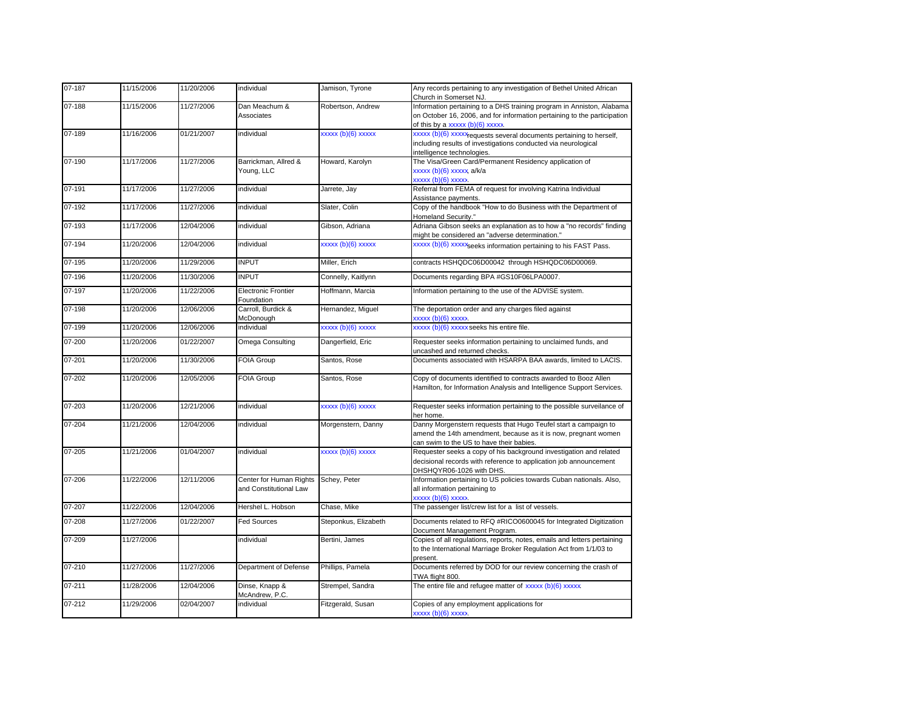| | | | | | |
|---|---|---|---|---|---|
| 07-187 | 11/15/2006 | 11/20/2006 | individual | Jamison, Tyrone | Any records pertaining to any investigation of Bethel United African Church in Somerset NJ. |
| 07-188 | 11/15/2006 | 11/27/2006 | Dan Meachum & Associates | Robertson, Andrew | Information pertaining to a DHS training program in Anniston, Alabama on October 16, 2006, and for information pertaining to the participation of this by a xxxxx (b)(6) xxxxx. |
| 07-189 | 11/16/2006 | 01/21/2007 | individual | xxxxx (b)(6) xxxxx | xxxxx (b)(6) xxxxx requests several documents pertaining to herself, including results of investigations conducted via neurological intelligence technologies. |
| 07-190 | 11/17/2006 | 11/27/2006 | Barrickman, Allred & Young, LLC | Howard, Karolyn | The Visa/Green Card/Permanent Residency application of xxxxx (b)(6) xxxxx a/k/a xxxxx (b)(6) xxxxx. |
| 07-191 | 11/17/2006 | 11/27/2006 | individual | Jarrete, Jay | Referral from FEMA of request for involving Katrina Individual Assistance payments. |
| 07-192 | 11/17/2006 | 11/27/2006 | individual | Slater, Colin | Copy of the handbook "How to do Business with the Department of Homeland Security." |
| 07-193 | 11/17/2006 | 12/04/2006 | individual | Gibson, Adriana | Adriana Gibson seeks an explanation as to how a "no records" finding might be considered an "adverse determination." |
| 07-194 | 11/20/2006 | 12/04/2006 | individual | xxxxx (b)(6) xxxxx | xxxxx (b)(6) xxxxx seeks information pertaining to his FAST Pass. |
| 07-195 | 11/20/2006 | 11/29/2006 | INPUT | Miller, Erich | contracts HSHQDC06D00042 through HSHQDC06D00069. |
| 07-196 | 11/20/2006 | 11/30/2006 | INPUT | Connelly, Kaitlynn | Documents regarding BPA #GS10F06LPA0007. |
| 07-197 | 11/20/2006 | 11/22/2006 | Electronic Frontier Foundation | Hoffmann, Marcia | Information pertaining to the use of the ADVISE system. |
| 07-198 | 11/20/2006 | 12/06/2006 | Carroll, Burdick & McDonough | Hernandez, Miguel | The deportation order and any charges filed against xxxxx (b)(6) xxxxx. |
| 07-199 | 11/20/2006 | 12/06/2006 | individual | xxxxx (b)(6) xxxxx | xxxxx (b)(6) xxxxx seeks his entire file. |
| 07-200 | 11/20/2006 | 01/22/2007 | Omega Consulting | Dangerfield, Eric | Requester seeks information pertaining to unclaimed funds, and uncashed and returned checks. |
| 07-201 | 11/20/2006 | 11/30/2006 | FOIA Group | Santos, Rose | Documents associated with HSARPA BAA awards, limited to LACIS. |
| 07-202 | 11/20/2006 | 12/05/2006 | FOIA Group | Santos, Rose | Copy of documents identified to contracts awarded to Booz Allen Hamilton, for Information Analysis and Intelligence Support Services. |
| 07-203 | 11/20/2006 | 12/21/2006 | individual | xxxxx (b)(6) xxxxx | Requester seeks information pertaining to the possible surveilance of her home. |
| 07-204 | 11/21/2006 | 12/04/2006 | individual | Morgenstern, Danny | Danny Morgenstern requests that Hugo Teufel start a campaign to amend the 14th amendment, because as it is now, pregnant women can swim to the US to have their babies. |
| 07-205 | 11/21/2006 | 01/04/2007 | individual | xxxxx (b)(6) xxxxx | Requester seeks a copy of his background investigation and related decisional records with reference to application job announcement DHSHQYR06-1026 with DHS. |
| 07-206 | 11/22/2006 | 12/11/2006 | Center for Human Rights and Constitutional Law | Schey, Peter | Information pertaining to US policies towards Cuban nationals. Also, all information pertaining to xxxxx (b)(6) xxxxx. |
| 07-207 | 11/22/2006 | 12/04/2006 | Hershel L. Hobson | Chase, Mike | The passenger list/crew list for a list of vessels. |
| 07-208 | 11/27/2006 | 01/22/2007 | Fed Sources | Steponkus, Elizabeth | Documents related to RFQ #RICO0600045 for Integrated Digitization Document Management Program. |
| 07-209 | 11/27/2006 | | individual | Bertini, James | Copies of all regulations, reports, notes, emails and letters pertaining to the International Marriage Broker Regulation Act from 1/1/03 to present. |
| 07-210 | 11/27/2006 | 11/27/2006 | Department of Defense | Phillips, Pamela | Documents referred by DOD for our review concerning the crash of TWA flight 800. |
| 07-211 | 11/28/2006 | 12/04/2006 | Dinse, Knapp & McAndrew, P.C. | Strempel, Sandra | The entire file and refugee matter of xxxxx (b)(6) xxxxx. |
| 07-212 | 11/29/2006 | 02/04/2007 | individual | Fitzgerald, Susan | Copies of any employment applications for xxxxx (b)(6) xxxxx. |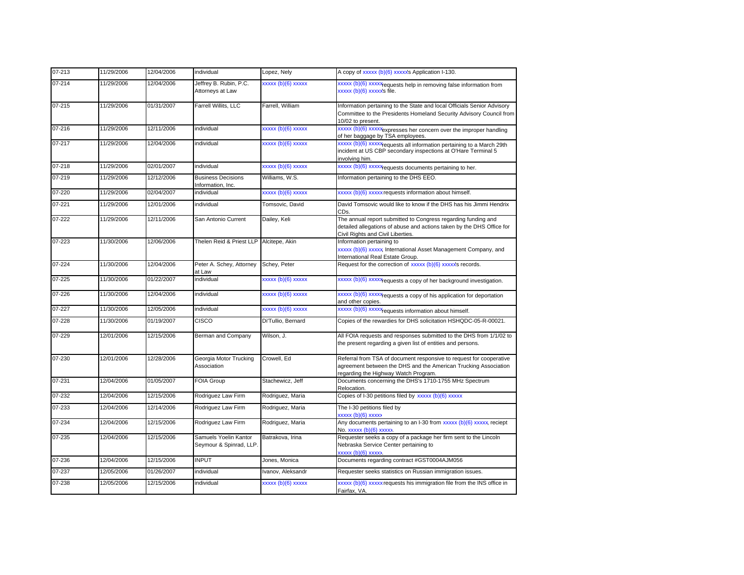| | | | | | |
|---|---|---|---|---|---|
| 07-213 | 11/29/2006 | 12/04/2006 | individual | Lopez, Nely | A copy of xxxxx (b)(6) xxxxx's Application I-130. |
| 07-214 | 11/29/2006 | 12/04/2006 | Jeffrey B. Rubin, P.C. Attorneys at Law | xxxxx (b)(6) xxxxx | xxxxx (b)(6) xxxxx requests help in removing false information from xxxxx (b)(6) xxxxx's file. |
| 07-215 | 11/29/2006 | 01/31/2007 | Farrell Willits, LLC | Farrell, William | Information pertaining to the State and local Officials Senior Advisory Committee to the Presidents Homeland Security Advisory Council from 10/02 to present. |
| 07-216 | 11/29/2006 | 12/11/2006 | individual | xxxxx (b)(6) xxxxx | xxxxx (b)(6) xxxxx expresses her concern over the improper handling of her baggage by TSA employees. |
| 07-217 | 11/29/2006 | 12/04/2006 | individual | xxxxx (b)(6) xxxxx | xxxxx (b)(6) xxxxx requests all information pertaining to a March 29th incident at US CBP secondary inspections at O'Hare Terminal 5 involving him. |
| 07-218 | 11/29/2006 | 02/01/2007 | individual | xxxxx (b)(6) xxxxx | xxxxx (b)(6) xxxxx requests documents pertaining to her. |
| 07-219 | 11/29/2006 | 12/12/2006 | Business Decisions Information, Inc. | Williams, W.S. | Information pertaining to the DHS EEO. |
| 07-220 | 11/29/2006 | 02/04/2007 | individual | xxxxx (b)(6) xxxxx | xxxxx (b)(6) xxxxx requests information about himself. |
| 07-221 | 11/29/2006 | 12/01/2006 | individual | Tomsovic, David | David Tomsovic would like to know if the DHS has his Jimmi Hendrix CDs. |
| 07-222 | 11/29/2006 | 12/11/2006 | San Antonio Current | Dailey, Keli | The annual report submitted to Congress regarding funding and detailed allegations of abuse and actions taken by the DHS Office for Civil Rights and Civil Liberties. |
| 07-223 | 11/30/2006 | 12/06/2006 | Thelen Reid & Priest LLP | Alcitepe, Akin | Information pertaining to xxxxx (b)(6) xxxxx, International Asset Management Company, and International Real Estate Group. |
| 07-224 | 11/30/2006 | 12/04/2006 | Peter A. Schey, Attorney at Law | Schey, Peter | Request for the correction of xxxxx (b)(6) xxxxx's records. |
| 07-225 | 11/30/2006 | 01/22/2007 | individual | xxxxx (b)(6) xxxxx | xxxxx (b)(6) xxxxx requests a copy of her background investigation. |
| 07-226 | 11/30/2006 | 12/04/2006 | individual | xxxxx (b)(6) xxxxx | xxxxx (b)(6) xxxxx requests a copy of his application for deportation and other copies. |
| 07-227 | 11/30/2006 | 12/05/2006 | individual | xxxxx (b)(6) xxxxx | xxxxx (b)(6) xxxxx requests information about himself. |
| 07-228 | 11/30/2006 | 01/19/2007 | CISCO | Di'Tullio, Bernard | Copies of the rewardies for DHS solicitation HSHQDC-05-R-00021. |
| 07-229 | 12/01/2006 | 12/15/2006 | Berman and Company | Wilson, J. | All FOIA requests and responses submitted to the DHS from 1/1/02 to the present regarding a given list of entities and persons. |
| 07-230 | 12/01/2006 | 12/28/2006 | Georgia Motor Trucking Association | Crowell, Ed | Referral from TSA of document responsive to request for cooperative agreement between the DHS and the American Trucking Association regarding the Highway Watch Program. |
| 07-231 | 12/04/2006 | 01/05/2007 | FOIA Group | Stachewicz, Jeff | Documents concerning the DHS's 1710-1755 MHz Spectrum Relocation. |
| 07-232 | 12/04/2006 | 12/15/2006 | Rodriguez Law Firm | Rodriguez, Maria | Copies of I-30 petitions filed by xxxxx (b)(6) xxxxx |
| 07-233 | 12/04/2006 | 12/14/2006 | Rodriguez Law Firm | Rodriguez, Maria | The I-30 petitions filed by xxxxx (b)(6) xxxxx |
| 07-234 | 12/04/2006 | 12/15/2006 | Rodriguez Law Firm | Rodriguez, Maria | Any documents pertaining to an I-30 from xxxxx (b)(6) xxxxx, reciept No. xxxxx (b)(6) xxxxx. |
| 07-235 | 12/04/2006 | 12/15/2006 | Samuels Yoelin Kantor Seymour & Spinrad, LLP. | Batrakova, Irina | Requester seeks a copy of a package her firm sent to the Lincoln Nebraska Service Center pertaining to xxxxx (b)(6) xxxxx. |
| 07-236 | 12/04/2006 | 12/15/2006 | INPUT | Jones, Monica | Documents regarding contract #GST0004AJM056 |
| 07-237 | 12/05/2006 | 01/26/2007 | individual | Ivanov, Aleksandr | Requester seeks statistics on Russian immigration issues. |
| 07-238 | 12/05/2006 | 12/15/2006 | individual | xxxxx (b)(6) xxxxx | xxxxx (b)(6) xxxxx requests his immigration file from the INS office in Fairfax, VA. |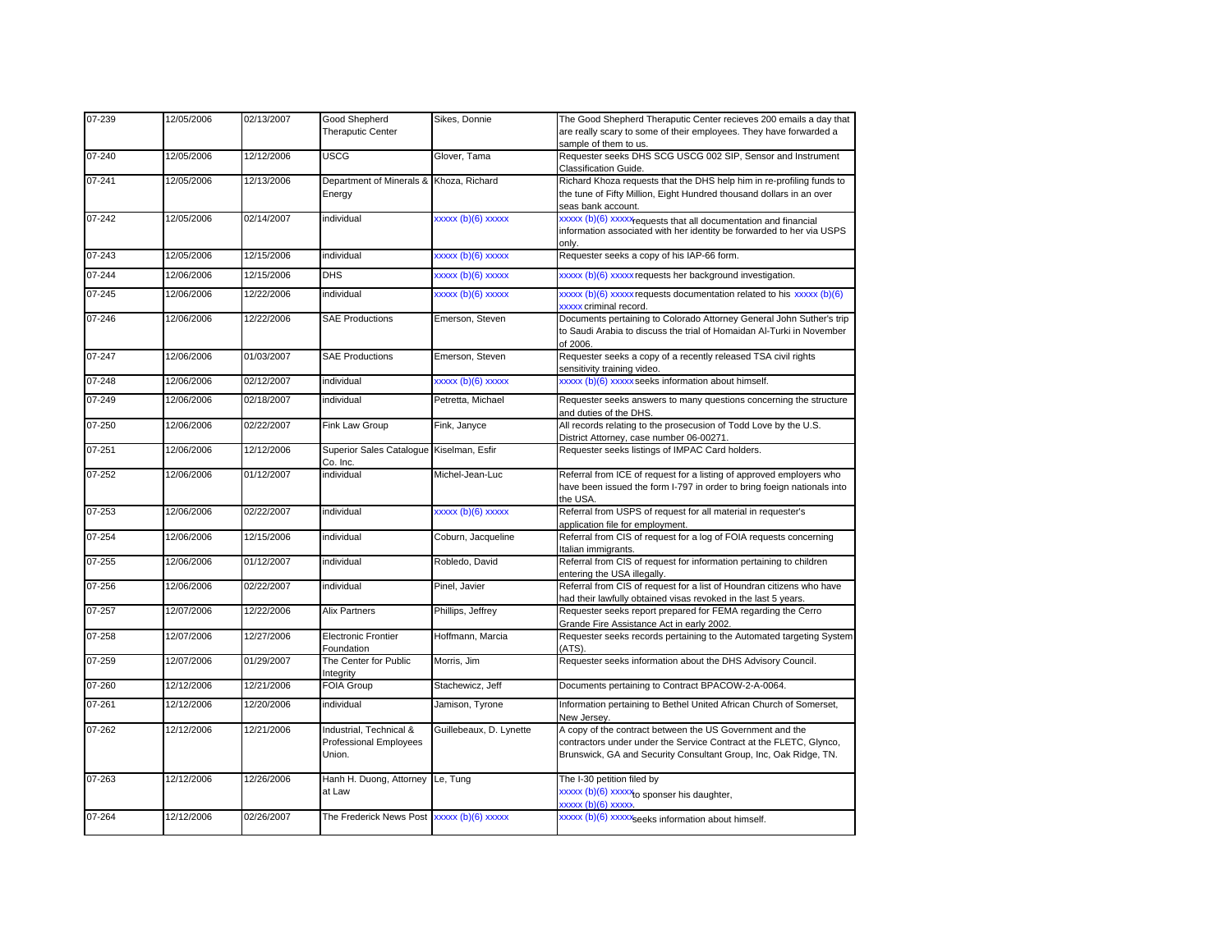| | | | | | |
|---|---|---|---|---|---|
| 07-239 | 12/05/2006 | 02/13/2007 | Good Shepherd Theraputic Center | Sikes, Donnie | The Good Shepherd Theraputic Center recieves 200 emails a day that are really scary to some of their employees. They have forwarded a sample of them to us. |
| 07-240 | 12/05/2006 | 12/12/2006 | USCG | Glover, Tama | Requester seeks DHS SCG USCG 002 SIP, Sensor and Instrument Classification Guide. |
| 07-241 | 12/05/2006 | 12/13/2006 | Department of Minerals & Energy | Khoza, Richard | Richard Khoza requests that the DHS help him in re-profiling funds to the tune of Fifty Million, Eight Hundred thousand dollars in an over seas bank account. |
| 07-242 | 12/05/2006 | 02/14/2007 | individual | xxxxx (b)(6) xxxxx | xxxxx (b)(6) xxxxx requests that all documentation and financial information associated with her identity be forwarded to her via USPS only. |
| 07-243 | 12/05/2006 | 12/15/2006 | individual | xxxxx (b)(6) xxxxx | Requester seeks a copy of his IAP-66 form. |
| 07-244 | 12/06/2006 | 12/15/2006 | DHS | xxxxx (b)(6) xxxxx | xxxxx (b)(6) xxxxx requests her background investigation. |
| 07-245 | 12/06/2006 | 12/22/2006 | individual | xxxxx (b)(6) xxxxx | xxxxx (b)(6) xxxxx requests documentation related to his xxxxx (b)(6) xxxxx criminal record. |
| 07-246 | 12/06/2006 | 12/22/2006 | SAE Productions | Emerson, Steven | Documents pertaining to Colorado Attorney General John Suther's trip to Saudi Arabia to discuss the trial of Homaidan Al-Turki in November of 2006. |
| 07-247 | 12/06/2006 | 01/03/2007 | SAE Productions | Emerson, Steven | Requester seeks a copy of a recently released TSA civil rights sensitivity training video. |
| 07-248 | 12/06/2006 | 02/12/2007 | individual | xxxxx (b)(6) xxxxx | xxxxx (b)(6) xxxxx seeks information about himself. |
| 07-249 | 12/06/2006 | 02/18/2007 | individual | Petretta, Michael | Requester seeks answers to many questions concerning the structure and duties of the DHS. |
| 07-250 | 12/06/2006 | 02/22/2007 | Fink Law Group | Fink, Janyce | All records relating to the prosecusion of Todd Love by the U.S. District Attorney, case number 06-00271. |
| 07-251 | 12/06/2006 | 12/12/2006 | Superior Sales Catalogue Co. Inc. | Kiselman, Esfir | Requester seeks listings of IMPAC Card holders. |
| 07-252 | 12/06/2006 | 01/12/2007 | individual | Michel-Jean-Luc | Referral from ICE of request for a listing of approved employers who have been issued the form I-797 in order to bring foeign nationals into the USA. |
| 07-253 | 12/06/2006 | 02/22/2007 | individual | xxxxx (b)(6) xxxxx | Referral from USPS of request for all material in requester's application file for employment. |
| 07-254 | 12/06/2006 | 12/15/2006 | individual | Coburn, Jacqueline | Referral from CIS of request for a log of FOIA requests concerning Italian immigrants. |
| 07-255 | 12/06/2006 | 01/12/2007 | individual | Robledo, David | Referral from CIS of request for information pertaining to children entering the USA illegally. |
| 07-256 | 12/06/2006 | 02/22/2007 | individual | Pinel, Javier | Referral from CIS of request for a list of Houndran citizens who have had their lawfully obtained visas revoked in the last 5 years. |
| 07-257 | 12/07/2006 | 12/22/2006 | Alix Partners | Phillips, Jeffrey | Requester seeks report prepared for FEMA regarding the Cerro Grande Fire Assistance Act in early 2002. |
| 07-258 | 12/07/2006 | 12/27/2006 | Electronic Frontier Foundation | Hoffmann, Marcia | Requester seeks records pertaining to the Automated targeting System (ATS). |
| 07-259 | 12/07/2006 | 01/29/2007 | The Center for Public Integrity | Morris, Jim | Requester seeks information about the DHS Advisory Council. |
| 07-260 | 12/12/2006 | 12/21/2006 | FOIA Group | Stachewicz, Jeff | Documents pertaining to Contract BPACOW-2-A-0064. |
| 07-261 | 12/12/2006 | 12/20/2006 | individual | Jamison, Tyrone | Information pertaining to Bethel United African Church of Somerset, New Jersey. |
| 07-262 | 12/12/2006 | 12/21/2006 | Industrial, Technical & Professional Employees Union. | Guillebeaux, D. Lynette | A copy of the contract between the US Government and the contractors under under the Service Contract at the FLETC, Glynco, Brunswick, GA and Security Consultant Group, Inc, Oak Ridge, TN. |
| 07-263 | 12/12/2006 | 12/26/2006 | Hanh H. Duong, Attorney at Law | Le, Tung | The I-30 petition filed by xxxxx (b)(6) xxxxx to sponser his daughter, xxxxx (b)(6) xxxxx. |
| 07-264 | 12/12/2006 | 02/26/2007 | The Frederick News Post | xxxxx (b)(6) xxxxx | xxxxx (b)(6) xxxxx seeks information about himself. |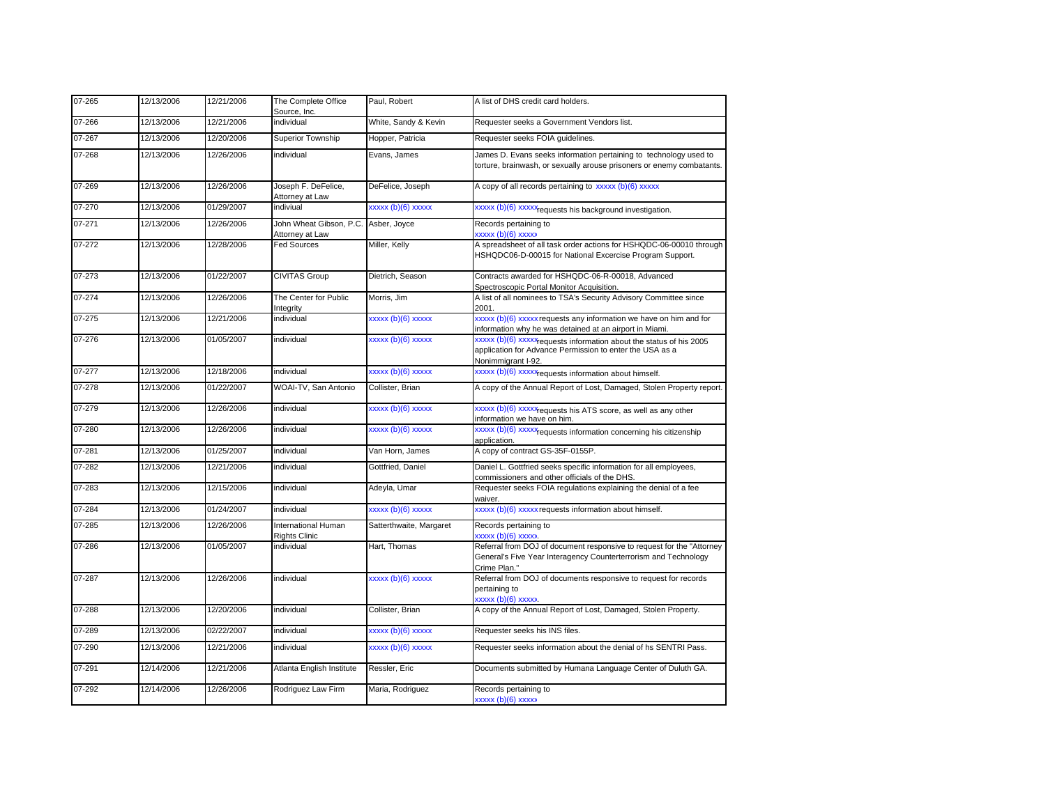| | | | | | |
|---|---|---|---|---|---|
| 07-265 | 12/13/2006 | 12/21/2006 | The Complete Office Source, Inc. | Paul, Robert | A list of DHS credit card holders. |
| 07-266 | 12/13/2006 | 12/21/2006 | individual | White, Sandy & Kevin | Requester seeks a Government Vendors list. |
| 07-267 | 12/13/2006 | 12/20/2006 | Superior Township | Hopper, Patricia | Requester seeks FOIA guidelines. |
| 07-268 | 12/13/2006 | 12/26/2006 | individual | Evans, James | James D. Evans seeks information pertaining to technology used to torture, brainwash, or sexually arouse prisoners or enemy combatants. |
| 07-269 | 12/13/2006 | 12/26/2006 | Joseph F. DeFelice, Attorney at Law | DeFelice, Joseph | A copy of all records pertaining to xxxxx (b)(6) xxxxx |
| 07-270 | 12/13/2006 | 01/29/2007 | indiviual | xxxxx (b)(6) xxxxx | xxxxx (b)(6) xxxxx requests his background investigation. |
| 07-271 | 12/13/2006 | 12/26/2006 | John Wheat Gibson, P.C. Attorney at Law | Asber, Joyce | Records pertaining to xxxxx (b)(6) xxxxx |
| 07-272 | 12/13/2006 | 12/28/2006 | Fed Sources | Miller, Kelly | A spreadsheet of all task order actions for HSHQDC-06-00010 through HSHQDC06-D-00015 for National Excercise Program Support. |
| 07-273 | 12/13/2006 | 01/22/2007 | CIVITAS Group | Dietrich, Season | Contracts awarded for HSHQDC-06-R-00018, Advanced Spectroscopic Portal Monitor Acquisition. |
| 07-274 | 12/13/2006 | 12/26/2006 | The Center for Public Integrity | Morris, Jim | A list of all nominees to TSA's Security Advisory Committee since 2001. |
| 07-275 | 12/13/2006 | 12/21/2006 | individual | xxxxx (b)(6) xxxxx | xxxxx (b)(6) xxxxx requests any information we have on him and for information why he was detained at an airport in Miami. |
| 07-276 | 12/13/2006 | 01/05/2007 | individual | xxxxx (b)(6) xxxxx | xxxxx (b)(6) xxxxx requests information about the status of his 2005 application for Advance Permission to enter the USA as a Nonimmigrant I-92. |
| 07-277 | 12/13/2006 | 12/18/2006 | individual | xxxxx (b)(6) xxxxx | xxxxx (b)(6) xxxxx requests information about himself. |
| 07-278 | 12/13/2006 | 01/22/2007 | WOAI-TV, San Antonio | Collister, Brian | A copy of the Annual Report of Lost, Damaged, Stolen Property report. |
| 07-279 | 12/13/2006 | 12/26/2006 | individual | xxxxx (b)(6) xxxxx | xxxxx (b)(6) xxxxx requests his ATS score, as well as any other information we have on him. |
| 07-280 | 12/13/2006 | 12/26/2006 | individual | xxxxx (b)(6) xxxxx | xxxxx (b)(6) xxxxx requests information concerning his citizenship application. |
| 07-281 | 12/13/2006 | 01/25/2007 | individual | Van Horn, James | A copy of contract GS-35F-0155P. |
| 07-282 | 12/13/2006 | 12/21/2006 | individual | Gottfried, Daniel | Daniel L. Gottfried seeks specific information for all employees, commissioners and other officials of the DHS. |
| 07-283 | 12/13/2006 | 12/15/2006 | individual | Adeyla, Umar | Requester seeks FOIA regulations explaining the denial of a fee waiver. |
| 07-284 | 12/13/2006 | 01/24/2007 | individual | xxxxx (b)(6) xxxxx | xxxxx (b)(6) xxxxx requests information about himself. |
| 07-285 | 12/13/2006 | 12/26/2006 | International Human Rights Clinic | Satterthwaite, Margaret | Records pertaining to xxxxx (b)(6) xxxxx. |
| 07-286 | 12/13/2006 | 01/05/2007 | individual | Hart, Thomas | Referral from DOJ of document responsive to request for the "Attorney General's Five Year Interagency Counterterrorism and Technology Crime Plan." |
| 07-287 | 12/13/2006 | 12/26/2006 | individual | xxxxx (b)(6) xxxxx | Referral from DOJ of documents responsive to request for records pertaining to xxxxx (b)(6) xxxxx. |
| 07-288 | 12/13/2006 | 12/20/2006 | individual | Collister, Brian | A copy of the Annual Report of Lost, Damaged, Stolen Property. |
| 07-289 | 12/13/2006 | 02/22/2007 | individual | xxxxx (b)(6) xxxxx | Requester seeks his INS files. |
| 07-290 | 12/13/2006 | 12/21/2006 | individual | xxxxx (b)(6) xxxxx | Requester seeks information about the denial of hs SENTRI Pass. |
| 07-291 | 12/14/2006 | 12/21/2006 | Atlanta English Institute | Ressler, Eric | Documents submitted by Humana Language Center of Duluth GA. |
| 07-292 | 12/14/2006 | 12/26/2006 | Rodriguez Law Firm | Maria, Rodriguez | Records pertaining to xxxxx (b)(6) xxxxx |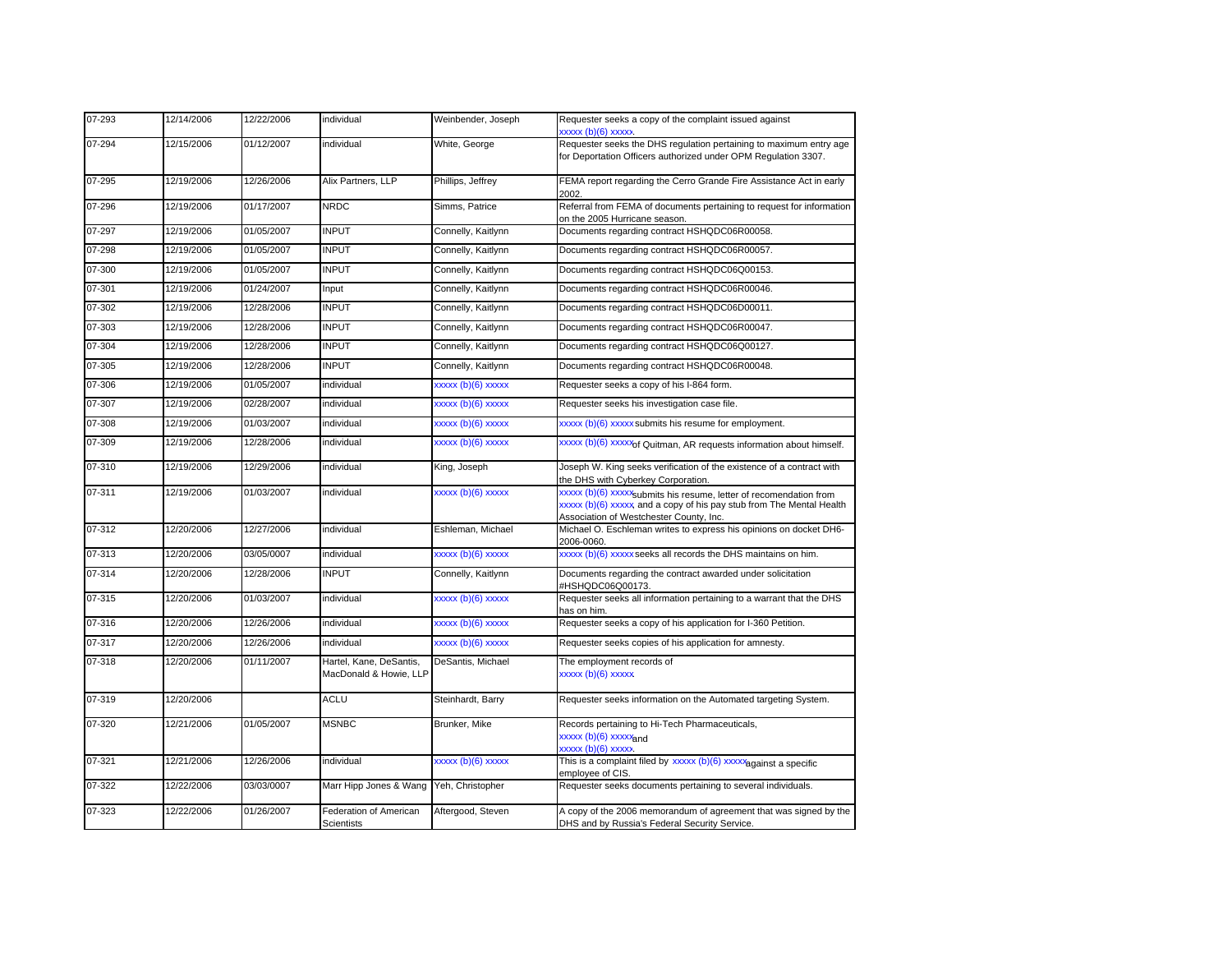| | | | | | |
|---|---|---|---|---|---|
| 07-293 | 12/14/2006 | 12/22/2006 | individual | Weinbender, Joseph | Requester seeks a copy of the complaint issued against xxxxx (b)(6) xxxxx. |
| 07-294 | 12/15/2006 | 01/12/2007 | individual | White, George | Requester seeks the DHS regulation pertaining to maximum entry age for Deportation Officers authorized under OPM Regulation 3307. |
| 07-295 | 12/19/2006 | 12/26/2006 | Alix Partners, LLP | Phillips, Jeffrey | FEMA report regarding the Cerro Grande Fire Assistance Act in early 2002. |
| 07-296 | 12/19/2006 | 01/17/2007 | NRDC | Simms, Patrice | Referral from FEMA of documents pertaining to request for information on the 2005 Hurricane season. |
| 07-297 | 12/19/2006 | 01/05/2007 | INPUT | Connelly, Kaitlynn | Documents regarding contract HSHQDC06R00058. |
| 07-298 | 12/19/2006 | 01/05/2007 | INPUT | Connelly, Kaitlynn | Documents regarding contract HSHQDC06R00057. |
| 07-300 | 12/19/2006 | 01/05/2007 | INPUT | Connelly, Kaitlynn | Documents regarding contract HSHQDC06Q00153. |
| 07-301 | 12/19/2006 | 01/24/2007 | Input | Connelly, Kaitlynn | Documents regarding contract HSHQDC06R00046. |
| 07-302 | 12/19/2006 | 12/28/2006 | INPUT | Connelly, Kaitlynn | Documents regarding contract HSHQDC06D00011. |
| 07-303 | 12/19/2006 | 12/28/2006 | INPUT | Connelly, Kaitlynn | Documents regarding contract HSHQDC06R00047. |
| 07-304 | 12/19/2006 | 12/28/2006 | INPUT | Connelly, Kaitlynn | Documents regarding contract HSHQDC06Q00127. |
| 07-305 | 12/19/2006 | 12/28/2006 | INPUT | Connelly, Kaitlynn | Documents regarding contract HSHQDC06R00048. |
| 07-306 | 12/19/2006 | 01/05/2007 | individual | xxxxx (b)(6) xxxxx | Requester seeks a copy of his I-864 form. |
| 07-307 | 12/19/2006 | 02/28/2007 | individual | xxxxx (b)(6) xxxxx | Requester seeks his investigation case file. |
| 07-308 | 12/19/2006 | 01/03/2007 | individual | xxxxx (b)(6) xxxxx | xxxxx (b)(6) xxxxx submits his resume for employment. |
| 07-309 | 12/19/2006 | 12/28/2006 | individual | xxxxx (b)(6) xxxxx | xxxxx (b)(6) xxxxx of Quitman, AR requests information about himself. |
| 07-310 | 12/19/2006 | 12/29/2006 | individual | King, Joseph | Joseph W. King seeks verification of the existence of a contract with the DHS with Cyberkey Corporation. |
| 07-311 | 12/19/2006 | 01/03/2007 | individual | xxxxx (b)(6) xxxxx | xxxxx (b)(6) xxxxx submits his resume, letter of recomendation from xxxxx (b)(6) xxxxx, and a copy of his pay stub from The Mental Health Association of Westchester County, Inc. |
| 07-312 | 12/20/2006 | 12/27/2006 | individual | Eshleman, Michael | Michael O. Eschleman writes to express his opinions on docket DH6-2006-0060. |
| 07-313 | 12/20/2006 | 03/05/0007 | individual | xxxxx (b)(6) xxxxx | xxxxx (b)(6) xxxxx seeks all records the DHS maintains on him. |
| 07-314 | 12/20/2006 | 12/28/2006 | INPUT | Connelly, Kaitlynn | Documents regarding the contract awarded under solicitation #HSHQDC06Q00173. |
| 07-315 | 12/20/2006 | 01/03/2007 | individual | xxxxx (b)(6) xxxxx | Requester seeks all information pertaining to a warrant that the DHS has on him. |
| 07-316 | 12/20/2006 | 12/26/2006 | individual | xxxxx (b)(6) xxxxx | Requester seeks a copy of his application for I-360 Petition. |
| 07-317 | 12/20/2006 | 12/26/2006 | individual | xxxxx (b)(6) xxxxx | Requester seeks copies of his application for amnesty. |
| 07-318 | 12/20/2006 | 01/11/2007 | Hartel, Kane, DeSantis, MacDonald & Howie, LLP | DeSantis, Michael | The employment records of xxxxx (b)(6) xxxxx |
| 07-319 | 12/20/2006 | | ACLU | Steinhardt, Barry | Requester seeks information on the Automated targeting System. |
| 07-320 | 12/21/2006 | 01/05/2007 | MSNBC | Brunker, Mike | Records pertaining to Hi-Tech Pharmaceuticals, xxxxx (b)(6) xxxxx and xxxxx (b)(6) xxxxx. |
| 07-321 | 12/21/2006 | 12/26/2006 | individual | xxxxx (b)(6) xxxxx | This is a complaint filed by xxxxx (b)(6) xxxxx against a specific employee of CIS. |
| 07-322 | 12/22/2006 | 03/03/0007 | Marr Hipp Jones & Wang | Yeh, Christopher | Requester seeks documents pertaining to several individuals. |
| 07-323 | 12/22/2006 | 01/26/2007 | Federation of American Scientists | Aftergood, Steven | A copy of the 2006 memorandum of agreement that was signed by the DHS and by Russia's Federal Security Service. |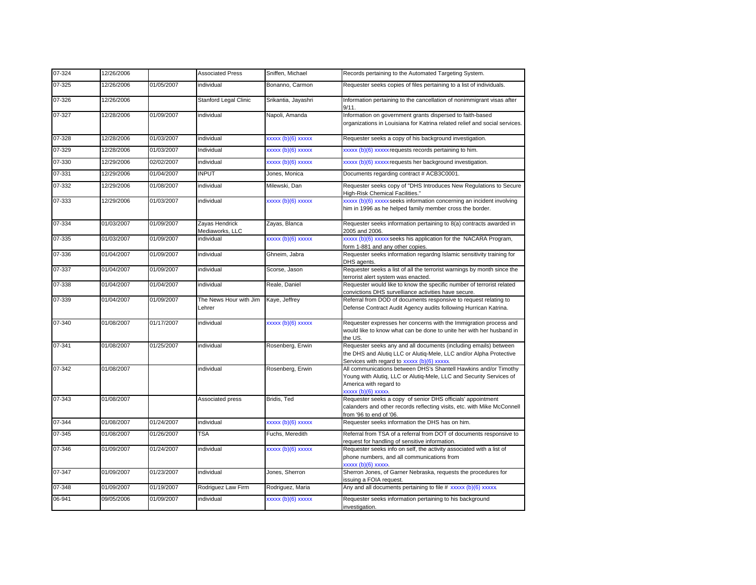| | | | | | |
|---|---|---|---|---|---|
| 07-324 | 12/26/2006 | | Associated Press | Sniffen, Michael | Records pertaining to the Automated Targeting System. |
| 07-325 | 12/26/2006 | 01/05/2007 | individual | Bonanno, Carmon | Requester seeks copies of files pertaining to a list of individuals. |
| 07-326 | 12/26/2006 | | Stanford Legal Clinic | Srikantia, Jayashri | Information pertaining to the cancellation of nonimmigrant visas after 9/11. |
| 07-327 | 12/28/2006 | 01/09/2007 | individual | Napoli, Amanda | Information on government grants dispersed to faith-based organizations in Louisiana for Katrina related relief and social services. |
| 07-328 | 12/28/2006 | 01/03/2007 | individual | xxxxx (b)(6) xxxxx | Requester seeks a copy of his background investigation. |
| 07-329 | 12/28/2006 | 01/03/2007 | Individual | xxxxx (b)(6) xxxxx | xxxxx (b)(6) xxxxx requests records pertaining to him. |
| 07-330 | 12/29/2006 | 02/02/2007 | individual | xxxxx (b)(6) xxxxx | xxxxx (b)(6) xxxxx requests her background investigation. |
| 07-331 | 12/29/2006 | 01/04/2007 | INPUT | Jones, Monica | Documents regarding contract # ACB3C0001. |
| 07-332 | 12/29/2006 | 01/08/2007 | individual | Milewski, Dan | Requester seeks copy of "DHS Introduces New Regulations to Secure High-Risk Chemical Facilities." |
| 07-333 | 12/29/2006 | 01/03/2007 | individual | xxxxx (b)(6) xxxxx | xxxxx (b)(6) xxxxx seeks information concerning an incident involving him in 1996 as he helped family member cross the border. |
| 07-334 | 01/03/2007 | 01/09/2007 | Zayas Hendrick Mediaworks, LLC | Zayas, Blanca | Requester seeks information pertaining to 8(a) contracts awarded in 2005 and 2006. |
| 07-335 | 01/03/2007 | 01/09/2007 | individual | xxxxx (b)(6) xxxxx | xxxxx (b)(6) xxxxx seeks his application for the NACARA Program, form 1-881 and any other copies. |
| 07-336 | 01/04/2007 | 01/09/2007 | individual | Ghneim, Jabra | Requester seeks information regardng Islamic sensitivity training for DHS agents. |
| 07-337 | 01/04/2007 | 01/09/2007 | individual | Scorse, Jason | Requester seeks a list of all the terrorist warnings by month since the terrorist alert system was enacted. |
| 07-338 | 01/04/2007 | 01/04/2007 | individual | Reale, Daniel | Requester would like to know the specific number of terrorist related convictions DHS survelliance activities have secure. |
| 07-339 | 01/04/2007 | 01/09/2007 | The News Hour with Jim Lehrer | Kaye, Jeffrey | Referral from DOD of documents responsive to request relating to Defense Contract Audit Agency audits following Hurrican Katrina. |
| 07-340 | 01/08/2007 | 01/17/2007 | individual | xxxxx (b)(6) xxxxx | Requester expresses her concerns with the Immigration process and would like to know what can be done to unite her with her husband in the US. |
| 07-341 | 01/08/2007 | 01/25/2007 | individual | Rosenberg, Erwin | Requester seeks any and all documents (including emails) between the DHS and Alutiq LLC or Alutiq-Mele, LLC and/or Alpha Protective Services with regard to xxxxx (b)(6) xxxxx. |
| 07-342 | 01/08/2007 | | individual | Rosenberg, Erwin | All communications between DHS's Shantell Hawkins and/or Timothy Young with Alutiq, LLC or Alutiq-Mele, LLC and Security Services of America with regard to xxxxx (b)(6) xxxxx. |
| 07-343 | 01/08/2007 | | Associated press | Bridis, Ted | Requester seeks a copy of senior DHS officials' appointment calanders and other records reflecting visits, etc. with Mike McConnell from '96 to end of '06. |
| 07-344 | 01/08/2007 | 01/24/2007 | individual | xxxxx (b)(6) xxxxx | Requester seeks information the DHS has on him. |
| 07-345 | 01/08/2007 | 01/26/2007 | TSA | Fuchs, Meredith | Referral from TSA of a referral from DOT of documents responsive to request for handling of sensitive information. |
| 07-346 | 01/09/2007 | 01/24/2007 | individual | xxxxx (b)(6) xxxxx | Requester seeks info on self, the activity associated with a list of phone numbers, and all communications from xxxxx (b)(6) xxxxx. |
| 07-347 | 01/09/2007 | 01/23/2007 | individual | Jones, Sherron | Sherron Jones, of Garner Nebraska, requests the procedures for issuing a FOIA request. |
| 07-348 | 01/09/2007 | 01/19/2007 | Rodriguez Law Firm | Rodriguez, Maria | Any and all documents pertaining to file # xxxxx (b)(6) xxxxx. |
| 06-941 | 09/05/2006 | 01/09/2007 | individual | xxxxx (b)(6) xxxxx | Requester seeks information pertaining to his background investigation. |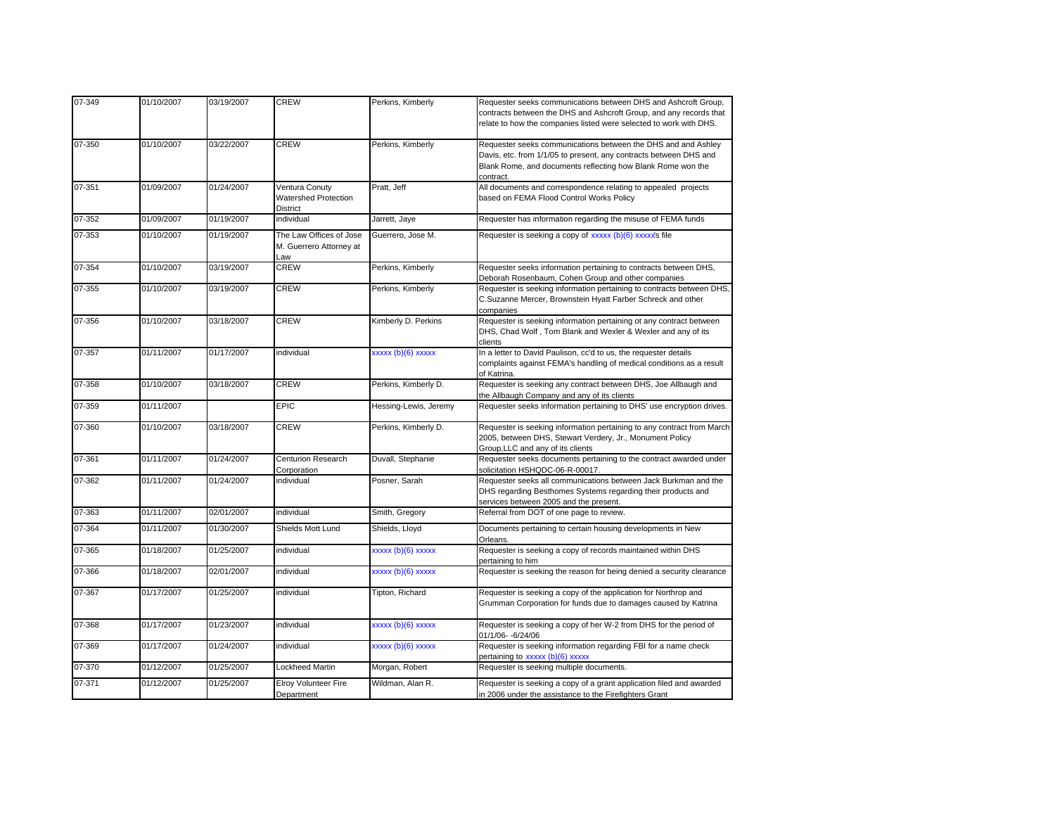| | | | | | |
|---|---|---|---|---|---|
| 07-349 | 01/10/2007 | 03/19/2007 | CREW | Perkins, Kimberly | Requester seeks communications between DHS and Ashcroft Group, contracts between the DHS and Ashcroft Group, and any records that relate to how the companies listed were selected to work with DHS. |
| 07-350 | 01/10/2007 | 03/22/2007 | CREW | Perkins, Kimberly | Requester seeks communications between the DHS and and Ashley Davis, etc. from 1/1/05 to present, any contracts between DHS and Blank Rome, and documents reflecting how Blank Rome won the contract. |
| 07-351 | 01/09/2007 | 01/24/2007 | Ventura Conuty Watershed Protection District | Pratt, Jeff | All documents and correspondence relating to appealed projects based on FEMA Flood Control Works Policy |
| 07-352 | 01/09/2007 | 01/19/2007 | individual | Jarrett, Jaye | Requester has information regarding the misuse of FEMA funds |
| 07-353 | 01/10/2007 | 01/19/2007 | The Law Offices of Jose M. Guerrero Attorney at Law | Guerrero, Jose M. | Requester is seeking a copy of xxxxx (b)(6) xxxxx's file |
| 07-354 | 01/10/2007 | 03/19/2007 | CREW | Perkins, Kimberly | Requester seeks information pertaining to contracts between DHS, Deborah Rosenbaum, Cohen Group and other companies |
| 07-355 | 01/10/2007 | 03/19/2007 | CREW | Perkins, Kimberly | Requester is seeking information pertaining to contracts between DHS, C.Suzanne Mercer, Brownstein Hyatt Farber Schreck and other companies |
| 07-356 | 01/10/2007 | 03/18/2007 | CREW | Kimberly D. Perkins | Requester is seeking information pertaining ot any contract between DHS, Chad Wolf , Tom Blank and Wexler & Wexler and any of its clients |
| 07-357 | 01/11/2007 | 01/17/2007 | individual | xxxxx (b)(6) xxxxx | In a letter to David Paulison, cc'd to us, the requester details complaints against FEMA's handling of medical conditions as a result of Katrina. |
| 07-358 | 01/10/2007 | 03/18/2007 | CREW | Perkins, Kimberly D. | Requester is seeking any contract between DHS, Joe Allbaugh and the Allbaugh Company and any of its clients |
| 07-359 | 01/11/2007 | | EPIC | Hessing-Lewis, Jeremy | Requester seeks information pertaining to DHS' use encryption drives. |
| 07-360 | 01/10/2007 | 03/18/2007 | CREW | Perkins, Kimberly D. | Requester is seeking information pertaining to any contract from March 2005, between DHS, Stewart Verdery, Jr., Monument Policy Group,LLC and any of its clients |
| 07-361 | 01/11/2007 | 01/24/2007 | Centurion Research Corporation | Duvall, Stephanie | Requester seeks documents pertaining to the contract awarded under solicitation HSHQDC-06-R-00017. |
| 07-362 | 01/11/2007 | 01/24/2007 | individual | Posner, Sarah | Requester seeks all communications between Jack Burkman and the DHS regarding Besthomes Systems regarding their products and services between 2005 and the present. |
| 07-363 | 01/11/2007 | 02/01/2007 | individual | Smith, Gregory | Referral from DOT of one page to review. |
| 07-364 | 01/11/2007 | 01/30/2007 | Shields Mott Lund | Shields, Lloyd | Documents pertaining to certain housing developments in New Orleans. |
| 07-365 | 01/18/2007 | 01/25/2007 | individual | xxxxx (b)(6) xxxxx | Requester is seeking a copy of records maintained within DHS pertaining to him |
| 07-366 | 01/18/2007 | 02/01/2007 | individual | xxxxx (b)(6) xxxxx | Requester is seeking the reason for being denied a security clearance |
| 07-367 | 01/17/2007 | 01/25/2007 | individual | Tipton, Richard | Requester is seeking a copy of the application for Northrop and Grumman Corporation for funds due to damages caused by Katrina |
| 07-368 | 01/17/2007 | 01/23/2007 | individual | xxxxx (b)(6) xxxxx | Requester is seeking a copy of her W-2 from DHS for the period of 01/1/06- -6/24/06 |
| 07-369 | 01/17/2007 | 01/24/2007 | individual | xxxxx (b)(6) xxxxx | Requester is seeking information regarding FBI for a name check pertaining to xxxxx (b)(6) xxxxx |
| 07-370 | 01/12/2007 | 01/25/2007 | Lockheed Martin | Morgan, Robert | Requester is seeking multiple documents. |
| 07-371 | 01/12/2007 | 01/25/2007 | Elroy Volunteer Fire Department | Wildman, Alan R. | Requester is seeking a copy of a grant application filed and awarded in 2006 under the assistance to the Firefighters Grant |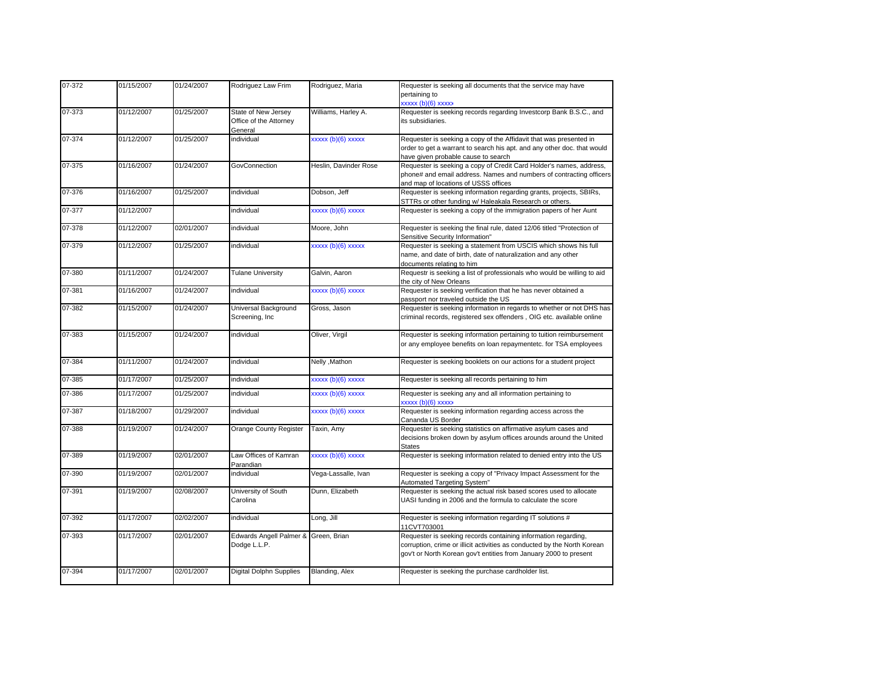| | | | | | |
|---|---|---|---|---|---|
| 07-372 | 01/15/2007 | 01/24/2007 | Rodriguez Law Frim | Rodriguez, Maria | Requester is seeking all documents that the service may have pertaining to xxxxx (b)(6) xxxxx |
| 07-373 | 01/12/2007 | 01/25/2007 | State of New Jersey Office of the Attorney General | Williams, Harley A. | Requester is seeking records regarding Investcorp Bank B.S.C., and its subsidiaries. |
| 07-374 | 01/12/2007 | 01/25/2007 | individual | xxxxx (b)(6) xxxxx | Requester is seeking a copy of the Affidavit that was presented in order to get a warrant to search his apt. and any other doc. that would have given probable cause to search |
| 07-375 | 01/16/2007 | 01/24/2007 | GovConnection | Heslin, Davinder Rose | Requester is seeking a copy of Credit Card Holder's names, address, phone# and email address. Names and numbers of contracting officers and map of locations of USSS offices |
| 07-376 | 01/16/2007 | 01/25/2007 | individual | Dobson, Jeff | Requester is seeking information regarding grants, projects, SBIRs, STTRs or other funding w/ Haleakala Research or others. |
| 07-377 | 01/12/2007 | | individual | xxxxx (b)(6) xxxxx | Requester is seeking a copy of the immigration papers of her Aunt |
| 07-378 | 01/12/2007 | 02/01/2007 | individual | Moore, John | Requester is seeking the final rule, dated 12/06 titled "Protection of Sensitive Security Information" |
| 07-379 | 01/12/2007 | 01/25/2007 | individual | xxxxx (b)(6) xxxxx | Requester is seeking a statement from USCIS which shows his full name, and date of birth, date of naturalization and any other documents relating to him |
| 07-380 | 01/11/2007 | 01/24/2007 | Tulane University | Galvin, Aaron | Requestr is seeking a list of professionals who would be willing to aid the city of New Orleans |
| 07-381 | 01/16/2007 | 01/24/2007 | individual | xxxxx (b)(6) xxxxx | Requester is seeking verification that he has never obtained a passport nor traveled outside the US |
| 07-382 | 01/15/2007 | 01/24/2007 | Universal Background Screening, Inc | Gross, Jason | Requester is seeking information in regards to whether or not DHS has criminal records, registered sex offenders , OIG etc. available online |
| 07-383 | 01/15/2007 | 01/24/2007 | individual | Oliver, Virgil | Requester is seeking information pertaining to tuition reimbursement or any employee benefits on loan repaymentetc. for TSA employees |
| 07-384 | 01/11/2007 | 01/24/2007 | individual | Nelly ,Mathon | Requester is seeking booklets on our actions for a student project |
| 07-385 | 01/17/2007 | 01/25/2007 | individual | xxxxx (b)(6) xxxxx | Requester is seeking all records pertaining to him |
| 07-386 | 01/17/2007 | 01/25/2007 | individual | xxxxx (b)(6) xxxxx | Requester is seeking any and all information pertaining to xxxxx (b)(6) xxxxx |
| 07-387 | 01/18/2007 | 01/29/2007 | individual | xxxxx (b)(6) xxxxx | Requester is seeking information regarding access across the Cananda US Border |
| 07-388 | 01/19/2007 | 01/24/2007 | Orange County Register | Taxin, Amy | Requester is seeking statistics on affirmative asylum cases and decisions broken down by asylum offices arounds around the United States |
| 07-389 | 01/19/2007 | 02/01/2007 | Law Offices of Kamran Parandian | xxxxx (b)(6) xxxxx | Requester is seeking information related to denied entry into the US |
| 07-390 | 01/19/2007 | 02/01/2007 | individual | Vega-Lassalle, Ivan | Requester is seeking a copy of "Privacy Impact Assessment for the Automated Targeting System" |
| 07-391 | 01/19/2007 | 02/08/2007 | University of South Carolina | Dunn, Elizabeth | Requester is seeking the actual risk based scores used to allocate UASI funding in 2006 and the formula to calculate the score |
| 07-392 | 01/17/2007 | 02/02/2007 | individual | Long, Jill | Requester is seeking information regarding IT solutions # 11CVT703001 |
| 07-393 | 01/17/2007 | 02/01/2007 | Edwards Angell Palmer & Dodge L.L.P. | Green, Brian | Requester is seeking records containing information regarding, corruption, crime or illicit activities as conducted by the North Korean gov't or North Korean gov't entities from January 2000 to present |
| 07-394 | 01/17/2007 | 02/01/2007 | Digital Dolphn Supplies | Blanding, Alex | Requester is seeking the purchase cardholder list. |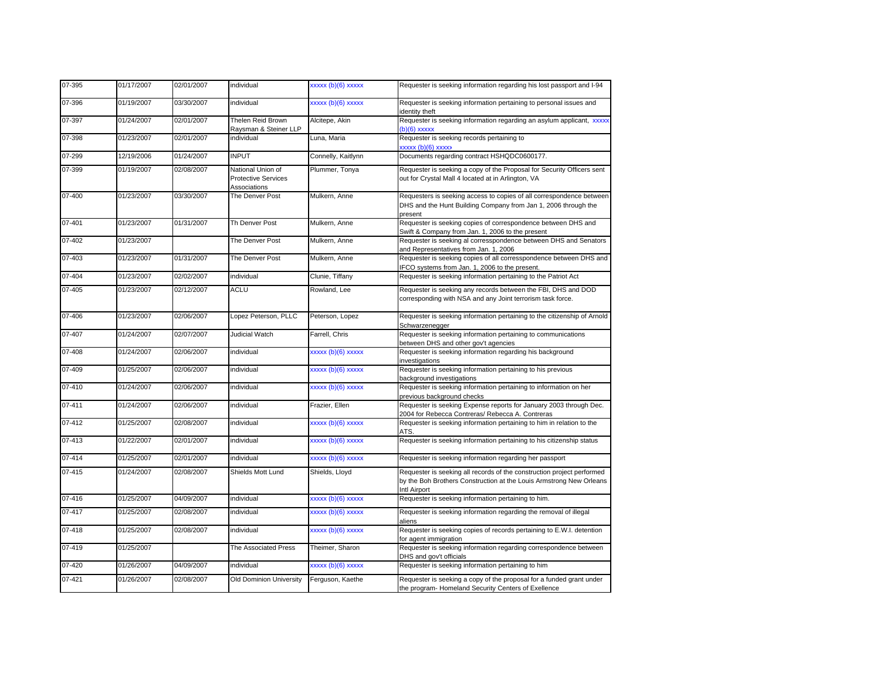| | | | | | |
|---|---|---|---|---|---|
| 07-395 | 01/17/2007 | 02/01/2007 | individual | xxxxx (b)(6) xxxxx | Requester is seeking information regarding his lost passport and I-94 |
| 07-396 | 01/19/2007 | 03/30/2007 | individual | xxxxx (b)(6) xxxxx | Requester is seeking information pertaining to personal issues and identity theft |
| 07-397 | 01/24/2007 | 02/01/2007 | Thelen Reid Brown Raysman & Steiner LLP | Alcitepe, Akin | Requester is seeking information regarding an asylum applicant, xxxxx (b)(6) xxxxx |
| 07-398 | 01/23/2007 | 02/01/2007 | individual | Luna, Maria | Requester is seeking records pertaining to xxxxx (b)(6) xxxxx |
| 07-299 | 12/19/2006 | 01/24/2007 | INPUT | Connelly, Kaitlynn | Documents regarding contract HSHQDC0600177. |
| 07-399 | 01/19/2007 | 02/08/2007 | National Union of Protective Services Associations | Plummer, Tonya | Requester is seeking a copy of the Proposal for Security Officers sent out for Crystal Mall 4 located at in Arlington, VA |
| 07-400 | 01/23/2007 | 03/30/2007 | The Denver Post | Mulkern, Anne | Requesters is seeking access to copies of all correspondence between DHS and the Hunt Building Company from Jan 1, 2006 through the present |
| 07-401 | 01/23/2007 | 01/31/2007 | Th Denver Post | Mulkern, Anne | Requester is seeking copies of correspondence between DHS and Swift & Company from Jan. 1, 2006 to the present |
| 07-402 | 01/23/2007 | | The Denver Post | Mulkern, Anne | Requester is seeking al corresspondence between DHS and Senators and Representatives from Jan. 1, 2006 |
| 07-403 | 01/23/2007 | 01/31/2007 | The Denver Post | Mulkern, Anne | Requester is seeking copies of all corresspondence between DHS and IFCO systems from Jan. 1, 2006 to the present. |
| 07-404 | 01/23/2007 | 02/02/2007 | individual | Clunie, Tiffany | Requester is seeking information pertaining to the Patriot Act |
| 07-405 | 01/23/2007 | 02/12/2007 | ACLU | Rowland, Lee | Requester is seeking any records between the FBI, DHS and DOD corresponding with NSA and any Joint terrorism task force. |
| 07-406 | 01/23/2007 | 02/06/2007 | Lopez Peterson, PLLC | Peterson, Lopez | Requester is seeking information pertaining to the citizenship of Arnold Schwarzenegger |
| 07-407 | 01/24/2007 | 02/07/2007 | Judicial Watch | Farrell, Chris | Requester is seeking information pertaining to communications between DHS and other gov't agencies |
| 07-408 | 01/24/2007 | 02/06/2007 | individual | xxxxx (b)(6) xxxxx | Requester is seeking information regarding his background investigations |
| 07-409 | 01/25/2007 | 02/06/2007 | individual | xxxxx (b)(6) xxxxx | Requester is seeking information pertaining to his previous background investigations |
| 07-410 | 01/24/2007 | 02/06/2007 | individual | xxxxx (b)(6) xxxxx | Requester is seeking information pertaining to information on her previous background checks |
| 07-411 | 01/24/2007 | 02/06/2007 | individual | Frazier, Ellen | Requester is seeking Expense reports for January 2003 through Dec. 2004 for Rebecca Contreras/ Rebecca A. Contreras |
| 07-412 | 01/25/2007 | 02/08/2007 | individual | xxxxx (b)(6) xxxxx | Requester is seeking information pertaining to him in relation to the ATS. |
| 07-413 | 01/22/2007 | 02/01/2007 | individual | xxxxx (b)(6) xxxxx | Requester is seeking information pertaining to his citizenship status |
| 07-414 | 01/25/2007 | 02/01/2007 | individual | xxxxx (b)(6) xxxxx | Requester is seeking information regarding her passport |
| 07-415 | 01/24/2007 | 02/08/2007 | Shields Mott Lund | Shields, Lloyd | Requester is seeking all records of the construction project performed by the Boh Brothers Construction at the Louis Armstrong New Orleans Intl Airport |
| 07-416 | 01/25/2007 | 04/09/2007 | individual | xxxxx (b)(6) xxxxx | Requester is seeking information pertaining to him. |
| 07-417 | 01/25/2007 | 02/08/2007 | individual | xxxxx (b)(6) xxxxx | Requester is seeking information regarding the removal of illegal aliens |
| 07-418 | 01/25/2007 | 02/08/2007 | individual | xxxxx (b)(6) xxxxx | Requester is seeking copies of records pertaining to E.W.I. detention for agent immigration |
| 07-419 | 01/25/2007 | | The Associated Press | Theimer, Sharon | Requester is seeking information regarding correspondence between DHS and gov't officials |
| 07-420 | 01/26/2007 | 04/09/2007 | individual | xxxxx (b)(6) xxxxx | Requester is seeking information pertaining to him |
| 07-421 | 01/26/2007 | 02/08/2007 | Old Dominion University | Ferguson, Kaethe | Requester is seeking a copy of the proposal for a funded grant under the program- Homeland Security Centers of Exellence |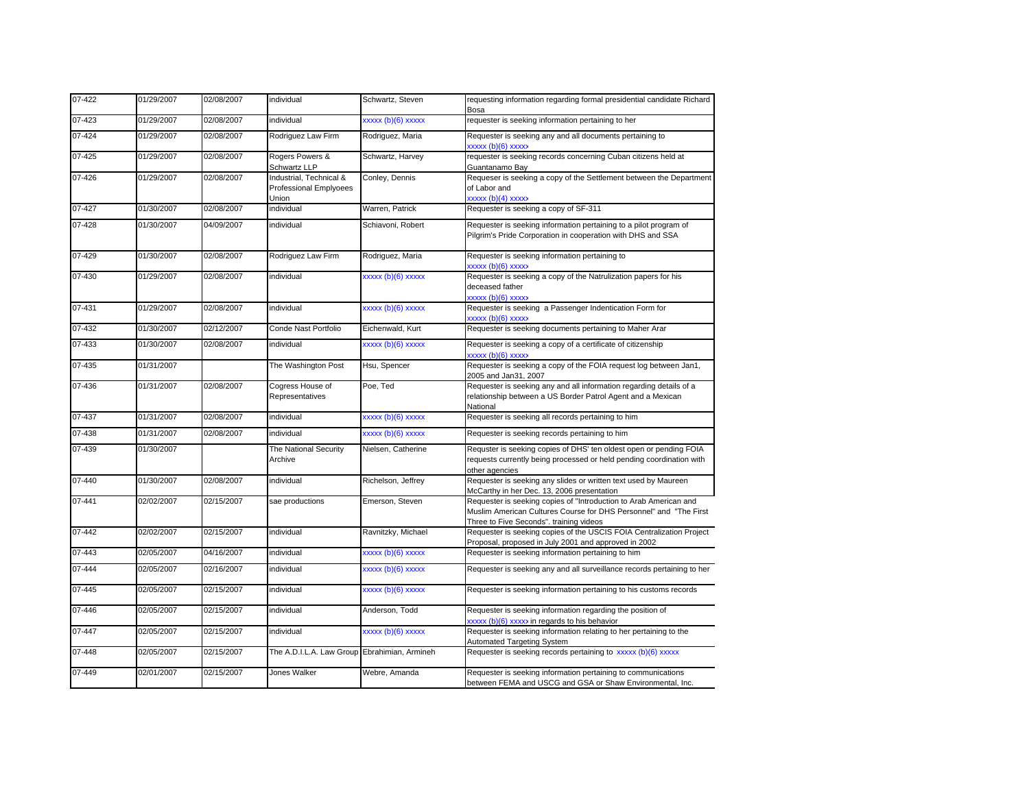| | | | | | |
|---|---|---|---|---|---|
| 07-422 | 01/29/2007 | 02/08/2007 | individual | Schwartz, Steven | requesting information regarding formal presidential candidate Richard Bosa |
| 07-423 | 01/29/2007 | 02/08/2007 | individual | xxxxx (b)(6) xxxxx | requester is seeking information pertaining to her |
| 07-424 | 01/29/2007 | 02/08/2007 | Rodriguez Law Firm | Rodriguez, Maria | Requester is seeking any and all documents pertaining to xxxxx (b)(6) xxxxx |
| 07-425 | 01/29/2007 | 02/08/2007 | Rogers Powers & Schwartz LLP | Schwartz, Harvey | requester is seeking records concerning Cuban citizens held at Guantanamo Bay |
| 07-426 | 01/29/2007 | 02/08/2007 | Industrial, Technical & Professional Emplyoees Union | Conley, Dennis | Requeser is seeking a copy of the Settlement between the Department of Labor and xxxxx (b)(4) xxxxx |
| 07-427 | 01/30/2007 | 02/08/2007 | individual | Warren, Patrick | Requester is seeking a copy of SF-311 |
| 07-428 | 01/30/2007 | 04/09/2007 | individual | Schiavoni, Robert | Requester is seeking information pertaining to a pilot program of Pilgrim's Pride Corporation in cooperation with DHS and SSA |
| 07-429 | 01/30/2007 | 02/08/2007 | Rodriguez Law Firm | Rodriguez, Maria | Requester is seeking information pertaining to xxxxx (b)(6) xxxxx |
| 07-430 | 01/29/2007 | 02/08/2007 | individual | xxxxx (b)(6) xxxxx | Requester is seeking a copy of the Natrulization papers for his deceased father xxxxx (b)(6) xxxxx |
| 07-431 | 01/29/2007 | 02/08/2007 | individual | xxxxx (b)(6) xxxxx | Requester is seeking a Passenger Indentication Form for xxxxx (b)(6) xxxxx |
| 07-432 | 01/30/2007 | 02/12/2007 | Conde Nast Portfolio | Eichenwald, Kurt | Requester is seeking documents pertaining to Maher Arar |
| 07-433 | 01/30/2007 | 02/08/2007 | individual | xxxxx (b)(6) xxxxx | Requester is seeking a copy of a certificate of citizenship xxxxx (b)(6) xxxxx |
| 07-435 | 01/31/2007 | | The Washington Post | Hsu, Spencer | Requester is seeking a copy of the FOIA request log between Jan1, 2005 and Jan31, 2007 |
| 07-436 | 01/31/2007 | 02/08/2007 | Cogress House of Representatives | Poe, Ted | Requester is seeking any and all information regarding details of a relationship between a US Border Patrol Agent and a Mexican National |
| 07-437 | 01/31/2007 | 02/08/2007 | individual | xxxxx (b)(6) xxxxx | Requester is seeking all records pertaining to him |
| 07-438 | 01/31/2007 | 02/08/2007 | individual | xxxxx (b)(6) xxxxx | Requester is seeking records pertaining to him |
| 07-439 | 01/30/2007 | | The National Security Archive | Nielsen, Catherine | Requster is seeking copies of DHS' ten oldest open or pending FOIA requests currently being processed or held pending coordination with other agencies |
| 07-440 | 01/30/2007 | 02/08/2007 | individual | Richelson, Jeffrey | Requester is seeking any slides or written text used by Maureen McCarthy in her Dec. 13, 2006 presentation |
| 07-441 | 02/02/2007 | 02/15/2007 | sae productions | Emerson, Steven | Requester is seeking copies of "Introduction to Arab American and Muslim American Cultures Course for DHS Personnel" and "The First Three to Five Seconds". training videos |
| 07-442 | 02/02/2007 | 02/15/2007 | individual | Ravnitzky, Michael | Requester is seeking copies of the USCIS FOIA Centralization Project Proposal, proposed in July 2001 and approved in 2002 |
| 07-443 | 02/05/2007 | 04/16/2007 | individual | xxxxx (b)(6) xxxxx | Requester is seeking information pertaining to him |
| 07-444 | 02/05/2007 | 02/16/2007 | individual | xxxxx (b)(6) xxxxx | Requester is seeking any and all surveillance records pertaining to her |
| 07-445 | 02/05/2007 | 02/15/2007 | individual | xxxxx (b)(6) xxxxx | Requester is seeking information pertaining to his customs records |
| 07-446 | 02/05/2007 | 02/15/2007 | individual | Anderson, Todd | Requester is seeking information regarding the position of xxxxx (b)(6) xxxxx in regards to his behavior |
| 07-447 | 02/05/2007 | 02/15/2007 | individual | xxxxx (b)(6) xxxxx | Requester is seeking information relating to her pertaining to the Automated Targeting System |
| 07-448 | 02/05/2007 | 02/15/2007 | The A.D.I.L.A. Law Group | Ebrahimian, Armineh | Requester is seeking records pertaining to xxxxx (b)(6) xxxxx |
| 07-449 | 02/01/2007 | 02/15/2007 | Jones Walker | Webre, Amanda | Requester is seeking information pertaining to communications between FEMA and USCG and GSA or Shaw Environmental, Inc. |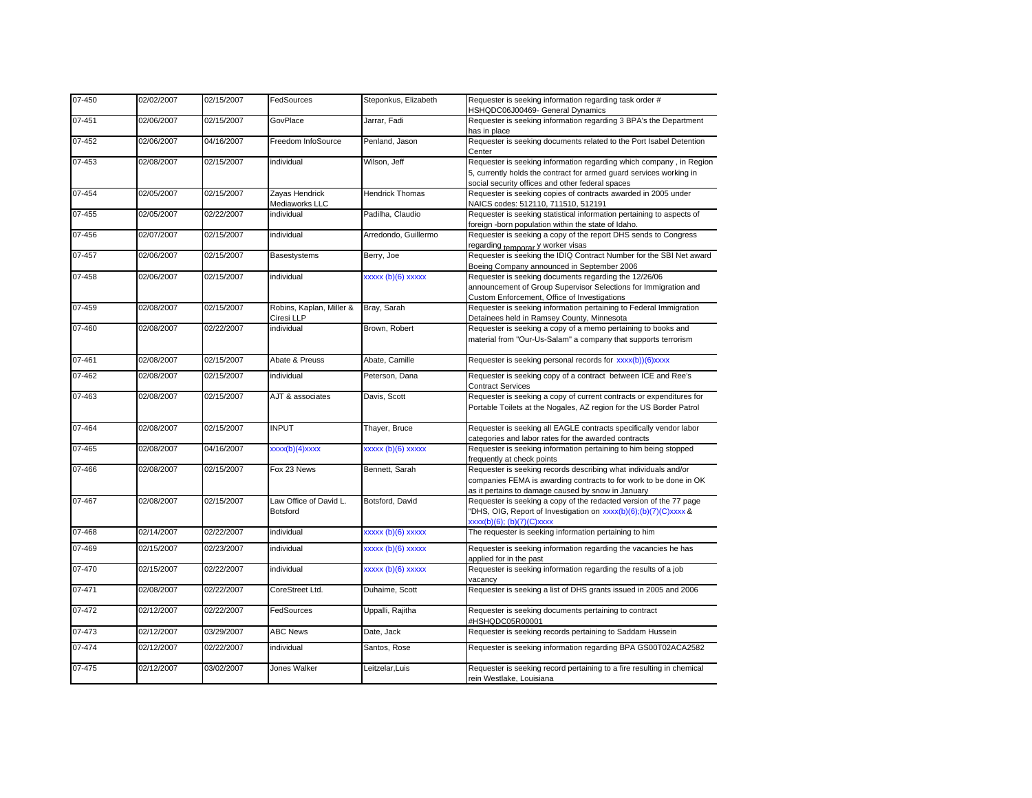| | | | | | |
|---|---|---|---|---|---|
| 07-450 | 02/02/2007 | 02/15/2007 | FedSources | Steponkus, Elizabeth | Requester is seeking information regarding task order # HSHQDC06J00469- General Dynamics |
| 07-451 | 02/06/2007 | 02/15/2007 | GovPlace | Jarrar, Fadi | Requester is seeking information regarding 3 BPA's the Department has in place |
| 07-452 | 02/06/2007 | 04/16/2007 | Freedom InfoSource | Penland, Jason | Requester is seeking documents related to the Port Isabel Detention Center |
| 07-453 | 02/08/2007 | 02/15/2007 | individual | Wilson, Jeff | Requester is seeking information regarding which company , in Region 5, currently holds the contract for armed guard services working in social security offices and other federal spaces |
| 07-454 | 02/05/2007 | 02/15/2007 | Zayas Hendrick Mediaworks LLC | Hendrick Thomas | Requester is seeking copies of contracts awarded in 2005 under NAICS codes: 512110, 711510, 512191 |
| 07-455 | 02/05/2007 | 02/22/2007 | individual | Padilha, Claudio | Requester is seeking statistical information pertaining to aspects of foreign -born population within the state of Idaho. |
| 07-456 | 02/07/2007 | 02/15/2007 | individual | Arredondo, Guillermo | Requester is seeking a copy of the report DHS sends to Congress regarding temporar y worker visas |
| 07-457 | 02/06/2007 | 02/15/2007 | Basestystems | Berry, Joe | Requester is seeking the IDIQ Contract Number for the SBI Net award Boeing Company announced in September 2006 |
| 07-458 | 02/06/2007 | 02/15/2007 | individual | xxxxx (b)(6) xxxxx | Requester is seeking documents regarding the 12/26/06 announcement of Group Supervisor Selections for Immigration and Custom Enforcement, Office of Investigations |
| 07-459 | 02/08/2007 | 02/15/2007 | Robins, Kaplan, Miller & Ciresi LLP | Bray, Sarah | Requester is seeking information pertaining to Federal Immigration Detainees held in Ramsey County, Minnesota |
| 07-460 | 02/08/2007 | 02/22/2007 | individual | Brown, Robert | Requester is seeking a copy of a memo pertaining to books and material from "Our-Us-Salam" a company that supports terrorism |
| 07-461 | 02/08/2007 | 02/15/2007 | Abate & Preuss | Abate, Camille | Requester is seeking personal records for xxxx(b))(6)xxxx |
| 07-462 | 02/08/2007 | 02/15/2007 | individual | Peterson, Dana | Requester is seeking copy of a contract between ICE and Ree's Contract Services |
| 07-463 | 02/08/2007 | 02/15/2007 | AJT & associates | Davis, Scott | Requester is seeking a copy of current contracts or expenditures for Portable Toilets at the Nogales, AZ region for the US Border Patrol |
| 07-464 | 02/08/2007 | 02/15/2007 | INPUT | Thayer, Bruce | Requester is seeking all EAGLE contracts specifically vendor labor categories and labor rates for the awarded contracts |
| 07-465 | 02/08/2007 | 04/16/2007 | xxxx(b)(4)xxxx | xxxxx (b)(6) xxxxx | Requester is seeking information pertaining to him being stopped frequently at check points |
| 07-466 | 02/08/2007 | 02/15/2007 | Fox 23 News | Bennett, Sarah | Requester is seeking records describing what individuals and/or companies FEMA is awarding contracts to for work to be done in OK as it pertains to damage caused by snow in January |
| 07-467 | 02/08/2007 | 02/15/2007 | Law Office of David L. Botsford | Botsford, David | Requester is seeking a copy of the redacted version of the 77 page "DHS, OIG, Report of Investigation on xxxx(b)(6);(b)(7)(C)xxxx & xxxx(b)(6); (b)(7)(C)xxxx |
| 07-468 | 02/14/2007 | 02/22/2007 | individual | xxxxx (b)(6) xxxxx | The requester is seeking information pertaining to him |
| 07-469 | 02/15/2007 | 02/23/2007 | individual | xxxxx (b)(6) xxxxx | Requester is seeking information regarding the vacancies he has applied for in the past |
| 07-470 | 02/15/2007 | 02/22/2007 | individual | xxxxx (b)(6) xxxxx | Requester is seeking information regarding the results of a job vacancy |
| 07-471 | 02/08/2007 | 02/22/2007 | CoreStreet Ltd. | Duhaime, Scott | Requester is seeking a list of DHS grants issued in 2005 and 2006 |
| 07-472 | 02/12/2007 | 02/22/2007 | FedSources | Uppalli, Rajitha | Requester is seeking documents pertaining to contract #HSHQDC05R00001 |
| 07-473 | 02/12/2007 | 03/29/2007 | ABC News | Date, Jack | Requester is seeking records pertaining to Saddam Hussein |
| 07-474 | 02/12/2007 | 02/22/2007 | individual | Santos, Rose | Requester is seeking information regarding BPA GS00T02ACA2582 |
| 07-475 | 02/12/2007 | 03/02/2007 | Jones Walker | Leitzelar,Luis | Requester is seeking record pertaining to a fire resulting in chemical rein Westlake, Louisiana |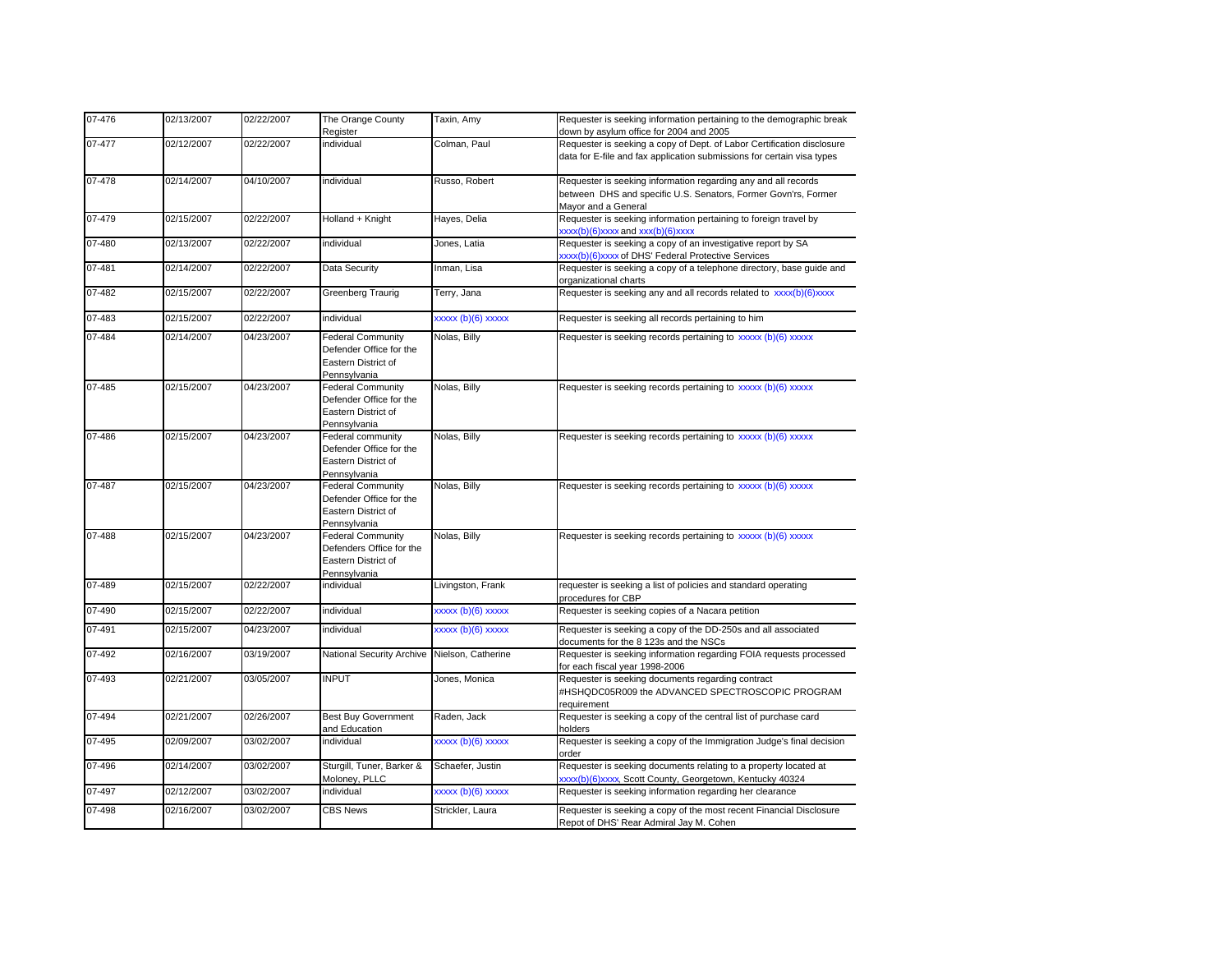| | | | | | |
|---|---|---|---|---|---|
| 07-476 | 02/13/2007 | 02/22/2007 | The Orange County Register | Taxin, Amy | Requester is seeking information pertaining to the demographic break down by asylum office for 2004 and 2005 |
| 07-477 | 02/12/2007 | 02/22/2007 | individual | Colman, Paul | Requester is seeking a copy of Dept. of Labor Certification disclosure data for E-file and fax application submissions for certain visa types |
| 07-478 | 02/14/2007 | 04/10/2007 | individual | Russo, Robert | Requester is seeking information regarding any and all records between DHS and specific U.S. Senators, Former Govn'rs, Former Mayor and a General |
| 07-479 | 02/15/2007 | 02/22/2007 | Holland + Knight | Hayes, Delia | Requester is seeking information pertaining to foreign travel by xxxx(b)(6)xxxx and xxx(b)(6)xxxx |
| 07-480 | 02/13/2007 | 02/22/2007 | individual | Jones, Latia | Requester is seeking a copy of an investigative report by SA xxxx(b)(6)xxxx of DHS' Federal Protective Services |
| 07-481 | 02/14/2007 | 02/22/2007 | Data Security | Inman, Lisa | Requester is seeking a copy of a telephone directory, base guide and organizational charts |
| 07-482 | 02/15/2007 | 02/22/2007 | Greenberg Traurig | Terry, Jana | Requester is seeking any and all records related to xxxx(b)(6)xxxx |
| 07-483 | 02/15/2007 | 02/22/2007 | individual | xxxxx (b)(6) xxxxx | Requester is seeking all records pertaining to him |
| 07-484 | 02/14/2007 | 04/23/2007 | Federal Community Defender Office for the Eastern District of Pennsylvania | Nolas, Billy | Requester is seeking records pertaining to xxxxx (b)(6) xxxxx |
| 07-485 | 02/15/2007 | 04/23/2007 | Federal Community Defender Office for the Eastern District of Pennsylvania | Nolas, Billy | Requester is seeking records pertaining to xxxxx (b)(6) xxxxx |
| 07-486 | 02/15/2007 | 04/23/2007 | Federal community Defender Office for the Eastern District of Pennsylvania | Nolas, Billy | Requester is seeking records pertaining to xxxxx (b)(6) xxxxx |
| 07-487 | 02/15/2007 | 04/23/2007 | Federal Community Defender Office for the Eastern District of Pennsylvania | Nolas, Billy | Requester is seeking records pertaining to xxxxx (b)(6) xxxxx |
| 07-488 | 02/15/2007 | 04/23/2007 | Federal Community Defenders Office for the Eastern District of Pennsylvania | Nolas, Billy | Requester is seeking records pertaining to xxxxx (b)(6) xxxxx |
| 07-489 | 02/15/2007 | 02/22/2007 | individual | Livingston, Frank | requester is seeking a list of policies and standard operating procedures for CBP |
| 07-490 | 02/15/2007 | 02/22/2007 | individual | xxxxx (b)(6) xxxxx | Requester is seeking copies of a Nacara petition |
| 07-491 | 02/15/2007 | 04/23/2007 | individual | xxxxx (b)(6) xxxxx | Requester is seeking a copy of the DD-250s and all associated documents for the 8 123s and the NSCs |
| 07-492 | 02/16/2007 | 03/19/2007 | National Security Archive | Nielson, Catherine | Requester is seeking information regarding FOIA requests processed for each fiscal year 1998-2006 |
| 07-493 | 02/21/2007 | 03/05/2007 | INPUT | Jones, Monica | Requester is seeking documents regarding contract #HSHQDC05R009 the ADVANCED SPECTROSCOPIC PROGRAM requirement |
| 07-494 | 02/21/2007 | 02/26/2007 | Best Buy Government and Education | Raden, Jack | Requester is seeking a copy of the central list of purchase card holders |
| 07-495 | 02/09/2007 | 03/02/2007 | individual | xxxxx (b)(6) xxxxx | Requester is seeking a copy of the Immigration Judge's final decision order |
| 07-496 | 02/14/2007 | 03/02/2007 | Sturgill, Tuner, Barker & Moloney, PLLC | Schaefer, Justin | Requester is seeking documents relating to a property located at xxxx(b)(6)xxxx, Scott County, Georgetown, Kentucky 40324 |
| 07-497 | 02/12/2007 | 03/02/2007 | individual | xxxxx (b)(6) xxxxx | Requester is seeking information regarding her clearance |
| 07-498 | 02/16/2007 | 03/02/2007 | CBS News | Strickler, Laura | Requester is seeking a copy of the most recent Financial Disclosure Repot of DHS' Rear Admiral Jay M. Cohen |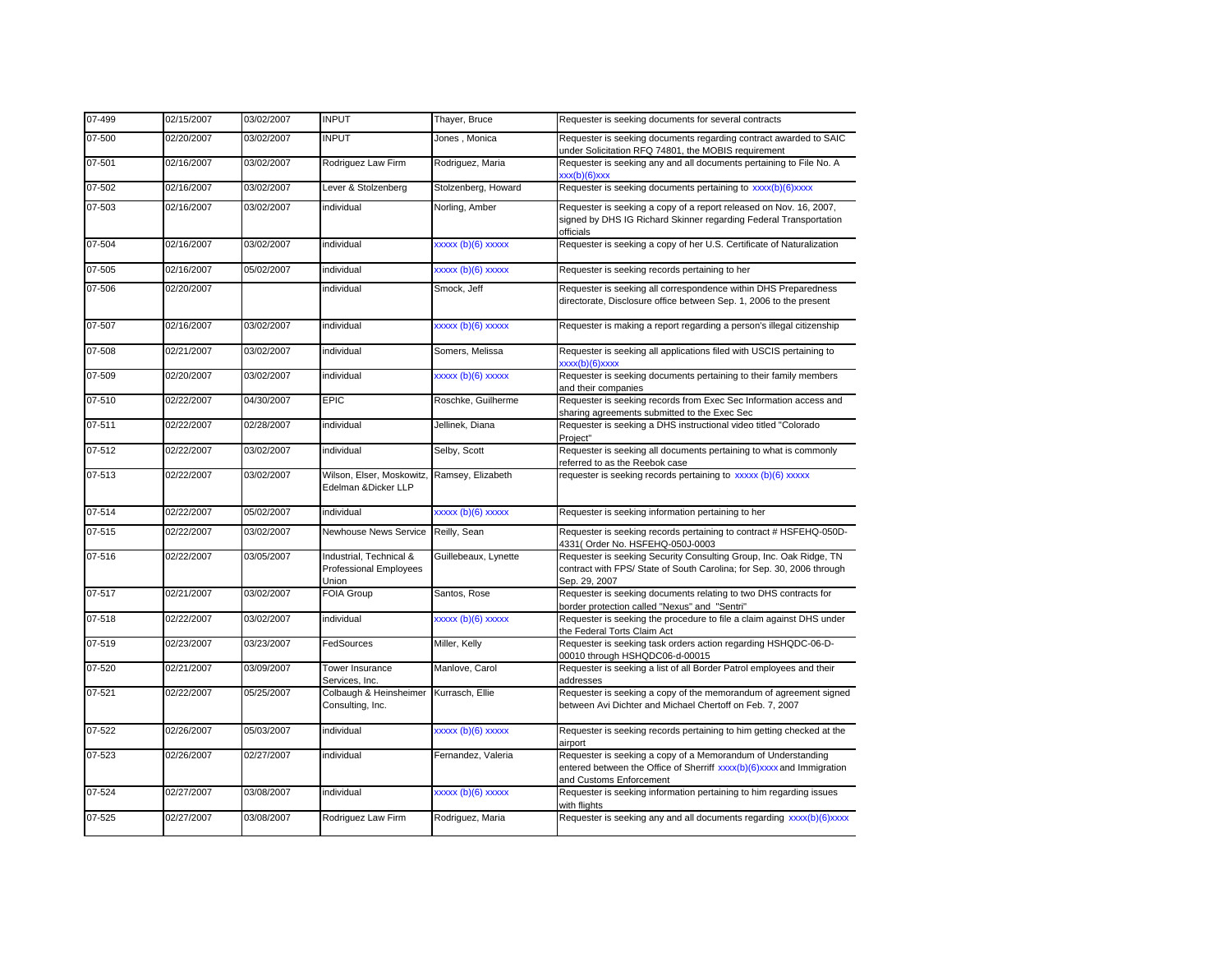| | | | | | |
|---|---|---|---|---|---|
| 07-499 | 02/15/2007 | 03/02/2007 | INPUT | Thayer, Bruce | Requester is seeking documents for several contracts |
| 07-500 | 02/20/2007 | 03/02/2007 | INPUT | Jones , Monica | Requester is seeking documents regarding contract awarded to SAIC under Solicitation RFQ 74801, the MOBIS requirement |
| 07-501 | 02/16/2007 | 03/02/2007 | Rodriguez Law Firm | Rodriguez, Maria | Requester is seeking any and all documents pertaining to File No. A xxx(b)(6)xxx |
| 07-502 | 02/16/2007 | 03/02/2007 | Lever & Stolzenberg | Stolzenberg, Howard | Requester is seeking documents pertaining to xxxx(b)(6)xxxx |
| 07-503 | 02/16/2007 | 03/02/2007 | individual | Norling, Amber | Requester is seeking a copy of a report released on Nov. 16, 2007, signed by DHS IG Richard Skinner regarding Federal Transportation officials |
| 07-504 | 02/16/2007 | 03/02/2007 | individual | xxxxx (b)(6) xxxxx | Requester is seeking a copy of her U.S. Certificate of Naturalization |
| 07-505 | 02/16/2007 | 05/02/2007 | individual | xxxxx (b)(6) xxxxx | Requester is seeking records pertaining to her |
| 07-506 | 02/20/2007 | | individual | Smock, Jeff | Requester is seeking all correspondence within DHS Preparedness directorate, Disclosure office between Sep. 1, 2006 to the present |
| 07-507 | 02/16/2007 | 03/02/2007 | individual | xxxxx (b)(6) xxxxx | Requester is making a report regarding a person's illegal citizenship |
| 07-508 | 02/21/2007 | 03/02/2007 | individual | Somers, Melissa | Requester is seeking all applications filed with USCIS pertaining to xxxx(b)(6)xxxx |
| 07-509 | 02/20/2007 | 03/02/2007 | individual | xxxxx (b)(6) xxxxx | Requester is seeking documents pertaining to their family members and their companies |
| 07-510 | 02/22/2007 | 04/30/2007 | EPIC | Roschke, Guilherme | Requester is seeking records from Exec Sec Information access and sharing agreements submitted to the Exec Sec |
| 07-511 | 02/22/2007 | 02/28/2007 | individual | Jellinek, Diana | Requester is seeking a DHS instructional video titled "Colorado Project" |
| 07-512 | 02/22/2007 | 03/02/2007 | individual | Selby, Scott | Requester is seeking all documents pertaining to what is commonly referred to as the Reebok case |
| 07-513 | 02/22/2007 | 03/02/2007 | Wilson, Elser, Moskowitz, Edelman &Dicker LLP | Ramsey, Elizabeth | requester is seeking records pertaining to xxxxx (b)(6) xxxxx |
| 07-514 | 02/22/2007 | 05/02/2007 | individual | xxxxx (b)(6) xxxxx | Requester is seeking information pertaining to her |
| 07-515 | 02/22/2007 | 03/02/2007 | Newhouse News Service | Reilly, Sean | Requester is seeking records pertaining to contract # HSFEHQ-050D-4331( Order No. HSFEHQ-050J-0003 |
| 07-516 | 02/22/2007 | 03/05/2007 | Industrial, Technical & Professional Employees Union | Guillebeaux, Lynette | Requester is seeking Security Consulting Group, Inc. Oak Ridge, TN contract with FPS/ State of South Carolina; for Sep. 30, 2006 through Sep. 29, 2007 |
| 07-517 | 02/21/2007 | 03/02/2007 | FOIA Group | Santos, Rose | Requester is seeking documents relating to two DHS contracts for border protection called "Nexus" and "Sentri" |
| 07-518 | 02/22/2007 | 03/02/2007 | individual | xxxxx (b)(6) xxxxx | Requester is seeking the procedure to file a claim against DHS under the Federal Torts Claim Act |
| 07-519 | 02/23/2007 | 03/23/2007 | FedSources | Miller, Kelly | Requester is seeking task orders action regarding HSHQDC-06-D-00010 through HSHQDC06-d-00015 |
| 07-520 | 02/21/2007 | 03/09/2007 | Tower Insurance Services, Inc. | Manlove, Carol | Requester is seeking a list of all Border Patrol employees and their addresses |
| 07-521 | 02/22/2007 | 05/25/2007 | Colbaugh & Heinsheimer Consulting, Inc. | Kurrasch, Ellie | Requester is seeking a copy of the memorandum of agreement signed between Avi Dichter and Michael Chertoff on Feb. 7, 2007 |
| 07-522 | 02/26/2007 | 05/03/2007 | individual | xxxxx (b)(6) xxxxx | Requester is seeking records pertaining to him getting checked at the airport |
| 07-523 | 02/26/2007 | 02/27/2007 | individual | Fernandez, Valeria | Requester is seeking a copy of a Memorandum of Understanding entered between the Office of Sherriff xxxx(b)(6)xxxx and Immigration and Customs Enforcement |
| 07-524 | 02/27/2007 | 03/08/2007 | individual | xxxxx (b)(6) xxxxx | Requester is seeking information pertaining to him regarding issues with flights |
| 07-525 | 02/27/2007 | 03/08/2007 | Rodriguez Law Firm | Rodriguez, Maria | Requester is seeking any and all documents regarding xxxx(b)(6)xxxx |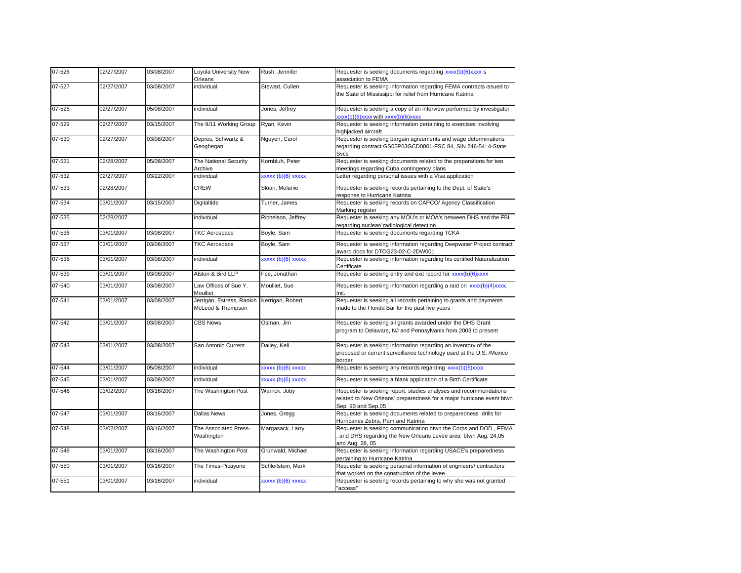| | | | | | |
|---|---|---|---|---|---|
| 07-526 | 02/27/2007 | 03/08/2007 | Loyola University New Orleans | Rush, Jennifer | Requester is seeking documents regarding xxxx(b)(6)xxxx's association to FEMA |
| 07-527 | 02/27/2007 | 03/08/2007 | individual | Stewart, Cullen | Requester is seeking information regarding FEMA contracts issued to the State of Mississippi for relief from Hurricane Katrina |
| 07-528 | 02/27/2007 | 05/08/2007 | individual | Jones, Jeffrey | Requester is seeking a copy of an interview performed by investigator xxxx(b)(6)xxxx with xxxx(b)(6)xxxx |
| 07-529 | 02/27/2007 | 03/15/2007 | The 9/11 Working Group | Ryan, Kevin | Requester is seeking information pertaining to exercises involving highjacked aircraft |
| 07-530 | 02/27/2007 | 03/08/2007 | Depres, Schwartz & Geoghegan | Nguyen, Carol | Requester is seeking bargain agreements and wage determinations regarding contract GS05P03GCD0001-FSC 84, SIN 246-54: 4-State Svcs |
| 07-531 | 02/28/2007 | 05/08/2007 | The National Security Archive | Kornbluh, Peter | Requester is seeking documents related to the preparations for two meetings regarding Cuba contingency plans |
| 07-532 | 02/27/2007 | 03/22/2007 | individual | xxxxx (b)(6) xxxxx | Letter regarding personal issues with a Visa application |
| 07-533 | 02/28/2007 | | CREW | Sloan, Melanie | Requester is seeking records pertaining to the Dept. of State's response to Hurricane Katrina |
| 07-534 | 03/01/2007 | 03/15/2007 | Digitaltide | Turner, James | Requester is seeking records on CAPCO/ Agency Classification Marking register |
| 07-535 | 02/28/2007 | | individual | Richelson, Jeffrey | Requester is seeking any MOU's or MOA's between DHS and the FBI regarding nuclear/ radiological detection |
| 07-536 | 03/01/2007 | 03/08/2007 | TKC Aerospace | Boyle, Sam | Requester is seeking documents regarding TCKA |
| 07-537 | 03/01/2007 | 03/08/2007 | TKC Aerospace | Boyle, Sam | Requester is seeking information regarding Deepwater Project contract award docs for DTCG23-02-C-2DW001 |
| 07-538 | 03/01/2007 | 03/08/2007 | individual | xxxxx (b)(6) xxxxx | Requester is seeking information regarding his certified Naturalization Certificate |
| 07-539 | 03/01/2007 | 03/08/2007 | Alston & Bird LLP | Fee, Jonathan | Requester is seeking entry and exit record for xxxx(b)(6)xxxx |
| 07-540 | 03/01/2007 | 03/08/2007 | Law Offices of Sue Y. Moulliet | Moulliet, Sue | Requester is seeking information regarding a raid on xxxx(b)(4)xxxx, Inc. |
| 07-541 | 03/01/2007 | 03/08/2007 | Jerrigan, Estress, Rankin McLeod & Thompson | Kerrigan, Robert | Requester is seeking all records pertaining to grants and payments made to the Florida Bar for the past five years |
| 07-542 | 03/01/2007 | 03/08/2007 | CBS News | Osman, Jim | Requester is seeking all grants awarded under the DHS Grant program to Delaware, NJ and Pennsylvania from 2003 to present |
| 07-543 | 03/01/2007 | 03/08/2007 | San Antonio Current | Dailey, Keli | Requester is seeking information regarding an inventory of the proposed or current surveillance technology used at the U.S. /Mexico border |
| 07-544 | 03/01/2007 | 05/08/2007 | individual | xxxxx (b)(6) xxxxx | Requester is seeking any records regarding xxxx(b)(6)xxxx |
| 07-545 | 03/01/2007 | 03/08/2007 | individual | xxxxx (b)(6) xxxxx | Requester is seeking a blank application of a Birth Certificate |
| 07-546 | 03/02/2007 | 03/16/2007 | The Washington Post | Warrick, Joby | Requester is seeking report, studies analyses and recommendations related to New Orleans' preparedness for a major hurricane event btwn Sep. 90 and Sep.05 |
| 07-547 | 03/01/2007 | 03/16/2007 | Dallas News | Jones, Gregg | Requester is seeking documents related to preparedness drills for Hurricanes Zebra, Pam and Katrina |
| 07-548 | 03/02/2007 | 03/16/2007 | The Associated Press-Washington | Margasack, Larry | Requester is seeking communication btwn the Corps and DOD , FEMA , and DHS regarding the New Orleans Levee area btwn Aug. 24,05 and Aug. 28, 05 |
| 07-549 | 03/01/2007 | 03/16/2007 | The Washington Post | Grunwald, Michael | Requester is seeking information regarding USACE's preparedness pertaining to Hurricane Katrina |
| 07-550 | 03/01/2007 | 03/16/2007 | The Times-Picayune | Schleifstein, Mark | Requester is seeking personal information of engineers/ contractors that worked on the construction of the levee |
| 07-551 | 03/01/2007 | 03/16/2007 | individual | xxxxx (b)(6) xxxxx | Requester is seeking records pertaining to why she was not granted "access" |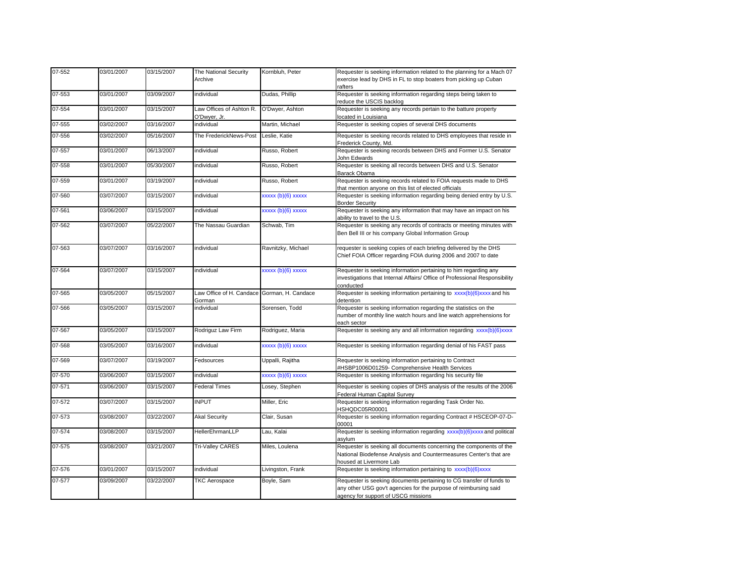| | | | | | |
|---|---|---|---|---|---|
| 07-552 | 03/01/2007 | 03/15/2007 | The National Security Archive | Kornbluh, Peter | Requester is seeking information related to the planning for a Mach 07 exercise lead by DHS in FL to stop boaters from picking up Cuban rafters |
| 07-553 | 03/01/2007 | 03/09/2007 | individual | Dudas, Phillip | Requester is seeking information regarding steps being taken to reduce the USCIS backlog |
| 07-554 | 03/01/2007 | 03/15/2007 | Law Offices of Ashton R. O'Dwyer, Jr. | O'Dwyer, Ashton | Requester is seeking any records pertain to the batture property located in Louisiana |
| 07-555 | 03/02/2007 | 03/16/2007 | individual | Martin, Michael | Requester is seeking copies of several DHS documents |
| 07-556 | 03/02/2007 | 05/16/2007 | The FrederickNews-Post | Leslie, Katie | Requester is seeking records related to DHS employees that reside in Frederick County, Md. |
| 07-557 | 03/01/2007 | 06/13/2007 | individual | Russo, Robert | Requester is seeking records between DHS and Former U.S. Senator John Edwards |
| 07-558 | 03/01/2007 | 05/30/2007 | individual | Russo, Robert | Requester is seeking all records between DHS and U.S. Senator Barack Obama |
| 07-559 | 03/01/2007 | 03/19/2007 | individual | Russo, Robert | Requester is seeking records related to FOIA requests made to DHS that mention anyone on this list of elected officials |
| 07-560 | 03/07/2007 | 03/15/2007 | individual | xxxxx (b)(6) xxxxx | Requester is seeking information regarding being denied entry by U.S. Border Security |
| 07-561 | 03/06/2007 | 03/15/2007 | individual | xxxxx (b)(6) xxxxx | Requester is seeking any information that may have an impact on his ability to travel to the U.S. |
| 07-562 | 03/07/2007 | 05/22/2007 | The Nassau Guardian | Schwab, Tim | Requester is seeking any records of contracts or meeting minutes with Ben Bell III or his company Global Information Group |
| 07-563 | 03/07/2007 | 03/16/2007 | individual | Ravnitzky, Michael | requester is seeking copies of each briefing delivered by the DHS Chief FOIA Officer regarding FOIA during 2006 and 2007 to date |
| 07-564 | 03/07/2007 | 03/15/2007 | individual | xxxxx (b)(6) xxxxx | Requester is seeking information pertaining to him regarding any investigations that Internal Affairs/ Office of Professional Responsibility conducted |
| 07-565 | 03/05/2007 | 05/15/2007 | Law Office of H. Candace Gorman | Gorman, H. Candace | Requester is seeking information pertaining to xxxx(b)(6)xxxx and his detention |
| 07-566 | 03/05/2007 | 03/15/2007 | individual | Sorensen, Todd | Requester is seeking information regarding the statistics on the number of monthly line watch hours and line watch apprehensions for each sector |
| 07-567 | 03/05/2007 | 03/15/2007 | Rodriguz Law Firm | Rodriguez, Maria | Requester is seeking any and all information regarding xxxx(b)(6)xxxx |
| 07-568 | 03/05/2007 | 03/16/2007 | individual | xxxxx (b)(6) xxxxx | Requester is seeking information regarding denial of his FAST pass |
| 07-569 | 03/07/2007 | 03/19/2007 | Fedsources | Uppalli, Rajitha | Requester is seeking information pertaining to Contract #HSBP1006D01259- Comprehensive Health Services |
| 07-570 | 03/06/2007 | 03/15/2007 | individual | xxxxx (b)(6) xxxxx | Requester is seeking information regarding his security file |
| 07-571 | 03/06/2007 | 03/15/2007 | Federal Times | Losey, Stephen | Requester is seeking copies of DHS analysis of the results of the 2006 Federal Human Capital Survey |
| 07-572 | 03/07/2007 | 03/15/2007 | INPUT | Miller, Eric | Requester is seeking information regarding Task Order No. HSHQDC05R00001 |
| 07-573 | 03/08/2007 | 03/22/2007 | Akal Security | Clair, Susan | Requester is seeking information regarding Contract # HSCEOP-07-D-00001 |
| 07-574 | 03/08/2007 | 03/15/2007 | HellerEhrmanLLP | Lau, Kalai | Requester is seeking information regarding xxxx(b)(6)xxxx and political asylum |
| 07-575 | 03/08/2007 | 03/21/2007 | Tri-Valley CARES | Miles, Loulena | Requester is seeking all documents concerning the components of the National Biodefense Analysis and Countermeasures Center's that are housed at Livermore Lab |
| 07-576 | 03/01/2007 | 03/15/2007 | individual | Livingston, Frank | Requester is seeking information pertaining to xxxx(b)(6)xxxx |
| 07-577 | 03/09/2007 | 03/22/2007 | TKC Aerospace | Boyle, Sam | Requester is seeking documents pertaining to CG transfer of funds to any other USG gov't agencies for the purpose of reimbursing said agency for support of USCG missions |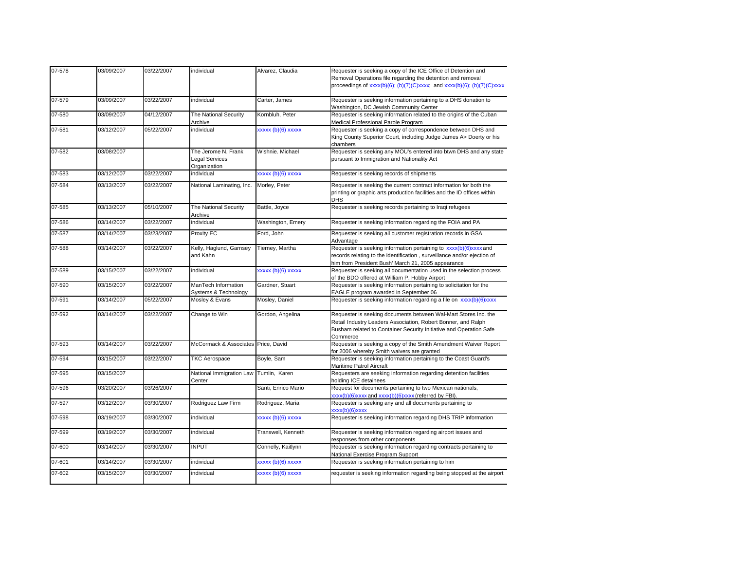| | | | | | |
|---|---|---|---|---|---|
| 07-578 | 03/09/2007 | 03/22/2007 | individual | Alvarez, Claudia | Requester is seeking a copy of the ICE Office of Detention and Removal Operations file regarding the detention and removal proceedings of xxxx(b)(6); (b)(7)(C)xxxx; and xxxx(b)(6); (b)(7)(C)xxxx |
| 07-579 | 03/09/2007 | 03/22/2007 | individual | Carter, James | Requester is seeking information pertaining to a DHS donation to Washington, DC Jewish Community Center |
| 07-580 | 03/09/2007 | 04/12/2007 | The National Security Archive | Kornbluh, Peter | Requester is seeking information related to the origins of the Cuban Medical Professional Parole Program |
| 07-581 | 03/12/2007 | 05/22/2007 | individual | xxxxx (b)(6) xxxxx | Requester is seeking a copy of correspondence between DHS and King County Superior Court, including Judge James A> Doerty or his chambers |
| 07-582 | 03/08/2007 | | The Jerome N. Frank Legal Services Organization | Wishnie. Michael | Requester is seeking any MOU's entered into btwn DHS and any state pursuant to Immigration and Nationality Act |
| 07-583 | 03/12/2007 | 03/22/2007 | individual | xxxxx (b)(6) xxxxx | Requester is seeking records of shipments |
| 07-584 | 03/13/2007 | 03/22/2007 | National Laminating, Inc. | Morley, Peter | Requester is seeking the current contract information for both the printing or graphic arts production facilities and the ID offices within DHS |
| 07-585 | 03/13/2007 | 05/10/2007 | The National Security Archive | Battle, Joyce | Requester is seeking records pertaining to Iraqi refugees |
| 07-586 | 03/14/2007 | 03/22/2007 | individual | Washington, Emery | Requester is seeking information regarding the FOIA and PA |
| 07-587 | 03/14/2007 | 03/23/2007 | Proxity EC | Ford, John | Requester is seeking all customer registration records in GSA Advantage |
| 07-588 | 03/14/2007 | 03/22/2007 | Kelly, Haglund, Garnsey and Kahn | Tierney, Martha | Requester is seeking information pertaining to xxxx(b)(6)xxxx and records relating to the identification , surveillance and/or ejection of him from President Bush' March 21, 2005 appearance |
| 07-589 | 03/15/2007 | 03/22/2007 | individual | xxxxx (b)(6) xxxxx | Requester is seeking all documentation used in the selection process of the BDO offered at William P. Hobby Airport |
| 07-590 | 03/15/2007 | 03/22/2007 | ManTech Information Systems & Technology | Gardner, Stuart | Requester is seeking information pertaining to solicitation for the EAGLE program awarded in September 06 |
| 07-591 | 03/14/2007 | 05/22/2007 | Mosley & Evans | Mosley, Daniel | Requester is seeking information regarding a file on xxxx(b)(6)xxxx |
| 07-592 | 03/14/2007 | 03/22/2007 | Change to Win | Gordon, Angelina | Requester is seeking documents between Wal-Mart Stores Inc. the Retail Industry Leaders Association, Robert Bonner, and Ralph Busham related to Container Security Initiative and Operation Safe Commerce |
| 07-593 | 03/14/2007 | 03/22/2007 | McCormack & Associates | Price, David | Requester is seeking a copy of the Smith Amendment Waiver Report for 2006 whereby Smith waivers are granted |
| 07-594 | 03/15/2007 | 03/22/2007 | TKC Aerospace | Boyle, Sam | Requester is seeking information pertaining to the Coast Guard's Maritime Patrol Aircraft |
| 07-595 | 03/15/2007 | | National Immigration Law Center | Tumlin, Karen | Requesters are seeking information regarding detention facilities holding ICE detainees |
| 07-596 | 03/20/2007 | 03/26/2007 | | Santi, Enrico Mario | Request for documents pertaining to two Mexican nationals, xxxx(b)(6)xxxx and xxxx(b)(6)xxxx (referred by FBI). |
| 07-597 | 03/12/2007 | 03/30/2007 | Rodriguez Law Firm | Rodriguez, Maria | Requester is seeking any and all documents pertaining to xxxx(b)(6)xxxx |
| 07-598 | 03/19/2007 | 03/30/2007 | individual | xxxxx (b)(6) xxxxx | Requester is seeking information regarding DHS TRIP information |
| 07-599 | 03/19/2007 | 03/30/2007 | individual | Transwell, Kenneth | Requester is seeking information regarding airport issues and responses from other components |
| 07-600 | 03/14/2007 | 03/30/2007 | INPUT | Connelly, Kaitlynn | Requester is seeking information regarding contracts pertaining to National Exercise Program Support |
| 07-601 | 03/14/2007 | 03/30/2007 | individual | xxxxx (b)(6) xxxxx | Requester is seeking information pertaining to him |
| 07-602 | 03/15/2007 | 03/30/2007 | individual | xxxxx (b)(6) xxxxx | requester is seeking information regarding being stopped at the airport |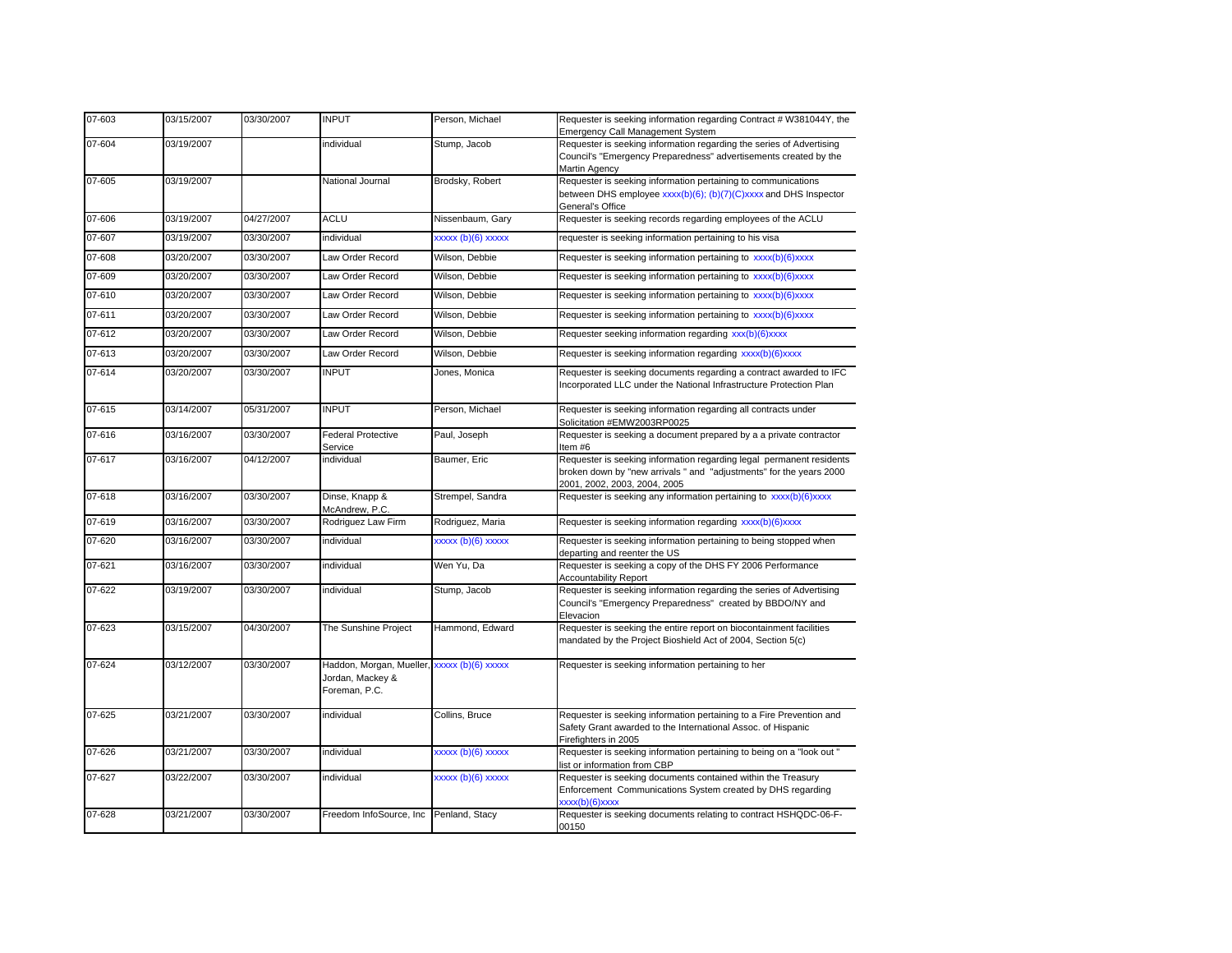| | | | | | |
|---|---|---|---|---|---|
| 07-603 | 03/15/2007 | 03/30/2007 | INPUT | Person, Michael | Requester is seeking information regarding Contract # W381044Y, the Emergency Call Management System |
| 07-604 | 03/19/2007 | | individual | Stump, Jacob | Requester is seeking information regarding the series of Advertising Council's "Emergency Preparedness" advertisements created by the Martin Agency |
| 07-605 | 03/19/2007 | | National Journal | Brodsky, Robert | Requester is seeking information pertaining to communications between DHS employee xxxx(b)(6); (b)(7)(C)xxxx and DHS Inspector General's Office |
| 07-606 | 03/19/2007 | 04/27/2007 | ACLU | Nissenbaum, Gary | Requester is seeking records regarding employees of the ACLU |
| 07-607 | 03/19/2007 | 03/30/2007 | individual | xxxxx (b)(6) xxxxx | requester is seeking information pertaining to his visa |
| 07-608 | 03/20/2007 | 03/30/2007 | Law Order Record | Wilson, Debbie | Requester is seeking information pertaining to xxxx(b)(6)xxxx |
| 07-609 | 03/20/2007 | 03/30/2007 | Law Order Record | Wilson, Debbie | Requester is seeking information pertaining to xxxx(b)(6)xxxx |
| 07-610 | 03/20/2007 | 03/30/2007 | Law Order Record | Wilson, Debbie | Requester is seeking information pertaining to xxxx(b)(6)xxxx |
| 07-611 | 03/20/2007 | 03/30/2007 | Law Order Record | Wilson, Debbie | Requester is seeking information pertaining to xxxx(b)(6)xxxx |
| 07-612 | 03/20/2007 | 03/30/2007 | Law Order Record | Wilson, Debbie | Requester seeking information regarding xxx(b)(6)xxxx |
| 07-613 | 03/20/2007 | 03/30/2007 | Law Order Record | Wilson, Debbie | Requester is seeking information regarding xxxx(b)(6)xxxx |
| 07-614 | 03/20/2007 | 03/30/2007 | INPUT | Jones, Monica | Requester is seeking documents regarding a contract awarded to IFC Incorporated LLC under the National Infrastructure Protection Plan |
| 07-615 | 03/14/2007 | 05/31/2007 | INPUT | Person, Michael | Requester is seeking information regarding all contracts under Solicitation #EMW2003RP0025 |
| 07-616 | 03/16/2007 | 03/30/2007 | Federal Protective Service | Paul, Joseph | Requester is seeking a document prepared by a a private contractor Item #6 |
| 07-617 | 03/16/2007 | 04/12/2007 | individual | Baumer, Eric | Requester is seeking information regarding legal permanent residents broken down by "new arrivals " and "adjustments" for the years 2000 2001, 2002, 2003, 2004, 2005 |
| 07-618 | 03/16/2007 | 03/30/2007 | Dinse, Knapp & McAndrew, P.C. | Strempel, Sandra | Requester is seeking any information pertaining to xxxx(b)(6)xxxx |
| 07-619 | 03/16/2007 | 03/30/2007 | Rodriguez Law Firm | Rodriguez, Maria | Requester is seeking information regarding xxxx(b)(6)xxxx |
| 07-620 | 03/16/2007 | 03/30/2007 | individual | xxxxx (b)(6) xxxxx | Requester is seeking information pertaining to being stopped when departing and reenter the US |
| 07-621 | 03/16/2007 | 03/30/2007 | individual | Wen Yu, Da | Requester is seeking a copy of the DHS FY 2006 Performance Accountability Report |
| 07-622 | 03/19/2007 | 03/30/2007 | individual | Stump, Jacob | Requester is seeking information regarding the series of Advertising Council's "Emergency Preparedness" created by BBDO/NY and Elevacion |
| 07-623 | 03/15/2007 | 04/30/2007 | The Sunshine Project | Hammond, Edward | Requester is seeking the entire report on biocontainment facilities mandated by the Project Bioshield Act of 2004, Section 5(c) |
| 07-624 | 03/12/2007 | 03/30/2007 | Haddon, Morgan, Mueller, Jordan, Mackey & Foreman, P.C. | xxxxx (b)(6) xxxxx | Requester is seeking information pertaining to her |
| 07-625 | 03/21/2007 | 03/30/2007 | individual | Collins, Bruce | Requester is seeking information pertaining to a Fire Prevention and Safety Grant awarded to the International Assoc. of Hispanic Firefighters in 2005 |
| 07-626 | 03/21/2007 | 03/30/2007 | individual | xxxxx (b)(6) xxxxx | Requester is seeking information pertaining to being on a "look out " list or information from CBP |
| 07-627 | 03/22/2007 | 03/30/2007 | individual | xxxxx (b)(6) xxxxx | Requester is seeking documents contained within the Treasury Enforcement Communications System created by DHS regarding xxxx(b)(6)xxxx |
| 07-628 | 03/21/2007 | 03/30/2007 | Freedom InfoSource, Inc | Penland, Stacy | Requester is seeking documents relating to contract HSHQDC-06-F-00150 |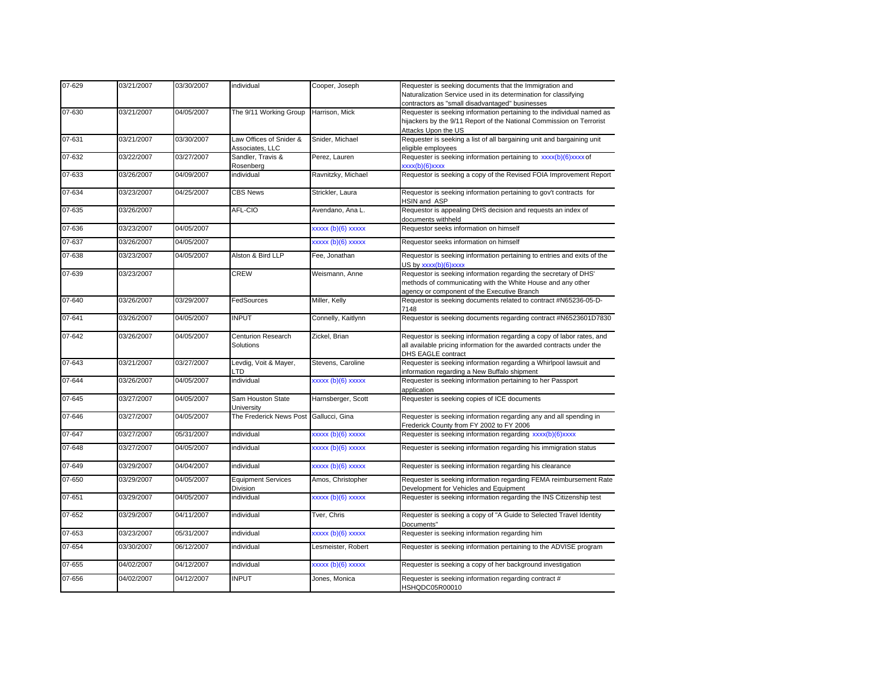| | | | | | |
|---|---|---|---|---|---|
| 07-629 | 03/21/2007 | 03/30/2007 | individual | Cooper, Joseph | Requester is seeking documents that the Immigration and Naturalization Service used in its determination for classifying contractors as "small disadvantaged" businesses |
| 07-630 | 03/21/2007 | 04/05/2007 | The 9/11 Working Group | Harrison, Mick | Requester is seeking information pertaining to the individual named as hijackers by the 9/11 Report of the National Commission on Terrorist Attacks Upon the US |
| 07-631 | 03/21/2007 | 03/30/2007 | Law Offices of Snider & Associates, LLC | Snider, Michael | Requester is seeking a list of all bargaining unit and bargaining unit eligible employees |
| 07-632 | 03/22/2007 | 03/27/2007 | Sandler, Travis & Rosenberg | Perez, Lauren | Requester is seeking information pertaining to xxxx(b)(6)xxxx of xxxx(b)(6)xxxx |
| 07-633 | 03/26/2007 | 04/09/2007 | individual | Ravnitzky, Michael | Requestor is seeking a copy of the Revised FOIA Improvement Report |
| 07-634 | 03/23/2007 | 04/25/2007 | CBS News | Strickler, Laura | Requestor is seeking information pertaining to gov't contracts for HSIN and ASP |
| 07-635 | 03/26/2007 | | AFL-CIO | Avendano, Ana L. | Requestor is appealing DHS decision and requests an index of documents withheld |
| 07-636 | 03/23/2007 | 04/05/2007 | | xxxxx (b)(6) xxxxx | Requestor seeks information on himself |
| 07-637 | 03/26/2007 | 04/05/2007 | | xxxxx (b)(6) xxxxx | Requestor seeks information on himself |
| 07-638 | 03/23/2007 | 04/05/2007 | Alston & Bird LLP | Fee, Jonathan | Requestor is seeking information pertaining to entries and exits of the US by xxxx(b)(6)xxxx |
| 07-639 | 03/23/2007 | | CREW | Weismann, Anne | Requestor is seeking information regarding the secretary of DHS' methods of communicating with the White House and any other agency or component of the Executive Branch |
| 07-640 | 03/26/2007 | 03/29/2007 | FedSources | Miller, Kelly | Requestor is seeking documents related to contract #N65236-05-D-7148 |
| 07-641 | 03/26/2007 | 04/05/2007 | INPUT | Connelly, Kaitlynn | Requestor is seeking documents regarding contract #N6523601D7830 |
| 07-642 | 03/26/2007 | 04/05/2007 | Centurion Research Solutions | Zickel, Brian | Requestor is seeking information regarding a copy of labor rates, and all available pricing information for the awarded contracts under the DHS EAGLE contract |
| 07-643 | 03/21/2007 | 03/27/2007 | Levdig, Voit & Mayer, LTD | Stevens, Caroline | Requester is seeking information regarding a Whirlpool lawsuit and information regarding a New Buffalo shipment |
| 07-644 | 03/26/2007 | 04/05/2007 | individual | xxxxx (b)(6) xxxxx | Requester is seeking information pertaining to her Passport application |
| 07-645 | 03/27/2007 | 04/05/2007 | Sam Houston State University | Harnsberger, Scott | Requester is seeking copies of ICE documents |
| 07-646 | 03/27/2007 | 04/05/2007 | The Frederick News Post | Gallucci, Gina | Requester is seeking information regarding any and all spending in Frederick County from FY 2002 to FY 2006 |
| 07-647 | 03/27/2007 | 05/31/2007 | individual | xxxxx (b)(6) xxxxx | Requester is seeking information regarding xxxx(b)(6)xxxx |
| 07-648 | 03/27/2007 | 04/05/2007 | individual | xxxxx (b)(6) xxxxx | Requester is seeking information regarding his immigration status |
| 07-649 | 03/29/2007 | 04/04/2007 | individual | xxxxx (b)(6) xxxxx | Requester is seeking information regarding his clearance |
| 07-650 | 03/29/2007 | 04/05/2007 | Equipment Services Division | Amos, Christopher | Requester is seeking information regarding FEMA reimbursement Rate Development for Vehicles and Equipment |
| 07-651 | 03/29/2007 | 04/05/2007 | individual | xxxxx (b)(6) xxxxx | Requester is seeking information regarding the INS Citizenship test |
| 07-652 | 03/29/2007 | 04/11/2007 | individual | Tver, Chris | Requester is seeking a copy of "A Guide to Selected Travel Identity Documents" |
| 07-653 | 03/23/2007 | 05/31/2007 | individual | xxxxx (b)(6) xxxxx | Requester is seeking information regarding him |
| 07-654 | 03/30/2007 | 06/12/2007 | individual | Lesmeister, Robert | Requester is seeking information pertaining to the ADVISE program |
| 07-655 | 04/02/2007 | 04/12/2007 | individual | xxxxx (b)(6) xxxxx | Requester is seeking a copy of her background investigation |
| 07-656 | 04/02/2007 | 04/12/2007 | INPUT | Jones, Monica | Requester is seeking information regarding contract # HSHQDC05R00010 |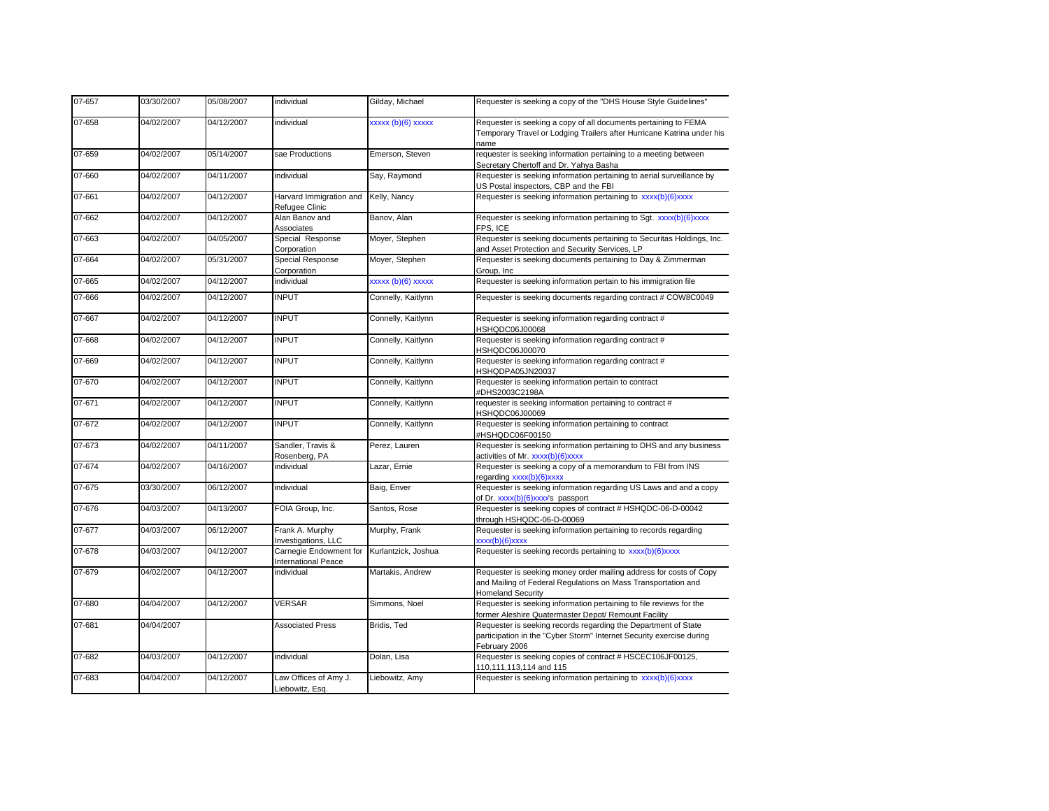| | | | | | |
|---|---|---|---|---|---|
| 07-657 | 03/30/2007 | 05/08/2007 | individual | Gilday, Michael | Requester is seeking a copy of the "DHS House Style Guidelines" |
| 07-658 | 04/02/2007 | 04/12/2007 | individual | xxxxx (b)(6) xxxxx | Requester is seeking a copy of all documents pertaining to FEMA Temporary Travel or Lodging Trailers after Hurricane Katrina under his name |
| 07-659 | 04/02/2007 | 05/14/2007 | sae Productions | Emerson, Steven | requester is seeking information pertaining to a meeting between Secretary Chertoff and Dr. Yahya Basha |
| 07-660 | 04/02/2007 | 04/11/2007 | individual | Say, Raymond | Requester is seeking information pertaining to aerial surveillance by US Postal inspectors, CBP and the FBI |
| 07-661 | 04/02/2007 | 04/12/2007 | Harvard Immigration and Refugee Clinic | Kelly, Nancy | Requester is seeking information pertaining to xxxx(b)(6)xxxx |
| 07-662 | 04/02/2007 | 04/12/2007 | Alan Banov and Associates | Banov, Alan | Requester is seeking information pertaining to Sgt. xxxx(b)(6)xxxx FPS, ICE |
| 07-663 | 04/02/2007 | 04/05/2007 | Special Response Corporation | Moyer, Stephen | Requester is seeking documents pertaining to Securitas Holdings, Inc. and Asset Protection and Security Services, LP |
| 07-664 | 04/02/2007 | 05/31/2007 | Special Response Corporation | Moyer, Stephen | Requester is seeking documents pertaining to Day & Zimmerman Group, Inc |
| 07-665 | 04/02/2007 | 04/12/2007 | individual | xxxxx (b)(6) xxxxx | Requester is seeking information pertain to his immigration file |
| 07-666 | 04/02/2007 | 04/12/2007 | INPUT | Connelly, Kaitlynn | Requester is seeking documents regarding contract # COW8C0049 |
| 07-667 | 04/02/2007 | 04/12/2007 | INPUT | Connelly, Kaitlynn | Requester is seeking information regarding contract # HSHQDC06J00068 |
| 07-668 | 04/02/2007 | 04/12/2007 | INPUT | Connelly, Kaitlynn | Requester is seeking information regarding contract # HSHQDC06J00070 |
| 07-669 | 04/02/2007 | 04/12/2007 | INPUT | Connelly, Kaitlynn | Requester is seeking information regarding contract # HSHQDPA05JN20037 |
| 07-670 | 04/02/2007 | 04/12/2007 | INPUT | Connelly, Kaitlynn | Requester is seeking information pertain to contract #DHS2003C2198A |
| 07-671 | 04/02/2007 | 04/12/2007 | INPUT | Connelly, Kaitlynn | requester is seeking information pertaining to contract # HSHQDC06J00069 |
| 07-672 | 04/02/2007 | 04/12/2007 | INPUT | Connelly, Kaitlynn | Requester is seeking information pertaining to contract #HSHQDC06F00150 |
| 07-673 | 04/02/2007 | 04/11/2007 | Sandler, Travis & Rosenberg, PA | Perez, Lauren | Requester is seeking information pertaining to DHS and any business activities of Mr. xxxx(b)(6)xxxx |
| 07-674 | 04/02/2007 | 04/16/2007 | individual | Lazar, Ernie | Requester is seeking a copy of a memorandum to FBI from INS regarding xxxx(b)(6)xxxx |
| 07-675 | 03/30/2007 | 06/12/2007 | individual | Baig, Enver | Requester is seeking information regarding US Laws and and a copy of Dr. xxxx(b)(6)xxxx's passport |
| 07-676 | 04/03/2007 | 04/13/2007 | FOIA Group, Inc. | Santos, Rose | Requester is seeking copies of contract # HSHQDC-06-D-00042 through HSHQDC-06-D-00069 |
| 07-677 | 04/03/2007 | 06/12/2007 | Frank A. Murphy Investigations, LLC | Murphy, Frank | Requester is seeking information pertaining to records regarding xxxx(b)(6)xxxx |
| 07-678 | 04/03/2007 | 04/12/2007 | Carnegie Endowment for International Peace | Kurlantzick, Joshua | Requester is seeking records pertaining to xxxx(b)(6)xxxx |
| 07-679 | 04/02/2007 | 04/12/2007 | individual | Martakis, Andrew | Requester is seeking money order mailing address for costs of Copy and Mailing of Federal Regulations on Mass Transportation and Homeland Security |
| 07-680 | 04/04/2007 | 04/12/2007 | VERSAR | Simmons, Noel | Requester is seeking information pertaining to file reviews for the former Aleshire Quatermaster Depot/ Remount Facility |
| 07-681 | 04/04/2007 | | Associated Press | Bridis, Ted | Requester is seeking records regarding the Department of State participation in the "Cyber Storm" Internet Security exercise during February 2006 |
| 07-682 | 04/03/2007 | 04/12/2007 | individual | Dolan, Lisa | Requester is seeking copies of contract # HSCEC106JF00125, 110,111,113,114 and 115 |
| 07-683 | 04/04/2007 | 04/12/2007 | Law Offices of Amy J. Liebowitz, Esq. | Liebowitz, Amy | Requester is seeking information pertaining to xxxx(b)(6)xxxx |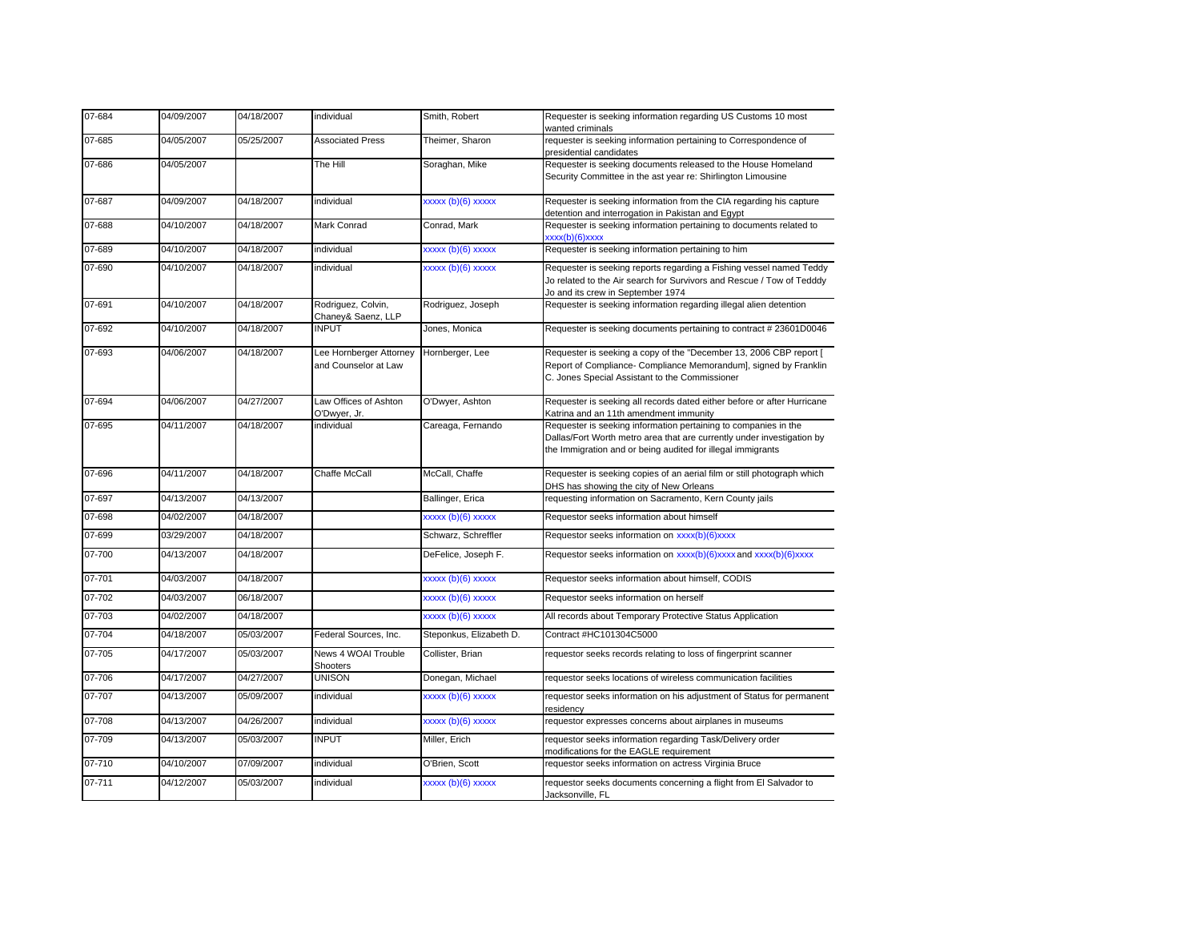| | | | | | |
|---|---|---|---|---|---|
| 07-684 | 04/09/2007 | 04/18/2007 | individual | Smith, Robert | Requester is seeking information regarding US Customs 10 most wanted criminals |
| 07-685 | 04/05/2007 | 05/25/2007 | Associated Press | Theimer, Sharon | requester is seeking information pertaining to Correspondence of presidential candidates |
| 07-686 | 04/05/2007 | | The Hill | Soraghan, Mike | Requester is seeking documents released to the House Homeland Security Committee in the ast year re: Shirlington Limousine |
| 07-687 | 04/09/2007 | 04/18/2007 | individual | xxxxx (b)(6) xxxxx | Requester is seeking information from the CIA regarding his capture detention and interrogation in Pakistan and Egypt |
| 07-688 | 04/10/2007 | 04/18/2007 | Mark Conrad | Conrad, Mark | Requester is seeking information pertaining to documents related to xxxx(b)(6)xxxx |
| 07-689 | 04/10/2007 | 04/18/2007 | individual | xxxxx (b)(6) xxxxx | Requester is seeking information pertaining to him |
| 07-690 | 04/10/2007 | 04/18/2007 | individual | xxxxx (b)(6) xxxxx | Requester is seeking reports regarding a Fishing vessel named Teddy Jo related to the Air search for Survivors and Rescue / Tow of Tedddy Jo and its crew in September 1974 |
| 07-691 | 04/10/2007 | 04/18/2007 | Rodriguez, Colvin, Chaney& Saenz, LLP | Rodriguez, Joseph | Requester is seeking information regarding illegal alien detention |
| 07-692 | 04/10/2007 | 04/18/2007 | INPUT | Jones, Monica | Requester is seeking documents pertaining to contract # 23601D0046 |
| 07-693 | 04/06/2007 | 04/18/2007 | Lee Hornberger Attorney and Counselor at Law | Hornberger, Lee | Requester is seeking a copy of the "December 13, 2006 CBP report [ Report of Compliance- Compliance Memorandum], signed by Franklin C. Jones Special Assistant to the Commissioner |
| 07-694 | 04/06/2007 | 04/27/2007 | Law Offices of Ashton O'Dwyer, Jr. | O'Dwyer, Ashton | Requester is seeking all records dated either before or after Hurricane Katrina and an 11th amendment immunity |
| 07-695 | 04/11/2007 | 04/18/2007 | individual | Careaga, Fernando | Requester is seeking information pertaining to companies in the Dallas/Fort Worth metro area that are currently under investigation by the Immigration and or being audited for illegal immigrants |
| 07-696 | 04/11/2007 | 04/18/2007 | Chaffe McCall | McCall, Chaffe | Requester is seeking copies of an aerial film or still photograph which DHS has showing the city of New Orleans |
| 07-697 | 04/13/2007 | 04/13/2007 | | Ballinger, Erica | requesting information on Sacramento, Kern County jails |
| 07-698 | 04/02/2007 | 04/18/2007 | | xxxxx (b)(6) xxxxx | Requestor seeks information about himself |
| 07-699 | 03/29/2007 | 04/18/2007 | | Schwarz, Schreffler | Requestor seeks information on xxxx(b)(6)xxxx |
| 07-700 | 04/13/2007 | 04/18/2007 | | DeFelice, Joseph F. | Requestor seeks information on xxxx(b)(6)xxxx and xxxx(b)(6)xxxx |
| 07-701 | 04/03/2007 | 04/18/2007 | | xxxxx (b)(6) xxxxx | Requestor seeks information about himself, CODIS |
| 07-702 | 04/03/2007 | 06/18/2007 | | xxxxx (b)(6) xxxxx | Requestor seeks information on herself |
| 07-703 | 04/02/2007 | 04/18/2007 | | xxxxx (b)(6) xxxxx | All records about Temporary Protective Status Application |
| 07-704 | 04/18/2007 | 05/03/2007 | Federal Sources, Inc. | Steponkus, Elizabeth D. | Contract #HC101304C5000 |
| 07-705 | 04/17/2007 | 05/03/2007 | News 4 WOAI Trouble Shooters | Collister, Brian | requestor seeks records relating to loss of fingerprint scanner |
| 07-706 | 04/17/2007 | 04/27/2007 | UNISON | Donegan, Michael | requestor seeks locations of wireless communication facilities |
| 07-707 | 04/13/2007 | 05/09/2007 | individual | xxxxx (b)(6) xxxxx | requestor seeks information on his adjustment of Status for permanent residency |
| 07-708 | 04/13/2007 | 04/26/2007 | individual | xxxxx (b)(6) xxxxx | requestor expresses concerns about airplanes in museums |
| 07-709 | 04/13/2007 | 05/03/2007 | INPUT | Miller, Erich | requestor seeks information regarding Task/Delivery order modifications for the EAGLE requirement |
| 07-710 | 04/10/2007 | 07/09/2007 | individual | O'Brien, Scott | requestor seeks information on actress Virginia Bruce |
| 07-711 | 04/12/2007 | 05/03/2007 | individual | xxxxx (b)(6) xxxxx | requestor seeks documents concerning a flight from El Salvador to Jacksonville, FL |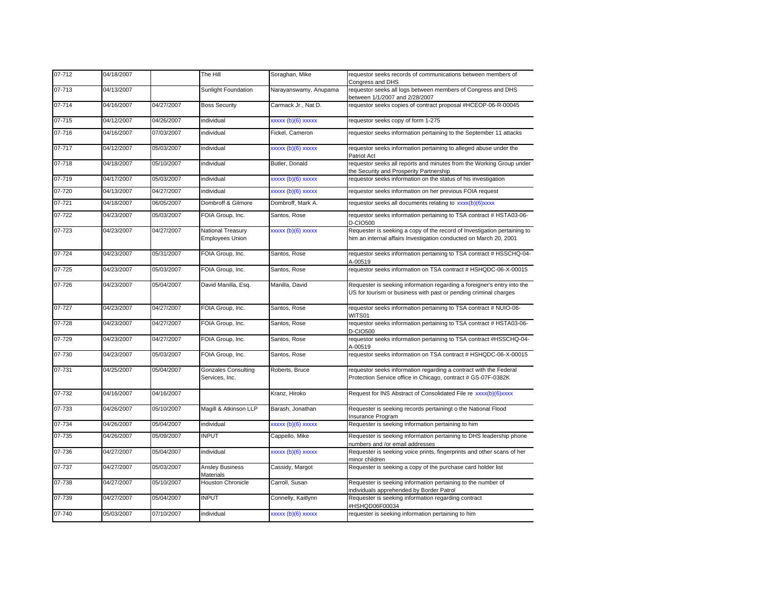| | | | | | |
|---|---|---|---|---|---|
| 07-712 | 04/18/2007 | | The Hill | Soraghan, Mike | requestor seeks records of communications between members of Congress and DHS |
| 07-713 | 04/13/2007 | | Sunlight Foundation | Narayanswamy, Anupama | requestor seeks all logs between members of Congress and DHS between 1/1/2007 and 2/28/2007 |
| 07-714 | 04/16/2007 | 04/27/2007 | Boss Security | Carmack Jr., Nat D. | requestor seeks copies of contract proposal #HCEOP-06-R-00045 |
| 07-715 | 04/12/2007 | 04/26/2007 | individual | xxxxx (b)(6) xxxxx | requestor seeks copy of form 1-275 |
| 07-716 | 04/16/2007 | 07/03/2007 | individual | Fickel, Cameron | requestor seeks information pertaining to the September 11 attacks |
| 07-717 | 04/12/2007 | 05/03/2007 | individual | xxxxx (b)(6) xxxxx | requestor seeks information pertaining to alleged abuse under the Patriot Act |
| 07-718 | 04/18/2007 | 05/10/2007 | individual | Butler, Donald | requestor seeks all reports and minutes from the Working Group under the Security and Prosperity Partnership |
| 07-719 | 04/17/2007 | 05/03/2007 | individual | xxxxx (b)(6) xxxxx | requestor seeks information on the status of his investigation |
| 07-720 | 04/13/2007 | 04/27/2007 | individual | xxxxx (b)(6) xxxxx | requestor seeks information on her previous FOIA request |
| 07-721 | 04/18/2007 | 06/05/2007 | Dombroff & Gilmore | Dombroff, Mark A. | requestor seeks all documents relating to xxxx(b)(6)xxxx |
| 07-722 | 04/23/2007 | 05/03/2007 | FOIA Group, Inc. | Santos, Rose | requestor seeks information pertaining to TSA contract # HSTA03-06-D-CIO500 |
| 07-723 | 04/23/2007 | 04/27/2007 | National Treasury Employees Union | xxxxx (b)(6) xxxxx | Requester is seeking a copy of the record of Investigation pertaining to him an internal affairs Investigation conducted on March 20, 2001 |
| 07-724 | 04/23/2007 | 05/31/2007 | FOIA Group, Inc. | Santos, Rose | requestor seeks information pertaining to TSA contract # HSSCHQ-04-A-00519 |
| 07-725 | 04/23/2007 | 05/03/2007 | FOIA Group, Inc. | Santos, Rose | requestor seeks information on TSA contract # HSHQDC-06-X-00015 |
| 07-726 | 04/23/2007 | 05/04/2007 | David Manilla, Esq. | Manilla, David | Requester is seeking information regarding a foreigner's entry into the US for tourism or business with past or pending criminal charges |
| 07-727 | 04/23/2007 | 04/27/2007 | FOIA Group, Inc. | Santos, Rose | requestor seeks information pertaining to TSA contract # NUIO-06-WITS01 |
| 07-728 | 04/23/2007 | 04/27/2007 | FOIA Group, Inc. | Santos, Rose | requestor seeks information pertaining to TSA contract # HSTA03-06-D-CIO500 |
| 07-729 | 04/23/2007 | 04/27/2007 | FOIA Group, Inc. | Santos, Rose | requestor seeks information pertaining to TSA contract #HSSCHQ-04-A-00519 |
| 07-730 | 04/23/2007 | 05/03/2007 | FOIA Group, Inc. | Santos, Rose | requestor seeks information on TSA contract # HSHQDC-06-X-00015 |
| 07-731 | 04/25/2007 | 05/04/2007 | Gonzales Consulting Services, Inc. | Roberts, Bruce | requestor seeks information regarding a contract with the Federal Protection Service office in Chicago, contract # GS-07F-0382K |
| 07-732 | 04/16/2007 | 04/16/2007 | | Kranz, Hiroko | Request for INS Abstract of Consolidated File re xxxx(b)(6)xxxx |
| 07-733 | 04/26/2007 | 05/10/2007 | Magill & Atkinson LLP | Barash, Jonathan | Requester is seeking records pertainingt o the National Flood Insurance Program |
| 07-734 | 04/26/2007 | 05/04/2007 | individual | xxxxx (b)(6) xxxxx | Requester is seeking information pertaining to him |
| 07-735 | 04/26/2007 | 05/09/2007 | INPUT | Cappello, Mike | Requester is seeking information pertaining to DHS leadership phone numbers and /or email addresses |
| 07-736 | 04/27/2007 | 05/04/2007 | individual | xxxxx (b)(6) xxxxx | Requester is seeking voice prints, fingerprints and other scans of her minor children |
| 07-737 | 04/27/2007 | 05/03/2007 | Ansley Business Materials | Cassidy, Margot | Requester is seeking a copy of the purchase card holder list |
| 07-738 | 04/27/2007 | 05/10/2007 | Houston Chronicle | Carroll, Susan | Requester is seeking information pertaining to the number of individuals apprehended by Border Patrol |
| 07-739 | 04/27/2007 | 05/04/2007 | INPUT | Connelly, Kaitlynn | Requester is seeking information regarding contract #HSHQD06F00034 |
| 07-740 | 05/03/2007 | 07/10/2007 | individual | xxxxx (b)(6) xxxxx | requester is seeking information pertaining to him |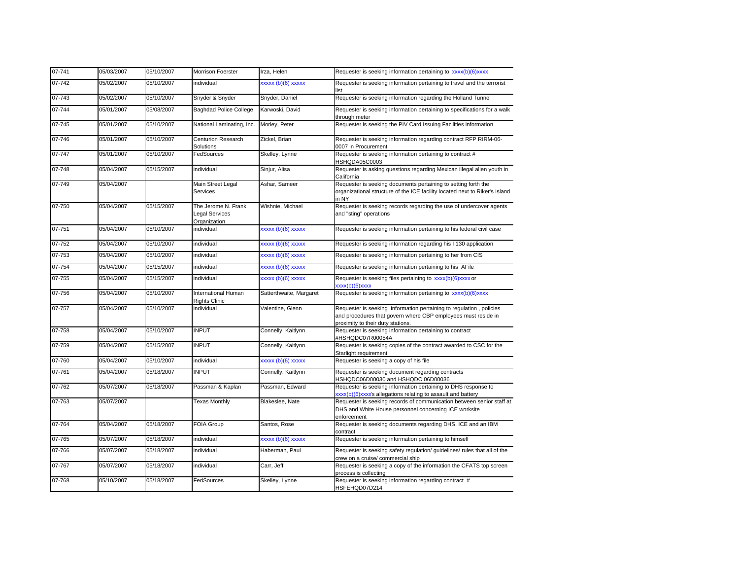| | | | | | |
|---|---|---|---|---|---|
| 07-741 | 05/03/2007 | 05/10/2007 | Morrison Foerster | Irza, Helen | Requester is seeking information pertaining to xxxx(b)(6)xxxx |
| 07-742 | 05/02/2007 | 05/10/2007 | individual | xxxxx (b)(6) xxxxx | Requester is seeking information pertaining to travel and the terrorist list |
| 07-743 | 05/02/2007 | 05/10/2007 | Snyder & Snyder | Snyder, Daniel | Requester is seeking information regarding the Holland Tunnel |
| 07-744 | 05/01/2007 | 05/08/2007 | Baghdad Police College | Karwoski, David | Requester is seeking information pertaining to specifications for a walk through meter |
| 07-745 | 05/01/2007 | 05/10/2007 | National Laminating, Inc. | Morley, Peter | Requester is seeking the PIV Card Issuing Facilities information |
| 07-746 | 05/01/2007 | 05/10/2007 | Centurion Research Solutions | Zickel, Brian | Requester is seeking information regarding contract RFP RIRM-06-0007 in Procurement |
| 07-747 | 05/01/2007 | 05/10/2007 | FedSources | Skelley, Lynne | Requester is seeking information pertaining to contract # HSHQDA05C0003 |
| 07-748 | 05/04/2007 | 05/15/2007 | individual | Sinjur, Alisa | Requester is asking questions regarding Mexican illegal alien youth in California |
| 07-749 | 05/04/2007 | | Main Street Legal Services | Ashar, Sameer | Requester is seeking documents pertaining to setting forth the organizational structure of the ICE facility located next to Riker's Island in NY |
| 07-750 | 05/04/2007 | 05/15/2007 | The Jerome N. Frank Legal Services Organization | Wishnie, Michael | Requester is seeking records regarding the use of undercover agents and "sting" operations |
| 07-751 | 05/04/2007 | 05/10/2007 | individual | xxxxx (b)(6) xxxxx | Requester is seeking information pertaining to his federal civil case |
| 07-752 | 05/04/2007 | 05/10/2007 | individual | xxxxx (b)(6) xxxxx | Requester is seeking information regarding his I 130 application |
| 07-753 | 05/04/2007 | 05/10/2007 | individual | xxxxx (b)(6) xxxxx | Requester is seeking information pertaining to her from CIS |
| 07-754 | 05/04/2007 | 05/15/2007 | individual | xxxxx (b)(6) xxxxx | Requester is seeking information pertaining to his AFile |
| 07-755 | 05/04/2007 | 05/15/2007 | individual | xxxxx (b)(6) xxxxx | Requester is seeking files pertaining to xxxx(b)(6)xxxx or xxxx(b)(6)xxxx |
| 07-756 | 05/04/2007 | 05/10/2007 | International Human Rights Clinic | Satterthwaite, Margaret | Requester is seeking information pertaining to xxxx(b)(6)xxxx |
| 07-757 | 05/04/2007 | 05/10/2007 | individual | Valentine, Glenn | Requester is seeking information pertaining to regulation , policies and procedures that govern where CBP employees must reside in proximity to their duty stations. |
| 07-758 | 05/04/2007 | 05/10/2007 | INPUT | Connelly, Kaitlynn | Requester is seeking information pertaining to contract #HSHQDC07R00054A |
| 07-759 | 05/04/2007 | 05/15/2007 | INPUT | Connelly, Kaitlynn | Requester is seeking copies of the contract awarded to CSC for the Starlight requirement |
| 07-760 | 05/04/2007 | 05/10/2007 | individual | xxxxx (b)(6) xxxxx | Requester is seeking a copy of his file |
| 07-761 | 05/04/2007 | 05/18/2007 | INPUT | Connelly, Kaitlynn | Requester is seeking document regarding contracts HSHQDC06D00030 and HSHQDC 06D00036 |
| 07-762 | 05/07/2007 | 05/18/2007 | Passman & Kaplan | Passman, Edward | Requester is seeking information pertaining to DHS response to xxxx(b)(6)xxxx's allegations relating to assault and battery |
| 07-763 | 05/07/2007 | | Texas Monthly | Blakeslee, Nate | Requester is seeking records of communication between senior staff at DHS and White House personnel concerning ICE worksite enforcement |
| 07-764 | 05/04/2007 | 05/18/2007 | FOIA Group | Santos, Rose | Requester is seeking documents regarding DHS, ICE and an IBM contract |
| 07-765 | 05/07/2007 | 05/18/2007 | individual | xxxxx (b)(6) xxxxx | Requester is seeking information pertaining to himself |
| 07-766 | 05/07/2007 | 05/18/2007 | individual | Haberman, Paul | Requester is seeking safety regulation/ guidelines/ rules that all of the crew on a cruise/ commercial ship |
| 07-767 | 05/07/2007 | 05/18/2007 | individual | Carr, Jeff | Requester is seeking a copy of the information the CFATS top screen process is collecting |
| 07-768 | 05/10/2007 | 05/18/2007 | FedSources | Skelley, Lynne | Requester is seeking information regarding contract # HSFEHQD07D214 |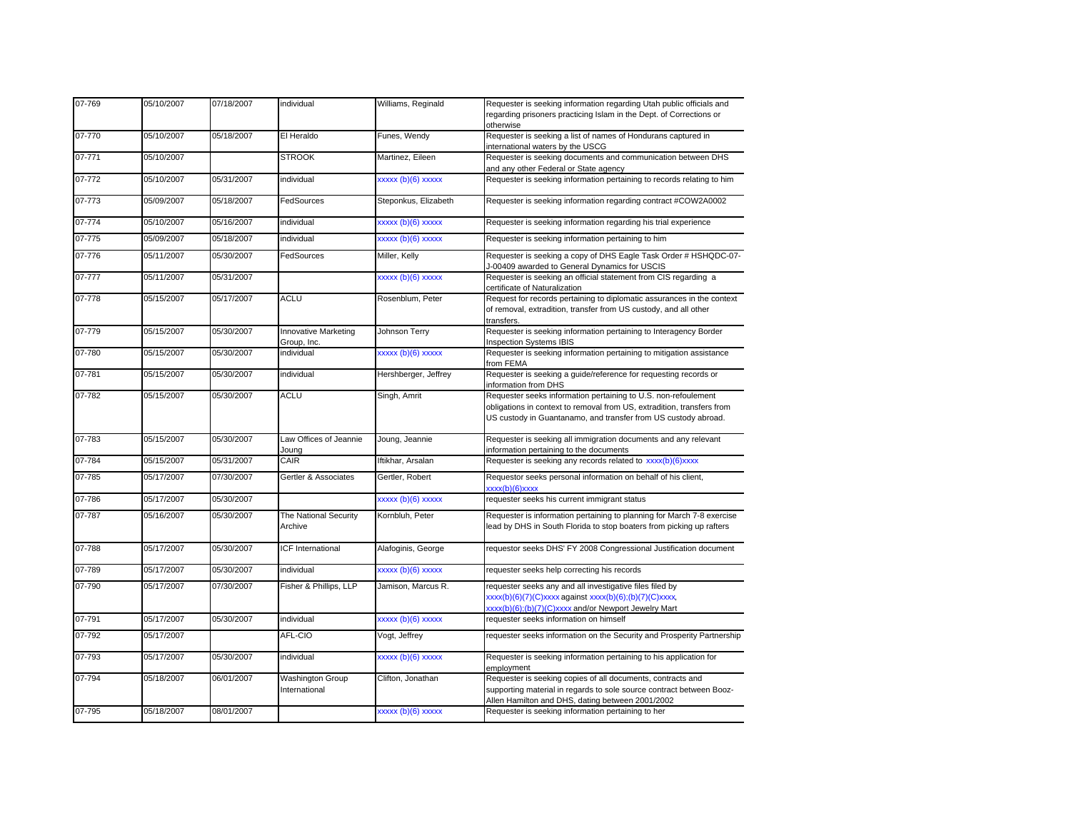| | | | | | |
|---|---|---|---|---|---|
| 07-769 | 05/10/2007 | 07/18/2007 | individual | Williams, Reginald | Requester is seeking information regarding Utah public officials and regarding prisoners practicing Islam in the Dept. of Corrections or otherwise |
| 07-770 | 05/10/2007 | 05/18/2007 | El Heraldo | Funes, Wendy | Requester is seeking a list of names of Hondurans captured in international waters by the USCG |
| 07-771 | 05/10/2007 | | STROOK | Martinez, Eileen | Requester is seeking documents and communication between DHS and any other Federal or State agency |
| 07-772 | 05/10/2007 | 05/31/2007 | individual | xxxxx (b)(6) xxxxx | Requester is seeking information pertaining to records relating to him |
| 07-773 | 05/09/2007 | 05/18/2007 | FedSources | Steponkus, Elizabeth | Requester is seeking information regarding contract #COW2A0002 |
| 07-774 | 05/10/2007 | 05/16/2007 | individual | xxxxx (b)(6) xxxxx | Requester is seeking information regarding his trial experience |
| 07-775 | 05/09/2007 | 05/18/2007 | individual | xxxxx (b)(6) xxxxx | Requester is seeking information pertaining to him |
| 07-776 | 05/11/2007 | 05/30/2007 | FedSources | Miller, Kelly | Requester is seeking a copy of DHS Eagle Task Order # HSHQDC-07-J-00409 awarded to General Dynamics for USCIS |
| 07-777 | 05/11/2007 | 05/31/2007 | | xxxxx (b)(6) xxxxx | Requester is seeking an official statement from CIS regarding a certificate of Naturalization |
| 07-778 | 05/15/2007 | 05/17/2007 | ACLU | Rosenblum, Peter | Request for records pertaining to diplomatic assurances in the context of removal, extradition, transfer from US custody, and all other transfers. |
| 07-779 | 05/15/2007 | 05/30/2007 | Innovative Marketing Group, Inc. | Johnson Terry | Requester is seeking information pertaining to Interagency Border Inspection Systems IBIS |
| 07-780 | 05/15/2007 | 05/30/2007 | individual | xxxxx (b)(6) xxxxx | Requester is seeking information pertaining to mitigation assistance from FEMA |
| 07-781 | 05/15/2007 | 05/30/2007 | individual | Hershberger, Jeffrey | Requester is seeking a guide/reference for requesting records or information from DHS |
| 07-782 | 05/15/2007 | 05/30/2007 | ACLU | Singh, Amrit | Requester seeks information pertaining to U.S. non-refoulement obligations in context to removal from US, extradition, transfers from US custody in Guantanamo, and transfer from US custody abroad. |
| 07-783 | 05/15/2007 | 05/30/2007 | Law Offices of Jeannie Joung | Joung, Jeannie | Requester is seeking all immigration documents and any relevant information pertaining to the documents |
| 07-784 | 05/15/2007 | 05/31/2007 | CAIR | Iftikhar, Arsalan | Requester is seeking any records related to xxxx(b)(6)xxxx |
| 07-785 | 05/17/2007 | 07/30/2007 | Gertler & Associates | Gertler, Robert | Requestor seeks personal information on behalf of his client, xxxx(b)(6)xxxx |
| 07-786 | 05/17/2007 | 05/30/2007 | | xxxxx (b)(6) xxxxx | requester seeks his current immigrant status |
| 07-787 | 05/16/2007 | 05/30/2007 | The National Security Archive | Kornbluh, Peter | Requester is information pertaining to planning for March 7-8 exercise lead by DHS in South Florida to stop boaters from picking up rafters |
| 07-788 | 05/17/2007 | 05/30/2007 | ICF International | Alafoginis, George | requestor seeks DHS' FY 2008 Congressional Justification document |
| 07-789 | 05/17/2007 | 05/30/2007 | individual | xxxxx (b)(6) xxxxx | requester seeks help correcting his records |
| 07-790 | 05/17/2007 | 07/30/2007 | Fisher & Phillips, LLP | Jamison, Marcus R. | requester seeks any and all investigative files filed by xxxx(b)(6)(7)(C)xxxx against xxxx(b)(6);(b)(7)(C)xxxx, xxxx(b)(6);(b)(7)(C)xxxx and/or Newport Jewelry Mart |
| 07-791 | 05/17/2007 | 05/30/2007 | individual | xxxxx (b)(6) xxxxx | requester seeks information on himself |
| 07-792 | 05/17/2007 | | AFL-CIO | Vogt, Jeffrey | requester seeks information on the Security and Prosperity Partnership |
| 07-793 | 05/17/2007 | 05/30/2007 | individual | xxxxx (b)(6) xxxxx | Requester is seeking information pertaining to his application for employment |
| 07-794 | 05/18/2007 | 06/01/2007 | Washington Group International | Clifton, Jonathan | Requester is seeking copies of all documents, contracts and supporting material in regards to sole source contract between Booz-Allen Hamilton and DHS, dating between 2001/2002 |
| 07-795 | 05/18/2007 | 08/01/2007 | | xxxxx (b)(6) xxxxx | Requester is seeking information pertaining to her |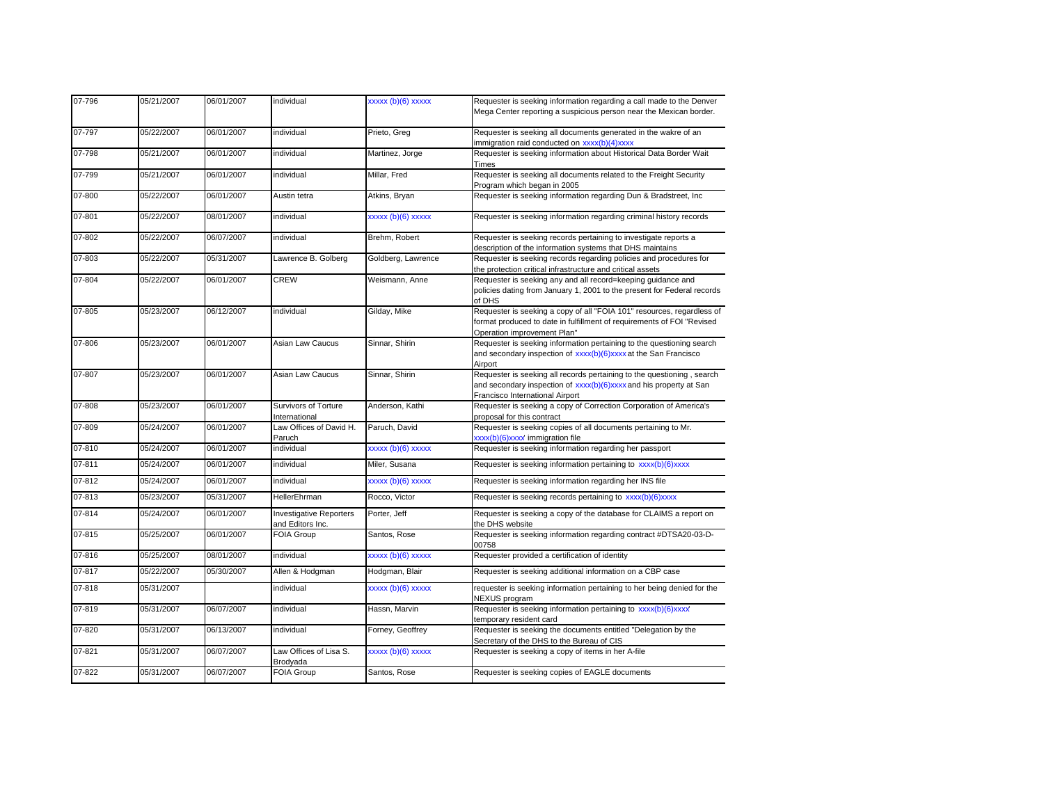| | | | | | |
|---|---|---|---|---|---|
| 07-796 | 05/21/2007 | 06/01/2007 | individual | xxxxx (b)(6) xxxxx | Requester is seeking information regarding a call made to the Denver Mega Center reporting a suspicious person near the Mexican border. |
| 07-797 | 05/22/2007 | 06/01/2007 | individual | Prieto, Greg | Requester is seeking all documents generated in the wakre of an immigration raid conducted on xxxx(b)(4)xxxx |
| 07-798 | 05/21/2007 | 06/01/2007 | individual | Martinez, Jorge | Requester is seeking information about Historical Data Border Wait Times |
| 07-799 | 05/21/2007 | 06/01/2007 | individual | Millar, Fred | Requester is seeking all documents related to the Freight Security Program which began in 2005 |
| 07-800 | 05/22/2007 | 06/01/2007 | Austin tetra | Atkins, Bryan | Requester is seeking information regarding Dun & Bradstreet, Inc |
| 07-801 | 05/22/2007 | 08/01/2007 | individual | xxxxx (b)(6) xxxxx | Requester is seeking information regarding criminal history records |
| 07-802 | 05/22/2007 | 06/07/2007 | individual | Brehm, Robert | Requester is seeking records pertaining to investigate reports a description of the information systems that DHS maintains |
| 07-803 | 05/22/2007 | 05/31/2007 | Lawrence B. Golberg | Goldberg, Lawrence | Requester is seeking records regarding policies and procedures for the protection critical infrastructure and critical assets |
| 07-804 | 05/22/2007 | 06/01/2007 | CREW | Weismann, Anne | Requester is seeking any and all record=keeping guidance and policies dating from January 1, 2001 to the present for Federal records of DHS |
| 07-805 | 05/23/2007 | 06/12/2007 | individual | Gilday, Mike | Requester is seeking a copy of all "FOIA 101" resources, regardless of format produced to date in fulfillment of requirements of FOI "Revised Operation improvement Plan" |
| 07-806 | 05/23/2007 | 06/01/2007 | Asian Law Caucus | Sinnar, Shirin | Requester is seeking information pertaining to the questioning search and secondary inspection of xxxx(b)(6)xxxx at the San Francisco Airport |
| 07-807 | 05/23/2007 | 06/01/2007 | Asian Law Caucus | Sinnar, Shirin | Requester is seeking all records pertaining to the questioning , search and secondary inspection of xxxx(b)(6)xxxx and his property at San Francisco International Airport |
| 07-808 | 05/23/2007 | 06/01/2007 | Survivors of Torture International | Anderson, Kathi | Requester is seeking a copy of Correction Corporation of America's proposal for this contract |
| 07-809 | 05/24/2007 | 06/01/2007 | Law Offices of David H. Paruch | Paruch, David | Requester is seeking copies of all documents pertaining to Mr. xxxx(b)(6)xxxx' immigration file |
| 07-810 | 05/24/2007 | 06/01/2007 | individual | xxxxx (b)(6) xxxxx | Requester is seeking information regarding her passport |
| 07-811 | 05/24/2007 | 06/01/2007 | individual | Miler, Susana | Requester is seeking information pertaining to xxxx(b)(6)xxxx |
| 07-812 | 05/24/2007 | 06/01/2007 | individual | xxxxx (b)(6) xxxxx | Requester is seeking information regarding her INS file |
| 07-813 | 05/23/2007 | 05/31/2007 | HellerEhrman | Rocco, Victor | Requester is seeking records pertaining to xxxx(b)(6)xxxx |
| 07-814 | 05/24/2007 | 06/01/2007 | Investigative Reporters and Editors Inc. | Porter, Jeff | Requester is seeking a copy of the database for CLAIMS a report on the DHS website |
| 07-815 | 05/25/2007 | 06/01/2007 | FOIA Group | Santos, Rose | Requester is seeking information regarding contract #DTSA20-03-D-00758 |
| 07-816 | 05/25/2007 | 08/01/2007 | individual | xxxxx (b)(6) xxxxx | Requester provided a certification of identity |
| 07-817 | 05/22/2007 | 05/30/2007 | Allen & Hodgman | Hodgman, Blair | Requester is seeking additional information on a CBP case |
| 07-818 | 05/31/2007 | | individual | xxxxx (b)(6) xxxxx | requester is seeking information pertaining to her being denied for the NEXUS program |
| 07-819 | 05/31/2007 | 06/07/2007 | individual | Hassn, Marvin | Requester is seeking information pertaining to xxxx(b)(6)xxxx' temporary resident card |
| 07-820 | 05/31/2007 | 06/13/2007 | individual | Forney, Geoffrey | Requester is seeking the documents entitled "Delegation by the Secretary of the DHS to the Bureau of CIS |
| 07-821 | 05/31/2007 | 06/07/2007 | Law Offices of Lisa S. Brodyada | xxxxx (b)(6) xxxxx | Requester is seeking a copy of items in her A-file |
| 07-822 | 05/31/2007 | 06/07/2007 | FOIA Group | Santos, Rose | Requester is seeking copies of EAGLE documents |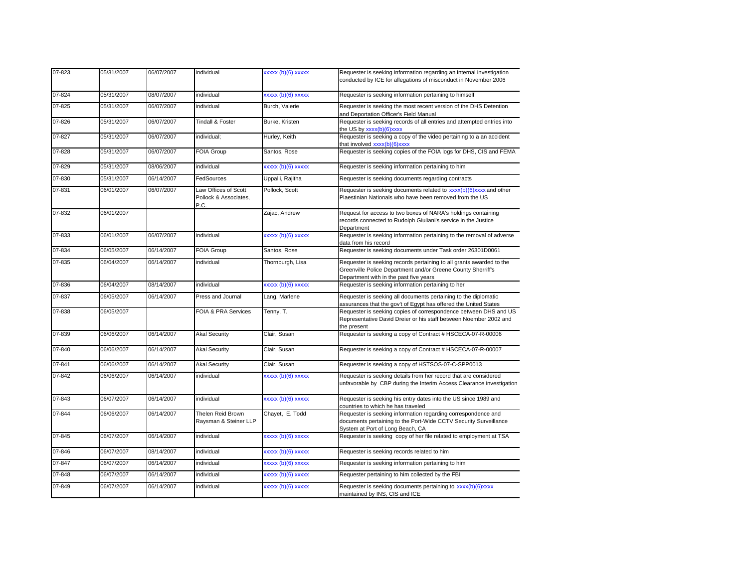| | | | | | |
|---|---|---|---|---|---|
| 07-823 | 05/31/2007 | 06/07/2007 | individual | xxxxx (b)(6) xxxxx | Requester is seeking information regarding an internal investigation conducted by ICE for allegations of misconduct in November 2006 |
| 07-824 | 05/31/2007 | 08/07/2007 | individual | xxxxx (b)(6) xxxxx | Requester is seeking information pertaining to himself |
| 07-825 | 05/31/2007 | 06/07/2007 | individual | Burch, Valerie | Requester is seeking the most recent version of the DHS Detention and Deportation Officer's Field Manual |
| 07-826 | 05/31/2007 | 06/07/2007 | Tindall & Foster | Burke, Kristen | Requester is seeking records of all entries and attempted entries into the US by xxxx(b)(6)xxxx |
| 07-827 | 05/31/2007 | 06/07/2007 | individual; | Hurley, Keith | Requester is seeking a copy of the video pertaining to a an accident that involved xxxx(b)(6)xxxx |
| 07-828 | 05/31/2007 | 06/07/2007 | FOIA Group | Santos, Rose | Requester is seeking copies of the FOIA logs for DHS, CIS and FEMA |
| 07-829 | 05/31/2007 | 08/06/2007 | individual | xxxxx (b)(6) xxxxx | Requester is seeking information pertaining to him |
| 07-830 | 05/31/2007 | 06/14/2007 | FedSources | Uppalli, Rajitha | Requester is seeking documents regarding contracts |
| 07-831 | 06/01/2007 | 06/07/2007 | Law Offices of Scott Pollock & Associates, P.C. | Pollock, Scott | Requester is seeking documents related to xxxx(b)(6)xxxx and other Plaestinian Nationals who have been removed from the US |
| 07-832 | 06/01/2007 | | | Zajac, Andrew | Request for access to two boxes of NARA's holdings containing records connected to Rudolph Giuliani's service in the Justice Department |
| 07-833 | 06/01/2007 | 06/07/2007 | individual | xxxxx (b)(6) xxxxx | Requester is seeking information pertaining to the removal of adverse data from his record |
| 07-834 | 06/05/2007 | 06/14/2007 | FOIA Group | Santos, Rose | Requester is seeking documents under Task order 26301D0061 |
| 07-835 | 06/04/2007 | 06/14/2007 | individual | Thornburgh, Lisa | Requester is seeking records pertaining to all grants awarded to the Greenville Police Department and/or Greene County Sherriff's Department with in the past five years |
| 07-836 | 06/04/2007 | 08/14/2007 | individual | xxxxx (b)(6) xxxxx | Requester is seeking information pertaining to her |
| 07-837 | 06/05/2007 | 06/14/2007 | Press and Journal | Lang, Marlene | Requester is seeking all documents pertaining to the diplomatic assurances that the gov't of Egypt has offered the United States |
| 07-838 | 06/05/2007 | | FOIA & PRA Services | Tenny, T. | Requester is seeking copies of correspondence between DHS and US Representative David Dreier or his staff between Noember 2002 and the present |
| 07-839 | 06/06/2007 | 06/14/2007 | Akal Security | Clair, Susan | Requester is seeking a copy of Contract # HSCECA-07-R-00006 |
| 07-840 | 06/06/2007 | 06/14/2007 | Akal Security | Clair, Susan | Requester is seeking a copy of Contract # HSCECA-07-R-00007 |
| 07-841 | 06/06/2007 | 06/14/2007 | Akal Security | Clair, Susan | Requester is seeking a copy of HSTSOS-07-C-SPP0013 |
| 07-842 | 06/06/2007 | 06/14/2007 | individual | xxxxx (b)(6) xxxxx | Requester is seeking details from her record that are considered unfavorable by CBP during the Interim Access Clearance investigation |
| 07-843 | 06/07/2007 | 06/14/2007 | individual | xxxxx (b)(6) xxxxx | Requester is seeking his entry dates into the US since 1989 and countries to which he has traveled |
| 07-844 | 06/06/2007 | 06/14/2007 | Thelen Reid Brown Raysman & Steiner LLP | Chayet, E. Todd | Requester is seeking information regarding correspondence and documents pertaining to the Port-Wide CCTV Security Surveillance System at Port of Long Beach, CA |
| 07-845 | 06/07/2007 | 06/14/2007 | individual | xxxxx (b)(6) xxxxx | Requester is seeking copy of her file related to employment at TSA |
| 07-846 | 06/07/2007 | 08/14/2007 | individual | xxxxx (b)(6) xxxxx | Requester is seeking records related to him |
| 07-847 | 06/07/2007 | 06/14/2007 | individual | xxxxx (b)(6) xxxxx | Requester is seeking information pertaining to him |
| 07-848 | 06/07/2007 | 06/14/2007 | individual | xxxxx (b)(6) xxxxx | Requester pertaining to him collected by the FBI |
| 07-849 | 06/07/2007 | 06/14/2007 | individual | xxxxx (b)(6) xxxxx | Requester is seeking documents pertaining to xxxx(b)(6)xxxx maintained by INS, CIS and ICE |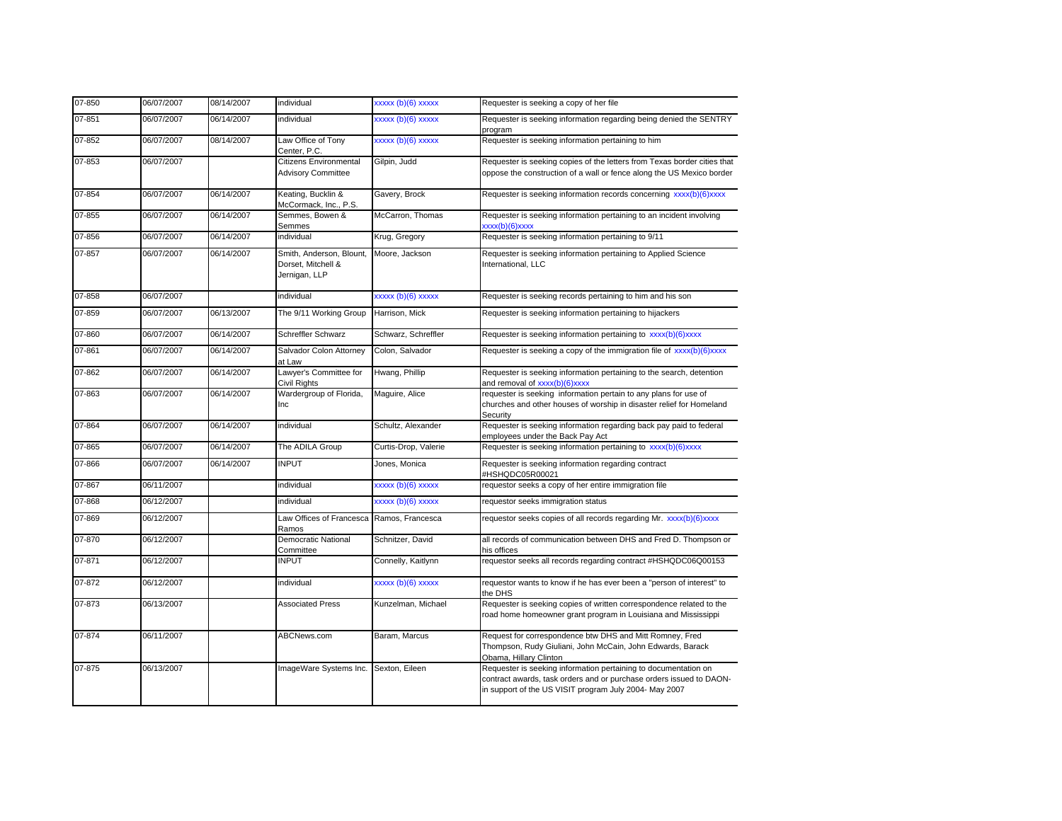| | | | | | |
|---|---|---|---|---|---|
| 07-850 | 06/07/2007 | 08/14/2007 | individual | xxxxx (b)(6) xxxxx | Requester is seeking a copy of her file |
| 07-851 | 06/07/2007 | 06/14/2007 | individual | xxxxx (b)(6) xxxxx | Requester is seeking information regarding being denied the SENTRY program |
| 07-852 | 06/07/2007 | 08/14/2007 | Law Office of Tony Center, P.C. | xxxxx (b)(6) xxxxx | Requester is seeking information pertaining to him |
| 07-853 | 06/07/2007 | | Citizens Environmental Advisory Committee | Gilpin, Judd | Requester is seeking copies of the letters from Texas border cities that oppose the construction of a wall or fence along the US Mexico border |
| 07-854 | 06/07/2007 | 06/14/2007 | Keating, Bucklin & McCormack, Inc., P.S. | Gavery, Brock | Requester is seeking information records concerning xxxx(b)(6)xxxx |
| 07-855 | 06/07/2007 | 06/14/2007 | Semmes, Bowen & Semmes | McCarron, Thomas | Requester is seeking information pertaining to an incident involving xxxx(b)(6)xxxx |
| 07-856 | 06/07/2007 | 06/14/2007 | individual | Krug, Gregory | Requester is seeking information pertaining to 9/11 |
| 07-857 | 06/07/2007 | 06/14/2007 | Smith, Anderson, Blount, Dorset, Mitchell & Jernigan, LLP | Moore, Jackson | Requester is seeking information pertaining to Applied Science International, LLC |
| 07-858 | 06/07/2007 | | individual | xxxxx (b)(6) xxxxx | Requester is seeking records pertaining to him and his son |
| 07-859 | 06/07/2007 | 06/13/2007 | The 9/11 Working Group | Harrison, Mick | Requester is seeking information pertaining to hijackers |
| 07-860 | 06/07/2007 | 06/14/2007 | Schreffler Schwarz | Schwarz, Schreffler | Requester is seeking information pertaining to xxxx(b)(6)xxxx |
| 07-861 | 06/07/2007 | 06/14/2007 | Salvador Colon Attorney at Law | Colon, Salvador | Requester is seeking a copy of the immigration file of xxxx(b)(6)xxxx |
| 07-862 | 06/07/2007 | 06/14/2007 | Lawyer's Committee for Civil Rights | Hwang, Phillip | Requester is seeking information pertaining to the search, detention and removal of xxxx(b)(6)xxxx |
| 07-863 | 06/07/2007 | 06/14/2007 | Wardergroup of Florida, Inc | Maguire, Alice | requester is seeking information pertain to any plans for use of churches and other houses of worship in disaster relief for Homeland Security |
| 07-864 | 06/07/2007 | 06/14/2007 | individual | Schultz, Alexander | Requester is seeking information regarding back pay paid to federal employees under the Back Pay Act |
| 07-865 | 06/07/2007 | 06/14/2007 | The ADILA Group | Curtis-Drop, Valerie | Requester is seeking information pertaining to xxxx(b)(6)xxxx |
| 07-866 | 06/07/2007 | 06/14/2007 | INPUT | Jones, Monica | Requester is seeking information regarding contract #HSHQDC05R00021 |
| 07-867 | 06/11/2007 | | individual | xxxxx (b)(6) xxxxx | requestor seeks a copy of her entire immigration file |
| 07-868 | 06/12/2007 | | individual | xxxxx (b)(6) xxxxx | requestor seeks immigration status |
| 07-869 | 06/12/2007 | | Law Offices of Francesca Ramos | Ramos, Francesca | requestor seeks copies of all records regarding Mr. xxxx(b)(6)xxxx |
| 07-870 | 06/12/2007 | | Democratic National Committee | Schnitzer, David | all records of communication between DHS and Fred D. Thompson or his offices |
| 07-871 | 06/12/2007 | | INPUT | Connelly, Kaitlynn | requestor seeks all records regarding contract #HSHQDC06Q00153 |
| 07-872 | 06/12/2007 | | individual | xxxxx (b)(6) xxxxx | requestor wants to know if he has ever been a "person of interest" to the DHS |
| 07-873 | 06/13/2007 | | Associated Press | Kunzelman, Michael | Requester is seeking copies of written correspondence related to the road home homeowner grant program in Louisiana and Mississippi |
| 07-874 | 06/11/2007 | | ABCNews.com | Baram, Marcus | Request for correspondence btw DHS and Mitt Romney, Fred Thompson, Rudy Giuliani, John McCain, John Edwards, Barack Obama, Hillary Clinton |
| 07-875 | 06/13/2007 | | ImageWare Systems Inc. | Sexton, Eileen | Requester is seeking information pertaining to documentation on contract awards, task orders and or purchase orders issued to DAON-in support of the US VISIT program July 2004- May 2007 |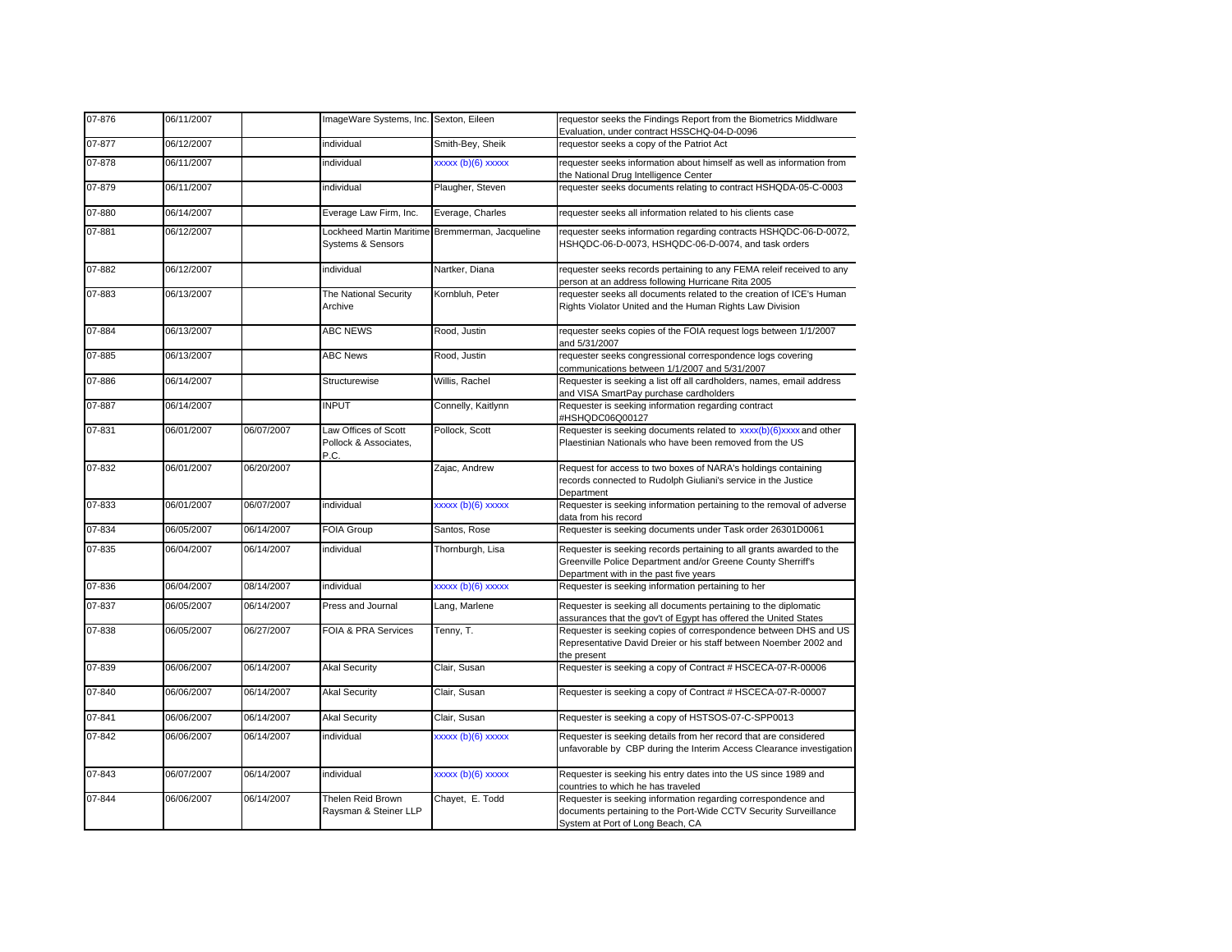| | | | | | |
|---|---|---|---|---|---|
| 07-876 | 06/11/2007 | | ImageWare Systems, Inc. | Sexton, Eileen | requestor seeks the Findings Report from the Biometrics Middlware Evaluation, under contract HSSCHQ-04-D-0096 |
| 07-877 | 06/12/2007 | | individual | Smith-Bey, Sheik | requestor seeks a copy of the Patriot Act |
| 07-878 | 06/11/2007 | | individual | xxxxx (b)(6) xxxxx | requester seeks information about himself as well as information from the National Drug Intelligence Center |
| 07-879 | 06/11/2007 | | individual | Plaugher, Steven | requester seeks documents relating to contract HSHQDA-05-C-0003 |
| 07-880 | 06/14/2007 | | Everage Law Firm, Inc. | Everage, Charles | requester seeks all information related to his clients case |
| 07-881 | 06/12/2007 | | Lockheed Martin Maritime Systems & Sensors | Bremmerman, Jacqueline | requester seeks information regarding contracts HSHQDC-06-D-0072, HSHQDC-06-D-0073, HSHQDC-06-D-0074, and task orders |
| 07-882 | 06/12/2007 | | individual | Nartker, Diana | requester seeks records pertaining to any FEMA releif received to any person at an address following Hurricane Rita 2005 |
| 07-883 | 06/13/2007 | | The National Security Archive | Kornbluh, Peter | requester seeks all documents related to the creation of ICE's Human Rights Violator United and the Human Rights Law Division |
| 07-884 | 06/13/2007 | | ABC NEWS | Rood, Justin | requester seeks copies of the FOIA request logs between 1/1/2007 and 5/31/2007 |
| 07-885 | 06/13/2007 | | ABC News | Rood, Justin | requester seeks congressional correspondence logs covering communications between 1/1/2007 and 5/31/2007 |
| 07-886 | 06/14/2007 | | Structurewise | Willis, Rachel | Requester is seeking a list off all cardholders, names, email address and VISA SmartPay purchase cardholders |
| 07-887 | 06/14/2007 | | INPUT | Connelly, Kaitlynn | Requester is seeking information regarding contract #HSHQDC06Q00127 |
| 07-831 | 06/01/2007 | 06/07/2007 | Law Offices of Scott Pollock & Associates, P.C. | Pollock, Scott | Requester is seeking documents related to xxxx(b)(6)xxxx and other Plaestinian Nationals who have been removed from the US |
| 07-832 | 06/01/2007 | 06/20/2007 | | Zajac, Andrew | Request for access to two boxes of NARA's holdings containing records connected to Rudolph Giuliani's service in the Justice Department |
| 07-833 | 06/01/2007 | 06/07/2007 | individual | xxxxx (b)(6) xxxxx | Requester is seeking information pertaining to the removal of adverse data from his record |
| 07-834 | 06/05/2007 | 06/14/2007 | FOIA Group | Santos, Rose | Requester is seeking documents under Task order 26301D0061 |
| 07-835 | 06/04/2007 | 06/14/2007 | individual | Thornburgh, Lisa | Requester is seeking records pertaining to all grants awarded to the Greenville Police Department and/or Greene County Sherriff's Department with in the past five years |
| 07-836 | 06/04/2007 | 08/14/2007 | individual | xxxxx (b)(6) xxxxx | Requester is seeking information pertaining to her |
| 07-837 | 06/05/2007 | 06/14/2007 | Press and Journal | Lang, Marlene | Requester is seeking all documents pertaining to the diplomatic assurances that the gov't of Egypt has offered the United States |
| 07-838 | 06/05/2007 | 06/27/2007 | FOIA & PRA Services | Tenny, T. | Requester is seeking copies of correspondence between DHS and US Representative David Dreier or his staff between Noember 2002 and the present |
| 07-839 | 06/06/2007 | 06/14/2007 | Akal Security | Clair, Susan | Requester is seeking a copy of Contract # HSCECA-07-R-00006 |
| 07-840 | 06/06/2007 | 06/14/2007 | Akal Security | Clair, Susan | Requester is seeking a copy of Contract # HSCECA-07-R-00007 |
| 07-841 | 06/06/2007 | 06/14/2007 | Akal Security | Clair, Susan | Requester is seeking a copy of HSTSOS-07-C-SPP0013 |
| 07-842 | 06/06/2007 | 06/14/2007 | individual | xxxxx (b)(6) xxxxx | Requester is seeking details from her record that are considered unfavorable by CBP during the Interim Access Clearance investigation |
| 07-843 | 06/07/2007 | 06/14/2007 | individual | xxxxx (b)(6) xxxxx | Requester is seeking his entry dates into the US since 1989 and countries to which he has traveled |
| 07-844 | 06/06/2007 | 06/14/2007 | Thelen Reid Brown Raysman & Steiner LLP | Chayet, E. Todd | Requester is seeking information regarding correspondence and documents pertaining to the Port-Wide CCTV Security Surveillance System at Port of Long Beach, CA |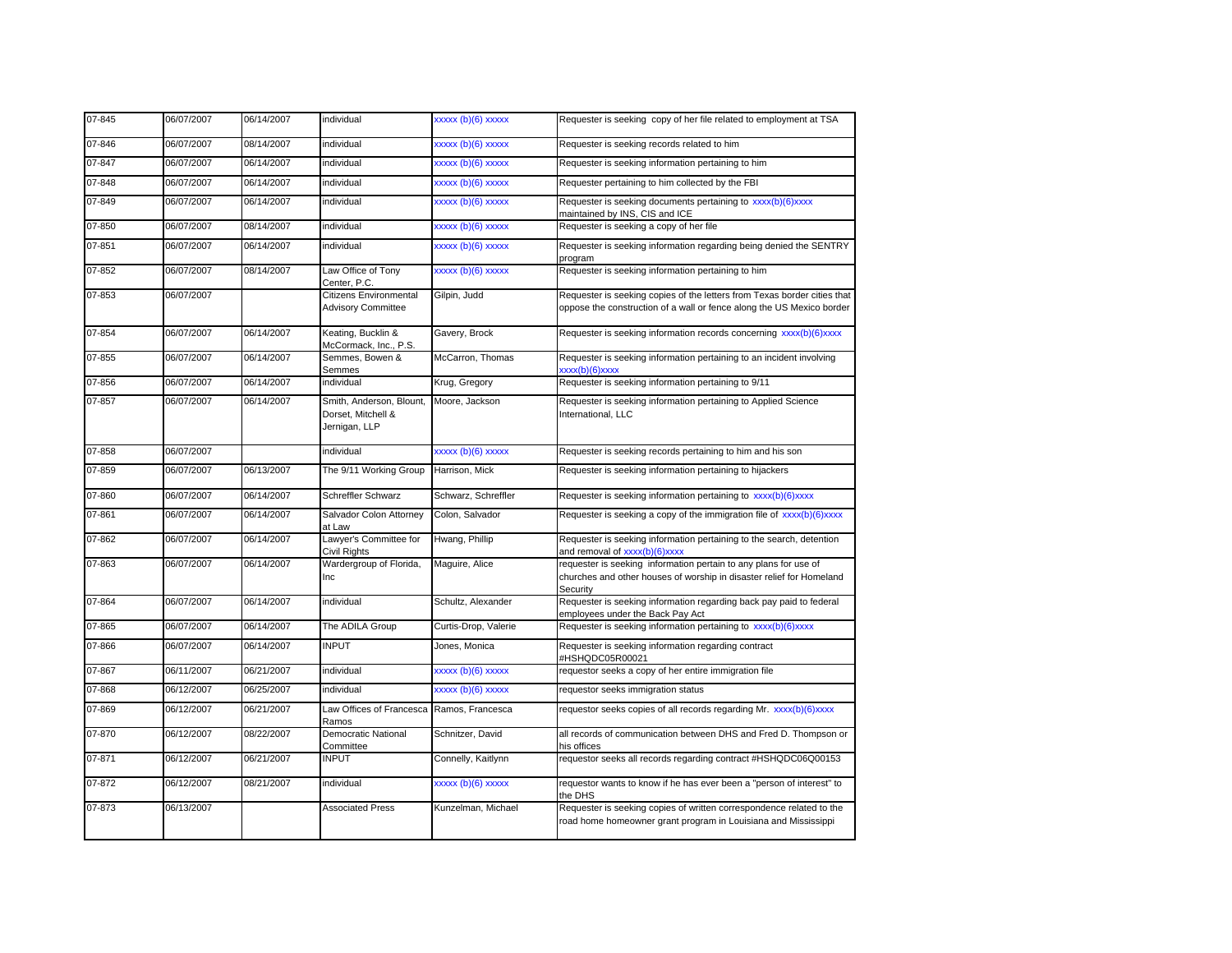| | | | | | |
|---|---|---|---|---|---|
| 07-845 | 06/07/2007 | 06/14/2007 | individual | xxxxx (b)(6) xxxxx | Requester is seeking copy of her file related to employment at TSA |
| 07-846 | 06/07/2007 | 08/14/2007 | individual | xxxxx (b)(6) xxxxx | Requester is seeking records related to him |
| 07-847 | 06/07/2007 | 06/14/2007 | individual | xxxxx (b)(6) xxxxx | Requester is seeking information pertaining to him |
| 07-848 | 06/07/2007 | 06/14/2007 | individual | xxxxx (b)(6) xxxxx | Requester pertaining to him collected by the FBI |
| 07-849 | 06/07/2007 | 06/14/2007 | individual | xxxxx (b)(6) xxxxx | Requester is seeking documents pertaining to xxxx(b)(6)xxxx maintained by INS, CIS and ICE |
| 07-850 | 06/07/2007 | 08/14/2007 | individual | xxxxx (b)(6) xxxxx | Requester is seeking a copy of her file |
| 07-851 | 06/07/2007 | 06/14/2007 | individual | xxxxx (b)(6) xxxxx | Requester is seeking information regarding being denied the SENTRY program |
| 07-852 | 06/07/2007 | 08/14/2007 | Law Office of Tony Center, P.C. | xxxxx (b)(6) xxxxx | Requester is seeking information pertaining to him |
| 07-853 | 06/07/2007 | | Citizens Environmental Advisory Committee | Gilpin, Judd | Requester is seeking copies of the letters from Texas border cities that oppose the construction of a wall or fence along the US Mexico border |
| 07-854 | 06/07/2007 | 06/14/2007 | Keating, Bucklin & McCormack, Inc., P.S. | Gavery, Brock | Requester is seeking information records concerning xxxx(b)(6)xxxx |
| 07-855 | 06/07/2007 | 06/14/2007 | Semmes, Bowen & Semmes | McCarron, Thomas | Requester is seeking information pertaining to an incident involving xxxx(b)(6)xxxx |
| 07-856 | 06/07/2007 | 06/14/2007 | individual | Krug, Gregory | Requester is seeking information pertaining to 9/11 |
| 07-857 | 06/07/2007 | 06/14/2007 | Smith, Anderson, Blount, Dorset, Mitchell & Jernigan, LLP | Moore, Jackson | Requester is seeking information pertaining to Applied Science International, LLC |
| 07-858 | 06/07/2007 | | individual | xxxxx (b)(6) xxxxx | Requester is seeking records pertaining to him and his son |
| 07-859 | 06/07/2007 | 06/13/2007 | The 9/11 Working Group | Harrison, Mick | Requester is seeking information pertaining to hijackers |
| 07-860 | 06/07/2007 | 06/14/2007 | Schreffler Schwarz | Schwarz, Schreffler | Requester is seeking information pertaining to xxxx(b)(6)xxxx |
| 07-861 | 06/07/2007 | 06/14/2007 | Salvador Colon Attorney at Law | Colon, Salvador | Requester is seeking a copy of the immigration file of xxxx(b)(6)xxxx |
| 07-862 | 06/07/2007 | 06/14/2007 | Lawyer's Committee for Civil Rights | Hwang, Phillip | Requester is seeking information pertaining to the search, detention and removal of xxxx(b)(6)xxxx |
| 07-863 | 06/07/2007 | 06/14/2007 | Wardergroup of Florida, Inc | Maguire, Alice | requester is seeking information pertain to any plans for use of churches and other houses of worship in disaster relief for Homeland Security |
| 07-864 | 06/07/2007 | 06/14/2007 | individual | Schultz, Alexander | Requester is seeking information regarding back pay paid to federal employees under the Back Pay Act |
| 07-865 | 06/07/2007 | 06/14/2007 | The ADILA Group | Curtis-Drop, Valerie | Requester is seeking information pertaining to xxxx(b)(6)xxxx |
| 07-866 | 06/07/2007 | 06/14/2007 | INPUT | Jones, Monica | Requester is seeking information regarding contract #HSHQDC05R00021 |
| 07-867 | 06/11/2007 | 06/21/2007 | individual | xxxxx (b)(6) xxxxx | requestor seeks a copy of her entire immigration file |
| 07-868 | 06/12/2007 | 06/25/2007 | individual | xxxxx (b)(6) xxxxx | requestor seeks immigration status |
| 07-869 | 06/12/2007 | 06/21/2007 | Law Offices of Francesca Ramos | Ramos, Francesca | requestor seeks copies of all records regarding Mr. xxxx(b)(6)xxxx |
| 07-870 | 06/12/2007 | 08/22/2007 | Democratic National Committee | Schnitzer, David | all records of communication between DHS and Fred D. Thompson or his offices |
| 07-871 | 06/12/2007 | 06/21/2007 | INPUT | Connelly, Kaitlynn | requestor seeks all records regarding contract #HSHQDC06Q00153 |
| 07-872 | 06/12/2007 | 08/21/2007 | individual | xxxxx (b)(6) xxxxx | requestor wants to know if he has ever been a "person of interest" to the DHS |
| 07-873 | 06/13/2007 | | Associated Press | Kunzelman, Michael | Requester is seeking copies of written correspondence related to the road home homeowner grant program in Louisiana and Mississippi |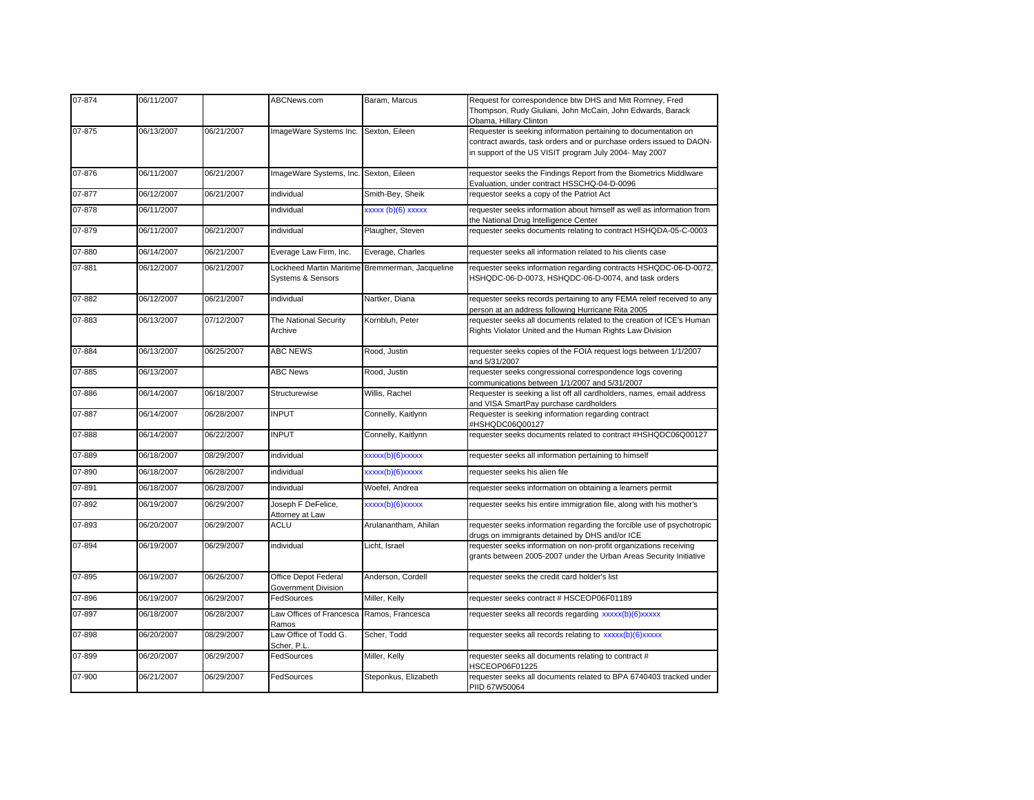| | | | | | |
|---|---|---|---|---|---|
| 07-874 | 06/11/2007 | | ABCNews.com | Baram, Marcus | Request for correspondence btw DHS and Mitt Romney, Fred Thompson, Rudy Giuliani, John McCain, John Edwards, Barack Obama, Hillary Clinton |
| 07-875 | 06/13/2007 | 06/21/2007 | ImageWare Systems Inc. | Sexton, Eileen | Requester is seeking information pertaining to documentation on contract awards, task orders and or purchase orders issued to DAON- in support of the US VISIT program July 2004- May 2007 |
| 07-876 | 06/11/2007 | 06/21/2007 | ImageWare Systems, Inc. | Sexton, Eileen | requestor seeks the Findings Report from the Biometrics Middlware Evaluation, under contract HSSCHQ-04-D-0096 |
| 07-877 | 06/12/2007 | 06/21/2007 | individual | Smith-Bey, Sheik | requestor seeks a copy of the Patriot Act |
| 07-878 | 06/11/2007 | | individual | xxxxx (b)(6) xxxxx | requester seeks information about himself as well as information from the National Drug Intelligence Center |
| 07-879 | 06/11/2007 | 06/21/2007 | individual | Plaugher, Steven | requester seeks documents relating to contract HSHQDA-05-C-0003 |
| 07-880 | 06/14/2007 | 06/21/2007 | Everage Law Firm, Inc. | Everage, Charles | requester seeks all information related to his clients case |
| 07-881 | 06/12/2007 | 06/21/2007 | Lockheed Martin Maritime Systems & Sensors | Bremmerman, Jacqueline | requester seeks information regarding contracts HSHQDC-06-D-0072, HSHQDC-06-D-0073, HSHQDC-06-D-0074, and task orders |
| 07-882 | 06/12/2007 | 06/21/2007 | individual | Nartker, Diana | requester seeks records pertaining to any FEMA releif received to any person at an address following Hurricane Rita 2005 |
| 07-883 | 06/13/2007 | 07/12/2007 | The National Security Archive | Kornbluh, Peter | requester seeks all documents related to the creation of ICE's Human Rights Violator United and the Human Rights Law Division |
| 07-884 | 06/13/2007 | 06/25/2007 | ABC NEWS | Rood, Justin | requester seeks copies of the FOIA request logs between 1/1/2007 and 5/31/2007 |
| 07-885 | 06/13/2007 | | ABC News | Rood, Justin | requester seeks congressional correspondence logs covering communications between 1/1/2007 and 5/31/2007 |
| 07-886 | 06/14/2007 | 06/18/2007 | Structurewise | Willis, Rachel | Requester is seeking a list off all cardholders, names, email address and VISA SmartPay purchase cardholders |
| 07-887 | 06/14/2007 | 06/28/2007 | INPUT | Connelly, Kaitlynn | Requester is seeking information regarding contract #HSHQDC06Q00127 |
| 07-888 | 06/14/2007 | 06/22/2007 | INPUT | Connelly, Kaitlynn | requester seeks documents related to contract #HSHQDC06Q00127 |
| 07-889 | 06/18/2007 | 08/29/2007 | individual | xxxxx(b)(6)xxxxx | requester seeks all information pertaining to himself |
| 07-890 | 06/18/2007 | 06/28/2007 | individual | xxxxx(b)(6)xxxxx | requester seeks his alien file |
| 07-891 | 06/18/2007 | 06/28/2007 | individual | Woefel, Andrea | requester seeks information on obtaining a learners permit |
| 07-892 | 06/19/2007 | 06/29/2007 | Joseph F DeFelice, Attorney at Law | xxxxx(b)(6)xxxxx | requester seeks his entire immigration file, along with his mother's |
| 07-893 | 06/20/2007 | 06/29/2007 | ACLU | Arulanantham, Ahilan | requester seeks information regarding the forcible use of psychotropic drugs on immigrants detained by DHS and/or ICE |
| 07-894 | 06/19/2007 | 06/29/2007 | individual | Licht, Israel | requester seeks information on non-profit organizations receiving grants between 2005-2007 under the Urban Areas Security Initiative |
| 07-895 | 06/19/2007 | 06/26/2007 | Office Depot Federal Government Division | Anderson, Cordell | requester seeks the credit card holder's list |
| 07-896 | 06/19/2007 | 06/29/2007 | FedSources | Miller, Kelly | requester seeks contract # HSCEOP06F01189 |
| 07-897 | 06/18/2007 | 06/28/2007 | Law Offices of Francesca Ramos | Ramos, Francesca | requester seeks all records regarding xxxxx(b)(6)xxxxx |
| 07-898 | 06/20/2007 | 08/29/2007 | Law Office of Todd G. Scher, P.L. | Scher, Todd | requester seeks all records relating to xxxxx(b)(6)xxxxx |
| 07-899 | 06/20/2007 | 06/29/2007 | FedSources | Miller, Kelly | requester seeks all documents relating to contract # HSCEOP06F01225 |
| 07-900 | 06/21/2007 | 06/29/2007 | FedSources | Steponkus, Elizabeth | requester seeks all documents related to BPA 6740403 tracked under PIID 67W50064 |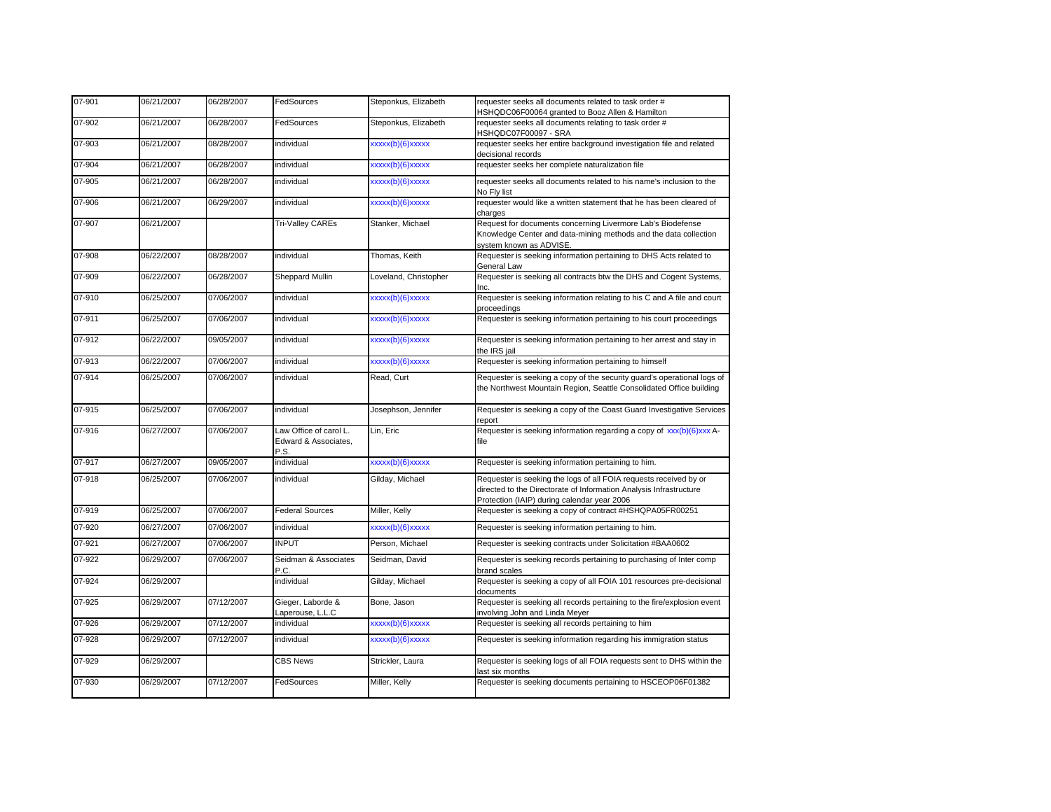| | | | | | |
|---|---|---|---|---|---|
| 07-901 | 06/21/2007 | 06/28/2007 | FedSources | Steponkus, Elizabeth | requester seeks all documents related to task order # HSHQDC06F00064 granted to Booz Allen & Hamilton |
| 07-902 | 06/21/2007 | 06/28/2007 | FedSources | Steponkus, Elizabeth | requester seeks all documents relating to task order # HSHQDC07F00097 - SRA |
| 07-903 | 06/21/2007 | 08/28/2007 | individual | xxxxx(b)(6)xxxxx | requester seeks her entire background investigation file and related decisional records |
| 07-904 | 06/21/2007 | 06/28/2007 | individual | xxxxx(b)(6)xxxxx | requester seeks her complete naturalization file |
| 07-905 | 06/21/2007 | 06/28/2007 | individual | xxxxx(b)(6)xxxxx | requester seeks all documents related to his name's inclusion to the No Fly list |
| 07-906 | 06/21/2007 | 06/29/2007 | individual | xxxxx(b)(6)xxxxx | requester would like a written statement that he has been cleared of charges |
| 07-907 | 06/21/2007 | | Tri-Valley CAREs | Stanker, Michael | Request for documents concerning Livermore Lab's Biodefense Knowledge Center and data-mining methods and the data collection system known as ADVISE. |
| 07-908 | 06/22/2007 | 08/28/2007 | individual | Thomas, Keith | Requester is seeking information pertaining to DHS Acts related to General Law |
| 07-909 | 06/22/2007 | 06/28/2007 | Sheppard Mullin | Loveland, Christopher | Requester is seeking all contracts btw the DHS and Cogent Systems, Inc. |
| 07-910 | 06/25/2007 | 07/06/2007 | individual | xxxxx(b)(6)xxxxx | Requester is seeking information relating to his C and A file and court proceedings |
| 07-911 | 06/25/2007 | 07/06/2007 | individual | xxxxx(b)(6)xxxxx | Requester is seeking information pertaining to his court proceedings |
| 07-912 | 06/22/2007 | 09/05/2007 | individual | xxxxx(b)(6)xxxxx | Requester is seeking information pertaining to her arrest and stay in the IRS jail |
| 07-913 | 06/22/2007 | 07/06/2007 | individual | xxxxx(b)(6)xxxxx | Requester is seeking information pertaining to himself |
| 07-914 | 06/25/2007 | 07/06/2007 | individual | Read, Curt | Requester is seeking a copy of the security guard's operational logs of the Northwest Mountain Region, Seattle Consolidated Office building |
| 07-915 | 06/25/2007 | 07/06/2007 | individual | Josephson, Jennifer | Requester is seeking a copy of the Coast Guard Investigative Services report |
| 07-916 | 06/27/2007 | 07/06/2007 | Law Office of carol L. Edward & Associates, P.S. | Lin, Eric | Requester is seeking information regarding a copy of xxx(b)(6)xxx A-file |
| 07-917 | 06/27/2007 | 09/05/2007 | individual | xxxxx(b)(6)xxxxx | Requester is seeking information pertaining to him. |
| 07-918 | 06/25/2007 | 07/06/2007 | individual | Gilday, Michael | Requester is seeking the logs of all FOIA requests received by or directed to the Directorate of Information Analysis Infrastructure Protection (IAIP) during calendar year 2006 |
| 07-919 | 06/25/2007 | 07/06/2007 | Federal Sources | Miller, Kelly | Requester is seeking a copy of contract #HSHQPA05FR00251 |
| 07-920 | 06/27/2007 | 07/06/2007 | individual | xxxxx(b)(6)xxxxx | Requester is seeking information pertaining to him. |
| 07-921 | 06/27/2007 | 07/06/2007 | INPUT | Person, Michael | Requester is seeking contracts under Solicitation #BAA0602 |
| 07-922 | 06/29/2007 | 07/06/2007 | Seidman & Associates P.C. | Seidman, David | Requester is seeking records pertaining to purchasing of Inter comp brand scales |
| 07-924 | 06/29/2007 | | individual | Gilday, Michael | Requester is seeking a copy of all FOIA 101 resources pre-decisional documents |
| 07-925 | 06/29/2007 | 07/12/2007 | Gieger, Laborde & Laperouse, L.L.C | Bone, Jason | Requester is seeking all records pertaining to the fire/explosion event involving John and Linda Meyer |
| 07-926 | 06/29/2007 | 07/12/2007 | individual | xxxxx(b)(6)xxxxx | Requester is seeking all records pertaining to him |
| 07-928 | 06/29/2007 | 07/12/2007 | individual | xxxxx(b)(6)xxxxx | Requester is seeking information regarding his immigration status |
| 07-929 | 06/29/2007 | | CBS News | Strickler, Laura | Requester is seeking logs of all FOIA requests sent to DHS within the last six months |
| 07-930 | 06/29/2007 | 07/12/2007 | FedSources | Miller, Kelly | Requester is seeking documents pertaining to HSCEOP06F01382 |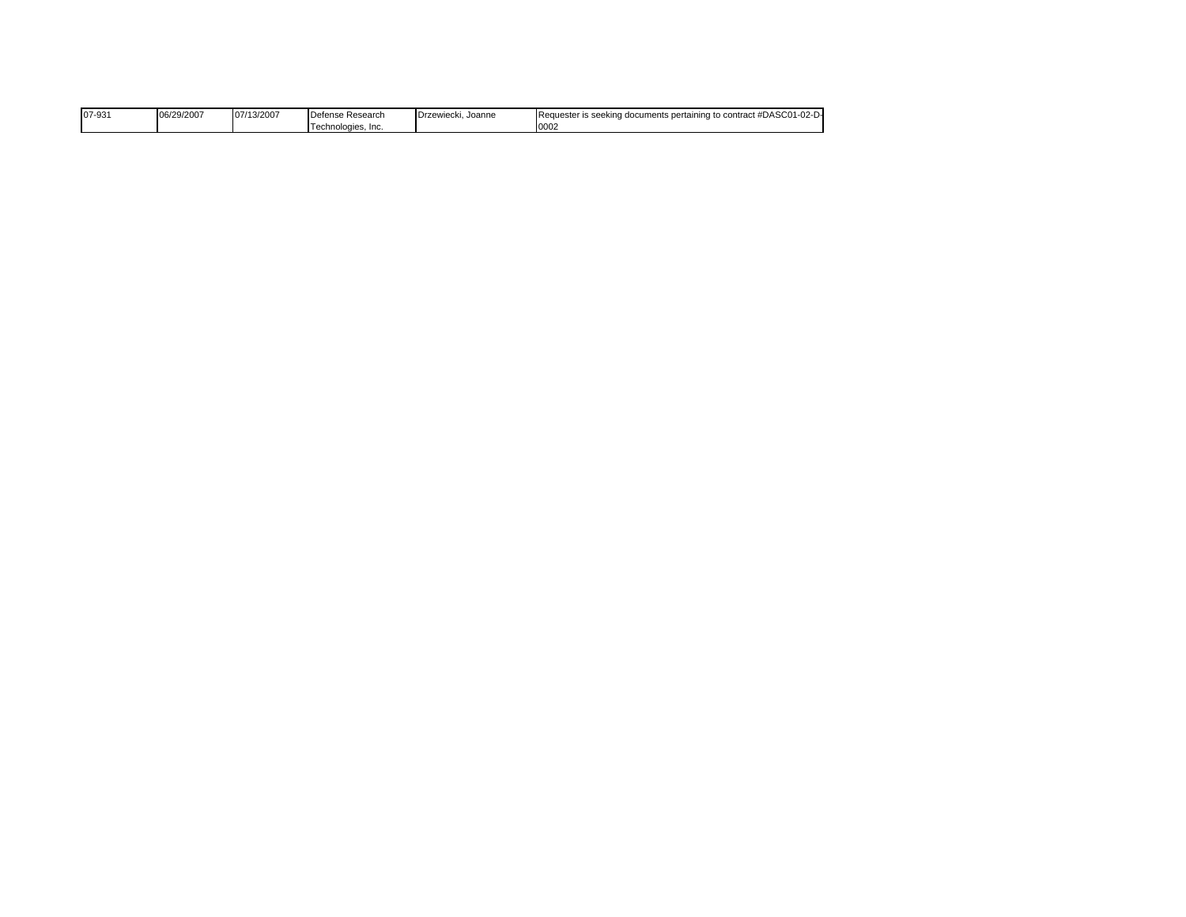| | | | | | |
|---|---|---|---|---|---|
| 07-931 | 06/29/2007 | 07/13/2007 | Defense Research Technologies, Inc. | Drzewiecki, Joanne | Requester is seeking documents pertaining to contract #DASC01-02-D-0002 |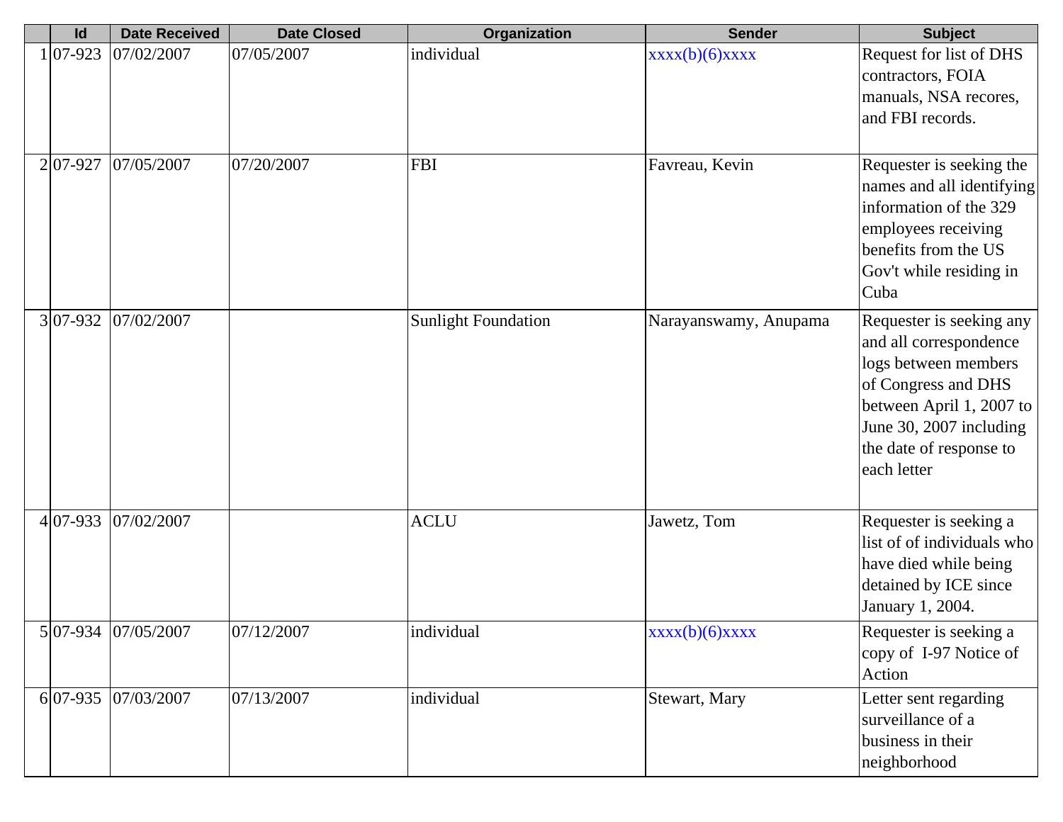| | Id | Date Received | Date Closed | Organization | Sender | Subject |
|---|---|---|---|---|---|---|
| 1 | 07-923 | 07/02/2007 | 07/05/2007 | individual | xxxx(b)(6)xxxx | Request for list of DHS contractors, FOIA manuals, NSA recores, and FBI records. |
| 2 | 07-927 | 07/05/2007 | 07/20/2007 | FBI | Favreau, Kevin | Requester is seeking the names and all identifying information of the 329 employees receiving benefits from the US Gov't while residing in Cuba |
| 3 | 07-932 | 07/02/2007 | | Sunlight Foundation | Narayanswamy, Anupama | Requester is seeking any and all correspondence logs between members of Congress and DHS between April 1, 2007 to June 30, 2007 including the date of response to each letter |
| 4 | 07-933 | 07/02/2007 | | ACLU | Jawetz, Tom | Requester is seeking a list of of individuals who have died while being detained by ICE since January 1, 2004. |
| 5 | 07-934 | 07/05/2007 | 07/12/2007 | individual | xxxx(b)(6)xxxx | Requester is seeking a copy of I-97 Notice of Action |
| 6 | 07-935 | 07/03/2007 | 07/13/2007 | individual | Stewart, Mary | Letter sent regarding surveillance of a business in their neighborhood |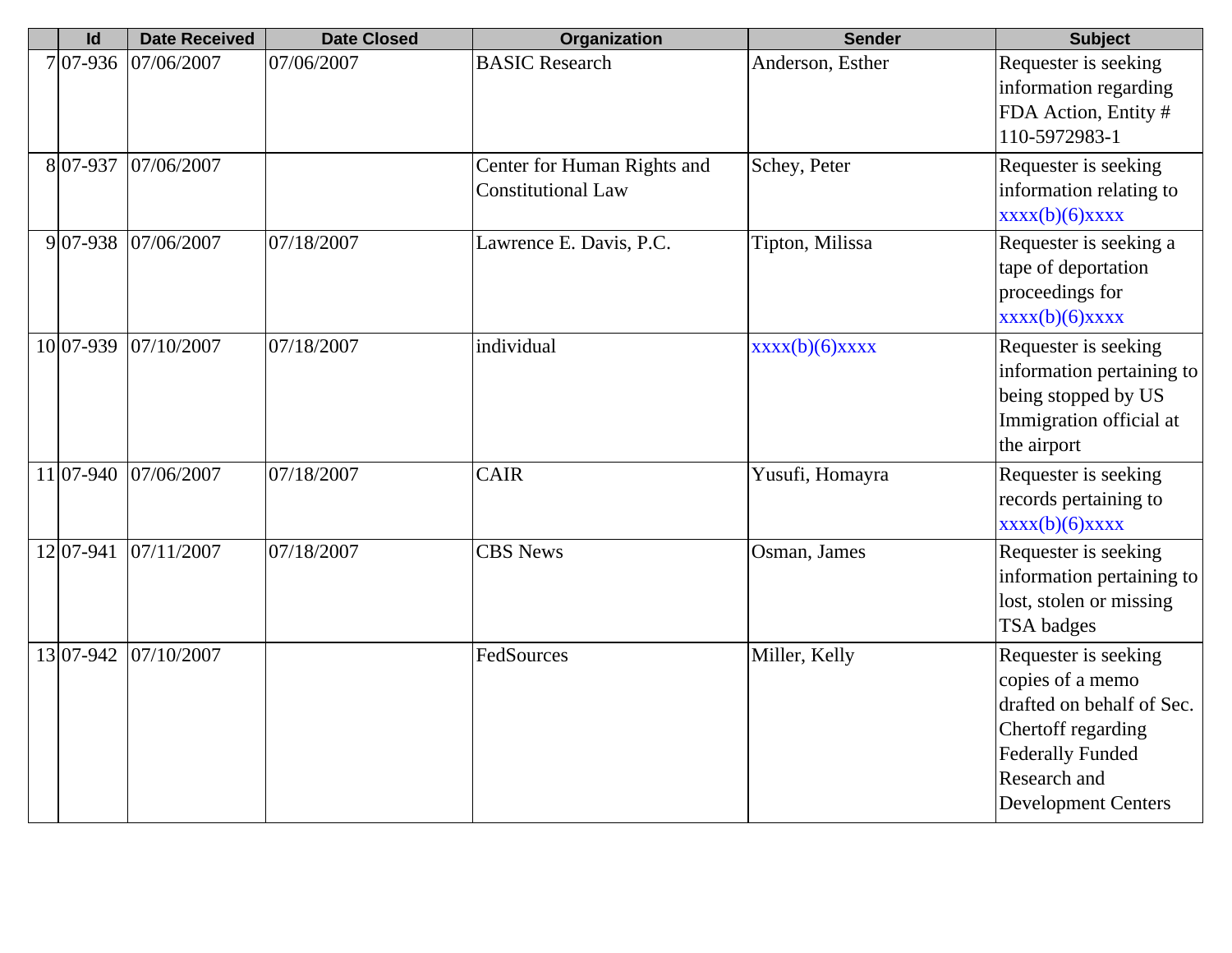| | Id | Date Received | Date Closed | Organization | Sender | Subject |
|---|---|---|---|---|---|---|
| 7 | 07-936 | 07/06/2007 | 07/06/2007 | BASIC Research | Anderson, Esther | Requester is seeking information regarding FDA Action, Entity # 110-5972983-1 |
| 8 | 07-937 | 07/06/2007 | | Center for Human Rights and Constitutional Law | Schey, Peter | Requester is seeking information relating to xxxx(b)(6)xxxx |
| 9 | 07-938 | 07/06/2007 | 07/18/2007 | Lawrence E. Davis, P.C. | Tipton, Milissa | Requester is seeking a tape of deportation proceedings for xxxx(b)(6)xxxx |
| 10 | 07-939 | 07/10/2007 | 07/18/2007 | individual | xxxx(b)(6)xxxx | Requester is seeking information pertaining to being stopped by US Immigration official at the airport |
| 11 | 07-940 | 07/06/2007 | 07/18/2007 | CAIR | Yusufi, Homayra | Requester is seeking records pertaining to xxxx(b)(6)xxxx |
| 12 | 07-941 | 07/11/2007 | 07/18/2007 | CBS News | Osman, James | Requester is seeking information pertaining to lost, stolen or missing TSA badges |
| 13 | 07-942 | 07/10/2007 | | FedSources | Miller, Kelly | Requester is seeking copies of a memo drafted on behalf of Sec. Chertoff regarding Federally Funded Research and Development Centers |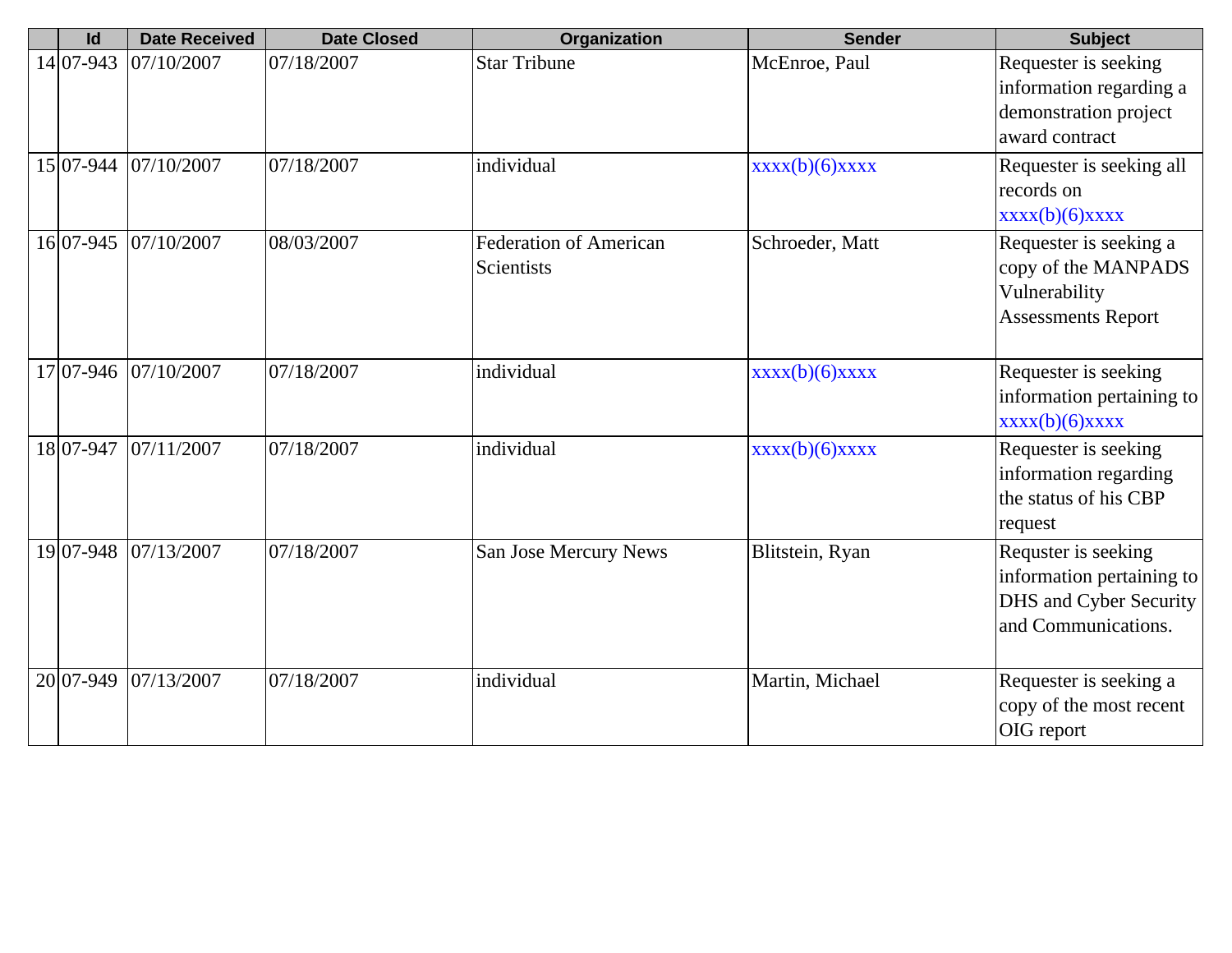| | Id | Date Received | Date Closed | Organization | Sender | Subject |
|---|---|---|---|---|---|---|
| 14 | 07-943 | 07/10/2007 | 07/18/2007 | Star Tribune | McEnroe, Paul | Requester is seeking information regarding a demonstration project award contract |
| 15 | 07-944 | 07/10/2007 | 07/18/2007 | individual | xxxx(b)(6)xxxx | Requester is seeking all records on xxxx(b)(6)xxxx |
| 16 | 07-945 | 07/10/2007 | 08/03/2007 | Federation of American Scientists | Schroeder, Matt | Requester is seeking a copy of the MANPADS Vulnerability Assessments Report |
| 17 | 07-946 | 07/10/2007 | 07/18/2007 | individual | xxxx(b)(6)xxxx | Requester is seeking information pertaining to xxxx(b)(6)xxxx |
| 18 | 07-947 | 07/11/2007 | 07/18/2007 | individual | xxxx(b)(6)xxxx | Requester is seeking information regarding the status of his CBP request |
| 19 | 07-948 | 07/13/2007 | 07/18/2007 | San Jose Mercury News | Blitstein, Ryan | Requster is seeking information pertaining to DHS and Cyber Security and Communications. |
| 20 | 07-949 | 07/13/2007 | 07/18/2007 | individual | Martin, Michael | Requester is seeking a copy of the most recent OIG report |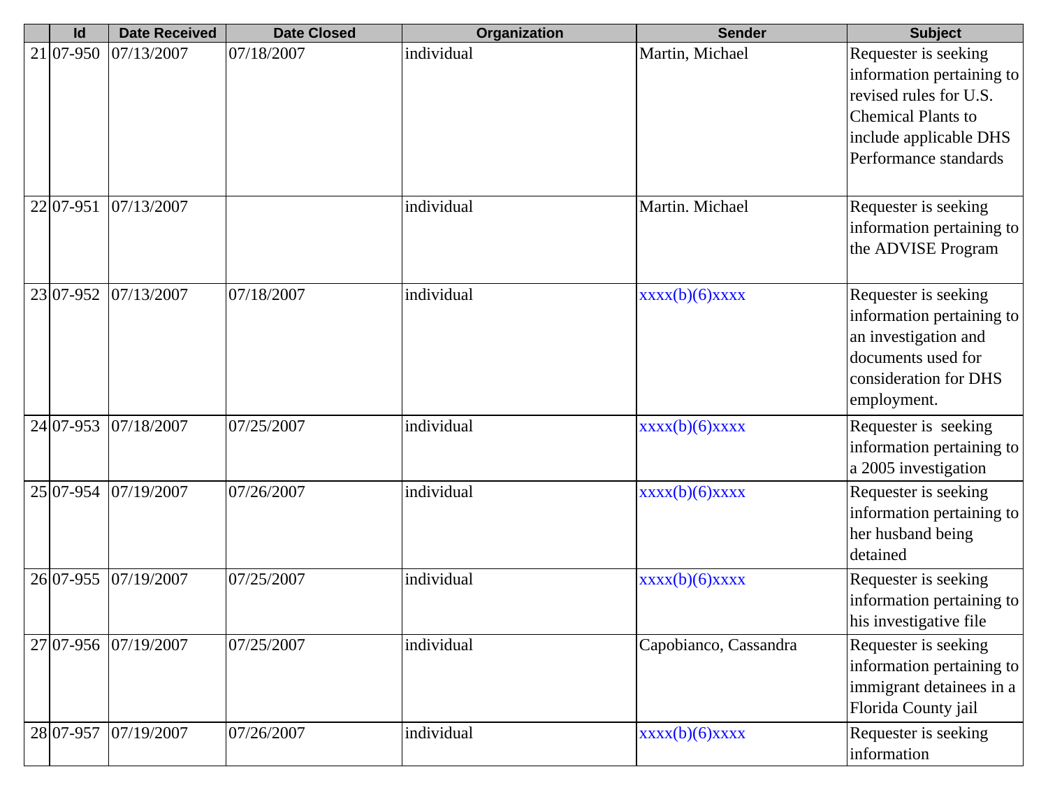| | Id | Date Received | Date Closed | Organization | Sender | Subject |
|---|---|---|---|---|---|---|
| 21 | 07-950 | 07/13/2007 | 07/18/2007 | individual | Martin, Michael | Requester is seeking information pertaining to revised rules for U.S. Chemical Plants to include applicable DHS Performance standards |
| 22 | 07-951 | 07/13/2007 | | individual | Martin. Michael | Requester is seeking information pertaining to the ADVISE Program |
| 23 | 07-952 | 07/13/2007 | 07/18/2007 | individual | xxxx(b)(6)xxxx | Requester is seeking information pertaining to an investigation and documents used for consideration for DHS employment. |
| 24 | 07-953 | 07/18/2007 | 07/25/2007 | individual | xxxx(b)(6)xxxx | Requester is seeking information pertaining to a 2005 investigation |
| 25 | 07-954 | 07/19/2007 | 07/26/2007 | individual | xxxx(b)(6)xxxx | Requester is seeking information pertaining to her husband being detained |
| 26 | 07-955 | 07/19/2007 | 07/25/2007 | individual | xxxx(b)(6)xxxx | Requester is seeking information pertaining to his investigative file |
| 27 | 07-956 | 07/19/2007 | 07/25/2007 | individual | Capobianco, Cassandra | Requester is seeking information pertaining to immigrant detainees in a Florida County jail |
| 28 | 07-957 | 07/19/2007 | 07/26/2007 | individual | xxxx(b)(6)xxxx | Requester is seeking information |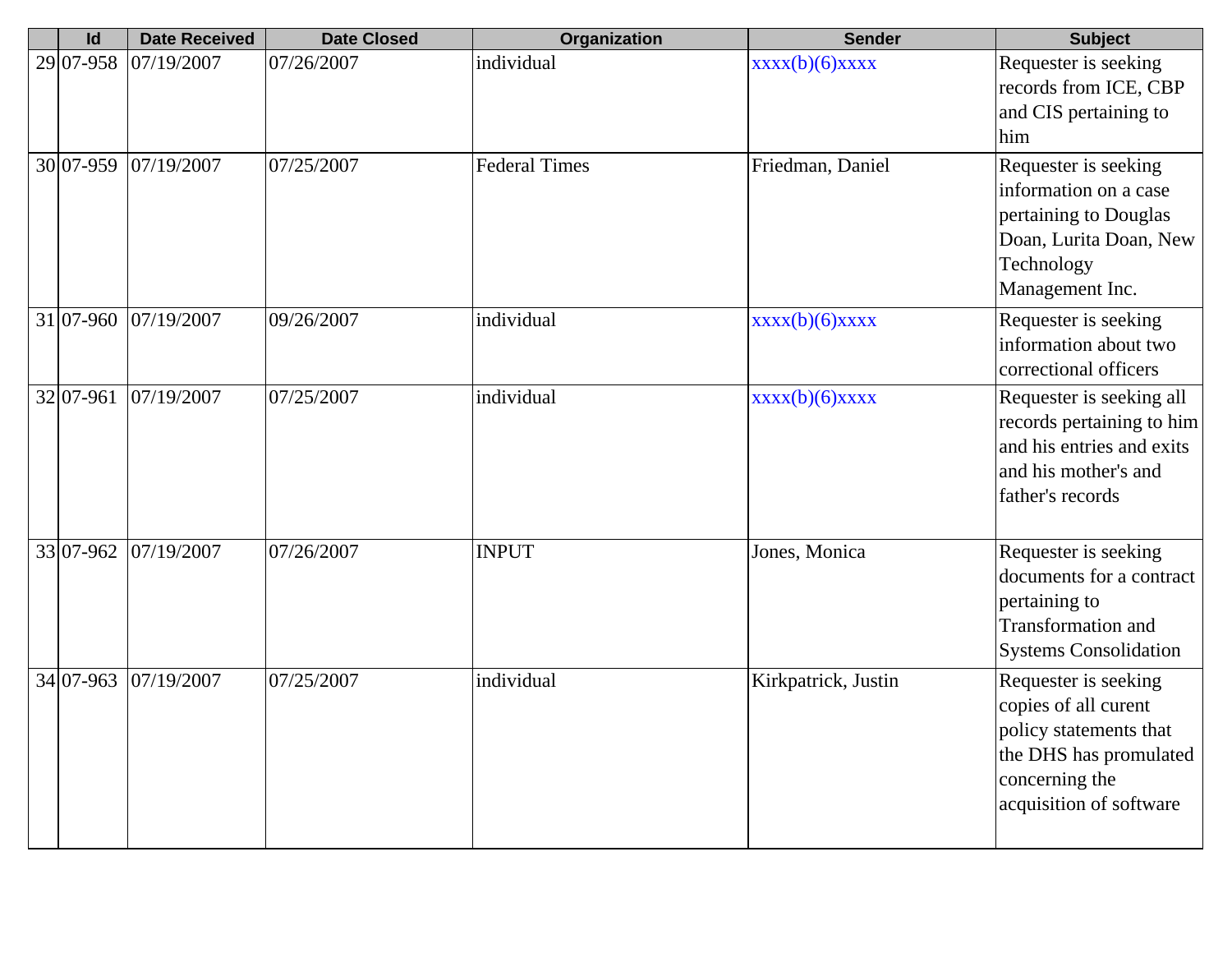| | Id | Date Received | Date Closed | Organization | Sender | Subject |
|---|---|---|---|---|---|---|
| 29 | 07-958 | 07/19/2007 | 07/26/2007 | individual | xxxx(b)(6)xxxx | Requester is seeking records from ICE, CBP and CIS pertaining to him |
| 30 | 07-959 | 07/19/2007 | 07/25/2007 | Federal Times | Friedman, Daniel | Requester is seeking information on a case pertaining to Douglas Doan, Lurita Doan, New Technology Management Inc. |
| 31 | 07-960 | 07/19/2007 | 09/26/2007 | individual | xxxx(b)(6)xxxx | Requester is seeking information about two correctional officers |
| 32 | 07-961 | 07/19/2007 | 07/25/2007 | individual | xxxx(b)(6)xxxx | Requester is seeking all records pertaining to him and his entries and exits and his mother's and father's records |
| 33 | 07-962 | 07/19/2007 | 07/26/2007 | INPUT | Jones, Monica | Requester is seeking documents for a contract pertaining to Transformation and Systems Consolidation |
| 34 | 07-963 | 07/19/2007 | 07/25/2007 | individual | Kirkpatrick, Justin | Requester is seeking copies of all curent policy statements that the DHS has promulated concerning the acquisition of software |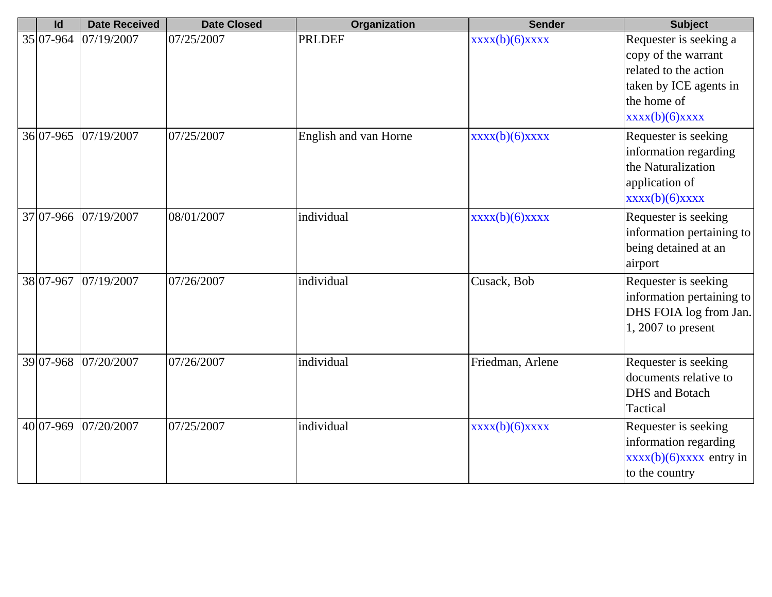| | Id | Date Received | Date Closed | Organization | Sender | Subject |
|---|---|---|---|---|---|---|
| 35 | 07-964 | 07/19/2007 | 07/25/2007 | PRLDEF | xxxx(b)(6)xxxx | Requester is seeking a copy of the warrant related to the action taken by ICE agents in the home of xxxx(b)(6)xxxx |
| 36 | 07-965 | 07/19/2007 | 07/25/2007 | English and van Horne | xxxx(b)(6)xxxx | Requester is seeking information regarding the Naturalization application of xxxx(b)(6)xxxx |
| 37 | 07-966 | 07/19/2007 | 08/01/2007 | individual | xxxx(b)(6)xxxx | Requester is seeking information pertaining to being detained at an airport |
| 38 | 07-967 | 07/19/2007 | 07/26/2007 | individual | Cusack, Bob | Requester is seeking information pertaining to DHS FOIA log from Jan. 1, 2007 to present |
| 39 | 07-968 | 07/20/2007 | 07/26/2007 | individual | Friedman, Arlene | Requester is seeking documents relative to DHS and Botach Tactical |
| 40 | 07-969 | 07/20/2007 | 07/25/2007 | individual | xxxx(b)(6)xxxx | Requester is seeking information regarding xxxx(b)(6)xxxx entry in to the country |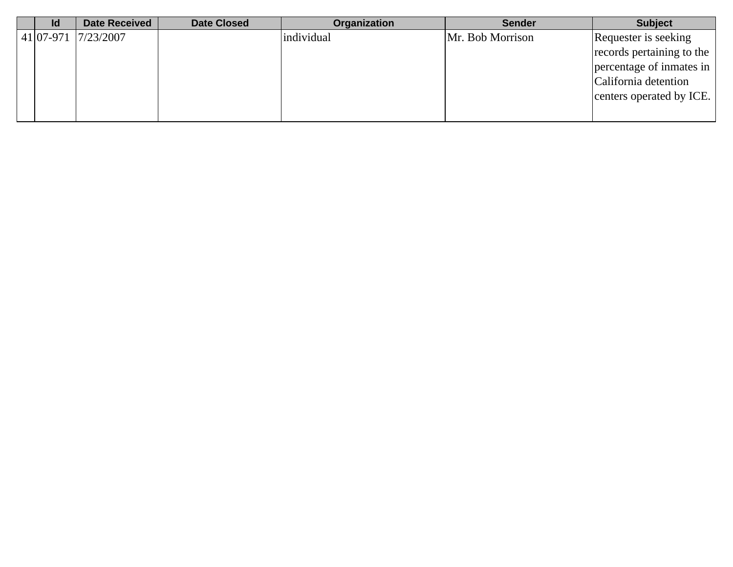| | Id | Date Received | Date Closed | Organization | Sender | Subject |
|---|---|---|---|---|---|---|
| 41 | 07-971 | 7/23/2007 | | individual | Mr. Bob Morrison | Requester is seeking records pertaining to the percentage of inmates in California detention centers operated by ICE. |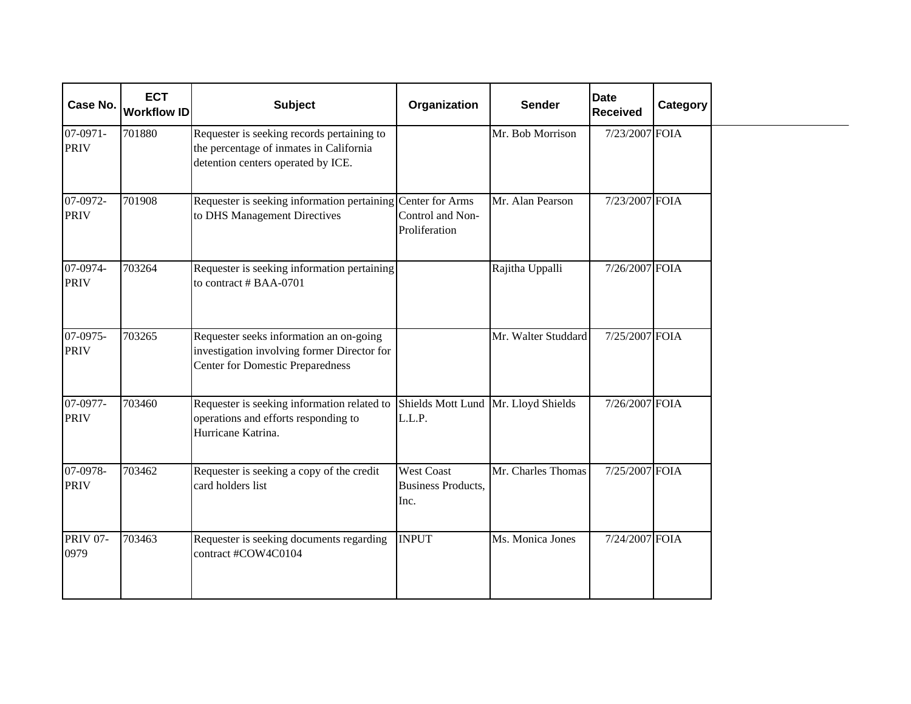| Case No. | ECT Workflow ID | Subject | Organization | Sender | Date Received | Category |
|---|---|---|---|---|---|---|
| 07-0971-PRIV | 701880 | Requester is seeking records pertaining to the percentage of inmates in California detention centers operated by ICE. | | Mr. Bob Morrison | 7/23/2007 | FOIA |
| 07-0972-PRIV | 701908 | Requester is seeking information pertaining to DHS Management Directives | Center for Arms Control and Non-Proliferation | Mr. Alan Pearson | 7/23/2007 | FOIA |
| 07-0974-PRIV | 703264 | Requester is seeking information pertaining to contract # BAA-0701 | | Rajitha Uppalli | 7/26/2007 | FOIA |
| 07-0975-PRIV | 703265 | Requester seeks information an on-going investigation involving former Director for Center for Domestic Preparedness | | Mr. Walter Studdard | 7/25/2007 | FOIA |
| 07-0977-PRIV | 703460 | Requester is seeking information related to operations and efforts responding to Hurricane Katrina. | Shields Mott Lund L.L.P. | Mr. Lloyd Shields | 7/26/2007 | FOIA |
| 07-0978-PRIV | 703462 | Requester is seeking a copy of the credit card holders list | West Coast Business Products, Inc. | Mr. Charles Thomas | 7/25/2007 | FOIA |
| PRIV 07-0979 | 703463 | Requester is seeking documents regarding contract #COW4C0104 | INPUT | Ms. Monica Jones | 7/24/2007 | FOIA |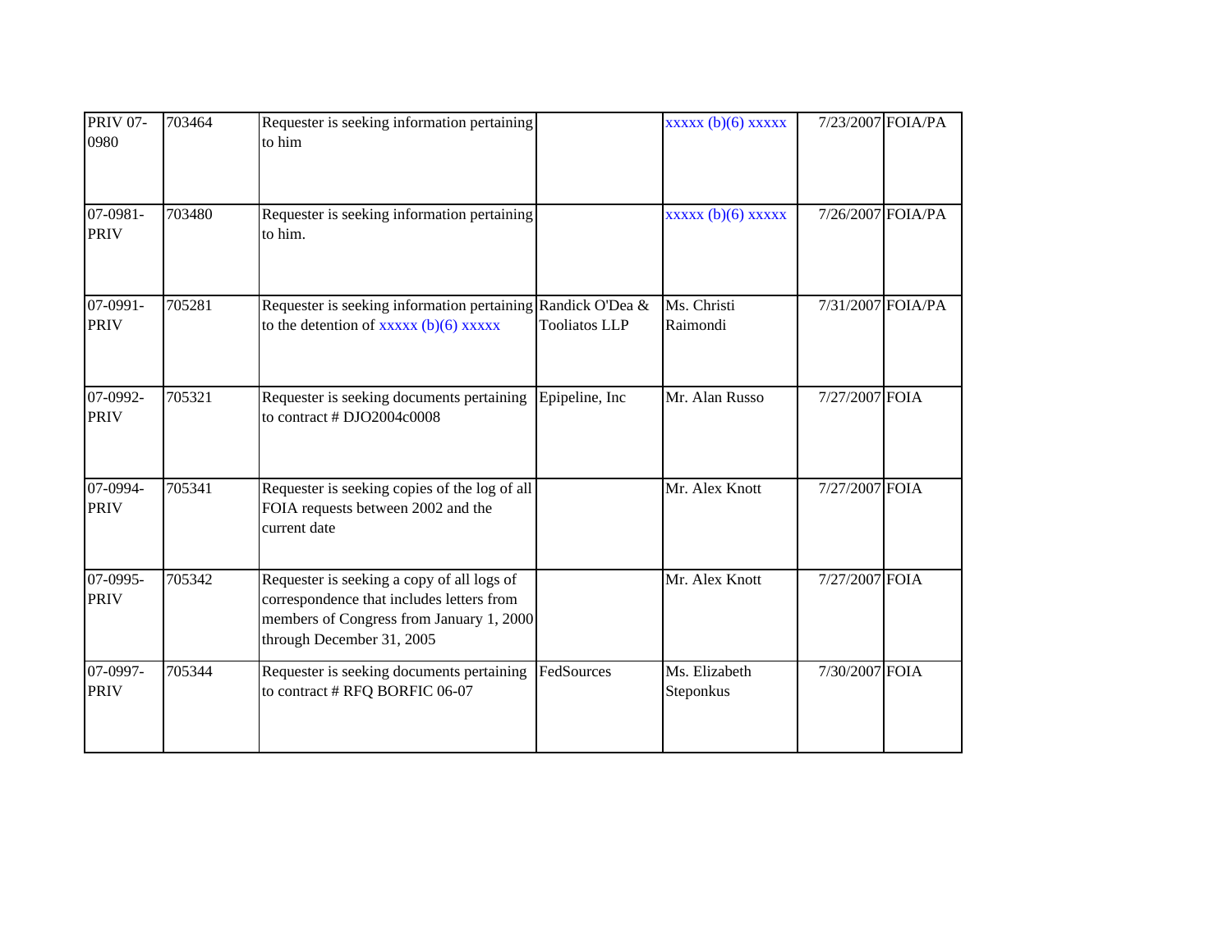| | | | | | | |
|---|---|---|---|---|---|---|
| PRIV 07-0980 | 703464 | Requester is seeking information pertaining to him | | xxxxx (b)(6) xxxxx | 7/23/2007 | FOIA/PA |
| 07-0981-PRIV | 703480 | Requester is seeking information pertaining to him. | | xxxxx (b)(6) xxxxx | 7/26/2007 | FOIA/PA |
| 07-0991-PRIV | 705281 | Requester is seeking information pertaining to the detention of xxxxx (b)(6) xxxxx | Randick O'Dea & Tooliatos LLP | Ms. Christi Raimondi | 7/31/2007 | FOIA/PA |
| 07-0992-PRIV | 705321 | Requester is seeking documents pertaining to contract # DJO2004c0008 | Epipeline, Inc | Mr. Alan Russo | 7/27/2007 | FOIA |
| 07-0994-PRIV | 705341 | Requester is seeking copies of the log of all FOIA requests between 2002 and the current date | | Mr. Alex Knott | 7/27/2007 | FOIA |
| 07-0995-PRIV | 705342 | Requester is seeking a copy of all logs of correspondence that includes letters from members of Congress from January 1, 2000 through December 31, 2005 | | Mr. Alex Knott | 7/27/2007 | FOIA |
| 07-0997-PRIV | 705344 | Requester is seeking documents pertaining to contract # RFQ BORFIC 06-07 | FedSources | Ms. Elizabeth Steponkus | 7/30/2007 | FOIA |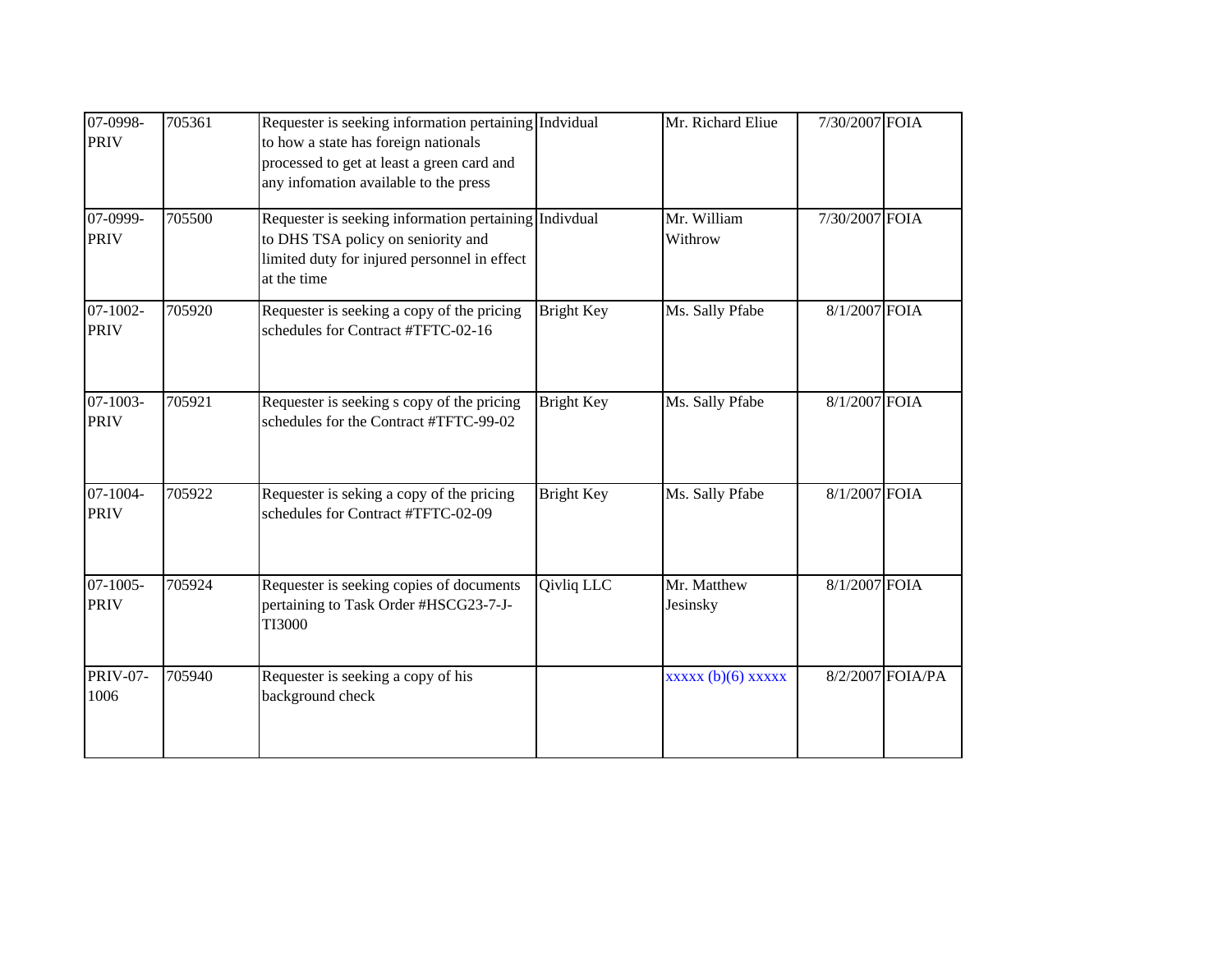| | | | | | | |
|---|---|---|---|---|---|---|
| 07-0998-PRIV | 705361 | Requester is seeking information pertaining to how a state has foreign nationals processed to get at least a green card and any infomation available to the press | Indvdual | Mr. Richard Eliue | 7/30/2007 | FOIA |
| 07-0999-PRIV | 705500 | Requester is seeking information pertaining to DHS TSA policy on seniority and limited duty for injured personnel in effect at the time | Indivdual | Mr. William Withrow | 7/30/2007 | FOIA |
| 07-1002-PRIV | 705920 | Requester is seeking a copy of the pricing schedules for Contract #TFTC-02-16 | Bright Key | Ms. Sally Pfabe | 8/1/2007 | FOIA |
| 07-1003-PRIV | 705921 | Requester is seeking s copy of the pricing schedules for the Contract #TFTC-99-02 | Bright Key | Ms. Sally Pfabe | 8/1/2007 | FOIA |
| 07-1004-PRIV | 705922 | Requester is seking a copy of the pricing schedules for Contract #TFTC-02-09 | Bright Key | Ms. Sally Pfabe | 8/1/2007 | FOIA |
| 07-1005-PRIV | 705924 | Requester is seeking copies of documents pertaining to Task Order #HSCG23-7-J-TI3000 | Qivliq LLC | Mr. Matthew Jesinsky | 8/1/2007 | FOIA |
| PRIV-07-1006 | 705940 | Requester is seeking a copy of his background check | | xxxxx (b)(6) xxxxx | 8/2/2007 | FOIA/PA |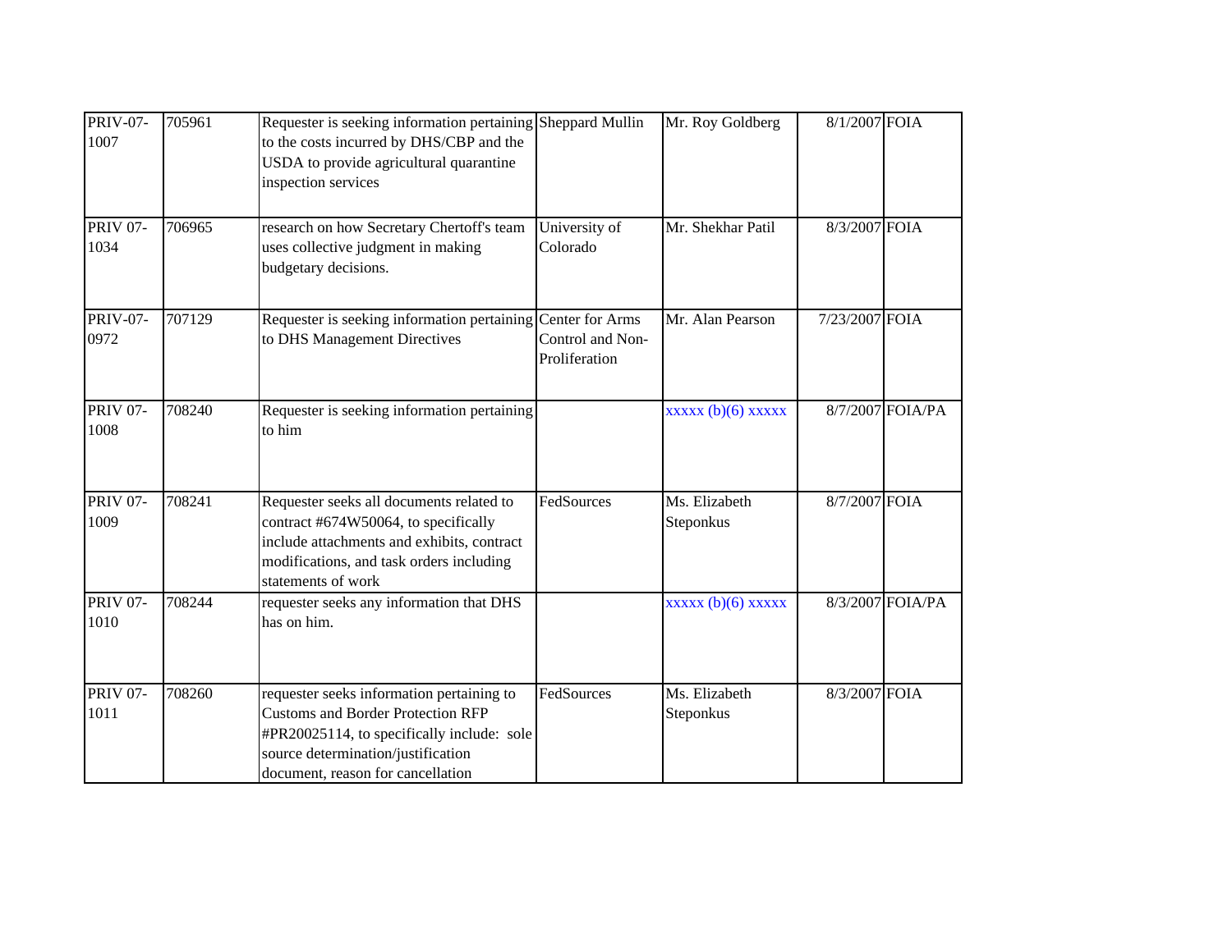| | | | | | | |
|---|---|---|---|---|---|---|
| PRIV-07-1007 | 705961 | Requester is seeking information pertaining to the costs incurred by DHS/CBP and the USDA to provide agricultural quarantine inspection services | Sheppard Mullin | Mr. Roy Goldberg | 8/1/2007 | FOIA |
| PRIV 07-1034 | 706965 | research on how Secretary Chertoff's team uses collective judgment in making budgetary decisions. | University of Colorado | Mr. Shekhar Patil | 8/3/2007 | FOIA |
| PRIV-07-0972 | 707129 | Requester is seeking information pertaining to DHS Management Directives | Center for Arms Control and Non-Proliferation | Mr. Alan Pearson | 7/23/2007 | FOIA |
| PRIV 07-1008 | 708240 | Requester is seeking information pertaining to him | | xxxxx (b)(6) xxxxx | 8/7/2007 | FOIA/PA |
| PRIV 07-1009 | 708241 | Requester seeks all documents related to contract #674W50064, to specifically include attachments and exhibits, contract modifications, and task orders including statements of work | FedSources | Ms. Elizabeth Steponkus | 8/7/2007 | FOIA |
| PRIV 07-1010 | 708244 | requester seeks any information that DHS has on him. | | xxxxx (b)(6) xxxxx | 8/3/2007 | FOIA/PA |
| PRIV 07-1011 | 708260 | requester seeks information pertaining to Customs and Border Protection RFP #PR20025114, to specifically include: sole source determination/justification document, reason for cancellation | FedSources | Ms. Elizabeth Steponkus | 8/3/2007 | FOIA |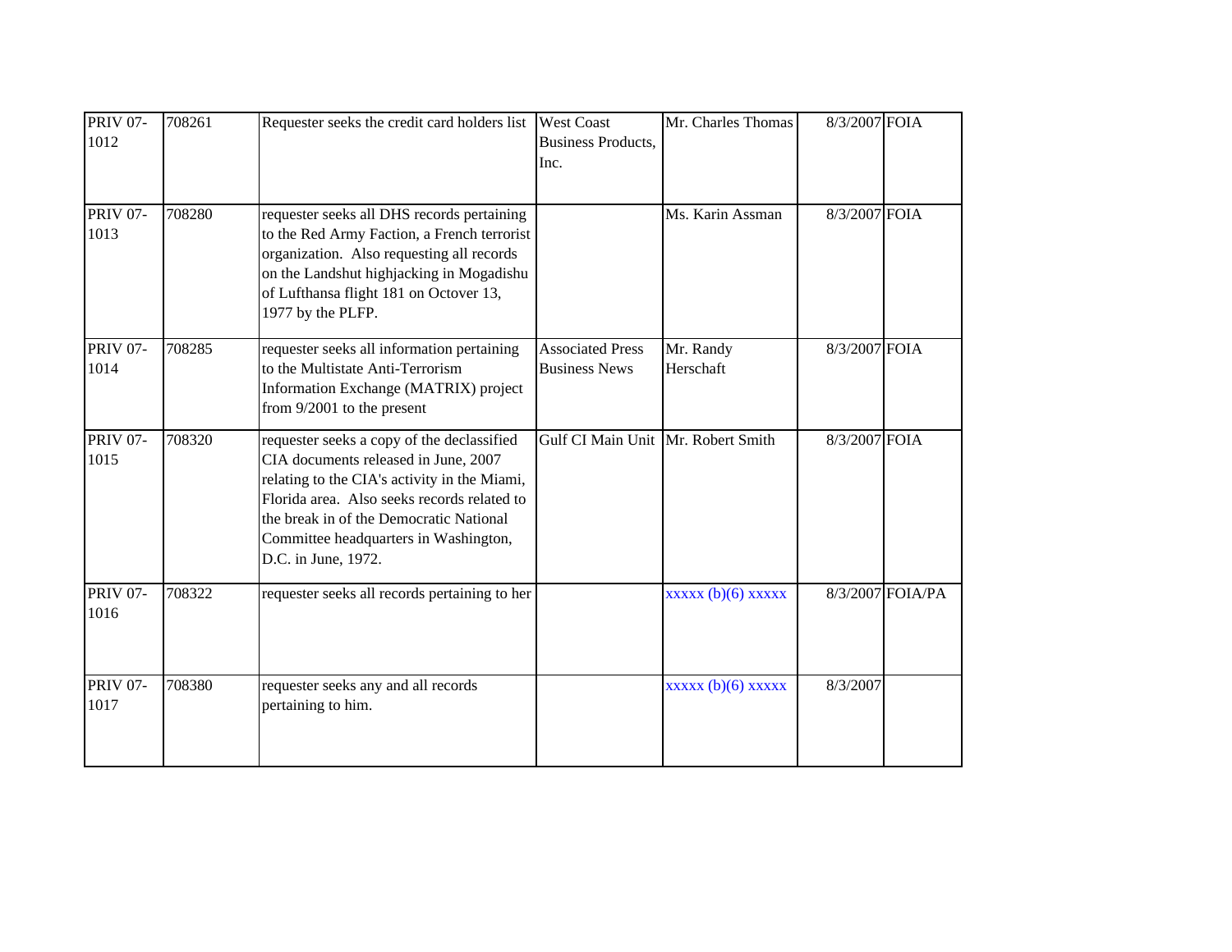| | | | | | | |
|---|---|---|---|---|---|---|
| PRIV 07-1012 | 708261 | Requester seeks the credit card holders list | West Coast Business Products, Inc. | Mr. Charles Thomas | 8/3/2007 | FOIA |
| PRIV 07-1013 | 708280 | requester seeks all DHS records pertaining to the Red Army Faction, a French terrorist organization. Also requesting all records on the Landshut highjacking in Mogadishu of Lufthansa flight 181 on Octover 13, 1977 by the PLFP. | | Ms. Karin Assman | 8/3/2007 | FOIA |
| PRIV 07-1014 | 708285 | requester seeks all information pertaining to the Multistate Anti-Terrorism Information Exchange (MATRIX) project from 9/2001 to the present | Associated Press Business News | Mr. Randy Herschaft | 8/3/2007 | FOIA |
| PRIV 07-1015 | 708320 | requester seeks a copy of the declassified CIA documents released in June, 2007 relating to the CIA's activity in the Miami, Florida area. Also seeks records related to the break in of the Democratic National Committee headquarters in Washington, D.C. in June, 1972. | Gulf CI Main Unit | Mr. Robert Smith | 8/3/2007 | FOIA |
| PRIV 07-1016 | 708322 | requester seeks all records pertaining to her | | xxxxx (b)(6) xxxxx | 8/3/2007 | FOIA/PA |
| PRIV 07-1017 | 708380 | requester seeks any and all records pertaining to him. | | xxxxx (b)(6) xxxxx | 8/3/2007 | |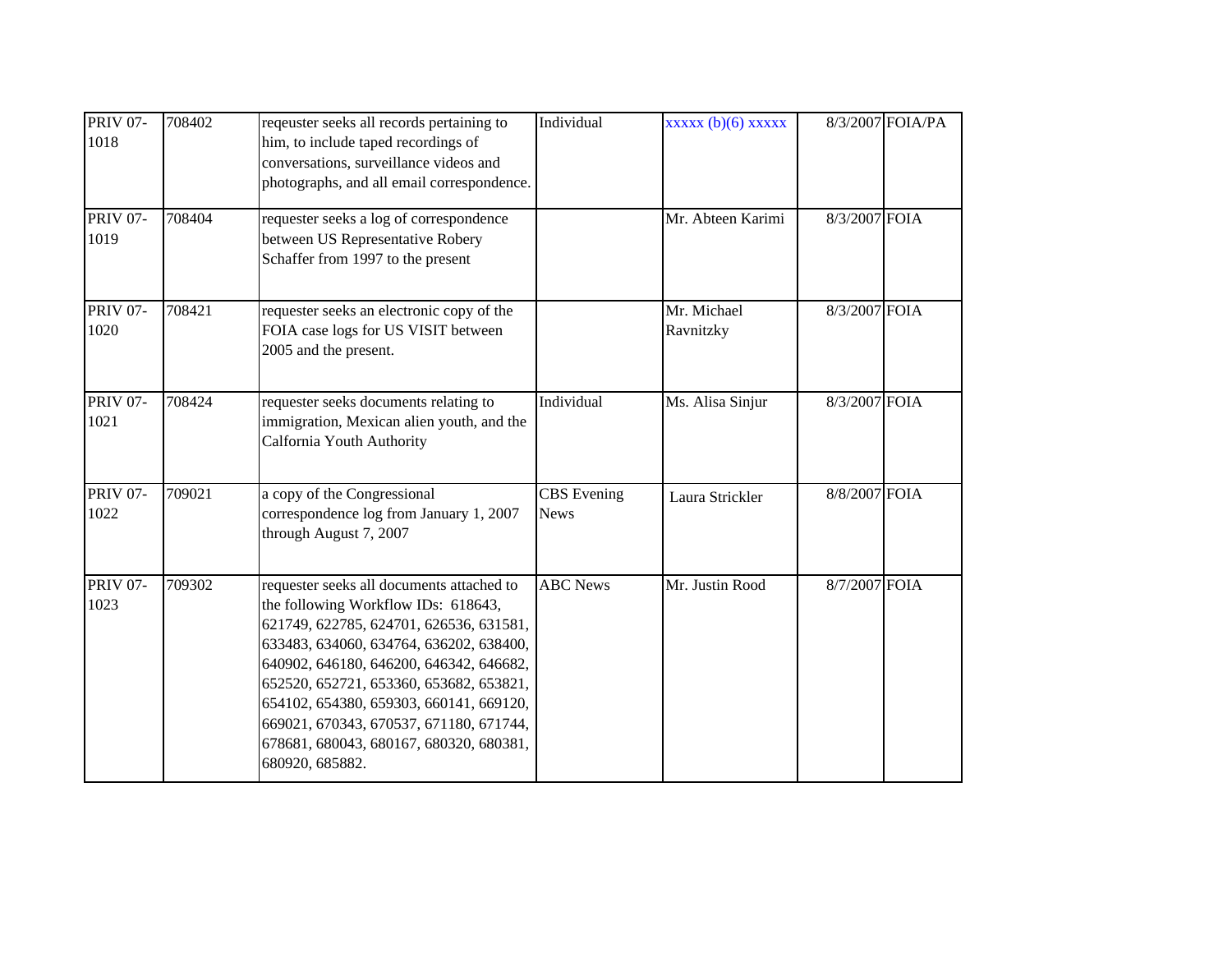| | | | | | | |
|---|---|---|---|---|---|---|
| PRIV 07-1018 | 708402 | reqeuster seeks all records pertaining to him, to include taped recordings of conversations, surveillance videos and photographs, and all email correspondence. | Individual | xxxxx (b)(6) xxxxx | 8/3/2007 | FOIA/PA |
| PRIV 07-1019 | 708404 | requester seeks a log of correspondence between US Representative Robery Schaffer from 1997 to the present | | Mr. Abteen Karimi | 8/3/2007 | FOIA |
| PRIV 07-1020 | 708421 | requester seeks an electronic copy of the FOIA case logs for US VISIT between 2005 and the present. | | Mr. Michael Ravnitzky | 8/3/2007 | FOIA |
| PRIV 07-1021 | 708424 | requester seeks documents relating to immigration, Mexican alien youth, and the Calfornia Youth Authority | Individual | Ms. Alisa Sinjur | 8/3/2007 | FOIA |
| PRIV 07-1022 | 709021 | a copy of the Congressional correspondence log from January 1, 2007 through August 7, 2007 | CBS Evening News | Laura Strickler | 8/8/2007 | FOIA |
| PRIV 07-1023 | 709302 | requester seeks all documents attached to the following Workflow IDs: 618643, 621749, 622785, 624701, 626536, 631581, 633483, 634060, 634764, 636202, 638400, 640902, 646180, 646200, 646342, 646682, 652520, 652721, 653360, 653682, 653821, 654102, 654380, 659303, 660141, 669120, 669021, 670343, 670537, 671180, 671744, 678681, 680043, 680167, 680320, 680381, 680920, 685882. | ABC News | Mr. Justin Rood | 8/7/2007 | FOIA |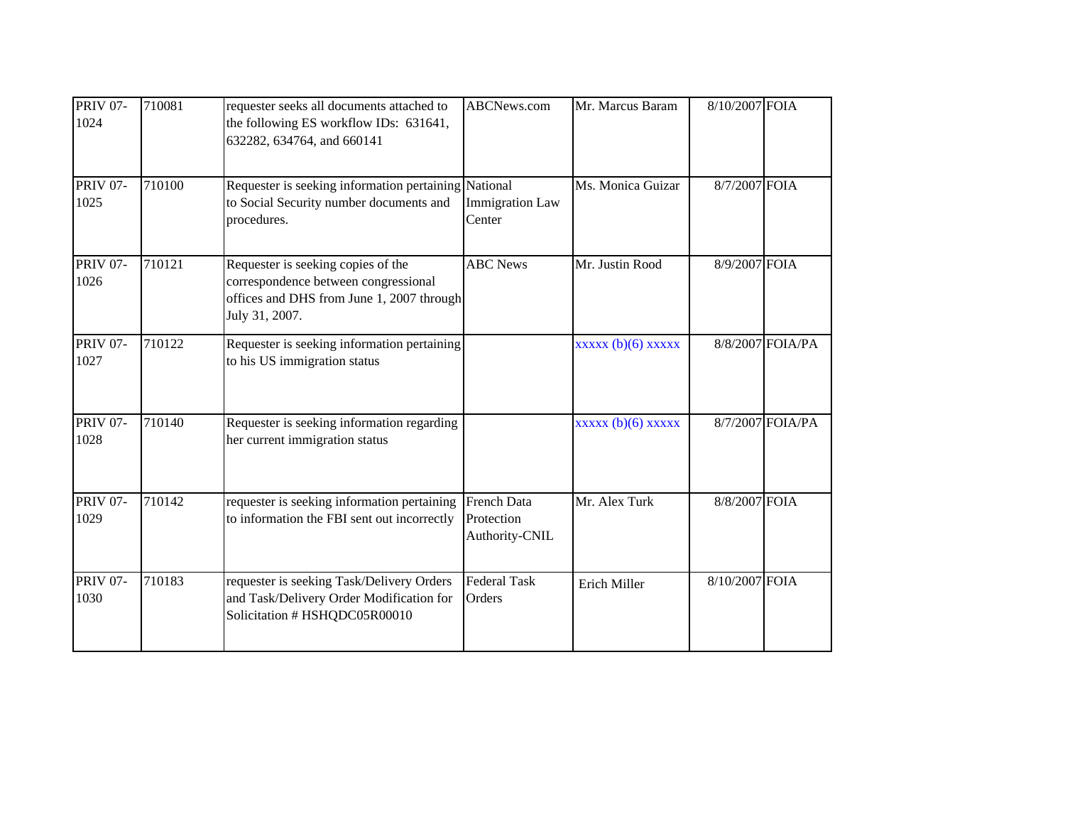| | | | | | | |
|---|---|---|---|---|---|---|
| PRIV 07-1024 | 710081 | requester seeks all documents attached to the following ES workflow IDs: 631641, 632282, 634764, and 660141 | ABCNews.com | Mr. Marcus Baram | 8/10/2007 | FOIA |
| PRIV 07-1025 | 710100 | Requester is seeking information pertaining to Social Security number documents and procedures. | National Immigration Law Center | Ms. Monica Guizar | 8/7/2007 | FOIA |
| PRIV 07-1026 | 710121 | Requester is seeking copies of the correspondence between congressional offices and DHS from June 1, 2007 through July 31, 2007. | ABC News | Mr. Justin Rood | 8/9/2007 | FOIA |
| PRIV 07-1027 | 710122 | Requester is seeking information pertaining to his US immigration status | | xxxxx (b)(6) xxxxx | 8/8/2007 | FOIA/PA |
| PRIV 07-1028 | 710140 | Requester is seeking information regarding her current immigration status | | xxxxx (b)(6) xxxxx | 8/7/2007 | FOIA/PA |
| PRIV 07-1029 | 710142 | requester is seeking information pertaining to information the FBI sent out incorrectly | French Data Protection Authority-CNIL | Mr. Alex Turk | 8/8/2007 | FOIA |
| PRIV 07-1030 | 710183 | requester is seeking Task/Delivery Orders and Task/Delivery Order Modification for Solicitation # HSHQDC05R00010 | Federal Task Orders | Erich Miller | 8/10/2007 | FOIA |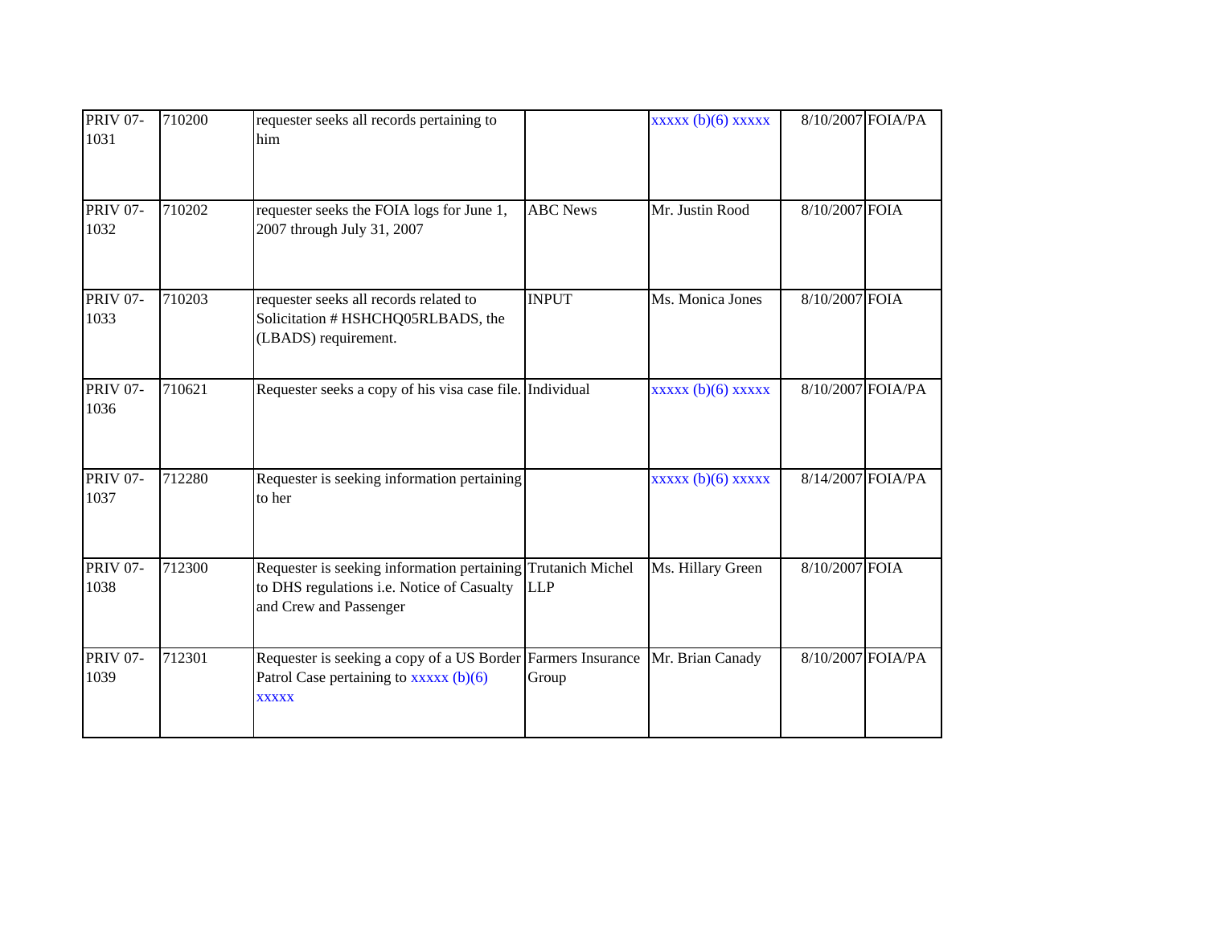| | | | | | | |
|---|---|---|---|---|---|---|
| PRIV 07-1031 | 710200 | requester seeks all records pertaining to him | | xxxxx (b)(6) xxxxx | 8/10/2007 | FOIA/PA |
| PRIV 07-1032 | 710202 | requester seeks the FOIA logs for June 1, 2007 through July 31, 2007 | ABC News | Mr. Justin Rood | 8/10/2007 | FOIA |
| PRIV 07-1033 | 710203 | requester seeks all records related to Solicitation # HSHCHQ05RLBADS, the (LBADS) requirement. | INPUT | Ms. Monica Jones | 8/10/2007 | FOIA |
| PRIV 07-1036 | 710621 | Requester seeks a copy of his visa case file. | Individual | xxxxx (b)(6) xxxxx | 8/10/2007 | FOIA/PA |
| PRIV 07-1037 | 712280 | Requester is seeking information pertaining to her | | xxxxx (b)(6) xxxxx | 8/14/2007 | FOIA/PA |
| PRIV 07-1038 | 712300 | Requester is seeking information pertaining to DHS regulations i.e. Notice of Casualty and Crew and Passenger | Trutanich Michel LLP | Ms. Hillary Green | 8/10/2007 | FOIA |
| PRIV 07-1039 | 712301 | Requester is seeking a copy of a US Border Patrol Case pertaining to xxxxx (b)(6) xxxxx | Farmers Insurance Group | Mr. Brian Canady | 8/10/2007 | FOIA/PA |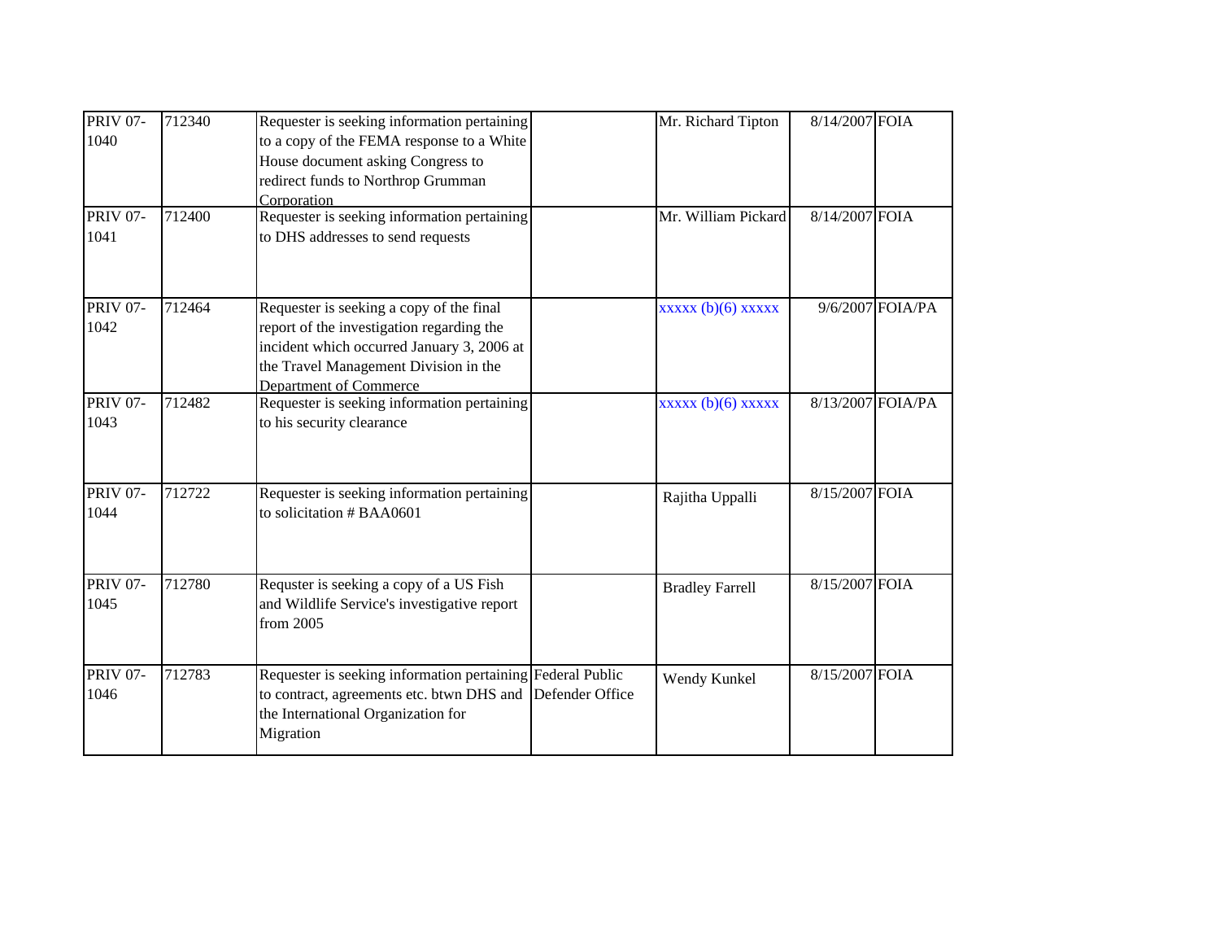| | | | | | | |
|---|---|---|---|---|---|---|
| PRIV 07-1040 | 712340 | Requester is seeking information pertaining to a copy of the FEMA response to a White House document asking Congress to redirect funds to Northrop Grumman Corporation | | Mr. Richard Tipton | 8/14/2007 | FOIA |
| PRIV 07-1041 | 712400 | Requester is seeking information pertaining to DHS addresses to send requests | | Mr. William Pickard | 8/14/2007 | FOIA |
| PRIV 07-1042 | 712464 | Requester is seeking a copy of the final report of the investigation regarding the incident which occurred January 3, 2006 at the Travel Management Division in the Department of Commerce | | xxxxx (b)(6) xxxxx | 9/6/2007 | FOIA/PA |
| PRIV 07-1043 | 712482 | Requester is seeking information pertaining to his security clearance | | xxxxx (b)(6) xxxxx | 8/13/2007 | FOIA/PA |
| PRIV 07-1044 | 712722 | Requester is seeking information pertaining to solicitation # BAA0601 | | Rajitha Uppalli | 8/15/2007 | FOIA |
| PRIV 07-1045 | 712780 | Requster is seeking a copy of a US Fish and Wildlife Service's investigative report from 2005 | | Bradley Farrell | 8/15/2007 | FOIA |
| PRIV 07-1046 | 712783 | Requester is seeking information pertaining to contract, agreements etc. btwn DHS and the International Organization for Migration | Federal Public Defender Office | Wendy Kunkel | 8/15/2007 | FOIA |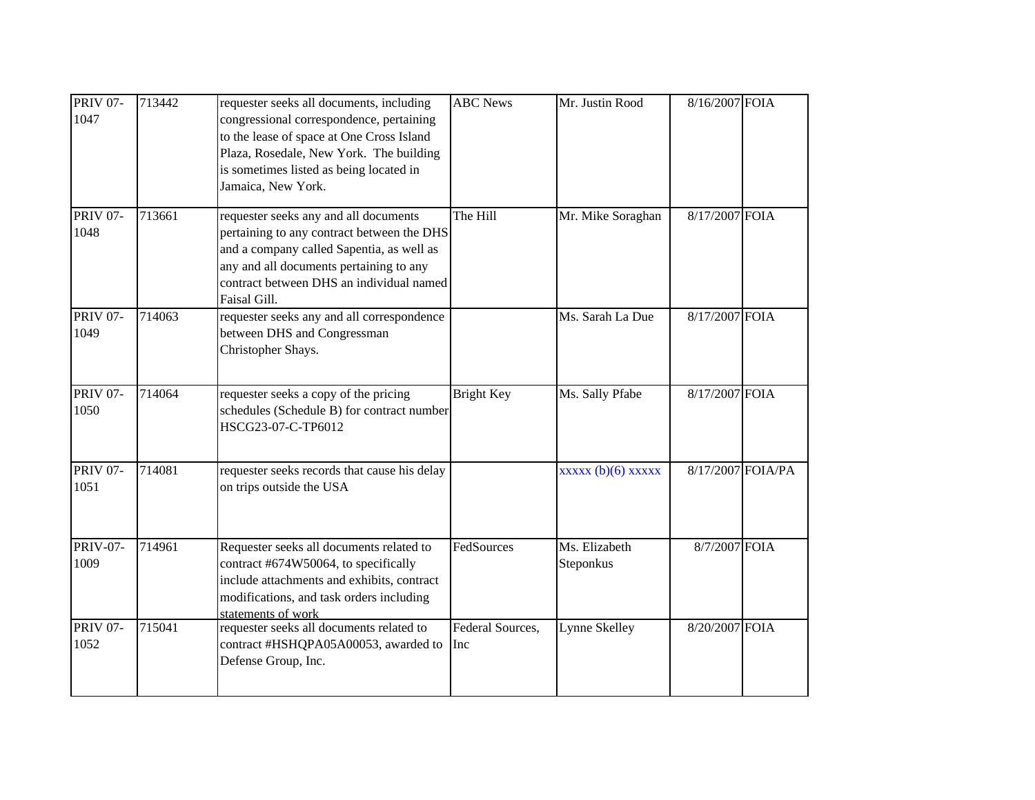| | | | | | | |
|---|---|---|---|---|---|---|
| PRIV 07-1047 | 713442 | requester seeks all documents, including congressional correspondence, pertaining to the lease of space at One Cross Island Plaza, Rosedale, New York. The building is sometimes listed as being located in Jamaica, New York. | ABC News | Mr. Justin Rood | 8/16/2007 | FOIA |
| PRIV 07-1048 | 713661 | requester seeks any and all documents pertaining to any contract between the DHS and a company called Sapentia, as well as any and all documents pertaining to any contract between DHS an individual named Faisal Gill. | The Hill | Mr. Mike Soraghan | 8/17/2007 | FOIA |
| PRIV 07-1049 | 714063 | requester seeks any and all correspondence between DHS and Congressman Christopher Shays. | | Ms. Sarah La Due | 8/17/2007 | FOIA |
| PRIV 07-1050 | 714064 | requester seeks a copy of the pricing schedules (Schedule B) for contract number HSCG23-07-C-TP6012 | Bright Key | Ms. Sally Pfabe | 8/17/2007 | FOIA |
| PRIV 07-1051 | 714081 | requester seeks records that cause his delay on trips outside the USA | | xxxxx (b)(6) xxxxx | 8/17/2007 | FOIA/PA |
| PRIV-07-1009 | 714961 | Requester seeks all documents related to contract #674W50064, to specifically include attachments and exhibits, contract modifications, and task orders including statements of work | FedSources | Ms. Elizabeth Steponkus | 8/7/2007 | FOIA |
| PRIV 07-1052 | 715041 | requester seeks all documents related to contract #HSHQPA05A00053, awarded to Defense Group, Inc. | Federal Sources, Inc | Lynne Skelley | 8/20/2007 | FOIA |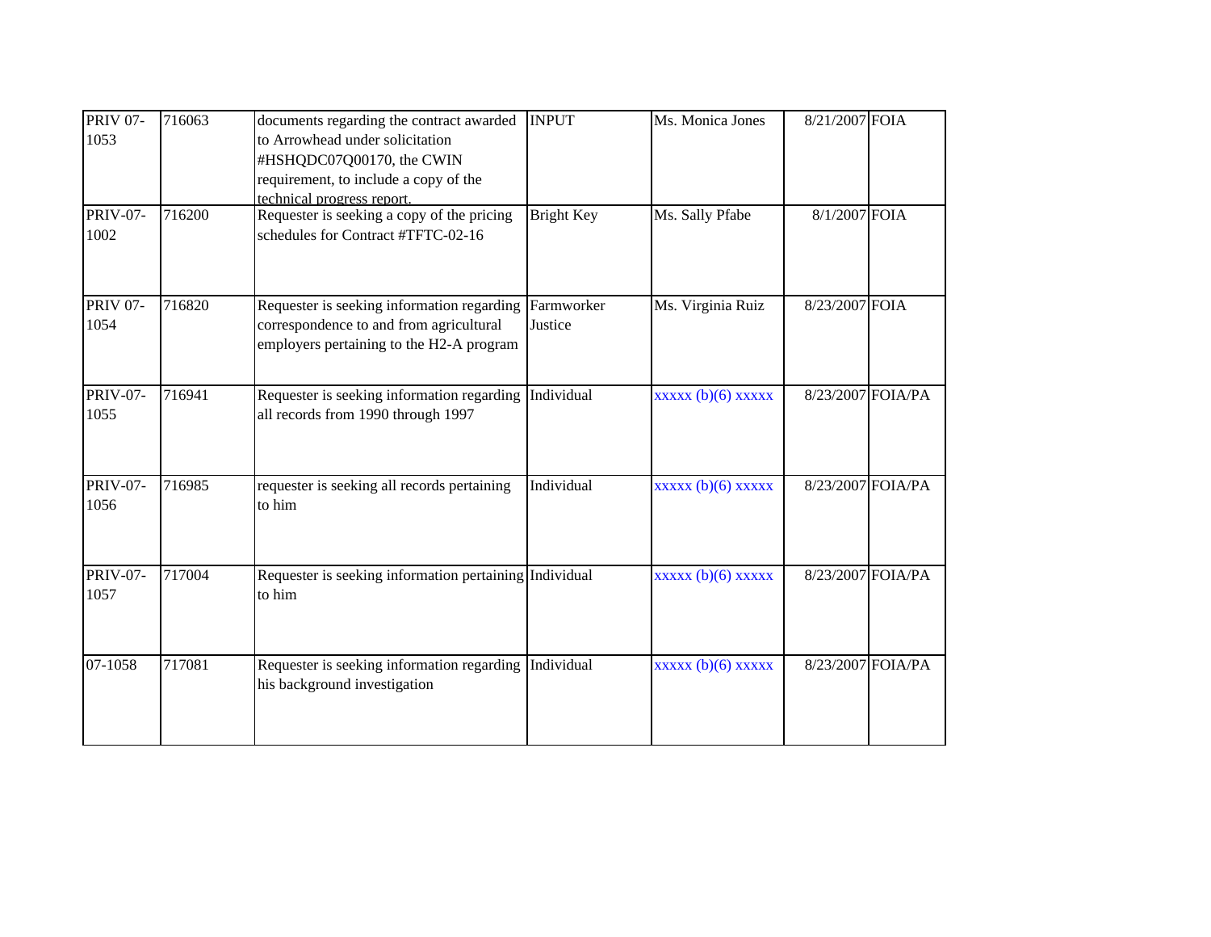| | | | | | | |
|---|---|---|---|---|---|---|
| PRIV 07-1053 | 716063 | documents regarding the contract awarded to Arrowhead under solicitation #HSHQDC07Q00170, the CWIN requirement, to include a copy of the technical progress report. | INPUT | Ms. Monica Jones | 8/21/2007 | FOIA |
| PRIV-07-1002 | 716200 | Requester is seeking a copy of the pricing schedules for Contract #TFTC-02-16 | Bright Key | Ms. Sally Pfabe | 8/1/2007 | FOIA |
| PRIV 07-1054 | 716820 | Requester is seeking information regarding correspondence to and from agricultural employers pertaining to the H2-A program | Farmworker Justice | Ms. Virginia Ruiz | 8/23/2007 | FOIA |
| PRIV-07-1055 | 716941 | Requester is seeking information regarding all records from 1990 through 1997 | Individual | xxxxx (b)(6) xxxxx | 8/23/2007 | FOIA/PA |
| PRIV-07-1056 | 716985 | requester is seeking all records pertaining to him | Individual | xxxxx (b)(6) xxxxx | 8/23/2007 | FOIA/PA |
| PRIV-07-1057 | 717004 | Requester is seeking information pertaining to him | Individual | xxxxx (b)(6) xxxxx | 8/23/2007 | FOIA/PA |
| 07-1058 | 717081 | Requester is seeking information regarding his background investigation | Individual | xxxxx (b)(6) xxxxx | 8/23/2007 | FOIA/PA |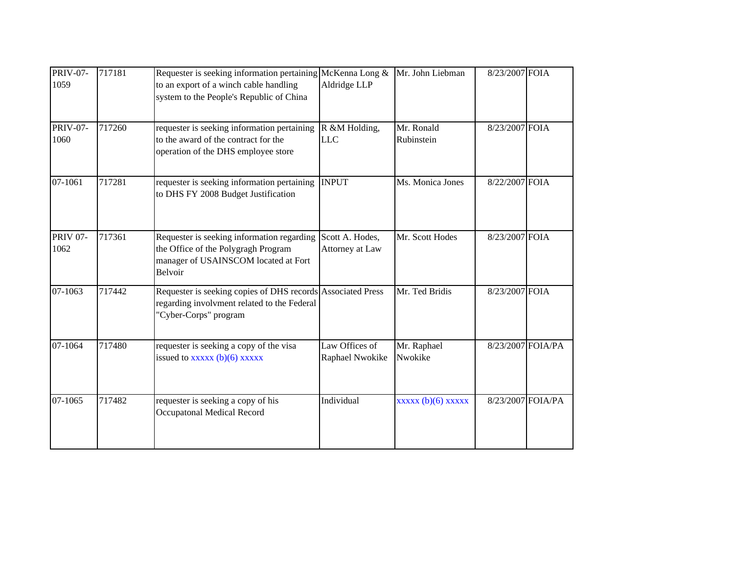| PRIV-07-1059 | 717181 | Requester is seeking information pertaining to an export of a winch cable handling system to the People's Republic of China | McKenna Long & Aldridge LLP | Mr. John Liebman | 8/23/2007 | FOIA |
|---|---|---|---|---|---|---|
| PRIV-07-1060 | 717260 | requester is seeking information pertaining to the award of the contract for the operation of the DHS employee store | R &M Holding, LLC | Mr. Ronald Rubinstein | 8/23/2007 | FOIA |
| 07-1061 | 717281 | requester is seeking information pertaining to DHS FY 2008 Budget Justification | INPUT | Ms. Monica Jones | 8/22/2007 | FOIA |
| PRIV 07-1062 | 717361 | Requester is seeking information regarding the Office of the Polygragh Program manager of USAINSCOM located at Fort Belvoir | Scott A. Hodes, Attorney at Law | Mr. Scott Hodes | 8/23/2007 | FOIA |
| 07-1063 | 717442 | Requester is seeking copies of DHS records regarding involvment related to the Federal "Cyber-Corps" program | Associated Press | Mr. Ted Bridis | 8/23/2007 | FOIA |
| 07-1064 | 717480 | requester is seeking a copy of the visa issued to xxxxx (b)(6) xxxxx | Law Offices of Raphael Nwokike | Mr. Raphael Nwokike | 8/23/2007 | FOIA/PA |
| 07-1065 | 717482 | requester is seeking a copy of his Occupatonal Medical Record | Individual | xxxxx (b)(6) xxxxx | 8/23/2007 | FOIA/PA |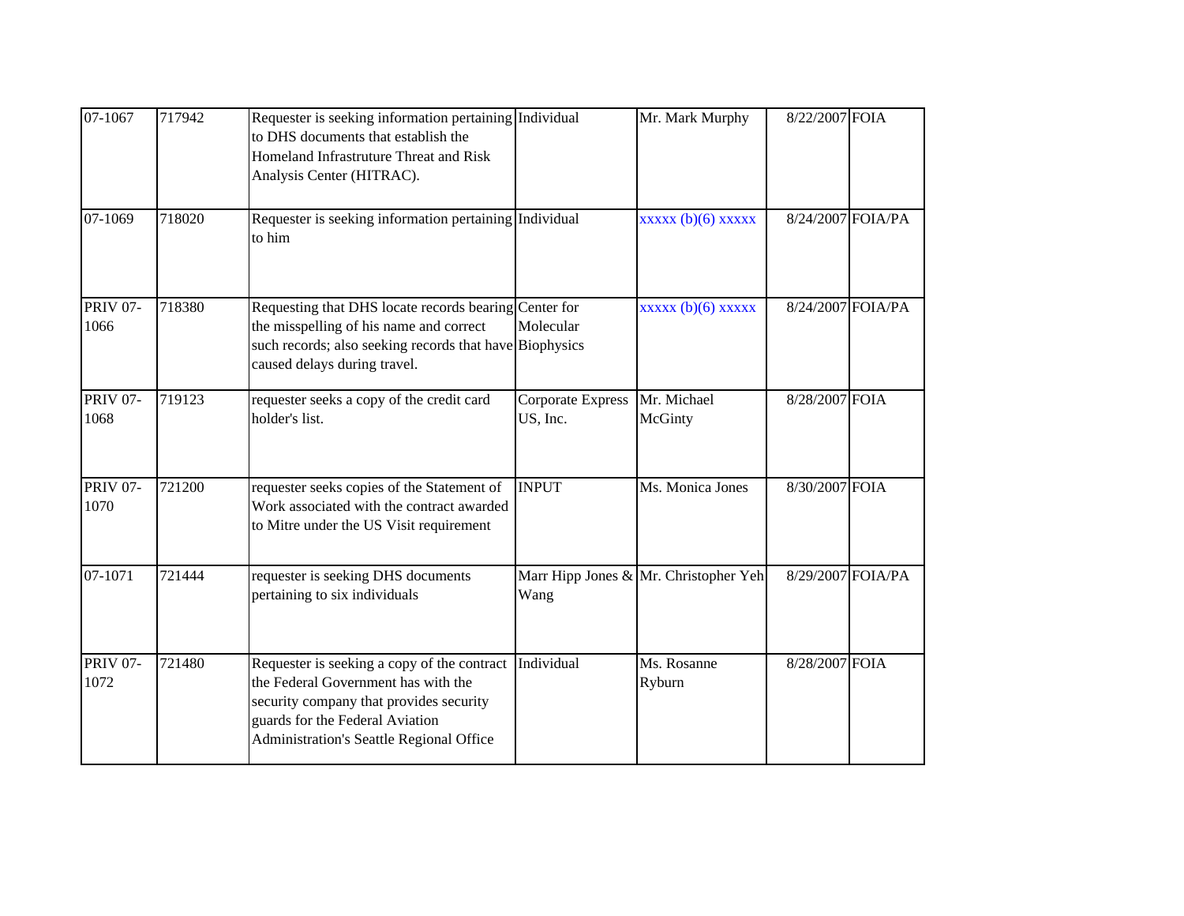| | | | | | | |
|---|---|---|---|---|---|---|
| 07-1067 | 717942 | Requester is seeking information pertaining to DHS documents that establish the Homeland Infrastruture Threat and Risk Analysis Center (HITRAC). | Individual | Mr. Mark Murphy | 8/22/2007 | FOIA |
| 07-1069 | 718020 | Requester is seeking information pertaining to him | Individual | xxxxx (b)(6) xxxxx | 8/24/2007 | FOIA/PA |
| PRIV 07-1066 | 718380 | Requesting that DHS locate records bearing the misspelling of his name and correct such records; also seeking records that have caused delays during travel. | Center for Molecular Biophysics | xxxxx (b)(6) xxxxx | 8/24/2007 | FOIA/PA |
| PRIV 07-1068 | 719123 | requester seeks a copy of the credit card holder's list. | Corporate Express US, Inc. | Mr. Michael McGinty | 8/28/2007 | FOIA |
| PRIV 07-1070 | 721200 | requester seeks copies of the Statement of Work associated with the contract awarded to Mitre under the US Visit requirement | INPUT | Ms. Monica Jones | 8/30/2007 | FOIA |
| 07-1071 | 721444 | requester is seeking DHS documents pertaining to six individuals | Marr Hipp Jones & Wang | Mr. Christopher Yeh | 8/29/2007 | FOIA/PA |
| PRIV 07-1072 | 721480 | Requester is seeking a copy of the contract the Federal Government has with the security company that provides security guards for the Federal Aviation Administration's Seattle Regional Office | Individual | Ms. Rosanne Ryburn | 8/28/2007 | FOIA |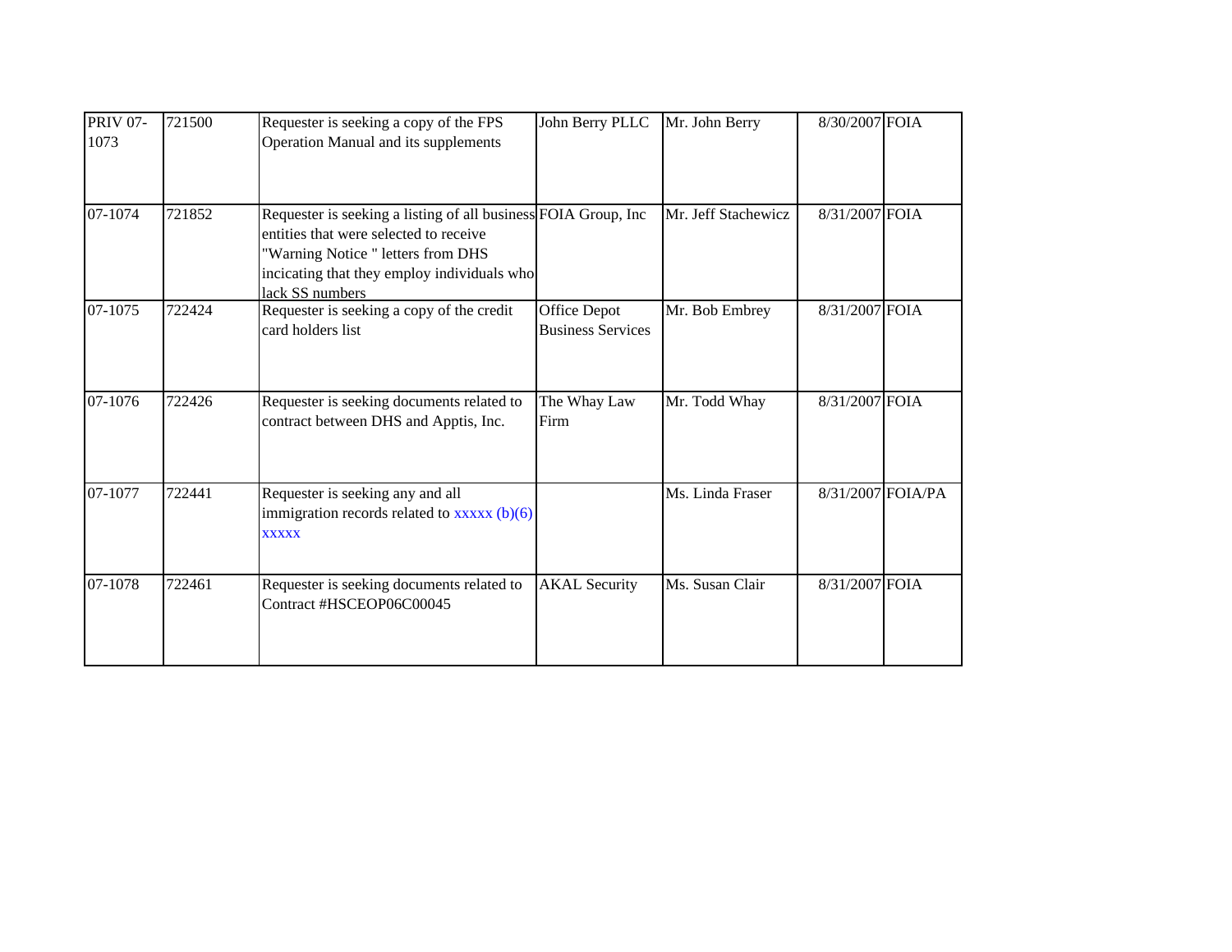| | | | | | | |
|---|---|---|---|---|---|---|
| PRIV 07-1073 | 721500 | Requester is seeking a copy of the FPS Operation Manual and its supplements | John Berry PLLC | Mr. John Berry | 8/30/2007 | FOIA |
| 07-1074 | 721852 | Requester is seeking a listing of all business entities that were selected to receive "Warning Notice " letters from DHS incicating that they employ individuals who lack SS numbers | FOIA Group, Inc | Mr. Jeff Stachewicz | 8/31/2007 | FOIA |
| 07-1075 | 722424 | Requester is seeking a copy of the credit card holders list | Office Depot Business Services | Mr. Bob Embrey | 8/31/2007 | FOIA |
| 07-1076 | 722426 | Requester is seeking documents related to contract between DHS and Apptis, Inc. | The Whay Law Firm | Mr. Todd Whay | 8/31/2007 | FOIA |
| 07-1077 | 722441 | Requester is seeking any and all immigration records related to xxxxx (b)(6) xxxxx | | Ms. Linda Fraser | 8/31/2007 | FOIA/PA |
| 07-1078 | 722461 | Requester is seeking documents related to Contract #HSCEOP06C00045 | AKAL Security | Ms. Susan Clair | 8/31/2007 | FOIA |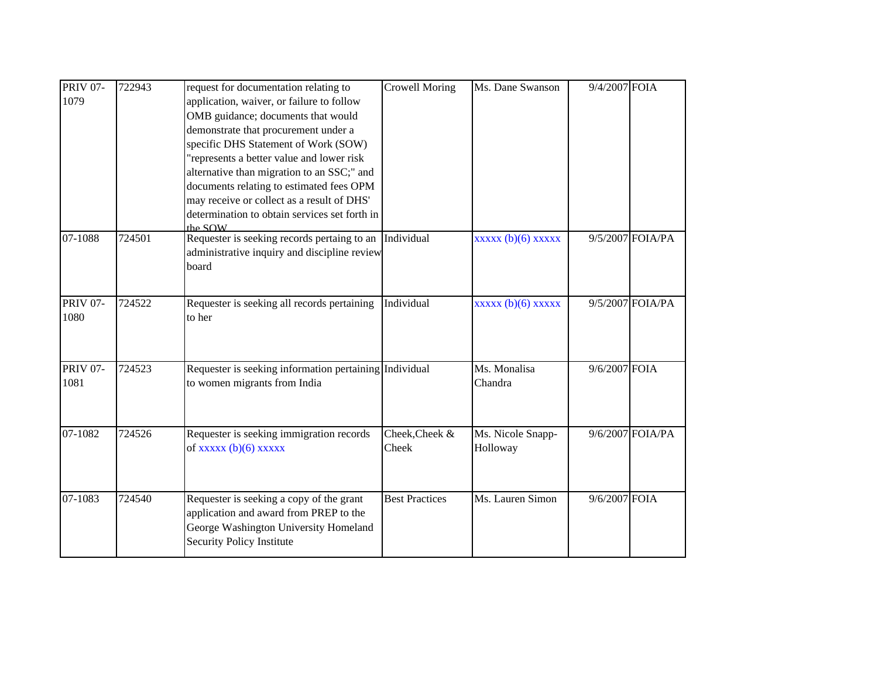| | | | | | | |
|---|---|---|---|---|---|---|
| PRIV 07-1079 | 722943 | request for documentation relating to application, waiver, or failure to follow OMB guidance; documents that would demonstrate that procurement under a specific DHS Statement of Work (SOW) "represents a better value and lower risk alternative than migration to an SSC;" and documents relating to estimated fees OPM may receive or collect as a result of DHS' determination to obtain services set forth in the SOW | Crowell Moring | Ms. Dane Swanson | 9/4/2007 | FOIA |
| 07-1088 | 724501 | Requester is seeking records pertaing to an administrative inquiry and discipline review board | Individual | xxxxx (b)(6) xxxxx | 9/5/2007 | FOIA/PA |
| PRIV 07-1080 | 724522 | Requester is seeking all records pertaining to her | Individual | xxxxx (b)(6) xxxxx | 9/5/2007 | FOIA/PA |
| PRIV 07-1081 | 724523 | Requester is seeking information pertaining to women migrants from India | Individual | Ms. Monalisa Chandra | 9/6/2007 | FOIA |
| 07-1082 | 724526 | Requester is seeking immigration records of xxxxx (b)(6) xxxxx | Cheek,Cheek & Cheek | Ms. Nicole Snapp-Holloway | 9/6/2007 | FOIA/PA |
| 07-1083 | 724540 | Requester is seeking a copy of the grant application and award from PREP to the George Washington University Homeland Security Policy Institute | Best Practices | Ms. Lauren Simon | 9/6/2007 | FOIA |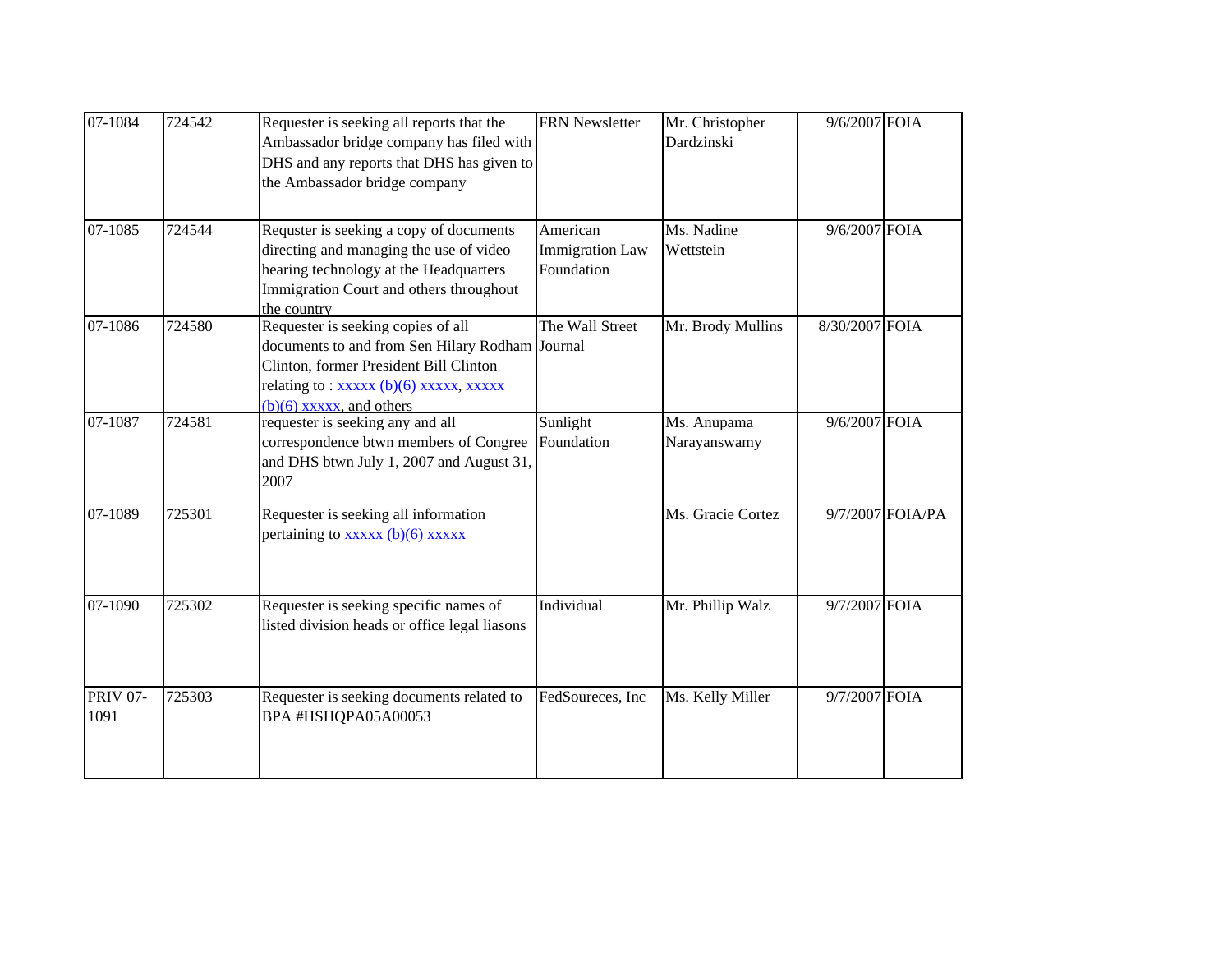| | | | | | | |
|---|---|---|---|---|---|---|
| 07-1084 | 724542 | Requester is seeking all reports that the Ambassador bridge company has filed with DHS and any reports that DHS has given to the Ambassador bridge company | FRN Newsletter | Mr. Christopher Dardzinski | 9/6/2007 | FOIA |
| 07-1085 | 724544 | Requster is seeking a copy of documents directing and managing the use of video hearing technology at the Headquarters Immigration Court and others throughout the country | American Immigration Law Foundation | Ms. Nadine Wettstein | 9/6/2007 | FOIA |
| 07-1086 | 724580 | Requester is seeking copies of all documents to and from Sen Hilary Rodham Clinton, former President Bill Clinton relating to : xxxxx (b)(6) xxxxx, xxxxx (b)(6) xxxxx, and others | The Wall Street Journal | Mr. Brody Mullins | 8/30/2007 | FOIA |
| 07-1087 | 724581 | requester is seeking any and all correspondence btwn members of Congree and DHS btwn July 1, 2007 and August 31, 2007 | Sunlight Foundation | Ms. Anupama Narayanswamy | 9/6/2007 | FOIA |
| 07-1089 | 725301 | Requester is seeking all information pertaining to xxxxx (b)(6) xxxxx | | Ms. Gracie Cortez | 9/7/2007 | FOIA/PA |
| 07-1090 | 725302 | Requester is seeking specific names of listed division heads or office legal liasons | Individual | Mr. Phillip Walz | 9/7/2007 | FOIA |
| PRIV 07-1091 | 725303 | Requester is seeking documents related to BPA #HSHQPA05A00053 | FedSoureces, Inc | Ms. Kelly Miller | 9/7/2007 | FOIA |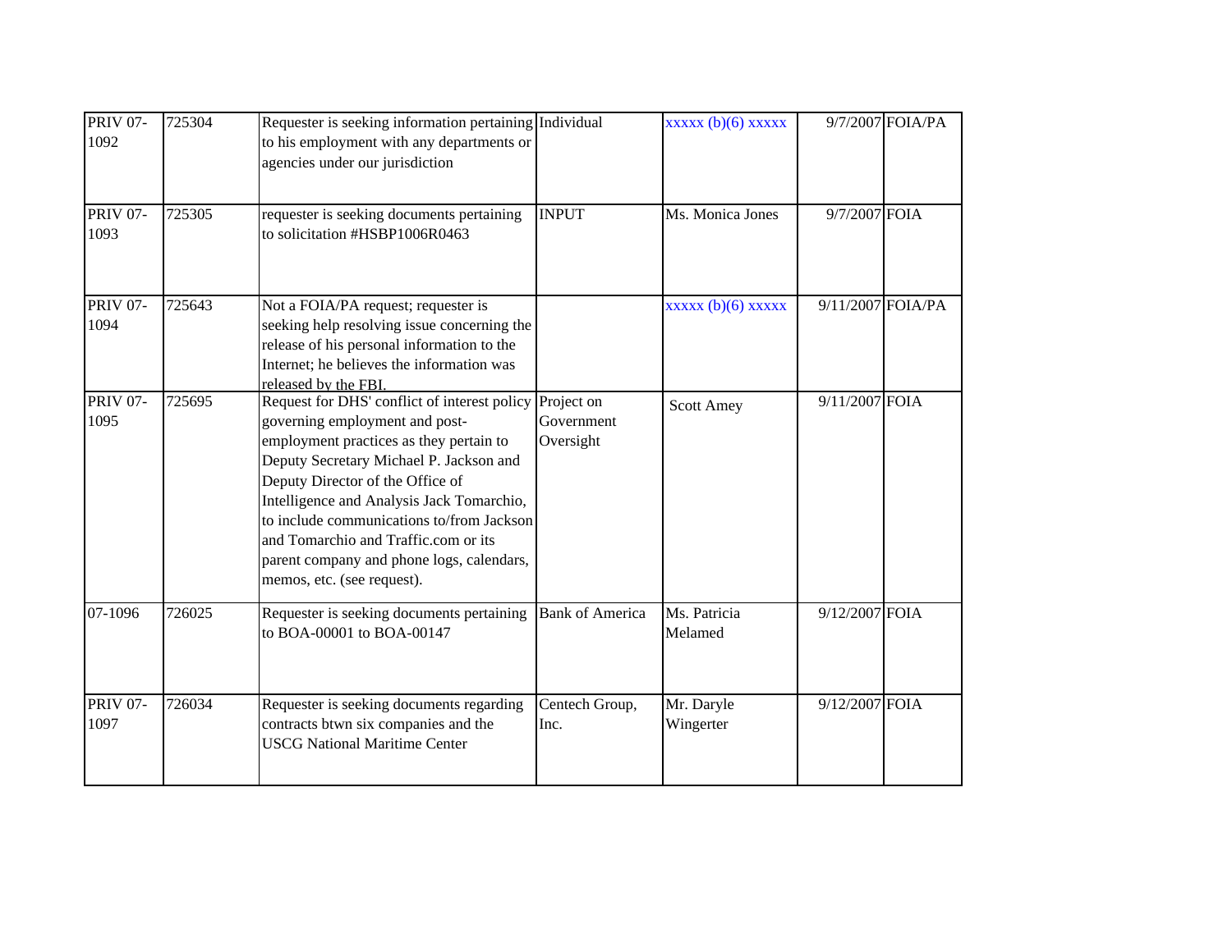| | | | | | | |
|---|---|---|---|---|---|---|
| PRIV 07-1092 | 725304 | Requester is seeking information pertaining to his employment with any departments or agencies under our jurisdiction | Individual | xxxxx (b)(6) xxxxx | 9/7/2007 | FOIA/PA |
| PRIV 07-1093 | 725305 | requester is seeking documents pertaining to solicitation #HSBP1006R0463 | INPUT | Ms. Monica Jones | 9/7/2007 | FOIA |
| PRIV 07-1094 | 725643 | Not a FOIA/PA request; requester is seeking help resolving issue concerning the release of his personal information to the Internet; he believes the information was released by the FBI. | | xxxxx (b)(6) xxxxx | 9/11/2007 | FOIA/PA |
| PRIV 07-1095 | 725695 | Request for DHS' conflict of interest policy governing employment and post-employment practices as they pertain to Deputy Secretary Michael P. Jackson and Deputy Director of the Office of Intelligence and Analysis Jack Tomarchio, to include communications to/from Jackson and Tomarchio and Traffic.com or its parent company and phone logs, calendars, memos, etc. (see request). | Project on Government Oversight | Scott Amey | 9/11/2007 | FOIA |
| 07-1096 | 726025 | Requester is seeking documents pertaining to BOA-00001 to BOA-00147 | Bank of America | Ms. Patricia Melamed | 9/12/2007 | FOIA |
| PRIV 07-1097 | 726034 | Requester is seeking documents regarding contracts btwn six companies and the USCG National Maritime Center | Centech Group, Inc. | Mr. Daryle Wingerter | 9/12/2007 | FOIA |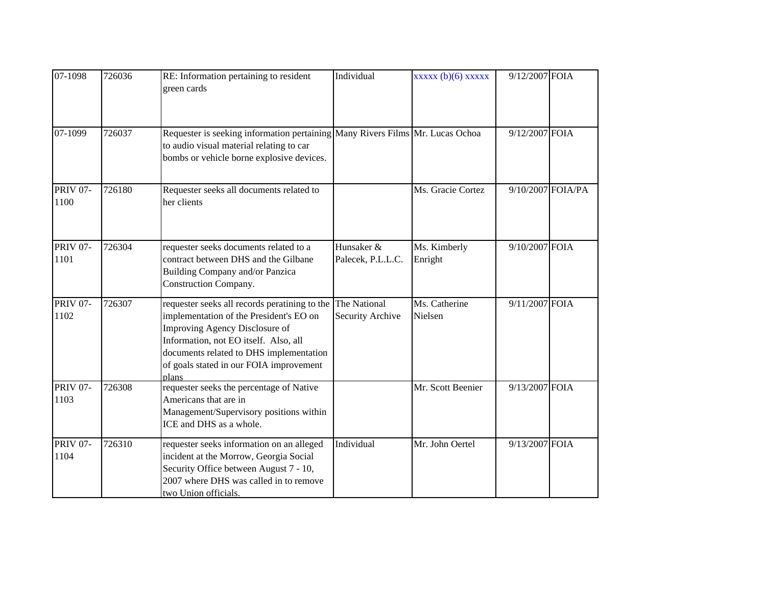| | | | | | | |
|---|---|---|---|---|---|---|
| 07-1098 | 726036 | RE: Information pertaining to resident green cards | Individual | xxxxx (b)(6) xxxxx | 9/12/2007 | FOIA |
| 07-1099 | 726037 | Requester is seeking information pertaining to audio visual material relating to car bombs or vehicle borne explosive devices. | Many Rivers Films | Mr. Lucas Ochoa | 9/12/2007 | FOIA |
| PRIV 07-1100 | 726180 | Requester seeks all documents related to her clients | | Ms. Gracie Cortez | 9/10/2007 | FOIA/PA |
| PRIV 07-1101 | 726304 | requester seeks documents related to a contract between DHS and the Gilbane Building Company and/or Panzica Construction Company. | Hunsaker & Palecek, P.L.L.C. | Ms. Kimberly Enright | 9/10/2007 | FOIA |
| PRIV 07-1102 | 726307 | requester seeks all records peratining to the implementation of the President's EO on Improving Agency Disclosure of Information, not EO itself. Also, all documents related to DHS implementation of goals stated in our FOIA improvement plans | The National Security Archive | Ms. Catherine Nielsen | 9/11/2007 | FOIA |
| PRIV 07-1103 | 726308 | requester seeks the percentage of Native Americans that are in Management/Supervisory positions within ICE and DHS as a whole. | | Mr. Scott Beenier | 9/13/2007 | FOIA |
| PRIV 07-1104 | 726310 | requester seeks information on an alleged incident at the Morrow, Georgia Social Security Office between August 7 - 10, 2007 where DHS was called in to remove two Union officials. | Individual | Mr. John Oertel | 9/13/2007 | FOIA |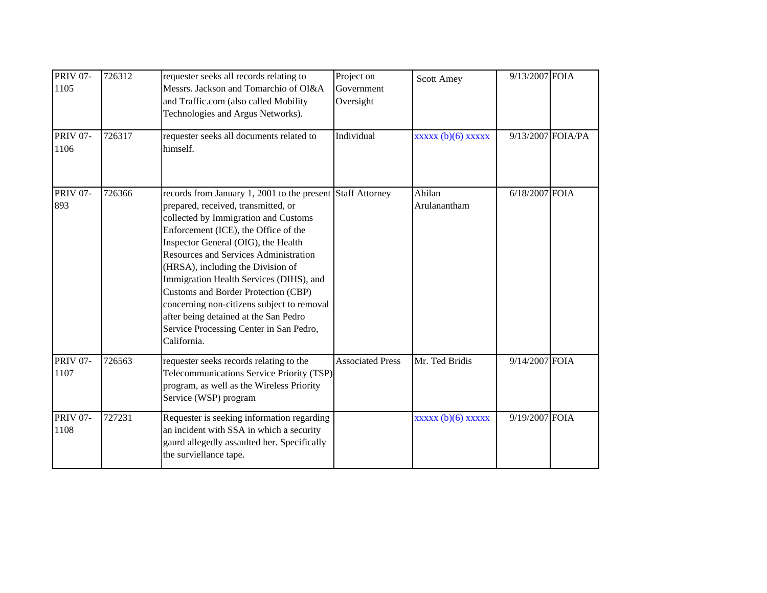| | | | | | | |
|---|---|---|---|---|---|---|
| PRIV 07-1105 | 726312 | requester seeks all records relating to Messrs. Jackson and Tomarchio of OI&A and Traffic.com (also called Mobility Technologies and Argus Networks). | Project on Government Oversight | Scott Amey | 9/13/2007 | FOIA |
| PRIV 07-1106 | 726317 | requester seeks all documents related to himself. | Individual | xxxxx (b)(6) xxxxx | 9/13/2007 | FOIA/PA |
| PRIV 07-893 | 726366 | records from January 1, 2001 to the present prepared, received, transmitted, or collected by Immigration and Customs Enforcement (ICE), the Office of the Inspector General (OIG), the Health Resources and Services Administration (HRSA), including the Division of Immigration Health Services (DIHS), and Customs and Border Protection (CBP) concerning non-citizens subject to removal after being detained at the San Pedro Service Processing Center in San Pedro, California. | Staff Attorney | Ahilan Arulanantham | 6/18/2007 | FOIA |
| PRIV 07-1107 | 726563 | requester seeks records relating to the Telecommunications Service Priority (TSP) program, as well as the Wireless Priority Service (WSP) program | Associated Press | Mr. Ted Bridis | 9/14/2007 | FOIA |
| PRIV 07-1108 | 727231 | Requester is seeking information regarding an incident with SSA in which a security gaurd allegedly assaulted her. Specifically the surviellance tape. | | xxxxx (b)(6) xxxxx | 9/19/2007 | FOIA |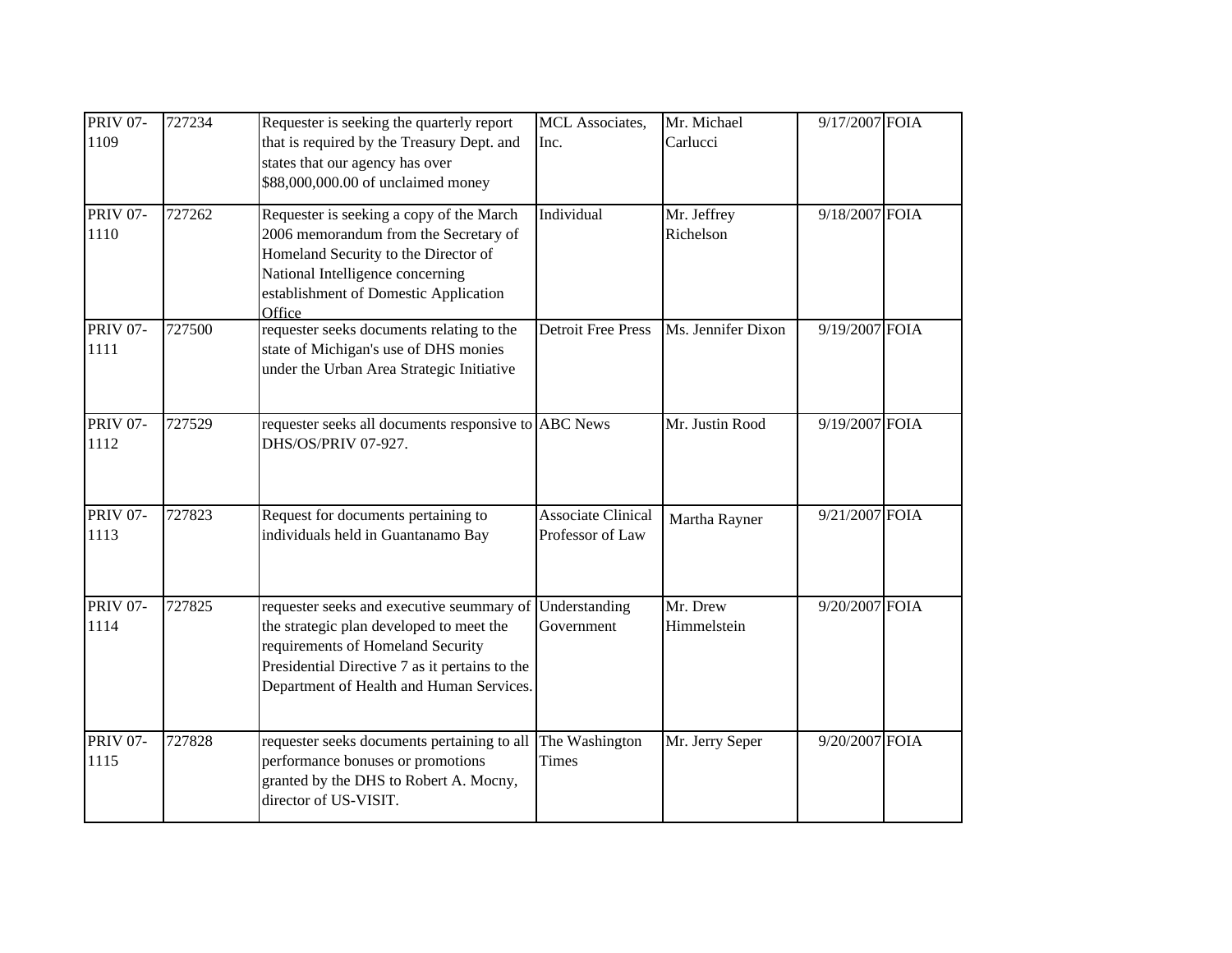| | | | | | | |
|---|---|---|---|---|---|---|
| PRIV 07-1109 | 727234 | Requester is seeking the quarterly report that is required by the Treasury Dept. and states that our agency has over $88,000,000.00 of unclaimed money | MCL Associates, Inc. | Mr. Michael Carlucci | 9/17/2007 | FOIA |
| PRIV 07-1110 | 727262 | Requester is seeking a copy of the March 2006 memorandum from the Secretary of Homeland Security to the Director of National Intelligence concerning establishment of Domestic Application Office | Individual | Mr. Jeffrey Richelson | 9/18/2007 | FOIA |
| PRIV 07-1111 | 727500 | requester seeks documents relating to the state of Michigan's use of DHS monies under the Urban Area Strategic Initiative | Detroit Free Press | Ms. Jennifer Dixon | 9/19/2007 | FOIA |
| PRIV 07-1112 | 727529 | requester seeks all documents responsive to DHS/OS/PRIV 07-927. | ABC News | Mr. Justin Rood | 9/19/2007 | FOIA |
| PRIV 07-1113 | 727823 | Request for documents pertaining to individuals held in Guantanamo Bay | Associate Clinical Professor of Law | Martha Rayner | 9/21/2007 | FOIA |
| PRIV 07-1114 | 727825 | requester seeks and executive seummary of the strategic plan developed to meet the requirements of Homeland Security Presidential Directive 7 as it pertains to the Department of Health and Human Services. | Understanding Government | Mr. Drew Himmelstein | 9/20/2007 | FOIA |
| PRIV 07-1115 | 727828 | requester seeks documents pertaining to all performance bonuses or promotions granted by the DHS to Robert A. Mocny, director of US-VISIT. | The Washington Times | Mr. Jerry Seper | 9/20/2007 | FOIA |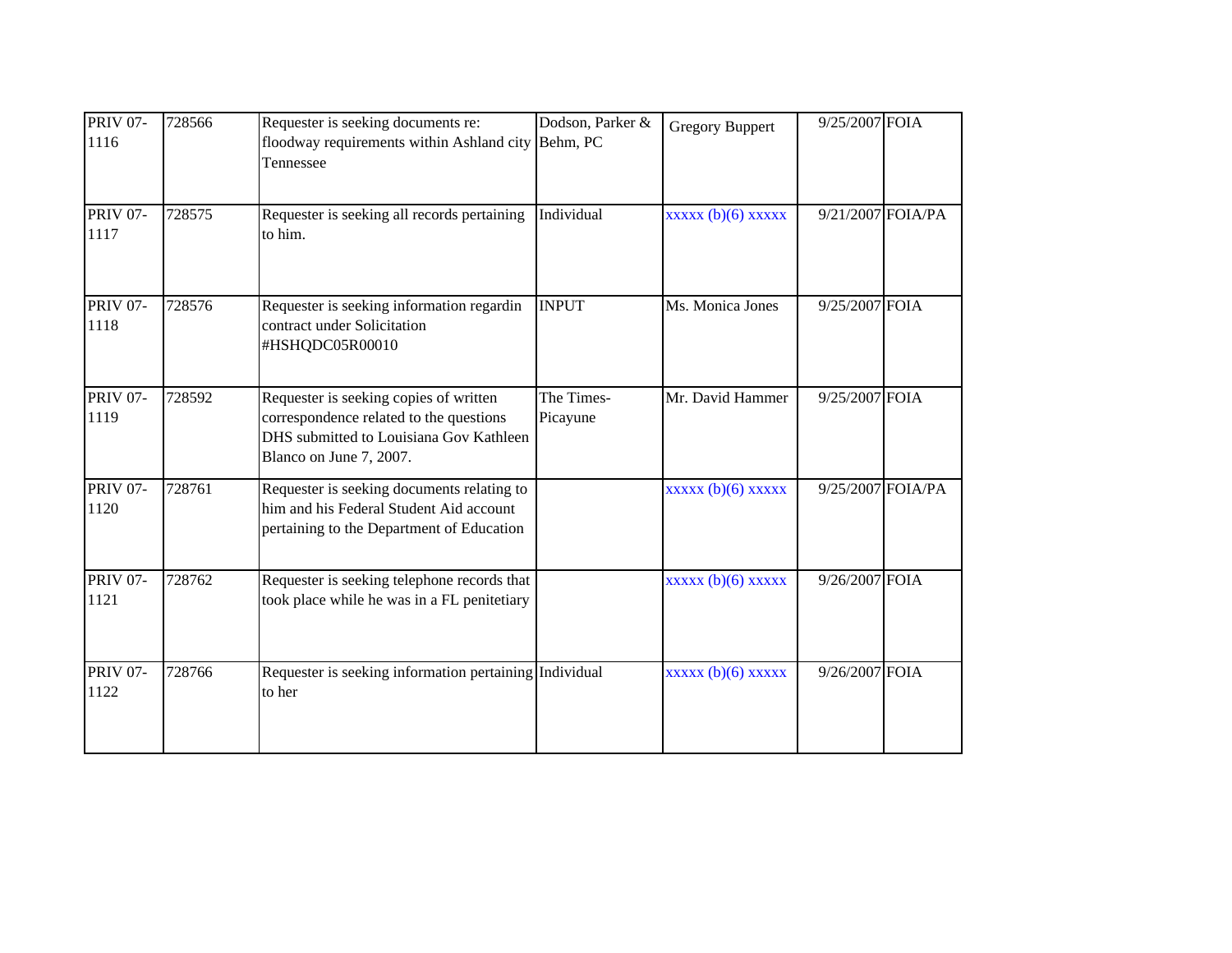| | | | | | | |
|---|---|---|---|---|---|---|
| PRIV 07-1116 | 728566 | Requester is seeking documents re: floodway requirements within Ashland city Tennessee | Dodson, Parker & Behm, PC | Gregory Buppert | 9/25/2007 | FOIA |
| PRIV 07-1117 | 728575 | Requester is seeking all records pertaining to him. | Individual | xxxxx (b)(6) xxxxx | 9/21/2007 | FOIA/PA |
| PRIV 07-1118 | 728576 | Requester is seeking information regardin contract under Solicitation #HSHQDC05R00010 | INPUT | Ms. Monica Jones | 9/25/2007 | FOIA |
| PRIV 07-1119 | 728592 | Requester is seeking copies of written correspondence related to the questions DHS submitted to Louisiana Gov Kathleen Blanco on June 7, 2007. | The Times-Picayune | Mr. David Hammer | 9/25/2007 | FOIA |
| PRIV 07-1120 | 728761 | Requester is seeking documents relating to him and his Federal Student Aid account pertaining to the Department of Education | | xxxxx (b)(6) xxxxx | 9/25/2007 | FOIA/PA |
| PRIV 07-1121 | 728762 | Requester is seeking telephone records that took place while he was in a FL penitetiary | | xxxxx (b)(6) xxxxx | 9/26/2007 | FOIA |
| PRIV 07-1122 | 728766 | Requester is seeking information pertaining to her | Individual | xxxxx (b)(6) xxxxx | 9/26/2007 | FOIA |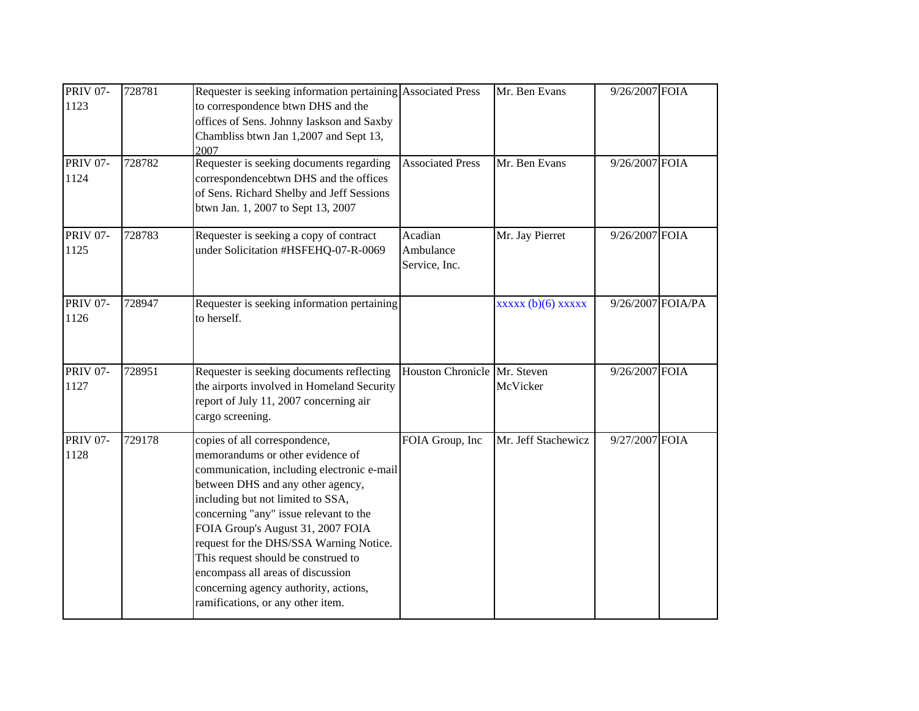| | | | | | | |
|---|---|---|---|---|---|---|
| PRIV 07-1123 | 728781 | Requester is seeking information pertaining to correspondence btwn DHS and the offices of Sens. Johnny Iaskson and Saxby Chambliss btwn Jan 1,2007 and Sept 13, 2007 | Associated Press | Mr. Ben Evans | 9/26/2007 | FOIA |
| PRIV 07-1124 | 728782 | Requester is seeking documents regarding correspondencebtwn DHS and the offices of Sens. Richard Shelby and Jeff Sessions btwn Jan. 1, 2007 to Sept 13, 2007 | Associated Press | Mr. Ben Evans | 9/26/2007 | FOIA |
| PRIV 07-1125 | 728783 | Requester is seeking a copy of contract under Solicitation #HSFEHQ-07-R-0069 | Acadian Ambulance Service, Inc. | Mr. Jay Pierret | 9/26/2007 | FOIA |
| PRIV 07-1126 | 728947 | Requester is seeking information pertaining to herself. | | xxxxx (b)(6) xxxxx | 9/26/2007 | FOIA/PA |
| PRIV 07-1127 | 728951 | Requester is seeking documents reflecting the airports involved in Homeland Security report of July 11, 2007 concerning air cargo screening. | Houston Chronicle | Mr. Steven McVicker | 9/26/2007 | FOIA |
| PRIV 07-1128 | 729178 | copies of all correspondence, memorandums or other evidence of communication, including electronic e-mail between DHS and any other agency, including but not limited to SSA, concerning "any" issue relevant to the FOIA Group's August 31, 2007 FOIA request for the DHS/SSA Warning Notice. This request should be construed to encompass all areas of discussion concerning agency authority, actions, ramifications, or any other item. | FOIA Group, Inc | Mr. Jeff Stachewicz | 9/27/2007 | FOIA |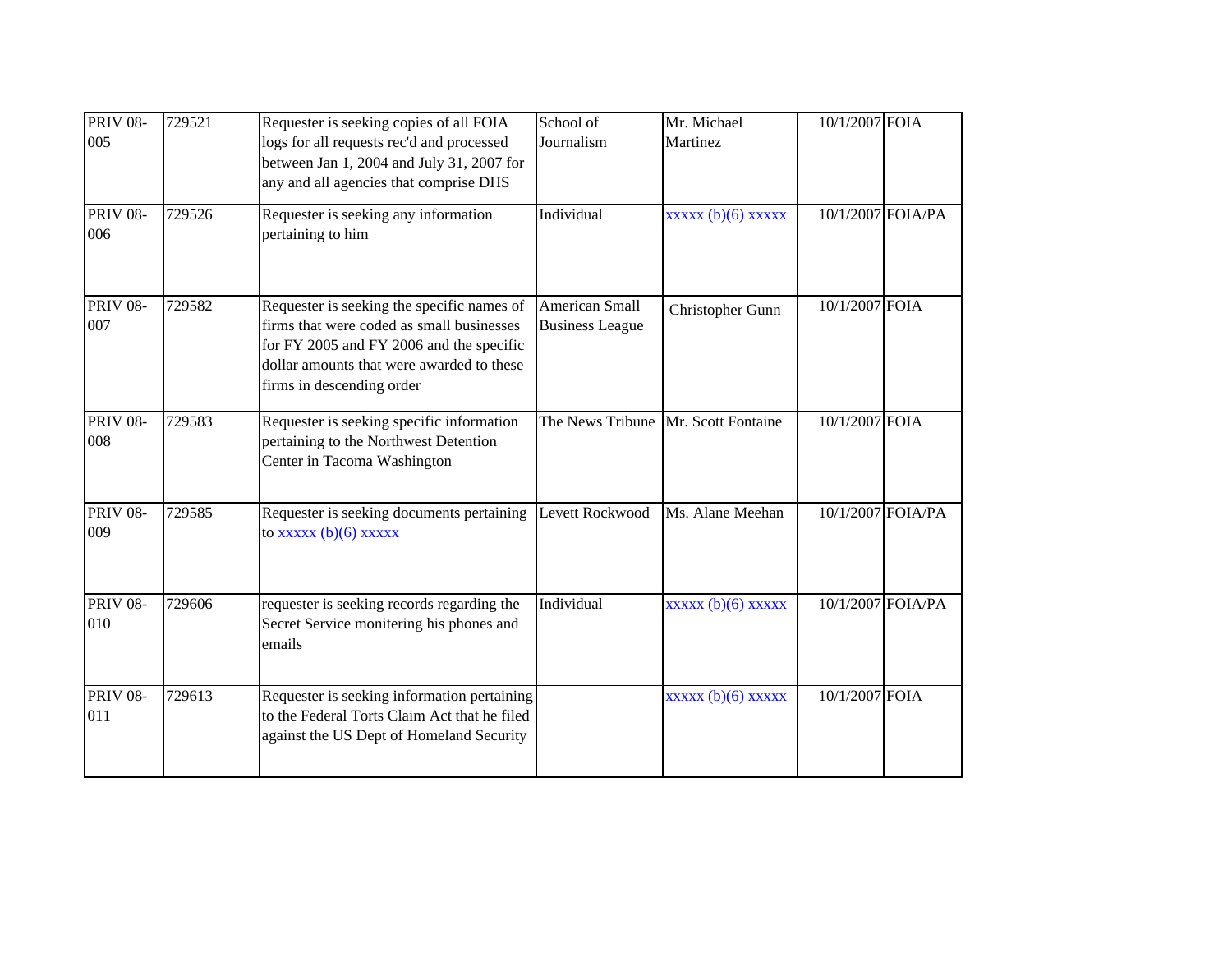| PRIV 08-005 | 729521 | Requester is seeking copies of all FOIA logs for all requests rec'd and processed between Jan 1, 2004 and July 31, 2007 for any and all agencies that comprise DHS | School of Journalism | Mr. Michael Martinez | 10/1/2007 | FOIA |
|---|---|---|---|---|---|---|
| PRIV 08-006 | 729526 | Requester is seeking any information pertaining to him | Individual | xxxxx (b)(6) xxxxx | 10/1/2007 | FOIA/PA |
| PRIV 08-007 | 729582 | Requester is seeking the specific names of firms that were coded as small businesses for FY 2005 and FY 2006 and the specific dollar amounts that were awarded to these firms in descending order | American Small Business League | Christopher Gunn | 10/1/2007 | FOIA |
| PRIV 08-008 | 729583 | Requester is seeking specific information pertaining to the Northwest Detention Center in Tacoma Washington | The News Tribune | Mr. Scott Fontaine | 10/1/2007 | FOIA |
| PRIV 08-009 | 729585 | Requester is seeking documents pertaining to xxxxx (b)(6) xxxxx | Levett Rockwood | Ms. Alane Meehan | 10/1/2007 | FOIA/PA |
| PRIV 08-010 | 729606 | requester is seeking records regarding the Secret Service monitering his phones and emails | Individual | xxxxx (b)(6) xxxxx | 10/1/2007 | FOIA/PA |
| PRIV 08-011 | 729613 | Requester is seeking information pertaining to the Federal Torts Claim Act that he filed against the US Dept of Homeland Security | | xxxxx (b)(6) xxxxx | 10/1/2007 | FOIA |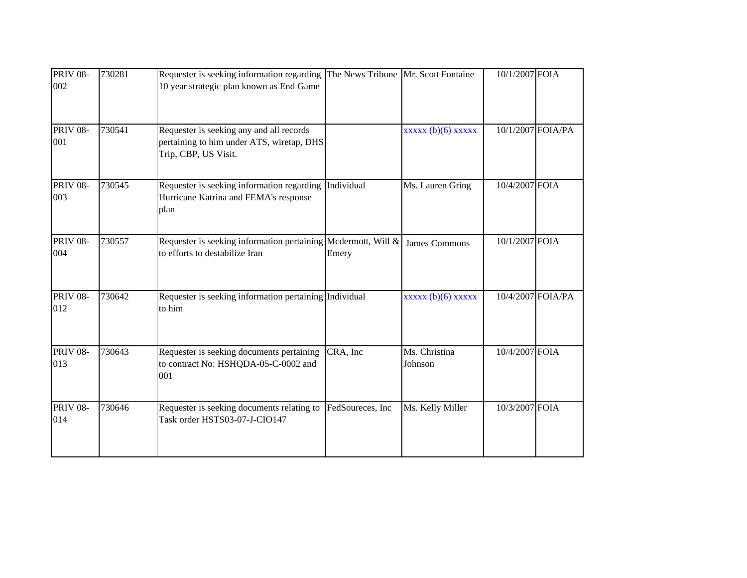| | | | | | | |
|---|---|---|---|---|---|---|
| PRIV 08-002 | 730281 | Requester is seeking information regarding 10 year strategic plan known as End Game | The News Tribune | Mr. Scott Fontaine | 10/1/2007 | FOIA |
| PRIV 08-001 | 730541 | Requester is seeking any and all records pertaining to him under ATS, wiretap, DHS Trip, CBP, US Visit. | | xxxxx (b)(6) xxxxx | 10/1/2007 | FOIA/PA |
| PRIV 08-003 | 730545 | Requester is seeking information regarding Hurricane Katrina and FEMA's response plan | Individual | Ms. Lauren Gring | 10/4/2007 | FOIA |
| PRIV 08-004 | 730557 | Requester is seeking information pertaining to efforts to destabilize Iran | Mcdermott, Will & Emery | James Commons | 10/1/2007 | FOIA |
| PRIV 08-012 | 730642 | Requester is seeking information pertaining to him | Individual | xxxxx (b)(6) xxxxx | 10/4/2007 | FOIA/PA |
| PRIV 08-013 | 730643 | Requester is seeking documents pertaining to contract No: HSHQDA-05-C-0002 and 001 | CRA, Inc | Ms. Christina Johnson | 10/4/2007 | FOIA |
| PRIV 08-014 | 730646 | Requester is seeking documents relating to Task order HSTS03-07-J-CIO147 | FedSoureces, Inc | Ms. Kelly Miller | 10/3/2007 | FOIA |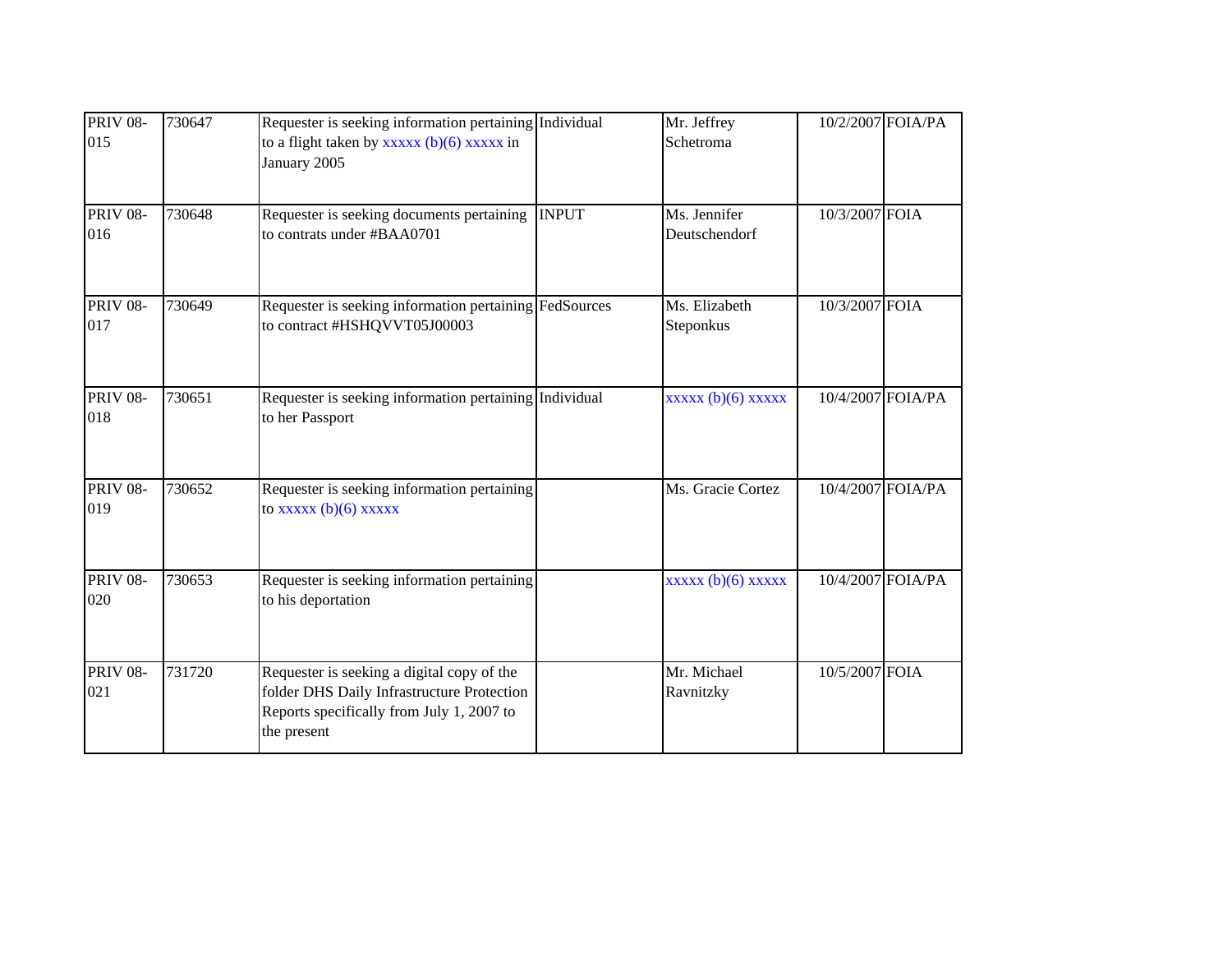| | | | | | | |
|---|---|---|---|---|---|---|
| PRIV 08-015 | 730647 | Requester is seeking information pertaining to a flight taken by xxxxx (b)(6) xxxxx in January 2005 | Individual | Mr. Jeffrey Schetroma | 10/2/2007 | FOIA/PA |
| PRIV 08-016 | 730648 | Requester is seeking documents pertaining to contrats under #BAA0701 | INPUT | Ms. Jennifer Deutschendorf | 10/3/2007 | FOIA |
| PRIV 08-017 | 730649 | Requester is seeking information pertaining to contract #HSHQVVT05J00003 | FedSources | Ms. Elizabeth Steponkus | 10/3/2007 | FOIA |
| PRIV 08-018 | 730651 | Requester is seeking information pertaining to her Passport | Individual | xxxxx (b)(6) xxxxx | 10/4/2007 | FOIA/PA |
| PRIV 08-019 | 730652 | Requester is seeking information pertaining to xxxxx (b)(6) xxxxx | | Ms. Gracie Cortez | 10/4/2007 | FOIA/PA |
| PRIV 08-020 | 730653 | Requester is seeking information pertaining to his deportation | | xxxxx (b)(6) xxxxx | 10/4/2007 | FOIA/PA |
| PRIV 08-021 | 731720 | Requester is seeking a digital copy of the folder DHS Daily Infrastructure Protection Reports specifically from July 1, 2007 to the present | | Mr. Michael Ravnitzky | 10/5/2007 | FOIA |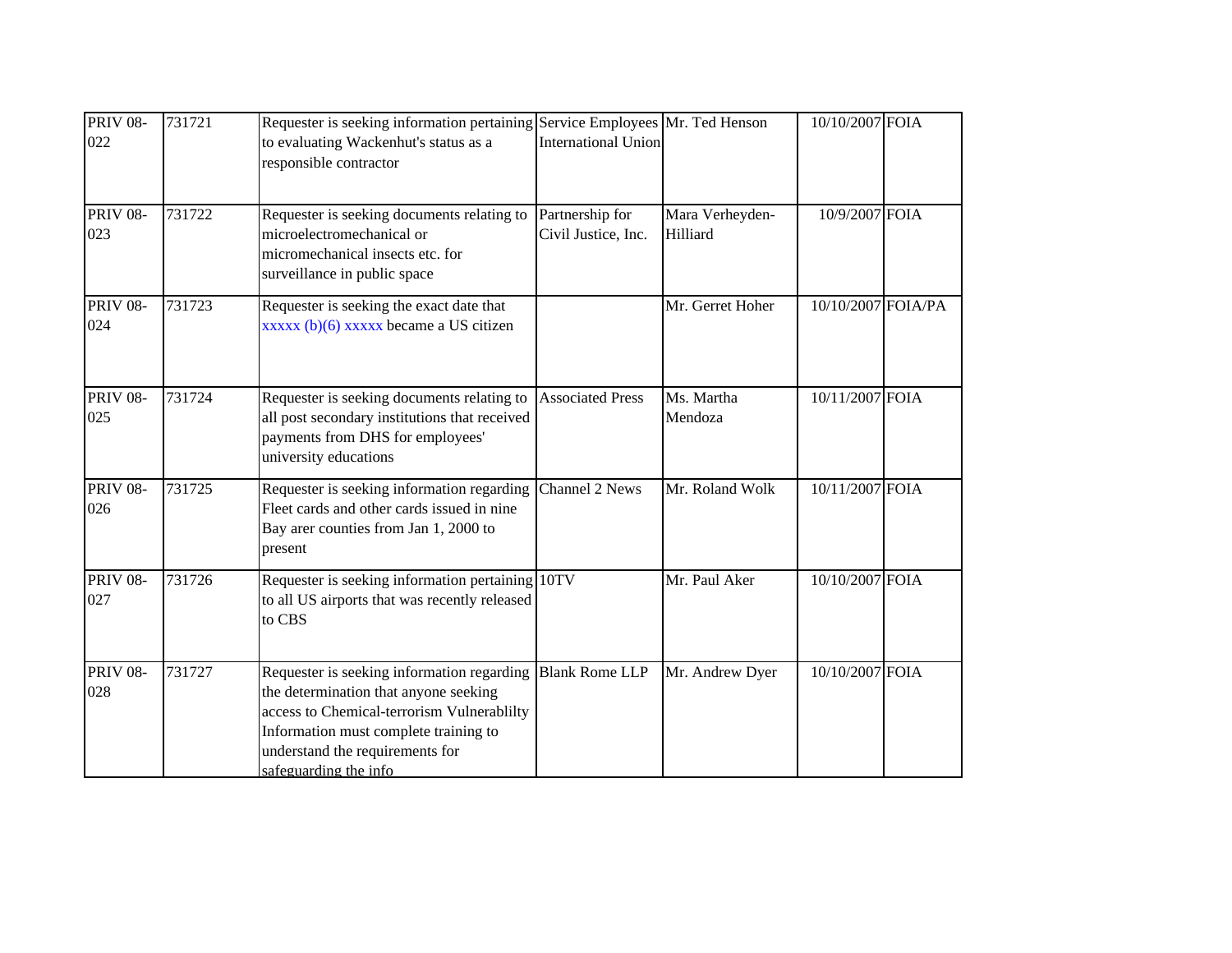| | | | | | | |
|---|---|---|---|---|---|---|
| PRIV 08-022 | 731721 | Requester is seeking information pertaining to evaluating Wackenhut's status as a responsible contractor | Service Employees International Union | Mr. Ted Henson | 10/10/2007 | FOIA |
| PRIV 08-023 | 731722 | Requester is seeking documents relating to microelectromechanical or micromechanical insects etc. for surveillance in public space | Partnership for Civil Justice, Inc. | Mara Verheyden-Hilliard | 10/9/2007 | FOIA |
| PRIV 08-024 | 731723 | Requester is seeking the exact date that xxxxx (b)(6) xxxxx became a US citizen | | Mr. Gerret Hoher | 10/10/2007 | FOIA/PA |
| PRIV 08-025 | 731724 | Requester is seeking documents relating to all post secondary institutions that received payments from DHS for employees' university educations | Associated Press | Ms. Martha Mendoza | 10/11/2007 | FOIA |
| PRIV 08-026 | 731725 | Requester is seeking information regarding Fleet cards and other cards issued in nine Bay arer counties from Jan 1, 2000 to present | Channel 2 News | Mr. Roland Wolk | 10/11/2007 | FOIA |
| PRIV 08-027 | 731726 | Requester is seeking information pertaining to all US airports that was recently released to CBS | 10TV | Mr. Paul Aker | 10/10/2007 | FOIA |
| PRIV 08-028 | 731727 | Requester is seeking information regarding the determination that anyone seeking access to Chemical-terrorism Vulnerablilty Information must complete training to understand the requirements for safeguarding the info | Blank Rome LLP | Mr. Andrew Dyer | 10/10/2007 | FOIA |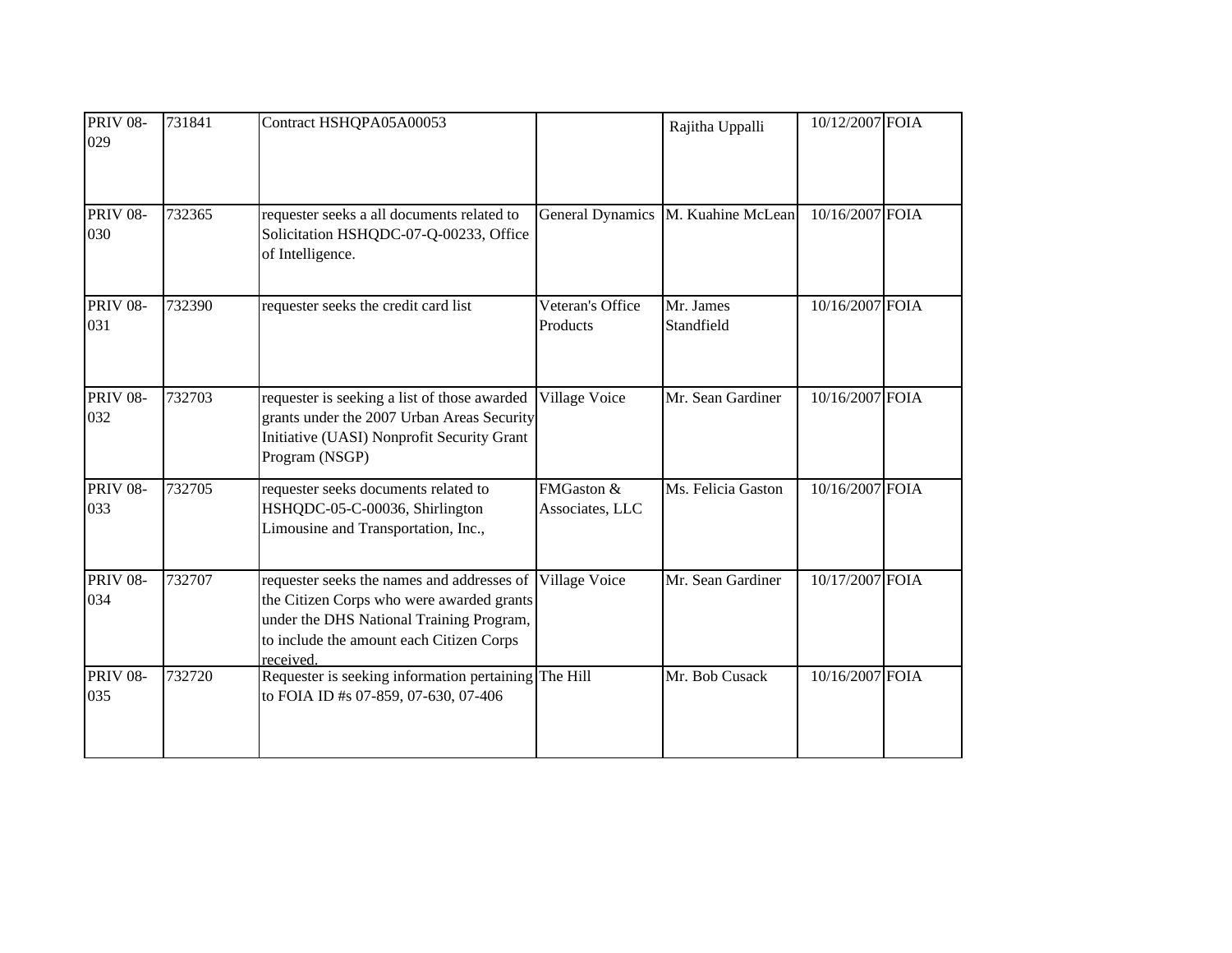| | | | | | | |
|---|---|---|---|---|---|---|
| PRIV 08-029 | 731841 | Contract HSHQPA05A00053 | | Rajitha Uppalli | 10/12/2007 | FOIA |
| PRIV 08-030 | 732365 | requester seeks a all documents related to Solicitation HSHQDC-07-Q-00233, Office of Intelligence. | General Dynamics | M. Kuahine McLean | 10/16/2007 | FOIA |
| PRIV 08-031 | 732390 | requester seeks the credit card list | Veteran's Office Products | Mr. James Standfield | 10/16/2007 | FOIA |
| PRIV 08-032 | 732703 | requester is seeking a list of those awarded grants under the 2007 Urban Areas Security Initiative (UASI) Nonprofit Security Grant Program (NSGP) | Village Voice | Mr. Sean Gardiner | 10/16/2007 | FOIA |
| PRIV 08-033 | 732705 | requester seeks documents related to HSHQDC-05-C-00036, Shirlington Limousine and Transportation, Inc., | FMGaston & Associates, LLC | Ms. Felicia Gaston | 10/16/2007 | FOIA |
| PRIV 08-034 | 732707 | requester seeks the names and addresses of the Citizen Corps who were awarded grants under the DHS National Training Program, to include the amount each Citizen Corps received. | Village Voice | Mr. Sean Gardiner | 10/17/2007 | FOIA |
| PRIV 08-035 | 732720 | Requester is seeking information pertaining to FOIA ID #s 07-859, 07-630, 07-406 | The Hill | Mr. Bob Cusack | 10/16/2007 | FOIA |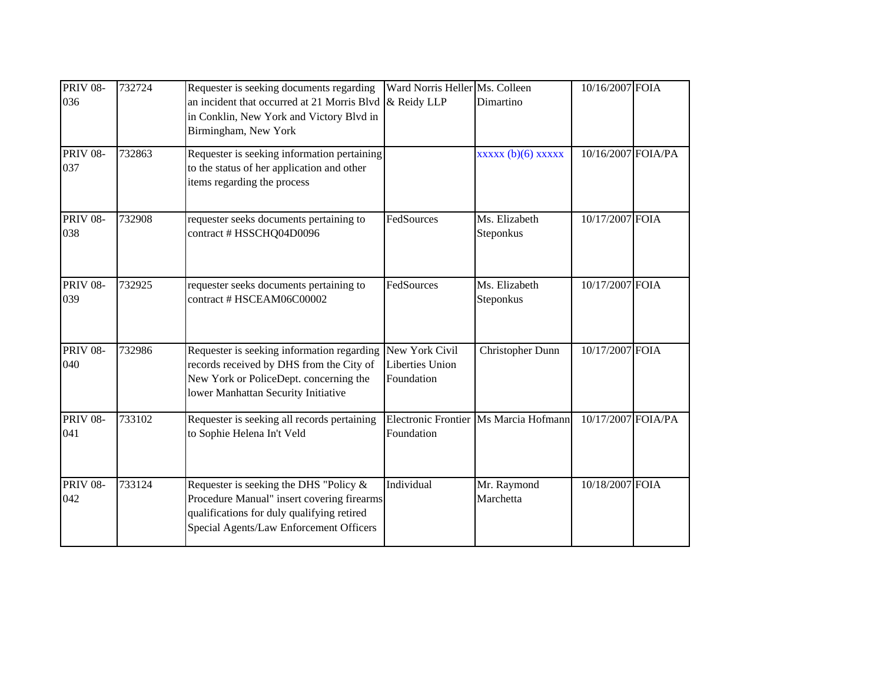| | | | | | | |
|---|---|---|---|---|---|---|
| PRIV 08-036 | 732724 | Requester is seeking documents regarding an incident that occurred at 21 Morris Blvd in Conklin, New York and Victory Blvd in Birmingham, New York | Ward Norris Heller & Reidy LLP | Ms. Colleen Dimartino | 10/16/2007 | FOIA |
| PRIV 08-037 | 732863 | Requester is seeking information pertaining to the status of her application and other items regarding the process | | xxxxx (b)(6) xxxxx | 10/16/2007 | FOIA/PA |
| PRIV 08-038 | 732908 | requester seeks documents pertaining to contract # HSSCHQ04D0096 | FedSources | Ms. Elizabeth Steponkus | 10/17/2007 | FOIA |
| PRIV 08-039 | 732925 | requester seeks documents pertaining to contract # HSCEAM06C00002 | FedSources | Ms. Elizabeth Steponkus | 10/17/2007 | FOIA |
| PRIV 08-040 | 732986 | Requester is seeking information regarding records received by DHS from the City of New York or PoliceDept. concerning the lower Manhattan Security Initiative | New York Civil Liberties Union Foundation | Christopher Dunn | 10/17/2007 | FOIA |
| PRIV 08-041 | 733102 | Requester is seeking all records pertaining to Sophie Helena In't Veld | Electronic Frontier Foundation | Ms Marcia Hofmann | 10/17/2007 | FOIA/PA |
| PRIV 08-042 | 733124 | Requester is seeking the DHS "Policy & Procedure Manual" insert covering firearms qualifications for duly qualifying retired Special Agents/Law Enforcement Officers | Individual | Mr. Raymond Marchetta | 10/18/2007 | FOIA |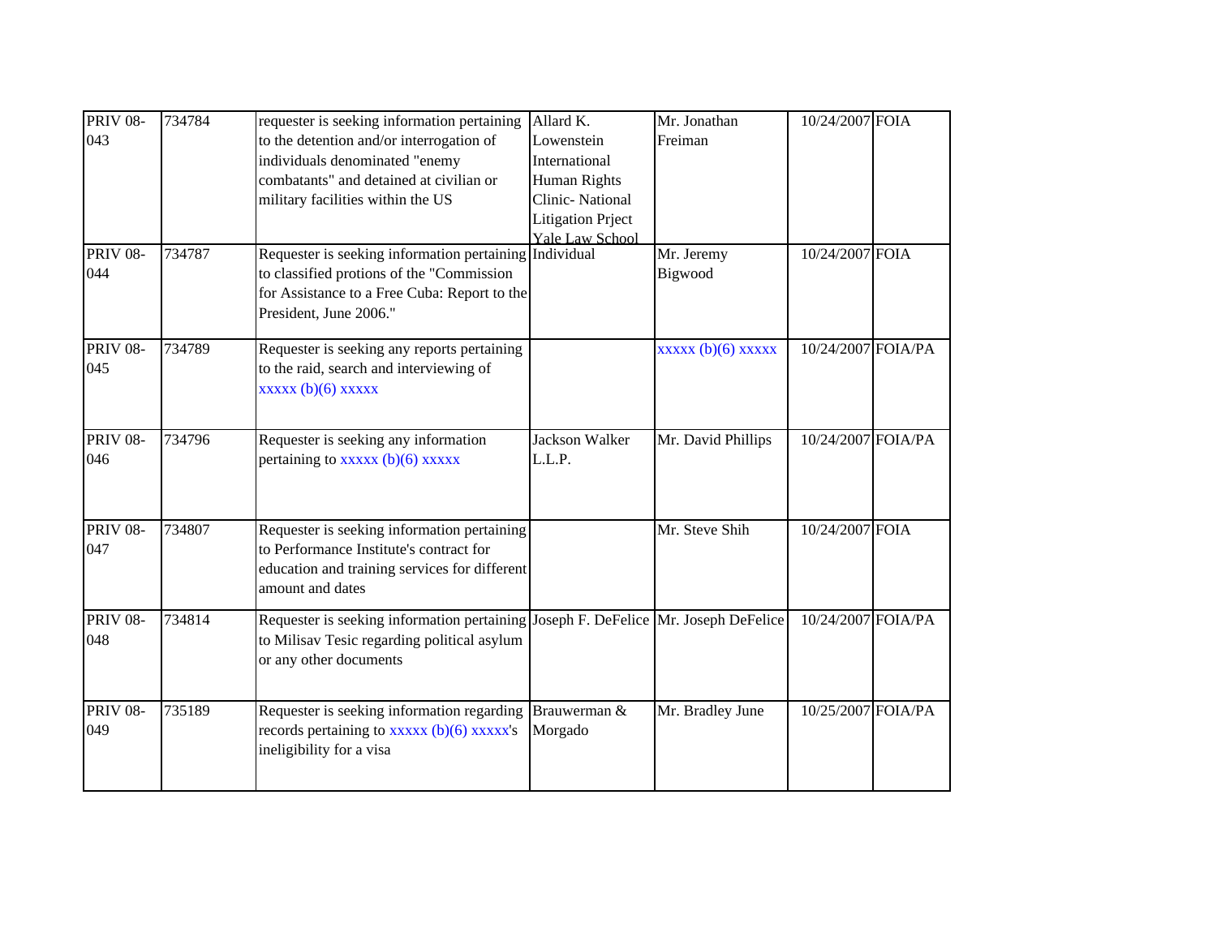| | | | | | | |
|---|---|---|---|---|---|---|
| PRIV 08-043 | 734784 | requester is seeking information pertaining to the detention and/or interrogation of individuals denominated "enemy combatants" and detained at civilian or military facilities within the US | Allard K. Lowenstein International Human Rights Clinic- National Litigation Prject Yale Law School | Mr. Jonathan Freiman | 10/24/2007 | FOIA |
| PRIV 08-044 | 734787 | Requester is seeking information pertaining to classified protions of the "Commission for Assistance to a Free Cuba: Report to the President, June 2006." | Individual | Mr. Jeremy Bigwood | 10/24/2007 | FOIA |
| PRIV 08-045 | 734789 | Requester is seeking any reports pertaining to the raid, search and interviewing of xxxxx (b)(6) xxxxx | | xxxxx (b)(6) xxxxx | 10/24/2007 | FOIA/PA |
| PRIV 08-046 | 734796 | Requester is seeking any information pertaining to xxxxx (b)(6) xxxxx | Jackson Walker L.L.P. | Mr. David Phillips | 10/24/2007 | FOIA/PA |
| PRIV 08-047 | 734807 | Requester is seeking information pertaining to Performance Institute's contract for education and training services for different amount and dates | | Mr. Steve Shih | 10/24/2007 | FOIA |
| PRIV 08-048 | 734814 | Requester is seeking information pertaining to Milisav Tesic regarding political asylum or any other documents | Joseph F. DeFelice | Mr. Joseph DeFelice | 10/24/2007 | FOIA/PA |
| PRIV 08-049 | 735189 | Requester is seeking information regarding records pertaining to xxxxx (b)(6) xxxxx's ineligibility for a visa | Brauwerman & Morgado | Mr. Bradley June | 10/25/2007 | FOIA/PA |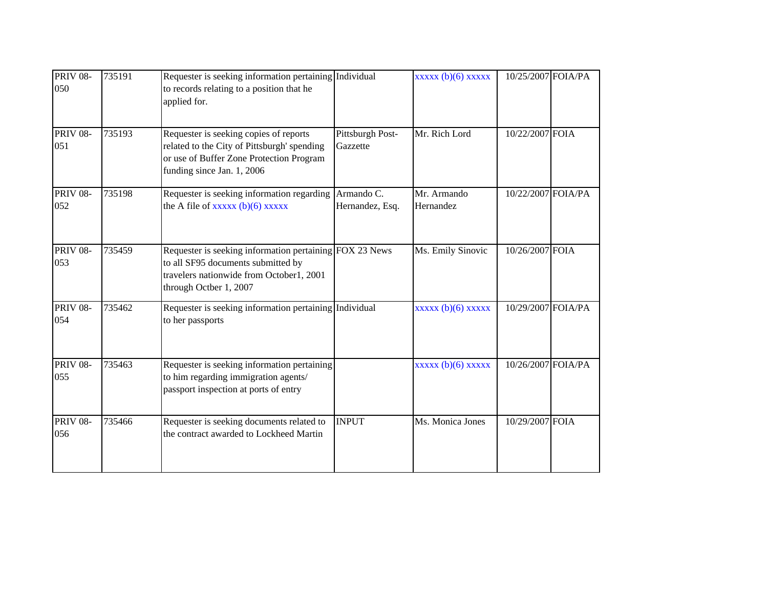| | | | | | | |
|---|---|---|---|---|---|---|
| PRIV 08-050 | 735191 | Requester is seeking information pertaining to records relating to a position that he applied for. | Individual | xxxxx (b)(6) xxxxx | 10/25/2007 | FOIA/PA |
| PRIV 08-051 | 735193 | Requester is seeking copies of reports related to the City of Pittsburgh' spending or use of Buffer Zone Protection Program funding since Jan. 1, 2006 | Pittsburgh Post-Gazzette | Mr. Rich Lord | 10/22/2007 | FOIA |
| PRIV 08-052 | 735198 | Requester is seeking information regarding the A file of xxxxx (b)(6) xxxxx | Armando C. Hernandez, Esq. | Mr. Armando Hernandez | 10/22/2007 | FOIA/PA |
| PRIV 08-053 | 735459 | Requester is seeking information pertaining to all SF95 documents submitted by travelers nationwide from October1, 2001 through Octber 1, 2007 | FOX 23 News | Ms. Emily Sinovic | 10/26/2007 | FOIA |
| PRIV 08-054 | 735462 | Requester is seeking information pertaining to her passports | Individual | xxxxx (b)(6) xxxxx | 10/29/2007 | FOIA/PA |
| PRIV 08-055 | 735463 | Requester is seeking information pertaining to him regarding immigration agents/ passport inspection at ports of entry | | xxxxx (b)(6) xxxxx | 10/26/2007 | FOIA/PA |
| PRIV 08-056 | 735466 | Requester is seeking documents related to the contract awarded to Lockheed Martin | INPUT | Ms. Monica Jones | 10/29/2007 | FOIA |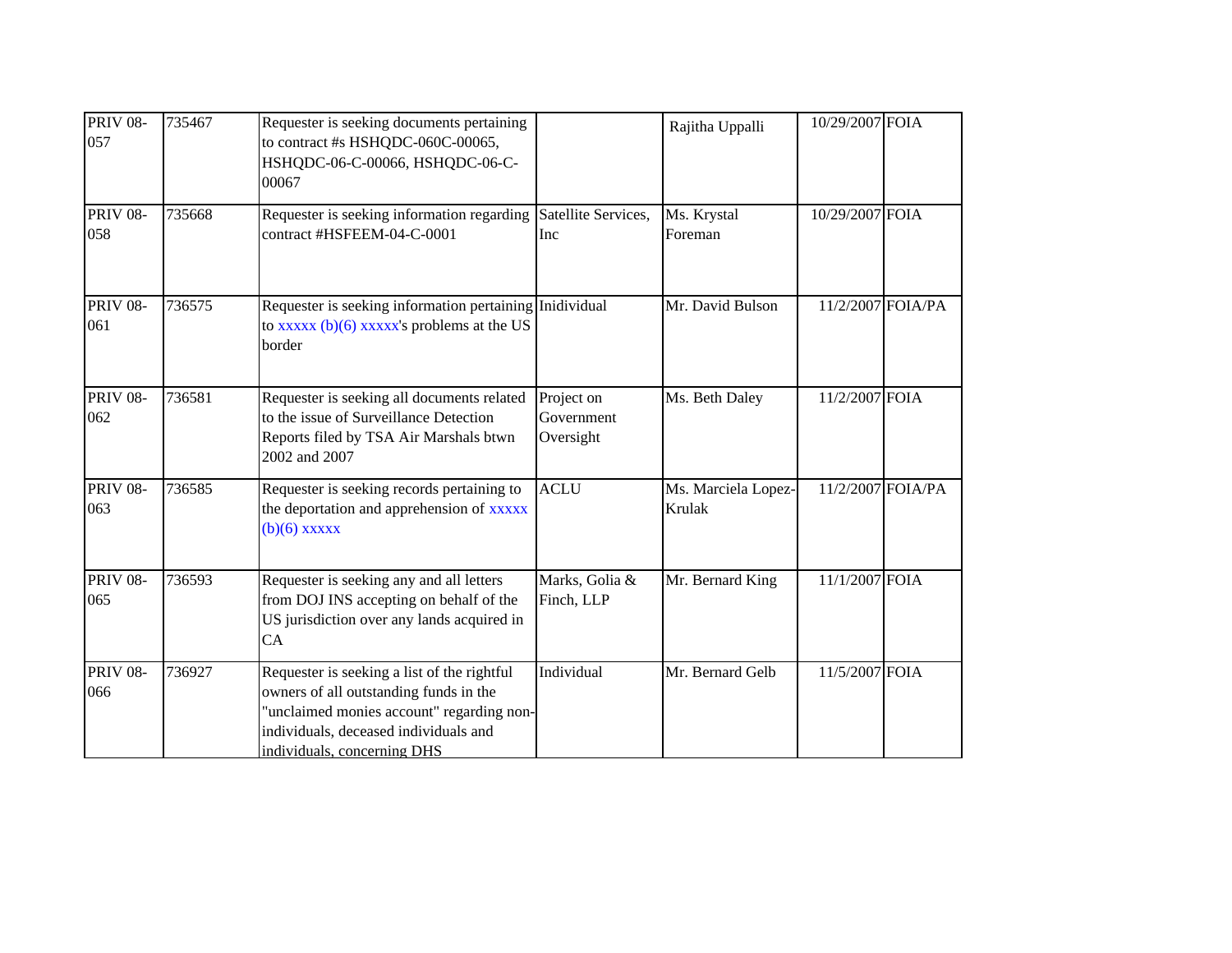| PRIV 08-057 | 735467 | Requester is seeking documents pertaining to contract #s HSHQDC-060C-00065, HSHQDC-06-C-00066, HSHQDC-06-C-00067 | | Rajitha Uppalli | 10/29/2007 | FOIA |
|---|---|---|---|---|---|---|
| PRIV 08-058 | 735668 | Requester is seeking information regarding contract #HSFEEM-04-C-0001 | Satellite Services, Inc | Ms. Krystal Foreman | 10/29/2007 | FOIA |
| PRIV 08-061 | 736575 | Requester is seeking information pertaining to xxxxx (b)(6) xxxxx's problems at the US border | Inidividual | Mr. David Bulson | 11/2/2007 | FOIA/PA |
| PRIV 08-062 | 736581 | Requester is seeking all documents related to the issue of Surveillance Detection Reports filed by TSA Air Marshals btwn 2002 and 2007 | Project on Government Oversight | Ms. Beth Daley | 11/2/2007 | FOIA |
| PRIV 08-063 | 736585 | Requester is seeking records pertaining to the deportation and apprehension of xxxxx (b)(6) xxxxx | ACLU | Ms. Marciela Lopez-Krulak | 11/2/2007 | FOIA/PA |
| PRIV 08-065 | 736593 | Requester is seeking any and all letters from DOJ INS accepting on behalf of the US jurisdiction over any lands acquired in CA | Marks, Golia & Finch, LLP | Mr. Bernard King | 11/1/2007 | FOIA |
| PRIV 08-066 | 736927 | Requester is seeking a list of the rightful owners of all outstanding funds in the "unclaimed monies account" regarding non-individuals, deceased individuals and individuals, concerning DHS | Individual | Mr. Bernard Gelb | 11/5/2007 | FOIA |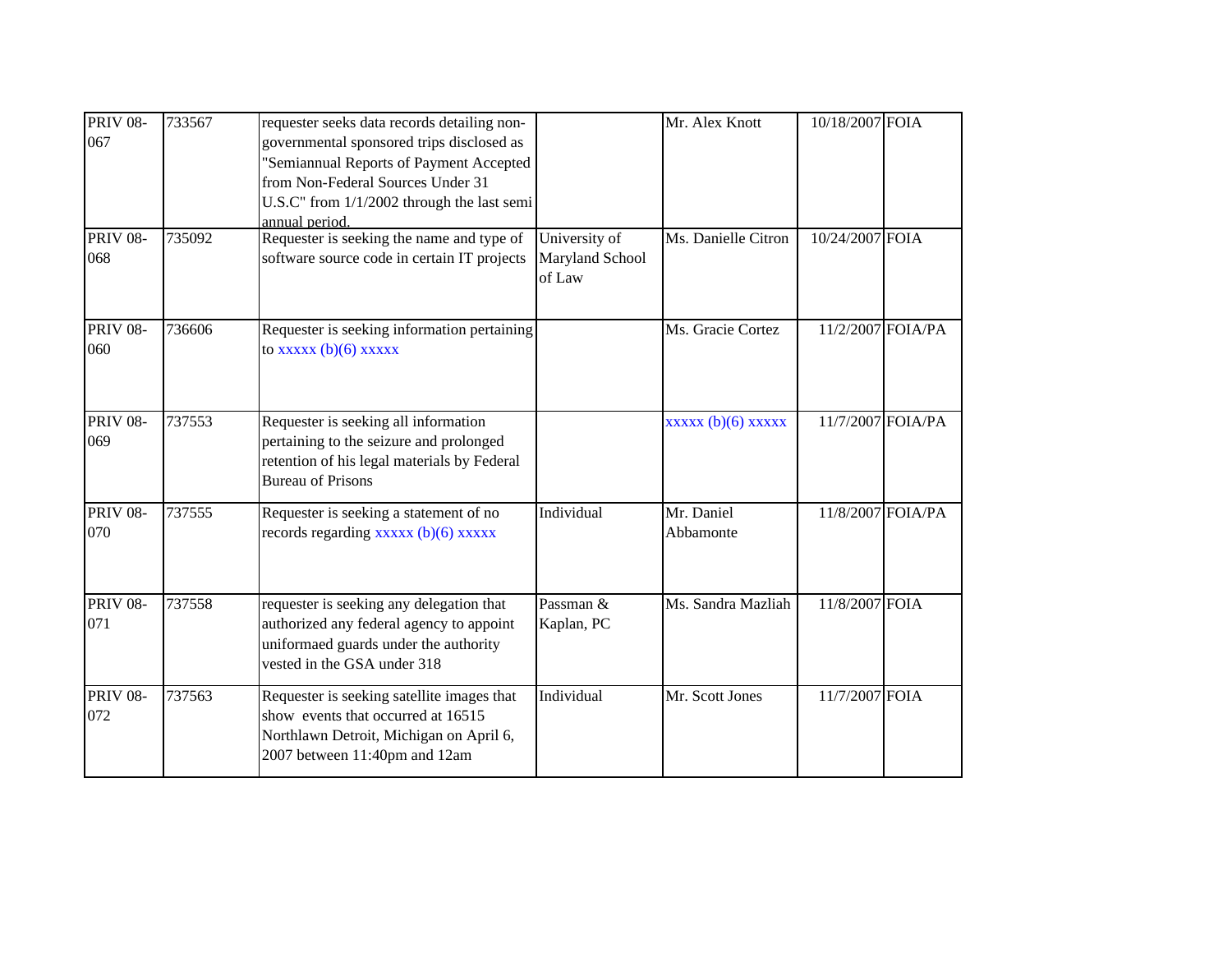| | | | | | | |
|---|---|---|---|---|---|---|
| PRIV 08-067 | 733567 | requester seeks data records detailing non-governmental sponsored trips disclosed as "Semiannual Reports of Payment Accepted from Non-Federal Sources Under 31 U.S.C" from 1/1/2002 through the last semi annual period. | | Mr. Alex Knott | 10/18/2007 | FOIA |
| PRIV 08-068 | 735092 | Requester is seeking the name and type of software source code in certain IT projects | University of Maryland School of Law | Ms. Danielle Citron | 10/24/2007 | FOIA |
| PRIV 08-060 | 736606 | Requester is seeking information pertaining to xxxxx (b)(6) xxxxx | | Ms. Gracie Cortez | 11/2/2007 | FOIA/PA |
| PRIV 08-069 | 737553 | Requester is seeking all information pertaining to the seizure and prolonged retention of his legal materials by Federal Bureau of Prisons | | xxxxx (b)(6) xxxxx | 11/7/2007 | FOIA/PA |
| PRIV 08-070 | 737555 | Requester is seeking a statement of no records regarding xxxxx (b)(6) xxxxx | Individual | Mr. Daniel Abbamonte | 11/8/2007 | FOIA/PA |
| PRIV 08-071 | 737558 | requester is seeking any delegation that authorized any federal agency to appoint uniformaed guards under the authority vested in the GSA under 318 | Passman & Kaplan, PC | Ms. Sandra Mazliah | 11/8/2007 | FOIA |
| PRIV 08-072 | 737563 | Requester is seeking satellite images that show events that occurred at 16515 Northlawn Detroit, Michigan on April 6, 2007 between 11:40pm and 12am | Individual | Mr. Scott Jones | 11/7/2007 | FOIA |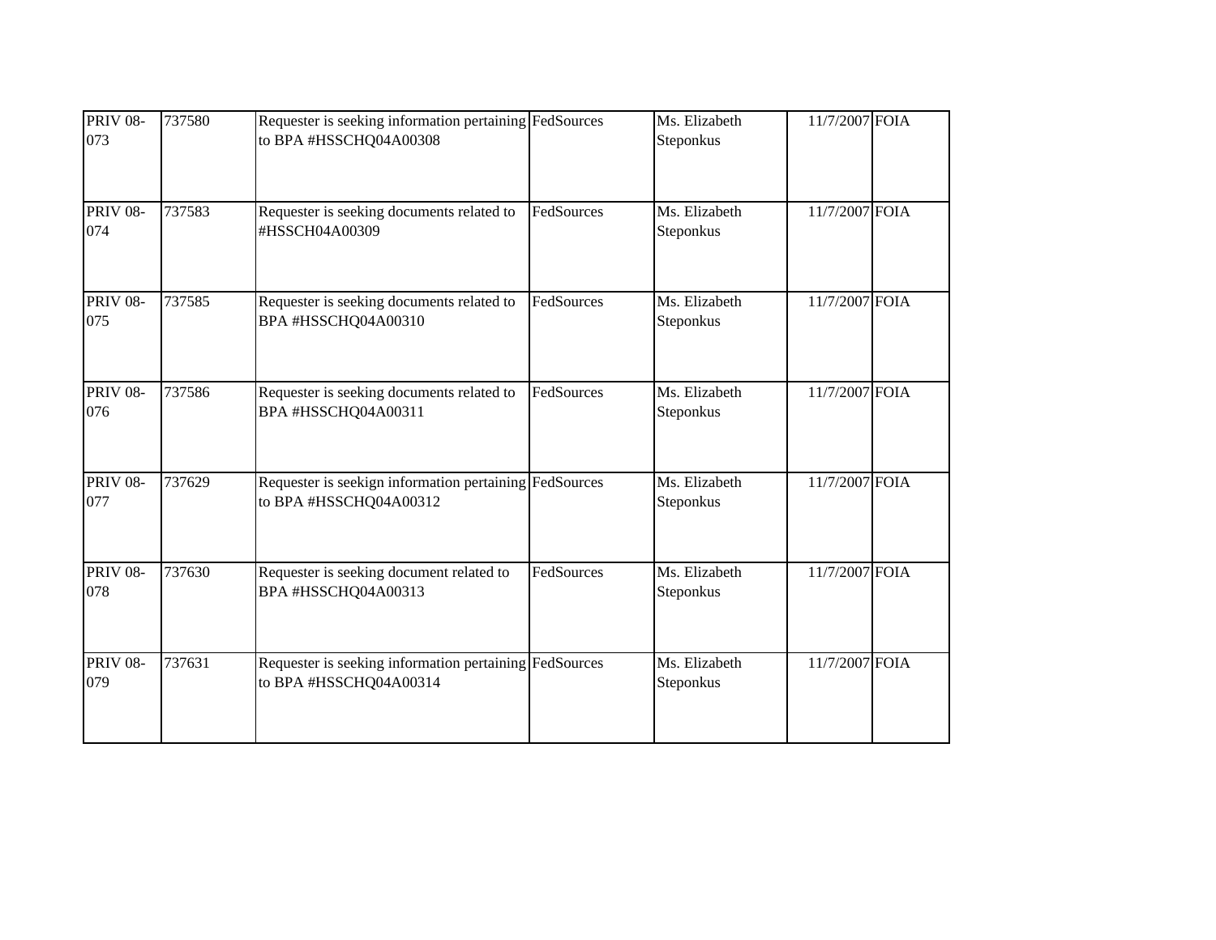| | | | | | | |
|---|---|---|---|---|---|---|
| PRIV 08-073 | 737580 | Requester is seeking information pertaining to BPA #HSSCHQ04A00308 | FedSources | Ms. Elizabeth Steponkus | 11/7/2007 | FOIA |
| PRIV 08-074 | 737583 | Requester is seeking documents related to #HSSCH04A00309 | FedSources | Ms. Elizabeth Steponkus | 11/7/2007 | FOIA |
| PRIV 08-075 | 737585 | Requester is seeking documents related to BPA #HSSCHQ04A00310 | FedSources | Ms. Elizabeth Steponkus | 11/7/2007 | FOIA |
| PRIV 08-076 | 737586 | Requester is seeking documents related to BPA #HSSCHQ04A00311 | FedSources | Ms. Elizabeth Steponkus | 11/7/2007 | FOIA |
| PRIV 08-077 | 737629 | Requester is seekign information pertaining to BPA #HSSCHQ04A00312 | FedSources | Ms. Elizabeth Steponkus | 11/7/2007 | FOIA |
| PRIV 08-078 | 737630 | Requester is seeking document related to BPA #HSSCHQ04A00313 | FedSources | Ms. Elizabeth Steponkus | 11/7/2007 | FOIA |
| PRIV 08-079 | 737631 | Requester is seeking information pertaining to BPA #HSSCHQ04A00314 | FedSources | Ms. Elizabeth Steponkus | 11/7/2007 | FOIA |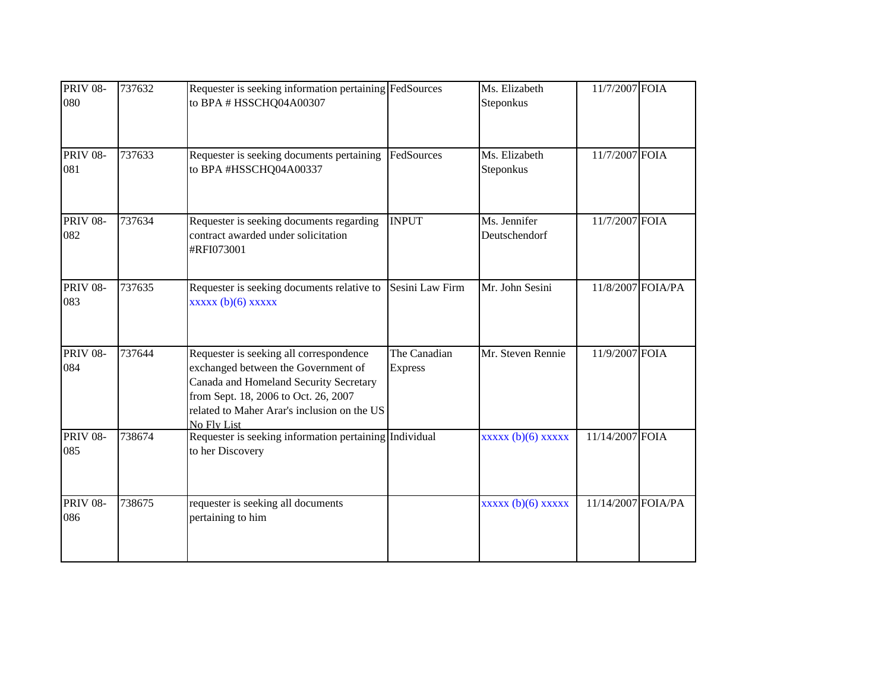| | | | | | | |
|---|---|---|---|---|---|---|
| PRIV 08-080 | 737632 | Requester is seeking information pertaining to BPA # HSSCHQ04A00307 | FedSources | Ms. Elizabeth Steponkus | 11/7/2007 | FOIA |
| PRIV 08-081 | 737633 | Requester is seeking documents pertaining to BPA #HSSCHQ04A00337 | FedSources | Ms. Elizabeth Steponkus | 11/7/2007 | FOIA |
| PRIV 08-082 | 737634 | Requester is seeking documents regarding contract awarded under solicitation #RFI073001 | INPUT | Ms. Jennifer Deutschendorf | 11/7/2007 | FOIA |
| PRIV 08-083 | 737635 | Requester is seeking documents relative to xxxxx (b)(6) xxxxx | Sesini Law Firm | Mr. John Sesini | 11/8/2007 | FOIA/PA |
| PRIV 08-084 | 737644 | Requester is seeking all correspondence exchanged between the Government of Canada and Homeland Security Secretary from Sept. 18, 2006 to Oct. 26, 2007 related to Maher Arar's inclusion on the US No Fly List | The Canadian Express | Mr. Steven Rennie | 11/9/2007 | FOIA |
| PRIV 08-085 | 738674 | Requester is seeking information pertaining to her Discovery | Individual | xxxxx (b)(6) xxxxx | 11/14/2007 | FOIA |
| PRIV 08-086 | 738675 | requester is seeking all documents pertaining to him | | xxxxx (b)(6) xxxxx | 11/14/2007 | FOIA/PA |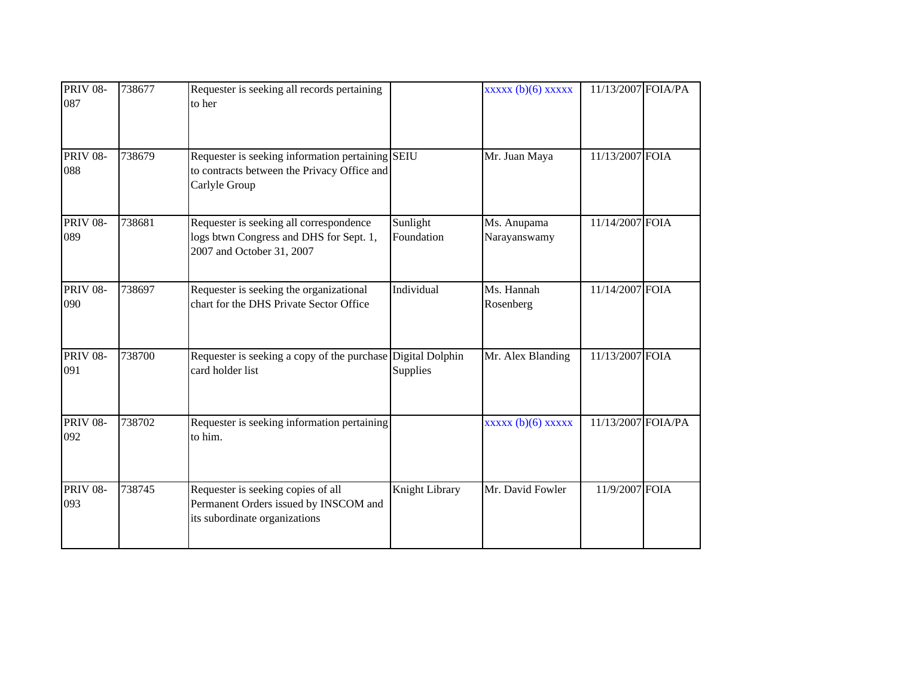| | | | | | | |
|---|---|---|---|---|---|---|
| PRIV 08-087 | 738677 | Requester is seeking all records pertaining to her | | xxxxx (b)(6) xxxxx | 11/13/2007 | FOIA/PA |
| PRIV 08-088 | 738679 | Requester is seeking information pertaining to contracts between the Privacy Office and Carlyle Group | SEIU | Mr. Juan Maya | 11/13/2007 | FOIA |
| PRIV 08-089 | 738681 | Requester is seeking all correspondence logs btwn Congress and DHS for Sept. 1, 2007 and October 31, 2007 | Sunlight Foundation | Ms. Anupama Narayanswamy | 11/14/2007 | FOIA |
| PRIV 08-090 | 738697 | Requester is seeking the organizational chart for the DHS Private Sector Office | Individual | Ms. Hannah Rosenberg | 11/14/2007 | FOIA |
| PRIV 08-091 | 738700 | Requester is seeking a copy of the purchase card holder list | Digital Dolphin Supplies | Mr. Alex Blanding | 11/13/2007 | FOIA |
| PRIV 08-092 | 738702 | Requester is seeking information pertaining to him. | | xxxxx (b)(6) xxxxx | 11/13/2007 | FOIA/PA |
| PRIV 08-093 | 738745 | Requester is seeking copies of all Permanent Orders issued by INSCOM and its subordinate organizations | Knight Library | Mr. David Fowler | 11/9/2007 | FOIA |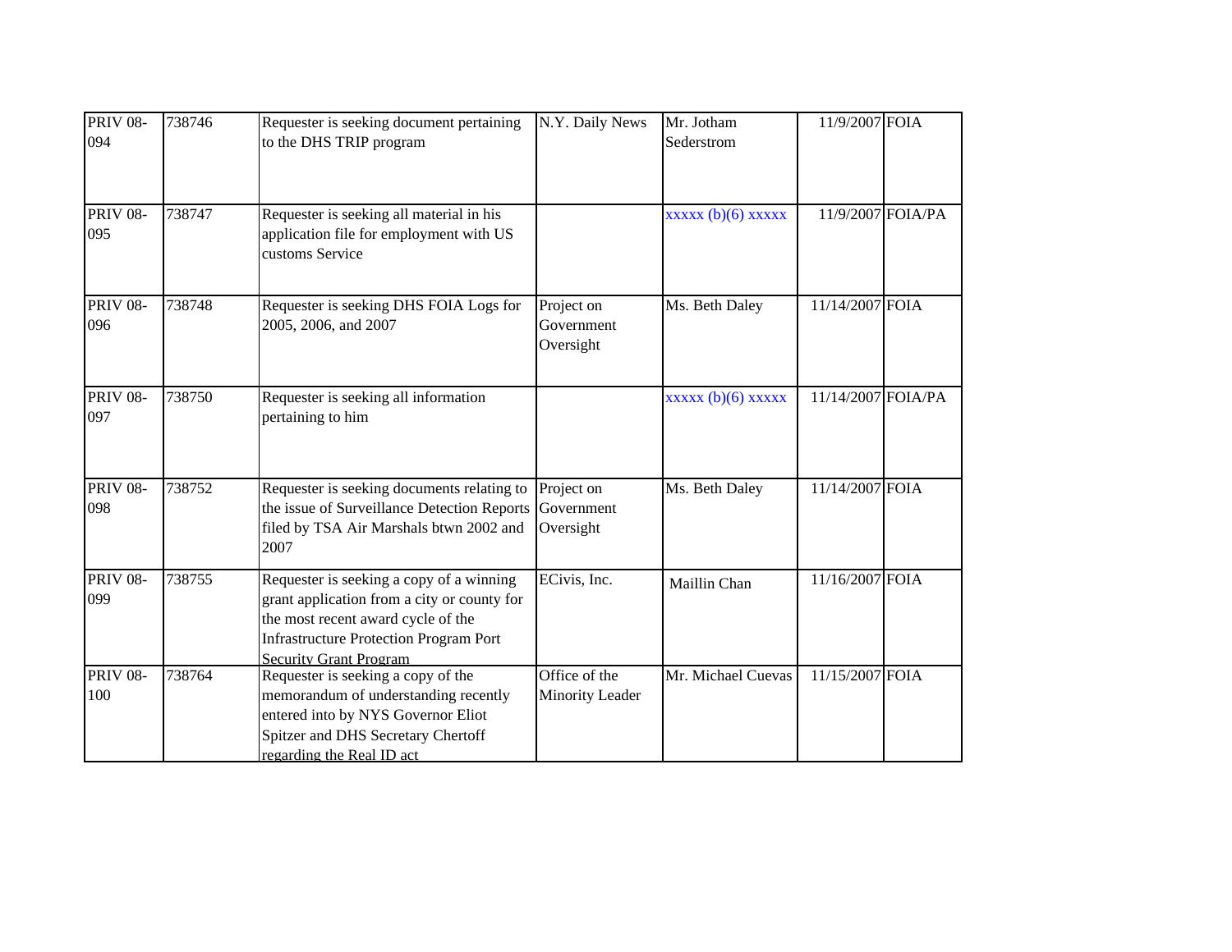| | | | | | | |
|---|---|---|---|---|---|---|
| PRIV 08-094 | 738746 | Requester is seeking document pertaining to the DHS TRIP program | N.Y. Daily News | Mr. Jotham Sederstrom | 11/9/2007 | FOIA |
| PRIV 08-095 | 738747 | Requester is seeking all material in his application file for employment with US customs Service | | xxxxx (b)(6) xxxxx | 11/9/2007 | FOIA/PA |
| PRIV 08-096 | 738748 | Requester is seeking DHS FOIA Logs for 2005, 2006, and 2007 | Project on Government Oversight | Ms. Beth Daley | 11/14/2007 | FOIA |
| PRIV 08-097 | 738750 | Requester is seeking all information pertaining to him | | xxxxx (b)(6) xxxxx | 11/14/2007 | FOIA/PA |
| PRIV 08-098 | 738752 | Requester is seeking documents relating to the issue of Surveillance Detection Reports filed by TSA Air Marshals btwn 2002 and 2007 | Project on Government Oversight | Ms. Beth Daley | 11/14/2007 | FOIA |
| PRIV 08-099 | 738755 | Requester is seeking a copy of a winning grant application from a city or county for the most recent award cycle of the Infrastructure Protection Program Port Security Grant Program | ECivis, Inc. | Maillin Chan | 11/16/2007 | FOIA |
| PRIV 08-100 | 738764 | Requester is seeking a copy of the memorandum of understanding recently entered into by NYS Governor Eliot Spitzer and DHS Secretary Chertoff regarding the Real ID act | Office of the Minority Leader | Mr. Michael Cuevas | 11/15/2007 | FOIA |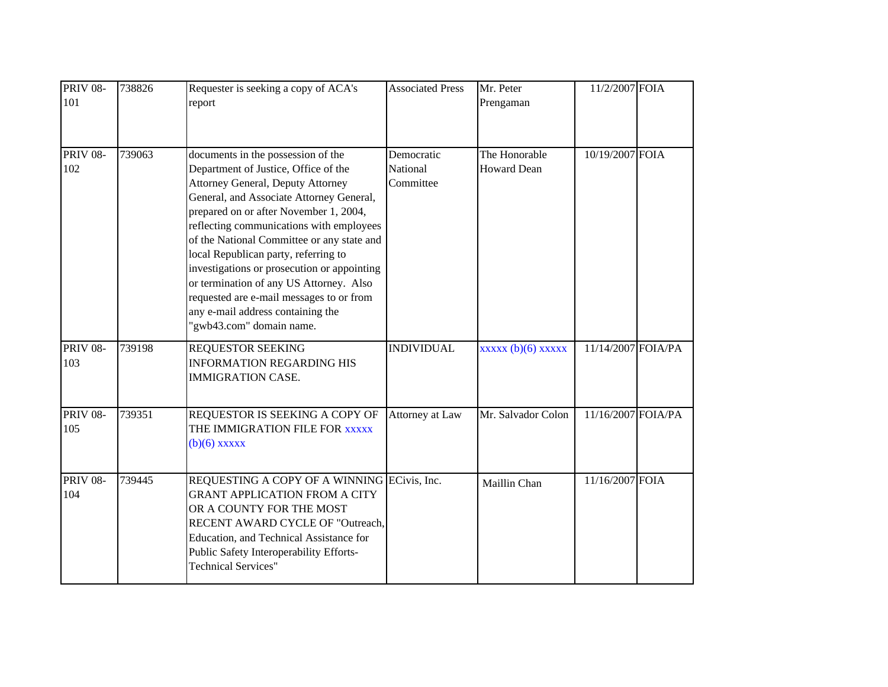| | | | | | | |
|---|---|---|---|---|---|---|
| PRIV 08-101 | 738826 | Requester is seeking a copy of ACA's report | Associated Press | Mr. Peter Prengaman | 11/2/2007 | FOIA |
| PRIV 08-102 | 739063 | documents in the possession of the Department of Justice, Office of the Attorney General, Deputy Attorney General, and Associate Attorney General, prepared on or after November 1, 2004, reflecting communications with employees of the National Committee or any state and local Republican party, referring to investigations or prosecution or appointing or termination of any US Attorney. Also requested are e-mail messages to or from any e-mail address containing the "gwb43.com" domain name. | Democratic National Committee | The Honorable Howard Dean | 10/19/2007 | FOIA |
| PRIV 08-103 | 739198 | REQUESTOR SEEKING INFORMATION REGARDING HIS IMMIGRATION CASE. | INDIVIDUAL | xxxxx (b)(6) xxxxx | 11/14/2007 | FOIA/PA |
| PRIV 08-105 | 739351 | REQUESTOR IS SEEKING A COPY OF THE IMMIGRATION FILE FOR xxxxx (b)(6) xxxxx | Attorney at Law | Mr. Salvador Colon | 11/16/2007 | FOIA/PA |
| PRIV 08-104 | 739445 | REQUESTING A COPY OF A WINNING GRANT APPLICATION FROM A CITY OR A COUNTY FOR THE MOST RECENT AWARD CYCLE OF "Outreach, Education, and Technical Assistance for Public Safety Interoperability Efforts-Technical Services" | ECivis, Inc. | Maillin Chan | 11/16/2007 | FOIA |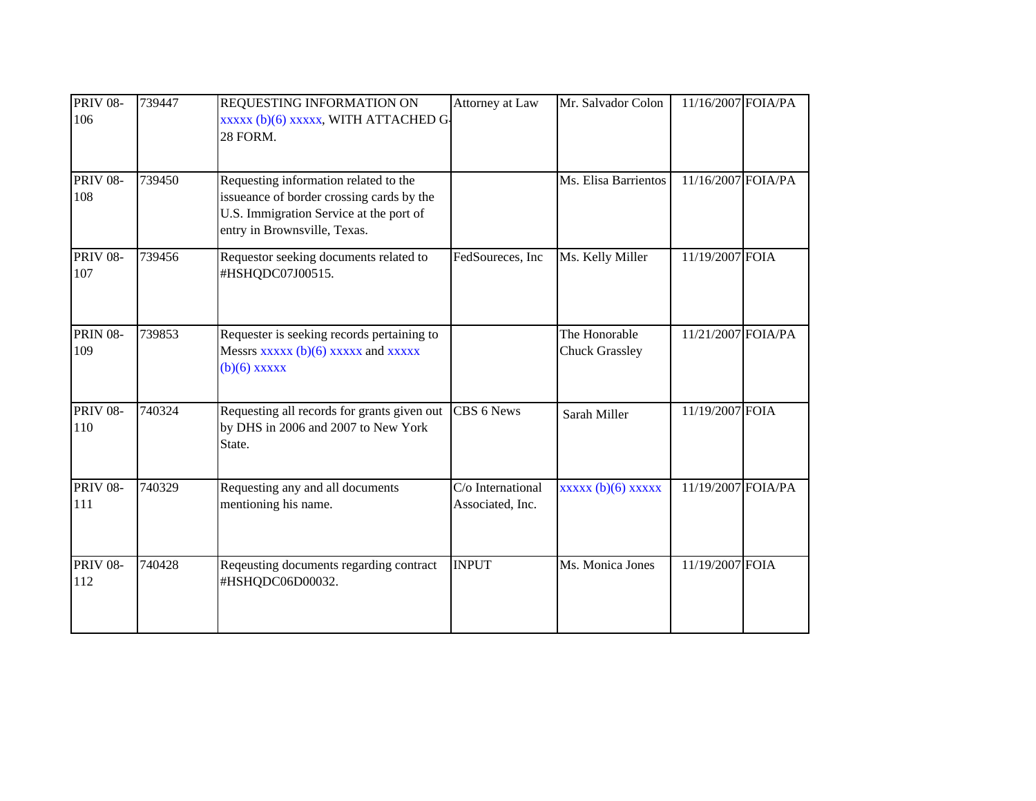| | | | | | | |
|---|---|---|---|---|---|---|
| PRIV 08-106 | 739447 | REQUESTING INFORMATION ON xxxxx (b)(6) xxxxx, WITH ATTACHED G-28 FORM. | Attorney at Law | Mr. Salvador Colon | 11/16/2007 | FOIA/PA |
| PRIV 08-108 | 739450 | Requesting information related to the issueance of border crossing cards by the U.S. Immigration Service at the port of entry in Brownsville, Texas. | | Ms. Elisa Barrientos | 11/16/2007 | FOIA/PA |
| PRIV 08-107 | 739456 | Requestor seeking documents related to #HSHQDC07J00515. | FedSoureces, Inc | Ms. Kelly Miller | 11/19/2007 | FOIA |
| PRIN 08-109 | 739853 | Requester is seeking records pertaining to Messrs xxxxx (b)(6) xxxxx and xxxxx (b)(6) xxxxx | | The Honorable Chuck Grassley | 11/21/2007 | FOIA/PA |
| PRIV 08-110 | 740324 | Requesting all records for grants given out by DHS in 2006 and 2007 to New York State. | CBS 6 News | Sarah Miller | 11/19/2007 | FOIA |
| PRIV 08-111 | 740329 | Requesting any and all documents mentioning his name. | C/o International Associated, Inc. | xxxxx (b)(6) xxxxx | 11/19/2007 | FOIA/PA |
| PRIV 08-112 | 740428 | Reqeusting documents regarding contract #HSHQDC06D00032. | INPUT | Ms. Monica Jones | 11/19/2007 | FOIA |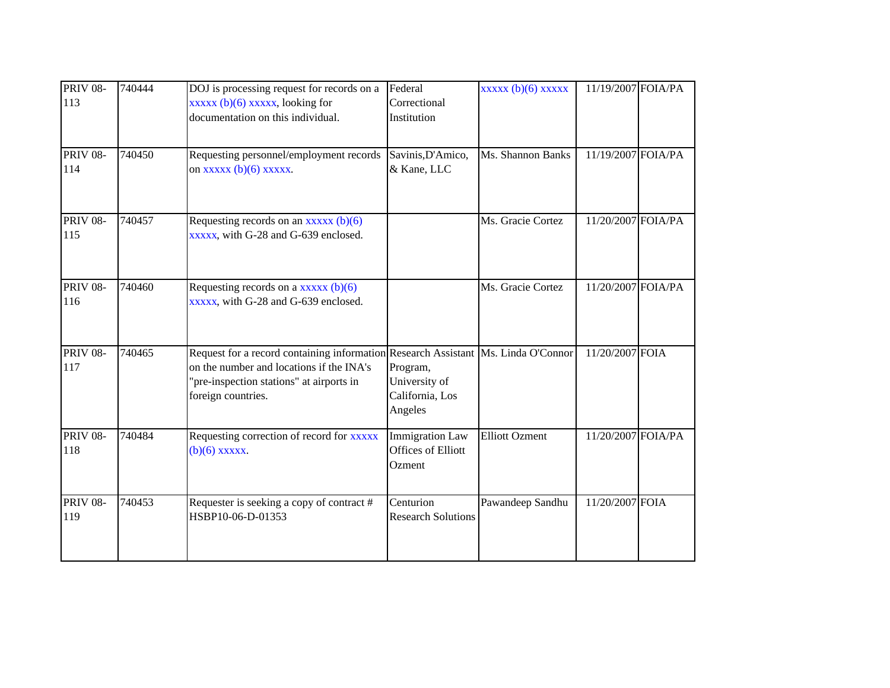| | | | | | | |
|---|---|---|---|---|---|---|
| PRIV 08-113 | 740444 | DOJ is processing request for records on a xxxxx (b)(6) xxxxx, looking for documentation on this individual. | Federal Correctional Institution | xxxxx (b)(6) xxxxx | 11/19/2007 | FOIA/PA |
| PRIV 08-114 | 740450 | Requesting personnel/employment records on xxxxx (b)(6) xxxxx. | Savinis,D'Amico, & Kane, LLC | Ms. Shannon Banks | 11/19/2007 | FOIA/PA |
| PRIV 08-115 | 740457 | Requesting records on an xxxxx (b)(6) xxxxx, with G-28 and G-639 enclosed. | | Ms. Gracie Cortez | 11/20/2007 | FOIA/PA |
| PRIV 08-116 | 740460 | Requesting records on a xxxxx (b)(6) xxxxx, with G-28 and G-639 enclosed. | | Ms. Gracie Cortez | 11/20/2007 | FOIA/PA |
| PRIV 08-117 | 740465 | Request for a record containing information on the number and locations if the INA's "pre-inspection stations" at airports in foreign countries. | Research Assistant Program, University of California, Los Angeles | Ms. Linda O'Connor | 11/20/2007 | FOIA |
| PRIV 08-118 | 740484 | Requesting correction of record for xxxxx (b)(6) xxxxx. | Immigration Law Offices of Elliott Ozment | Elliott Ozment | 11/20/2007 | FOIA/PA |
| PRIV 08-119 | 740453 | Requester is seeking a copy of contract # HSBP10-06-D-01353 | Centurion Research Solutions | Pawandeep Sandhu | 11/20/2007 | FOIA |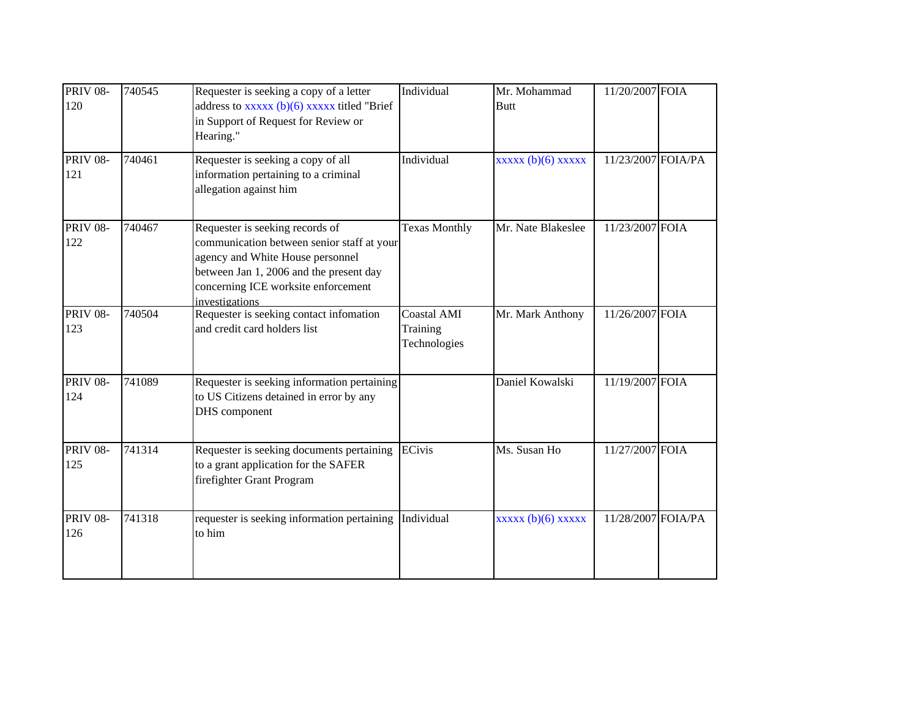| | | | | | | |
|---|---|---|---|---|---|---|
| PRIV 08-120 | 740545 | Requester is seeking a copy of a letter address to xxxxx (b)(6) xxxxx titled "Brief in Support of Request for Review or Hearing." | Individual | Mr. Mohammad Butt | 11/20/2007 | FOIA |
| PRIV 08-121 | 740461 | Requester is seeking a copy of all information pertaining to a criminal allegation against him | Individual | xxxxx (b)(6) xxxxx | 11/23/2007 | FOIA/PA |
| PRIV 08-122 | 740467 | Requester is seeking records of communication between senior staff at your agency and White House personnel between Jan 1, 2006 and the present day concerning ICE worksite enforcement investigations | Texas Monthly | Mr. Nate Blakeslee | 11/23/2007 | FOIA |
| PRIV 08-123 | 740504 | Requester is seeking contact infomation and credit card holders list | Coastal AMI Training Technologies | Mr. Mark Anthony | 11/26/2007 | FOIA |
| PRIV 08-124 | 741089 | Requester is seeking information pertaining to US Citizens detained in error by any DHS component | | Daniel Kowalski | 11/19/2007 | FOIA |
| PRIV 08-125 | 741314 | Requester is seeking documents pertaining to a grant application for the SAFER firefighter Grant Program | ECivis | Ms. Susan Ho | 11/27/2007 | FOIA |
| PRIV 08-126 | 741318 | requester is seeking information pertaining to him | Individual | xxxxx (b)(6) xxxxx | 11/28/2007 | FOIA/PA |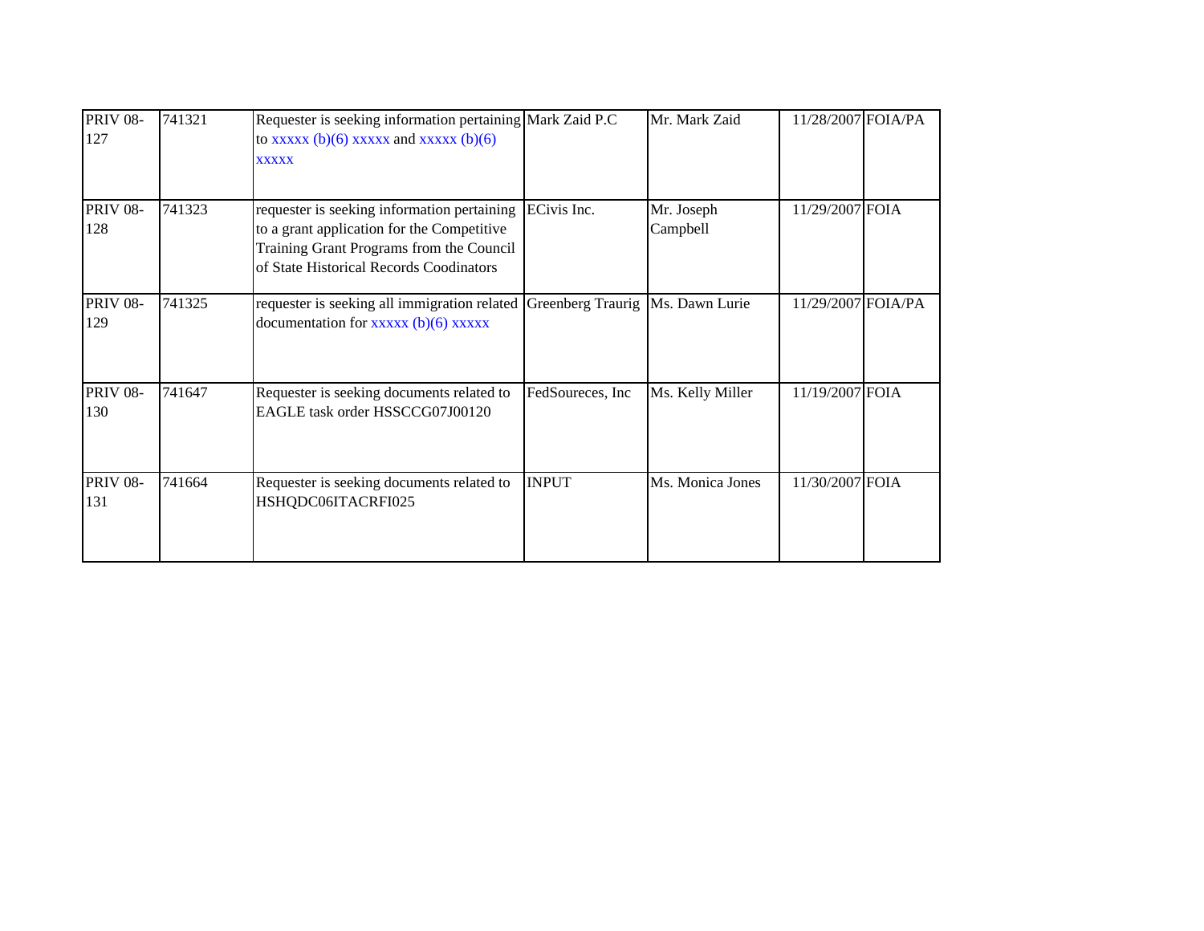| | | | | | | |
|---|---|---|---|---|---|---|
| PRIV 08-127 | 741321 | Requester is seeking information pertaining to xxxxx (b)(6) xxxxx and xxxxx (b)(6) xxxxx | Mark Zaid P.C | Mr. Mark Zaid | 11/28/2007 | FOIA/PA |
| PRIV 08-128 | 741323 | requester is seeking information pertaining to a grant application for the Competitive Training Grant Programs from the Council of State Historical Records Coodinators | ECivis Inc. | Mr. Joseph Campbell | 11/29/2007 | FOIA |
| PRIV 08-129 | 741325 | requester is seeking all immigration related documentation for xxxxx (b)(6) xxxxx | Greenberg Traurig | Ms. Dawn Lurie | 11/29/2007 | FOIA/PA |
| PRIV 08-130 | 741647 | Requester is seeking documents related to EAGLE task order HSSCCG07J00120 | FedSoureces, Inc | Ms. Kelly Miller | 11/19/2007 | FOIA |
| PRIV 08-131 | 741664 | Requester is seeking documents related to HSHQDC06ITACRFI025 | INPUT | Ms. Monica Jones | 11/30/2007 | FOIA |